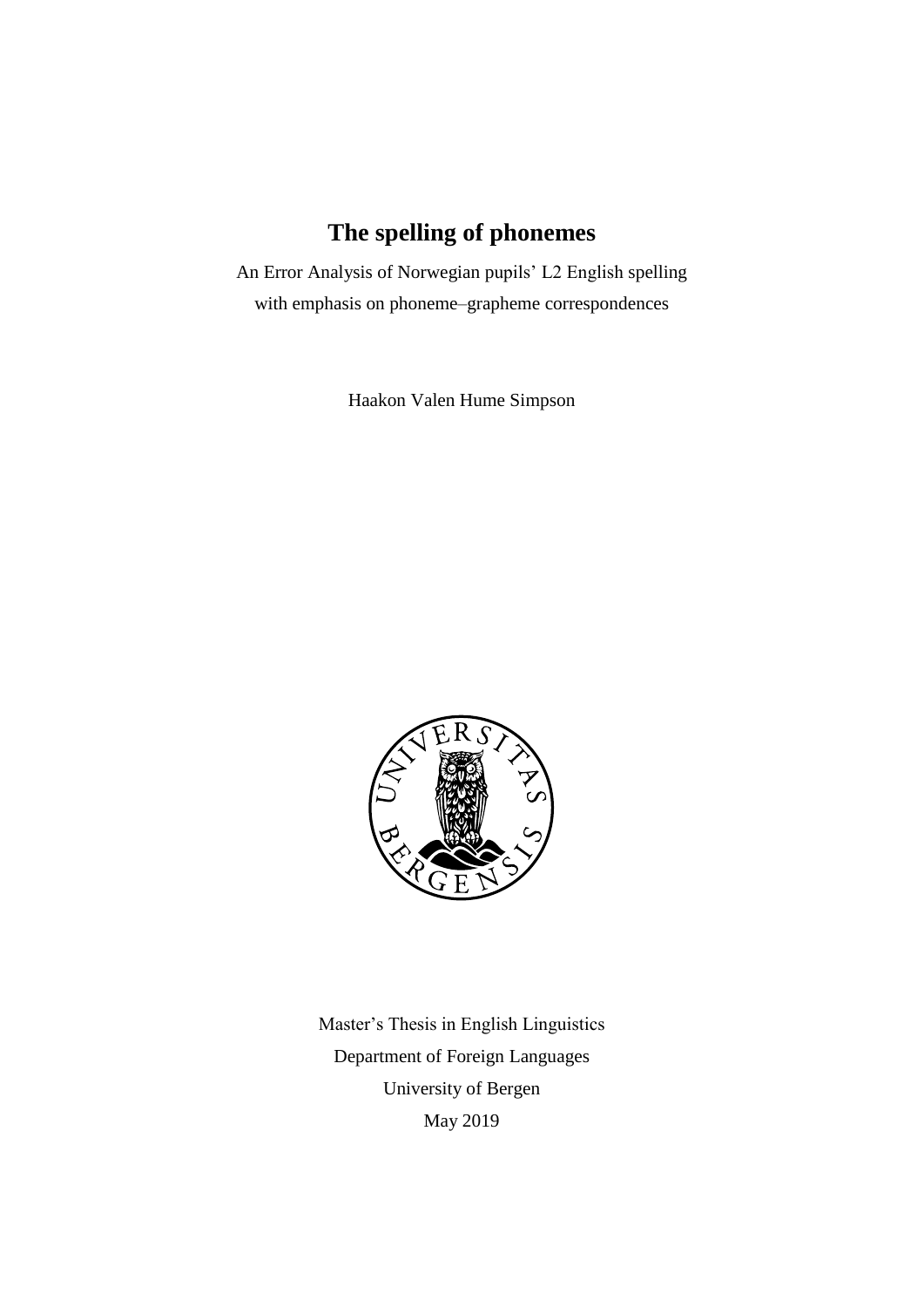# The spelling of phonemes

An Error Analysis of Norwegian pupils' L2 English spelling with emphasis on phoneme–grapheme correspondences

Haakon Valen Hume Simpson

Master's Thesis in English Linguistics

Department of Foreign Languages

University of Bergen

May 2019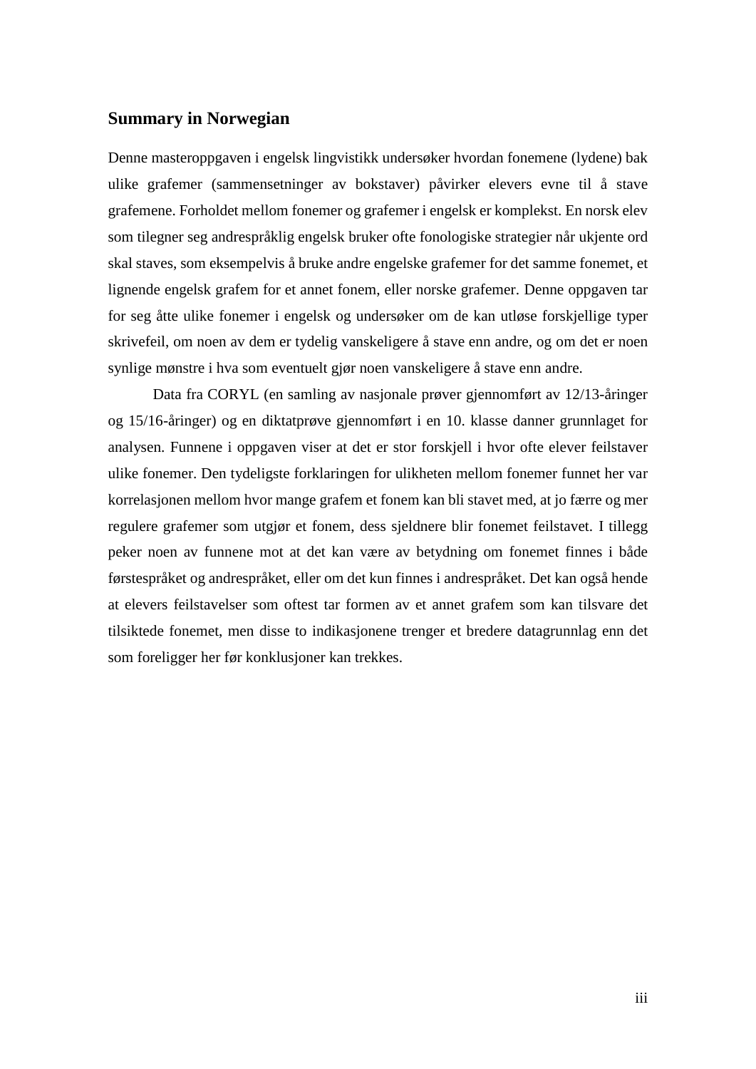## Summary in Norwegian

Denne masteroppgaven i engelsk lingvistikk undersøker hvordan fonemene (lydene) bak ulike grafemer (sammensetninger av bokstaver) påvirker elevers evne til å stave grafemene. Forholdet mellom fonemer og grafemer i engelsk er komplekst. En norsk elev som tilegner seg andrespråklig engelsk bruker ofte fonologiske strategier når ukjente ord skal staves, som eksempelvis å bruke andre engelske grafemer for det samme fonemet, et lignende engelsk grafem for et annet fonem, eller norske grafemer. Denne oppgaven tar for seg åtte ulike fonemer i engelsk og undersøker om de kan utløse forskjellige typer skrivefeil, om noen av dem er tydelig vanskeligere å stave enn andre, og om det er noen synlige mønstre i hva som eventuelt gjør noen vanskeligere å stave enn andre.

Data fra CORYL (en samling av nasjonale prøver gjennomført av 12/13-åringer og 15/16-åringer) og en diktatprøve gjennomført i en 10. klasse danner grunnlaget for analysen. Funnene i oppgaven viser at det er stor forskjell i hvor ofte elever feilstaver ulike fonemer. Den tydeligste forklaringen for ulikheten mellom fonemer funnet her var korrelasjonen mellom hvor mange grafem et fonem kan bli stavet med, at jo færre og mer regulere grafemer som utgjør et fonem, dess sjeldnere blir fonemet feilstavet. I tillegg peker noen av funnene mot at det kan være av betydning om fonemet finnes i både førstespråket og andrespråket, eller om det kun finnes i andrespråket. Det kan også hende at elevers feilstavelser som oftest tar formen av et annet grafem som kan tilsvare det tilsiktede fonemet, men disse to indikasjonene trenger et bredere datagrunnlag enn det som foreligger her før konklusjoner kan trekkes.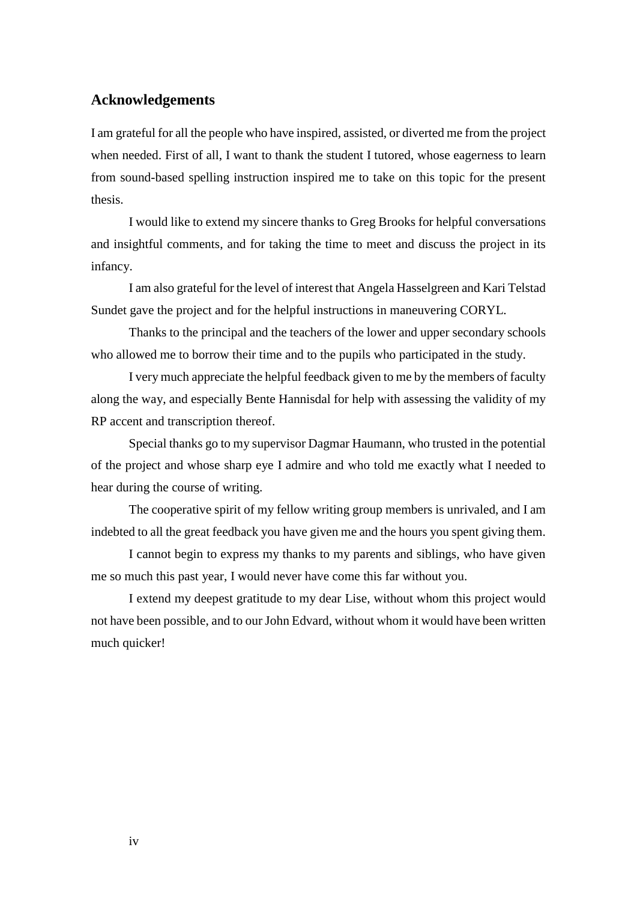## Acknowledgements

I am grateful for all the people who have inspired, assisted, or diverted me from the project when needed. First of all, I want to thank the student I tutored, whose eagerness to learn from sound-based spelling instruction inspired me to take on this topic for the present thesis.

I would like to extend my sincere thanks to Greg Brooks for helpful conversations and insightful comments, and for taking the time to meet and discuss the project in its infancy.

I am also grateful for the level of interest that Angela Hasselgreen and Kari Telstad Sundet gave the project and for the helpful instructions in maneuvering CORYL.

Thanks to the principal and the teachers of the lower and upper secondary schools who allowed me to borrow their time and to the pupils who participated in the study.

I very much appreciate the helpful feedback given to me by the members of faculty along the way, and especially Bente Hannisdal for help with assessing the validity of my RP accent and transcription thereof.

Special thanks go to my supervisor Dagmar Haumann, who trusted in the potential of the project and whose sharp eye I admire and who told me exactly what I needed to hear during the course of writing.

The cooperative spirit of my fellow writing group members is unrivaled, and I am indebted to all the great feedback you have given me and the hours you spent giving them.

I cannot begin to express my thanks to my parents and siblings, who have given me so much this past year, I would never have come this far without you.

I extend my deepest gratitude to my dear Lise, without whom this project would not have been possible, and to our John Edvard, without whom it would have been written much quicker!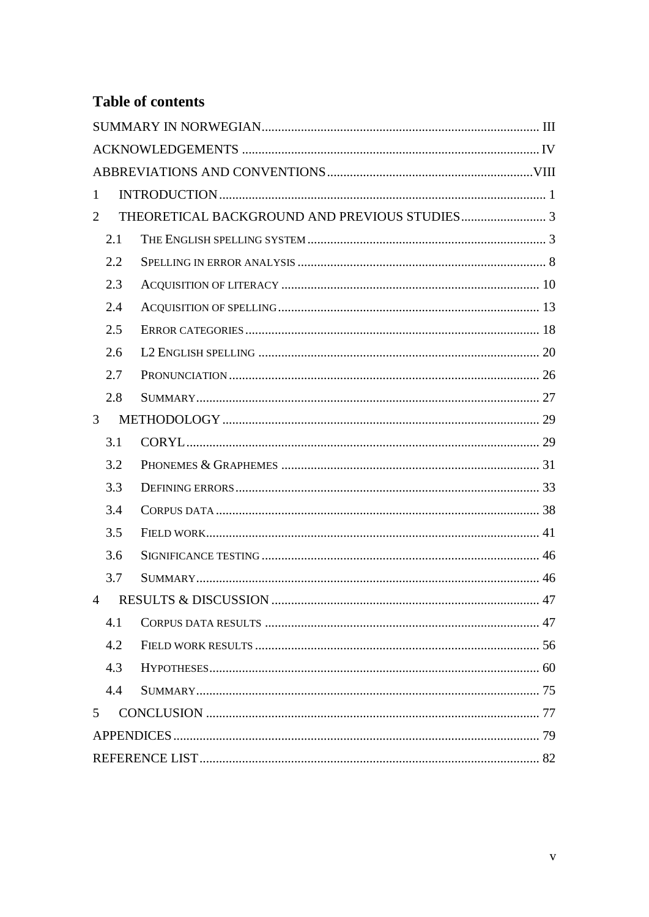# Table of contents

SUMMARY IN NORWEGIAN .......... III

ACKNOWLEDGEMENTS .......... IV

ABBREVIATIONS AND CONVENTIONS .......... VIII

1 INTRODUCTION .......... 1

2 THEORETICAL BACKGROUND AND PREVIOUS STUDIES .......... 3

- 2.1 THE ENGLISH SPELLING SYSTEM .......... 3
- 2.2 SPELLING IN ERROR ANALYSIS .......... 8
- 2.3 ACQUISITION OF LITERACY .......... 10
- 2.4 ACQUISITION OF SPELLING .......... 13
- 2.5 ERROR CATEGORIES .......... 18
- 2.6 L2 ENGLISH SPELLING .......... 20
- 2.7 PRONUNCIATION .......... 26
- 2.8 SUMMARY .......... 27

3 METHODOLOGY .......... 29

- 3.1 CORYL .......... 29
- 3.2 PHONEMES & GRAPHEMES .......... 31
- 3.3 DEFINING ERRORS .......... 33
- 3.4 CORPUS DATA .......... 38
- 3.5 FIELD WORK .......... 41
- 3.6 SIGNIFICANCE TESTING .......... 46
- 3.7 SUMMARY .......... 46

4 RESULTS & DISCUSSION .......... 47

- 4.1 CORPUS DATA RESULTS .......... 47
- 4.2 FIELD WORK RESULTS .......... 56
- 4.3 HYPOTHESES .......... 60
- 4.4 SUMMARY .......... 75

5 CONCLUSION .......... 77

APPENDICES .......... 79

REFERENCE LIST .......... 82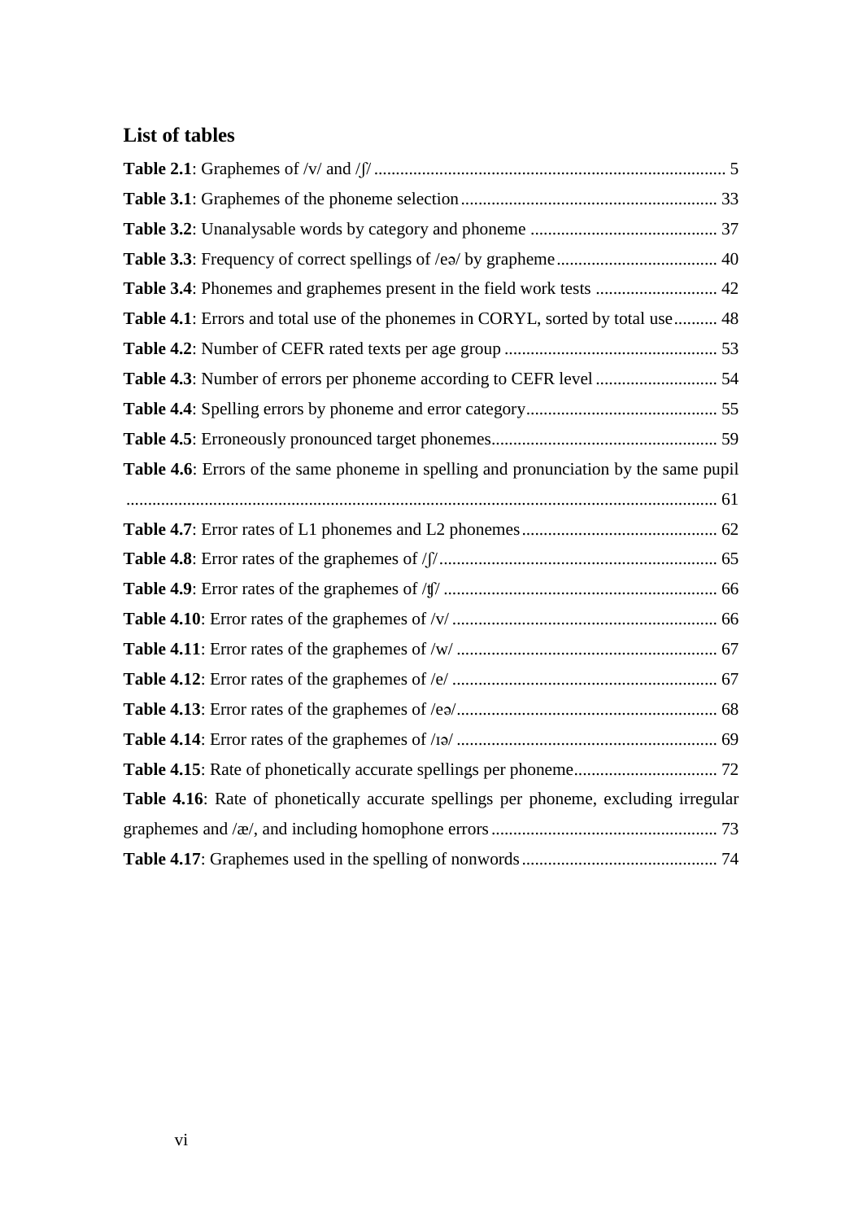## List of tables

**Table 2.1**: Graphemes of /v/ and /ʃ/ ................................................................................. 5

**Table 3.1**: Graphemes of the phoneme selection ........................................................... 33

**Table 3.2**: Unanalysable words by category and phoneme ........................................... 37

**Table 3.3**: Frequency of correct spellings of /eə/ by grapheme ..................................... 40

**Table 3.4**: Phonemes and graphemes present in the field work tests ............................ 42

**Table 4.1**: Errors and total use of the phonemes in CORYL, sorted by total use .......... 48

**Table 4.2**: Number of CEFR rated texts per age group ................................................. 53

**Table 4.3**: Number of errors per phoneme according to CEFR level ............................ 54

**Table 4.4**: Spelling errors by phoneme and error category ............................................ 55

**Table 4.5**: Erroneously pronounced target phonemes .................................................... 59

**Table 4.6**: Errors of the same phoneme in spelling and pronunciation by the same pupil ....................................................................................................................................... 61

**Table 4.7**: Error rates of L1 phonemes and L2 phonemes ............................................. 62

**Table 4.8**: Error rates of the graphemes of /ʃ/ ................................................................ 65

**Table 4.9**: Error rates of the graphemes of /ʧ/ ............................................................... 66

**Table 4.10**: Error rates of the graphemes of /v/ ............................................................. 66

**Table 4.11**: Error rates of the graphemes of /w/ ............................................................ 67

**Table 4.12**: Error rates of the graphemes of /e/ ............................................................. 67

**Table 4.13**: Error rates of the graphemes of /eə/ ............................................................ 68

**Table 4.14**: Error rates of the graphemes of /ɪə/ ............................................................ 69

**Table 4.15**: Rate of phonetically accurate spellings per phoneme ................................. 72

**Table 4.16**: Rate of phonetically accurate spellings per phoneme, excluding irregular graphemes and /æ/, and including homophone errors .................................................... 73

**Table 4.17**: Graphemes used in the spelling of nonwords ............................................. 74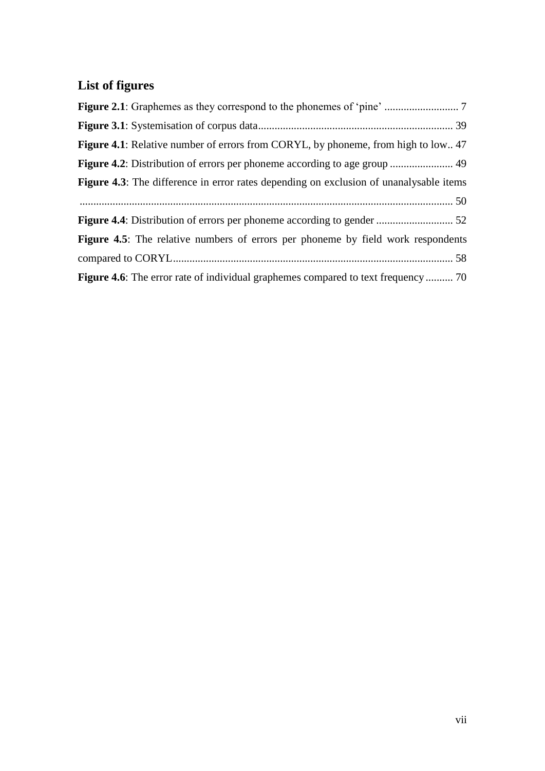## List of figures

**Figure 2.1**: Graphemes as they correspond to the phonemes of 'pine' ........................... 7

**Figure 3.1**: Systemisation of corpus data....................................................................... 39

**Figure 4.1**: Relative number of errors from CORYL, by phoneme, from high to low.. 47

**Figure 4.2**: Distribution of errors per phoneme according to age group ....................... 49

**Figure 4.3**: The difference in error rates depending on exclusion of unanalysable items ...................................................................................................................................... 50

**Figure 4.4**: Distribution of errors per phoneme according to gender ............................ 52

**Figure 4.5**: The relative numbers of errors per phoneme by field work respondents compared to CORYL...................................................................................................... 58

**Figure 4.6**: The error rate of individual graphemes compared to text frequency.......... 70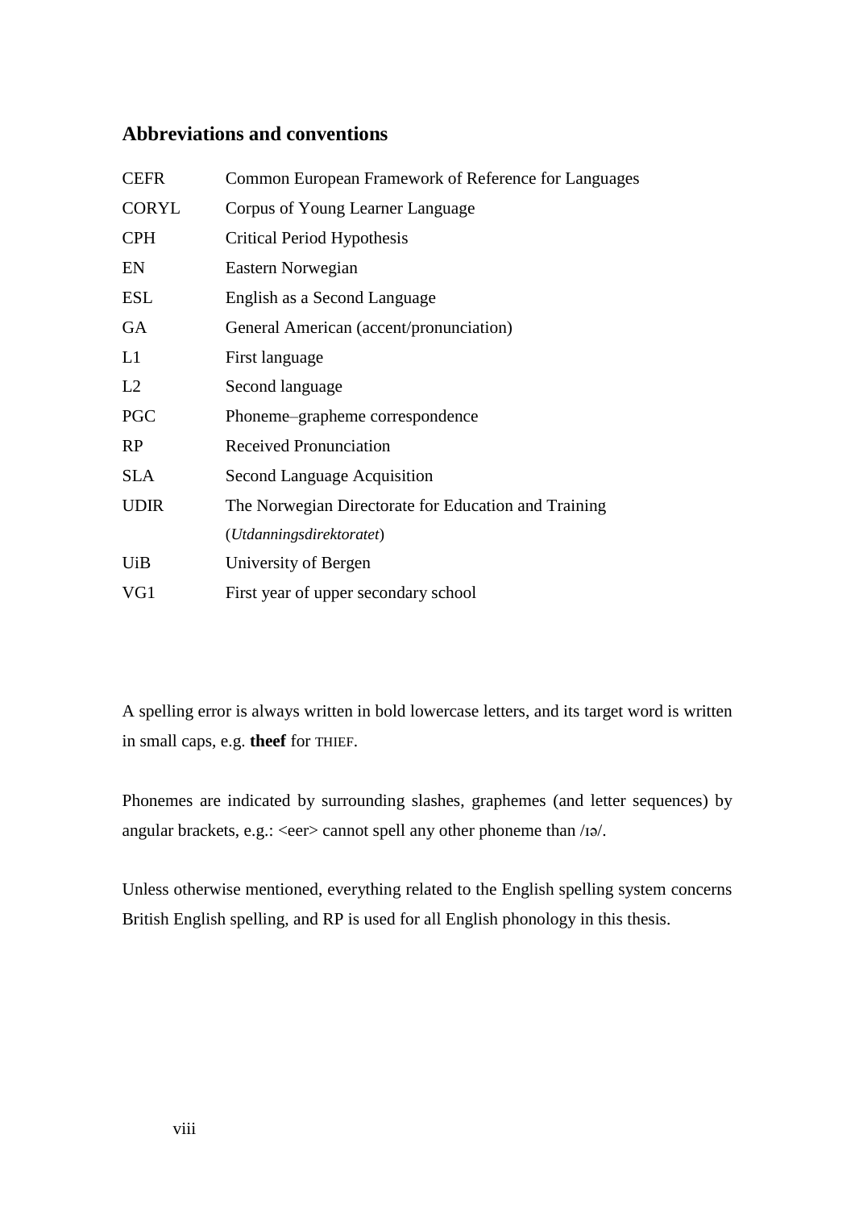## Abbreviations and conventions

| | |
|---|---|
| CEFR | Common European Framework of Reference for Languages |
| CORYL | Corpus of Young Learner Language |
| CPH | Critical Period Hypothesis |
| EN | Eastern Norwegian |
| ESL | English as a Second Language |
| GA | General American (accent/pronunciation) |
| L1 | First language |
| L2 | Second language |
| PGC | Phoneme–grapheme correspondence |
| RP | Received Pronunciation |
| SLA | Second Language Acquisition |
| UDIR | The Norwegian Directorate for Education and Training (*Utdanningsdirektoratet*) |
| UiB | University of Bergen |
| VG1 | First year of upper secondary school |

A spelling error is always written in bold lowercase letters, and its target word is written in small caps, e.g. **theef** for THIEF.

Phonemes are indicated by surrounding slashes, graphemes (and letter sequences) by angular brackets, e.g.: <eer> cannot spell any other phoneme than /ɪə/.

Unless otherwise mentioned, everything related to the English spelling system concerns British English spelling, and RP is used for all English phonology in this thesis.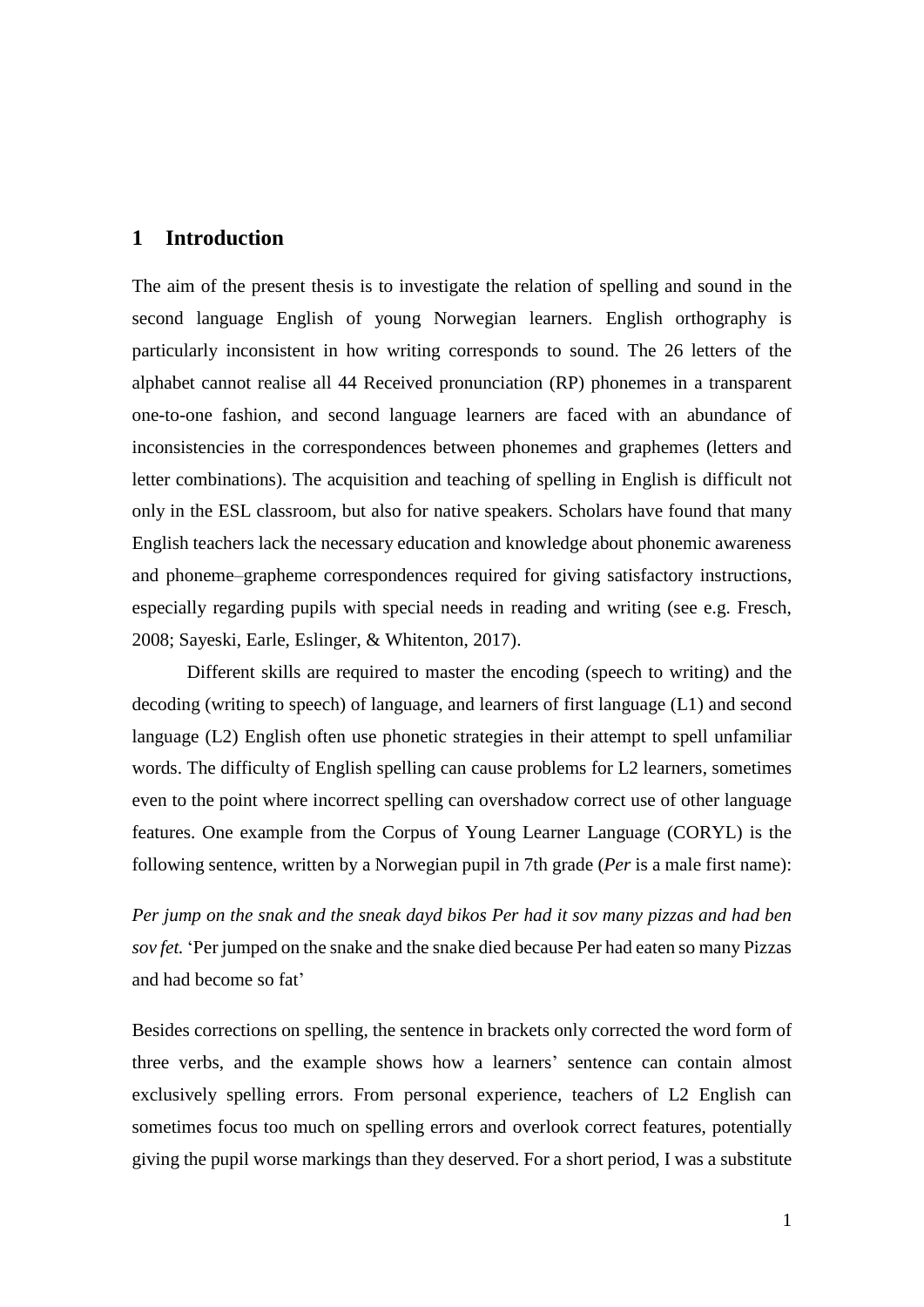# 1 Introduction

The aim of the present thesis is to investigate the relation of spelling and sound in the second language English of young Norwegian learners. English orthography is particularly inconsistent in how writing corresponds to sound. The 26 letters of the alphabet cannot realise all 44 Received pronunciation (RP) phonemes in a transparent one-to-one fashion, and second language learners are faced with an abundance of inconsistencies in the correspondences between phonemes and graphemes (letters and letter combinations). The acquisition and teaching of spelling in English is difficult not only in the ESL classroom, but also for native speakers. Scholars have found that many English teachers lack the necessary education and knowledge about phonemic awareness and phoneme–grapheme correspondences required for giving satisfactory instructions, especially regarding pupils with special needs in reading and writing (see e.g. Fresch, 2008; Sayeski, Earle, Eslinger, & Whitenton, 2017).

Different skills are required to master the encoding (speech to writing) and the decoding (writing to speech) of language, and learners of first language (L1) and second language (L2) English often use phonetic strategies in their attempt to spell unfamiliar words. The difficulty of English spelling can cause problems for L2 learners, sometimes even to the point where incorrect spelling can overshadow correct use of other language features. One example from the Corpus of Young Learner Language (CORYL) is the following sentence, written by a Norwegian pupil in 7th grade (*Per* is a male first name):

*Per jump on the snak and the sneak dayd bikos Per had it sov many pizzas and had ben sov fet.* 'Per jumped on the snake and the snake died because Per had eaten so many Pizzas and had become so fat'

Besides corrections on spelling, the sentence in brackets only corrected the word form of three verbs, and the example shows how a learners' sentence can contain almost exclusively spelling errors. From personal experience, teachers of L2 English can sometimes focus too much on spelling errors and overlook correct features, potentially giving the pupil worse markings than they deserved. For a short period, I was a substitute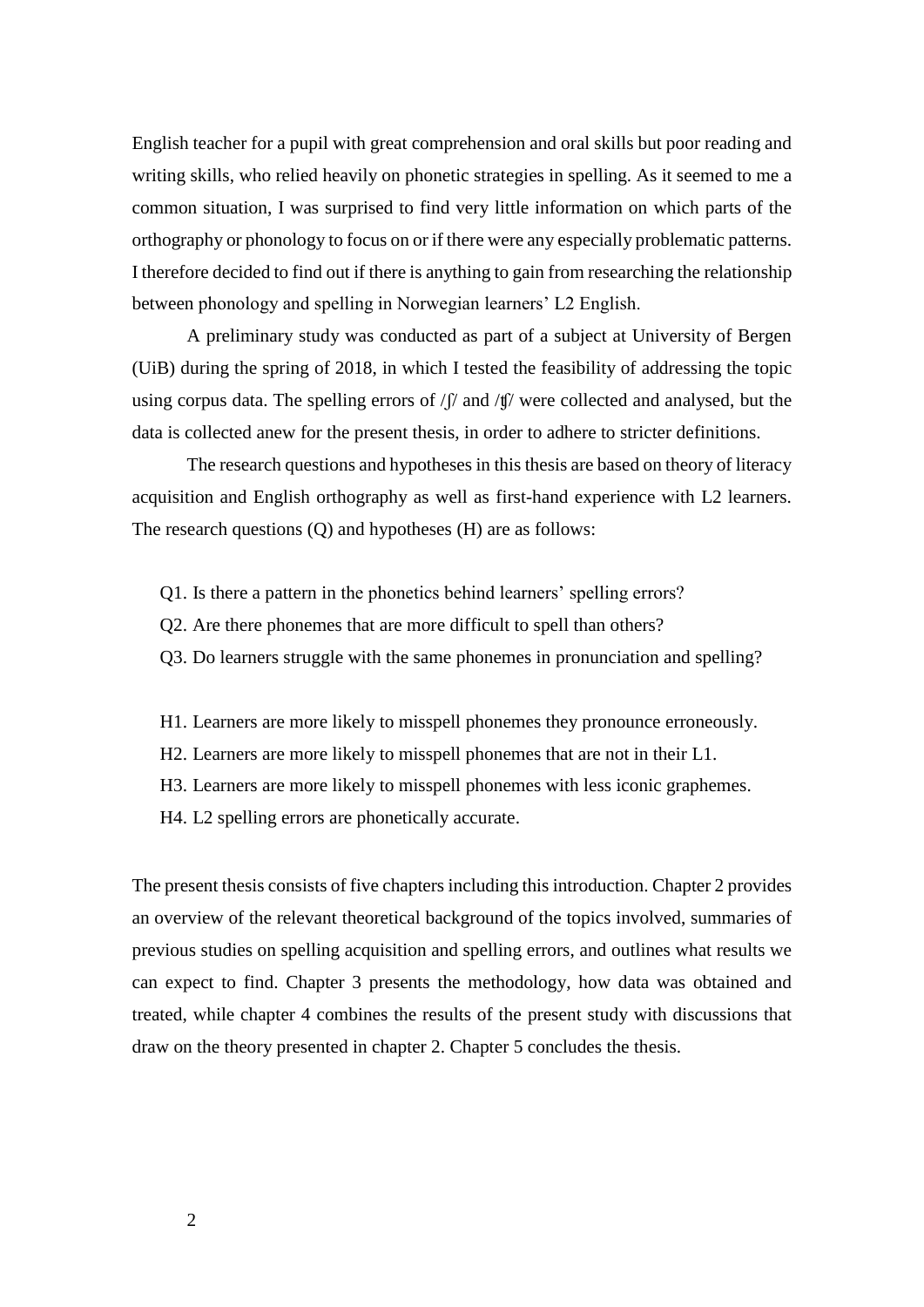English teacher for a pupil with great comprehension and oral skills but poor reading and writing skills, who relied heavily on phonetic strategies in spelling. As it seemed to me a common situation, I was surprised to find very little information on which parts of the orthography or phonology to focus on or if there were any especially problematic patterns. I therefore decided to find out if there is anything to gain from researching the relationship between phonology and spelling in Norwegian learners' L2 English.

A preliminary study was conducted as part of a subject at University of Bergen (UiB) during the spring of 2018, in which I tested the feasibility of addressing the topic using corpus data. The spelling errors of /ʃ/ and /ʧ/ were collected and analysed, but the data is collected anew for the present thesis, in order to adhere to stricter definitions.

The research questions and hypotheses in this thesis are based on theory of literacy acquisition and English orthography as well as first-hand experience with L2 learners. The research questions (Q) and hypotheses (H) are as follows:

- Q1. Is there a pattern in the phonetics behind learners' spelling errors?
- Q2. Are there phonemes that are more difficult to spell than others?
- Q3. Do learners struggle with the same phonemes in pronunciation and spelling?

- H1. Learners are more likely to misspell phonemes they pronounce erroneously.
- H2. Learners are more likely to misspell phonemes that are not in their L1.
- H3. Learners are more likely to misspell phonemes with less iconic graphemes.
- H4. L2 spelling errors are phonetically accurate.

The present thesis consists of five chapters including this introduction. Chapter 2 provides an overview of the relevant theoretical background of the topics involved, summaries of previous studies on spelling acquisition and spelling errors, and outlines what results we can expect to find. Chapter 3 presents the methodology, how data was obtained and treated, while chapter 4 combines the results of the present study with discussions that draw on the theory presented in chapter 2. Chapter 5 concludes the thesis.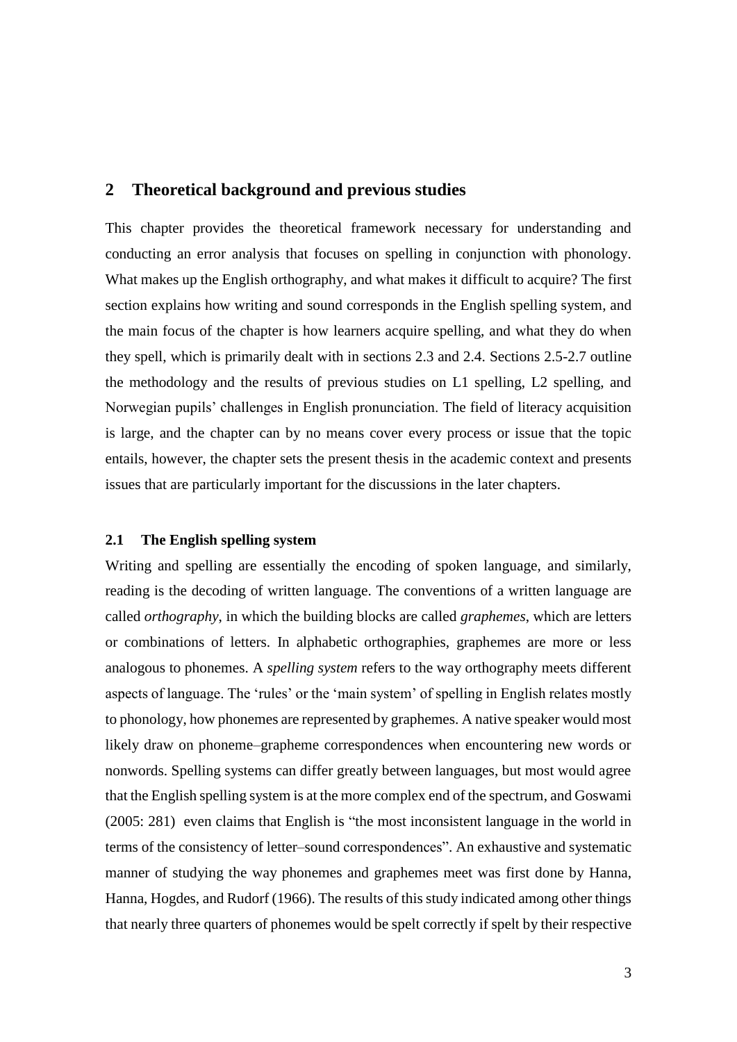## 2 Theoretical background and previous studies

This chapter provides the theoretical framework necessary for understanding and conducting an error analysis that focuses on spelling in conjunction with phonology. What makes up the English orthography, and what makes it difficult to acquire? The first section explains how writing and sound corresponds in the English spelling system, and the main focus of the chapter is how learners acquire spelling, and what they do when they spell, which is primarily dealt with in sections 2.3 and 2.4. Sections 2.5-2.7 outline the methodology and the results of previous studies on L1 spelling, L2 spelling, and Norwegian pupils' challenges in English pronunciation. The field of literacy acquisition is large, and the chapter can by no means cover every process or issue that the topic entails, however, the chapter sets the present thesis in the academic context and presents issues that are particularly important for the discussions in the later chapters.

### 2.1 The English spelling system

Writing and spelling are essentially the encoding of spoken language, and similarly, reading is the decoding of written language. The conventions of a written language are called *orthography*, in which the building blocks are called *graphemes*, which are letters or combinations of letters. In alphabetic orthographies, graphemes are more or less analogous to phonemes. A *spelling system* refers to the way orthography meets different aspects of language. The 'rules' or the 'main system' of spelling in English relates mostly to phonology, how phonemes are represented by graphemes. A native speaker would most likely draw on phoneme–grapheme correspondences when encountering new words or nonwords. Spelling systems can differ greatly between languages, but most would agree that the English spelling system is at the more complex end of the spectrum, and Goswami (2005: 281) even claims that English is "the most inconsistent language in the world in terms of the consistency of letter–sound correspondences". An exhaustive and systematic manner of studying the way phonemes and graphemes meet was first done by Hanna, Hanna, Hogdes, and Rudorf (1966). The results of this study indicated among other things that nearly three quarters of phonemes would be spelt correctly if spelt by their respective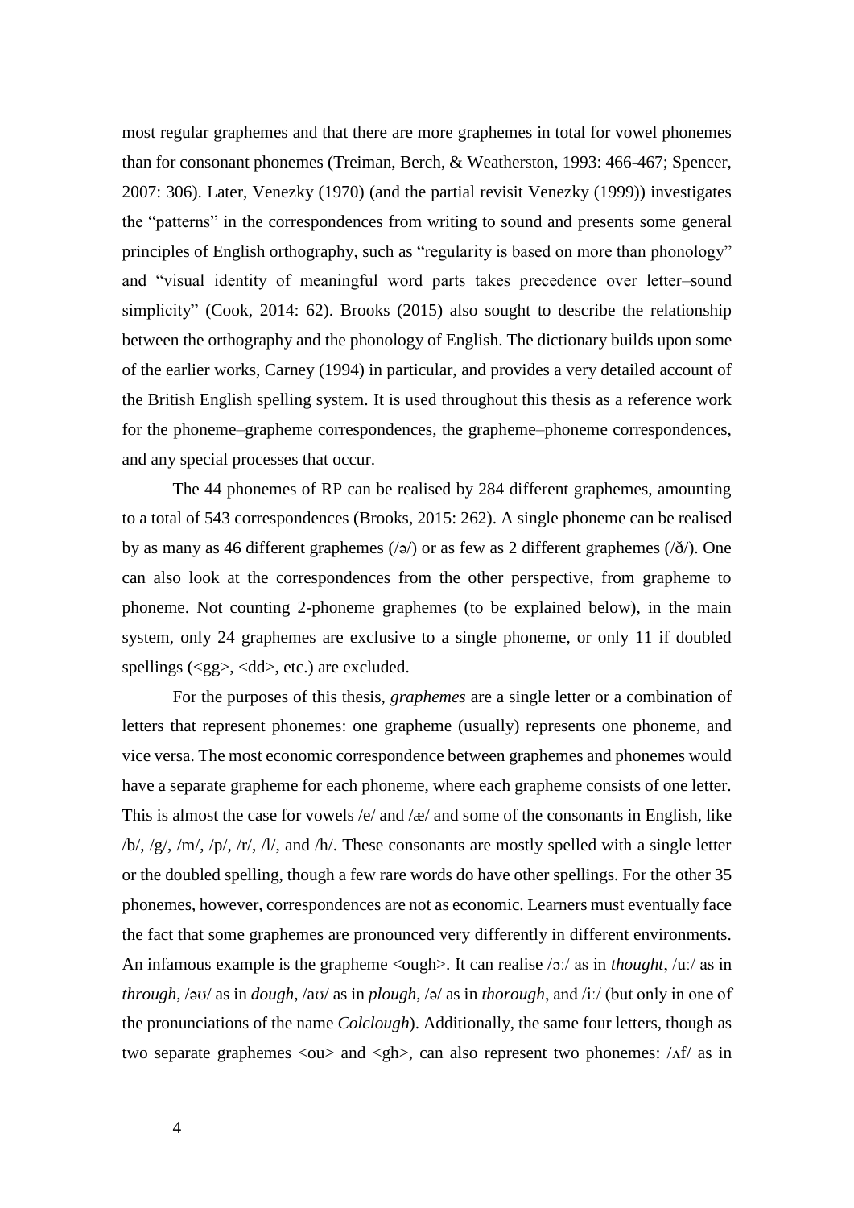most regular graphemes and that there are more graphemes in total for vowel phonemes than for consonant phonemes (Treiman, Berch, & Weatherston, 1993: 466-467; Spencer, 2007: 306). Later, Venezky (1970) (and the partial revisit Venezky (1999)) investigates the "patterns" in the correspondences from writing to sound and presents some general principles of English orthography, such as "regularity is based on more than phonology" and "visual identity of meaningful word parts takes precedence over letter–sound simplicity" (Cook, 2014: 62). Brooks (2015) also sought to describe the relationship between the orthography and the phonology of English. The dictionary builds upon some of the earlier works, Carney (1994) in particular, and provides a very detailed account of the British English spelling system. It is used throughout this thesis as a reference work for the phoneme–grapheme correspondences, the grapheme–phoneme correspondences, and any special processes that occur.

The 44 phonemes of RP can be realised by 284 different graphemes, amounting to a total of 543 correspondences (Brooks, 2015: 262). A single phoneme can be realised by as many as 46 different graphemes (/ə/) or as few as 2 different graphemes (/ð/). One can also look at the correspondences from the other perspective, from grapheme to phoneme. Not counting 2-phoneme graphemes (to be explained below), in the main system, only 24 graphemes are exclusive to a single phoneme, or only 11 if doubled spellings (<gg>, <dd>, etc.) are excluded.

For the purposes of this thesis, *graphemes* are a single letter or a combination of letters that represent phonemes: one grapheme (usually) represents one phoneme, and vice versa. The most economic correspondence between graphemes and phonemes would have a separate grapheme for each phoneme, where each grapheme consists of one letter. This is almost the case for vowels /e/ and /æ/ and some of the consonants in English, like /b/, /g/, /m/, /p/, /r/, /l/, and /h/. These consonants are mostly spelled with a single letter or the doubled spelling, though a few rare words do have other spellings. For the other 35 phonemes, however, correspondences are not as economic. Learners must eventually face the fact that some graphemes are pronounced very differently in different environments. An infamous example is the grapheme <ough>. It can realise /ɔː/ as in *thought*, /uː/ as in *through*, /əʊ/ as in *dough*, /aʊ/ as in *plough*, /ə/ as in *thorough*, and /iː/ (but only in one of the pronunciations of the name *Colclough*). Additionally, the same four letters, though as two separate graphemes <ou> and <gh>, can also represent two phonemes: /ʌf/ as in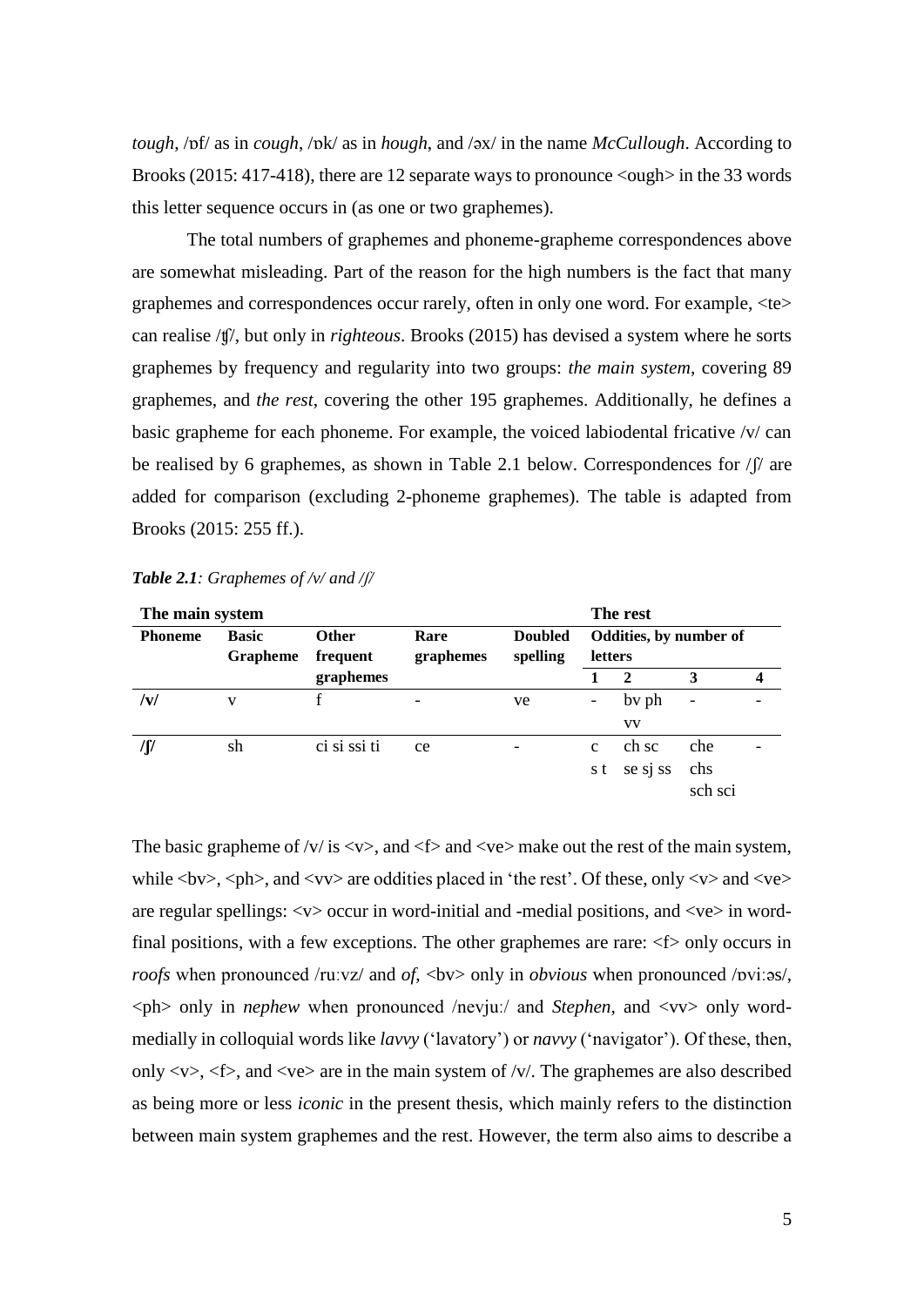*tough*, /ɒf/ as in *cough*, /ɒk/ as in *hough*, and /əx/ in the name *McCullough*. According to Brooks (2015: 417-418), there are 12 separate ways to pronounce <ough> in the 33 words this letter sequence occurs in (as one or two graphemes).

The total numbers of graphemes and phoneme-grapheme correspondences above are somewhat misleading. Part of the reason for the high numbers is the fact that many graphemes and correspondences occur rarely, often in only one word. For example, <te> can realise /ʧ/, but only in *righteous*. Brooks (2015) has devised a system where he sorts graphemes by frequency and regularity into two groups: *the main system*, covering 89 graphemes, and *the rest*, covering the other 195 graphemes. Additionally, he defines a basic grapheme for each phoneme. For example, the voiced labiodental fricative /v/ can be realised by 6 graphemes, as shown in Table 2.1 below. Correspondences for /ʃ/ are added for comparison (excluding 2-phoneme graphemes). The table is adapted from Brooks (2015: 255 ff.).

***Table 2.1****: Graphemes of /v/ and /ʃ/*

| **The main system** | | | | | **The rest** | | | |
|---|---|---|---|---|---|---|---|---|
| **Phoneme** | **Basic Grapheme** | **Other frequent graphemes** | **Rare graphemes** | **Doubled spelling** | **Oddities, by number of letters** | | | |
| | | | | | **1** | **2** | **3** | **4** |
| **/v/** | v | f | - | ve | - | bv ph vv | - | - |
| **/ʃ/** | sh | ci si ssi ti | ce | - | c s t | ch sc se sj ss | che chs sch sci | - |

The basic grapheme of /v/ is <v>, and <f> and <ve> make out the rest of the main system, while <bv>, <ph>, and <vv> are oddities placed in 'the rest'. Of these, only <v> and <ve> are regular spellings: <v> occur in word-initial and -medial positions, and <ve> in word-final positions, with a few exceptions. The other graphemes are rare: <f> only occurs in *roofs* when pronounced /ruːvz/ and *of*, <bv> only in *obvious* when pronounced /ɒviːəs/, <ph> only in *nephew* when pronounced /nevjuː/ and *Stephen*, and <vv> only word-medially in colloquial words like *lavvy* ('lavatory') or *navvy* ('navigator'). Of these, then, only <v>, <f>, and <ve> are in the main system of /v/. The graphemes are also described as being more or less *iconic* in the present thesis, which mainly refers to the distinction between main system graphemes and the rest. However, the term also aims to describe a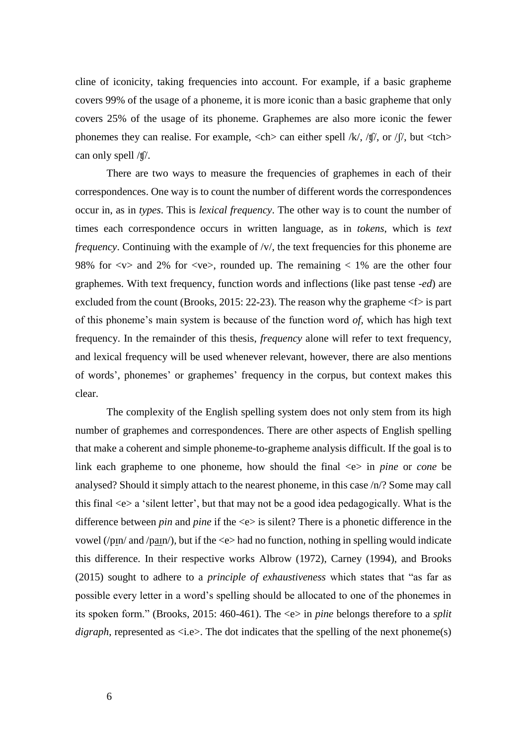cline of iconicity, taking frequencies into account. For example, if a basic grapheme covers 99% of the usage of a phoneme, it is more iconic than a basic grapheme that only covers 25% of the usage of its phoneme. Graphemes are also more iconic the fewer phonemes they can realise. For example, <ch> can either spell /k/, /ʧ/, or /ʃ/, but <tch> can only spell /ʧ/.

There are two ways to measure the frequencies of graphemes in each of their correspondences. One way is to count the number of different words the correspondences occur in, as in *types*. This is *lexical frequency*. The other way is to count the number of times each correspondence occurs in written language, as in *tokens*, which is *text frequency*. Continuing with the example of /v/, the text frequencies for this phoneme are 98% for <v> and 2% for <ve>, rounded up. The remaining < 1% are the other four graphemes. With text frequency, function words and inflections (like past tense *-ed*) are excluded from the count (Brooks, 2015: 22-23). The reason why the grapheme <f> is part of this phoneme's main system is because of the function word *of*, which has high text frequency. In the remainder of this thesis, *frequency* alone will refer to text frequency, and lexical frequency will be used whenever relevant, however, there are also mentions of words', phonemes' or graphemes' frequency in the corpus, but context makes this clear.

The complexity of the English spelling system does not only stem from its high number of graphemes and correspondences. There are other aspects of English spelling that make a coherent and simple phoneme-to-grapheme analysis difficult. If the goal is to link each grapheme to one phoneme, how should the final <e> in *pine* or *cone* be analysed? Should it simply attach to the nearest phoneme, in this case /n/? Some may call this final <e> a 'silent letter', but that may not be a good idea pedagogically. What is the difference between *pin* and *pine* if the <e> is silent? There is a phonetic difference in the vowel (/pɪn/ and /paɪn/), but if the <e> had no function, nothing in spelling would indicate this difference. In their respective works Albrow (1972), Carney (1994), and Brooks (2015) sought to adhere to a *principle of exhaustiveness* which states that "as far as possible every letter in a word's spelling should be allocated to one of the phonemes in its spoken form." (Brooks, 2015: 460-461). The <e> in *pine* belongs therefore to a *split digraph*, represented as <i.e>. The dot indicates that the spelling of the next phoneme(s)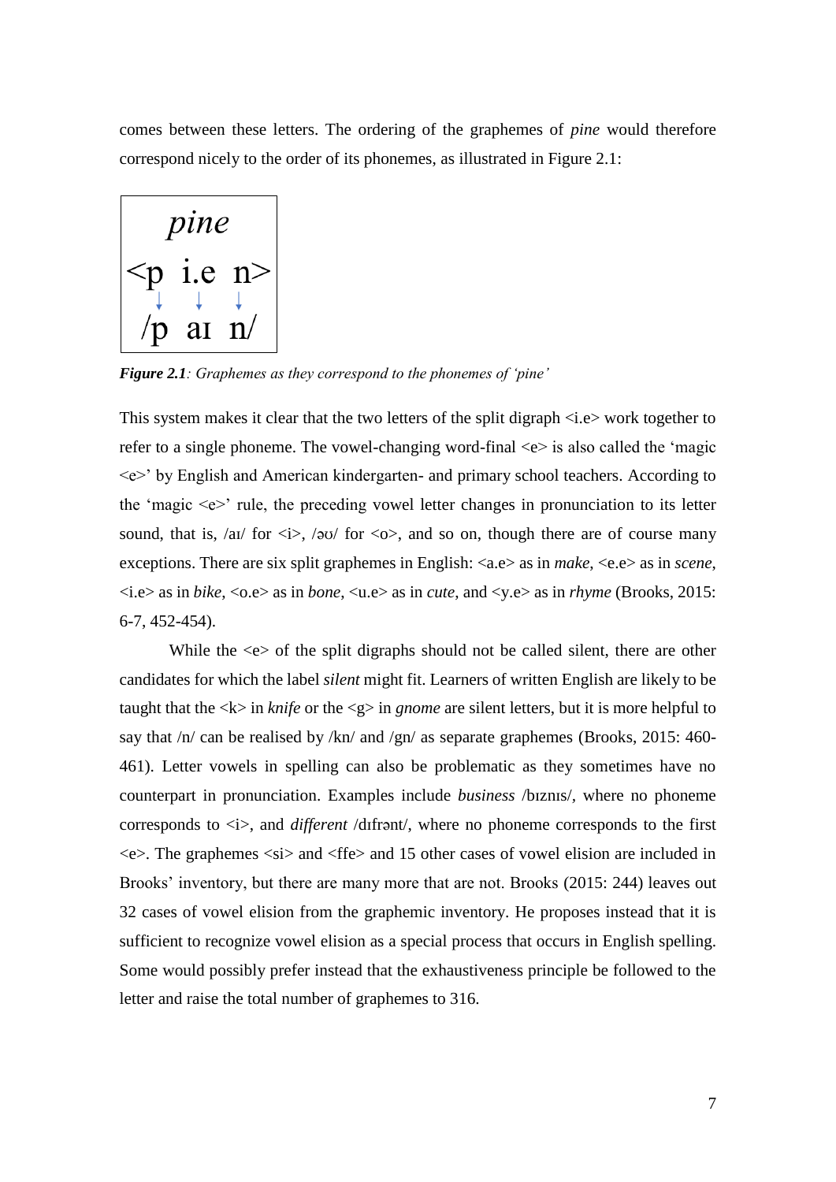comes between these letters. The ordering of the graphemes of *pine* would therefore correspond nicely to the order of its phonemes, as illustrated in Figure 2.1:

```
   pine
<p  i.e  n>
 ↓   ↓   ↓
/p  aɪ  n/
```

***Figure 2.1****: Graphemes as they correspond to the phonemes of 'pine'*

This system makes it clear that the two letters of the split digraph <i.e> work together to refer to a single phoneme. The vowel-changing word-final <e> is also called the 'magic <e>' by English and American kindergarten- and primary school teachers. According to the 'magic <e>' rule, the preceding vowel letter changes in pronunciation to its letter sound, that is, /aɪ/ for <i>, /əʊ/ for <o>, and so on, though there are of course many exceptions. There are six split graphemes in English: <a.e> as in *make*, <e.e> as in *scene*, <i.e> as in *bike*, <o.e> as in *bone*, <u.e> as in *cute*, and <y.e> as in *rhyme* (Brooks, 2015: 6-7, 452-454).

While the <e> of the split digraphs should not be called silent, there are other candidates for which the label *silent* might fit. Learners of written English are likely to be taught that the <k> in *knife* or the <g> in *gnome* are silent letters, but it is more helpful to say that /n/ can be realised by /kn/ and /gn/ as separate graphemes (Brooks, 2015: 460-461). Letter vowels in spelling can also be problematic as they sometimes have no counterpart in pronunciation. Examples include *business* /bɪznɪs/, where no phoneme corresponds to <i>, and *different* /dɪfrənt/, where no phoneme corresponds to the first <e>. The graphemes <si> and <ffe> and 15 other cases of vowel elision are included in Brooks' inventory, but there are many more that are not. Brooks (2015: 244) leaves out 32 cases of vowel elision from the graphemic inventory. He proposes instead that it is sufficient to recognize vowel elision as a special process that occurs in English spelling. Some would possibly prefer instead that the exhaustiveness principle be followed to the letter and raise the total number of graphemes to 316.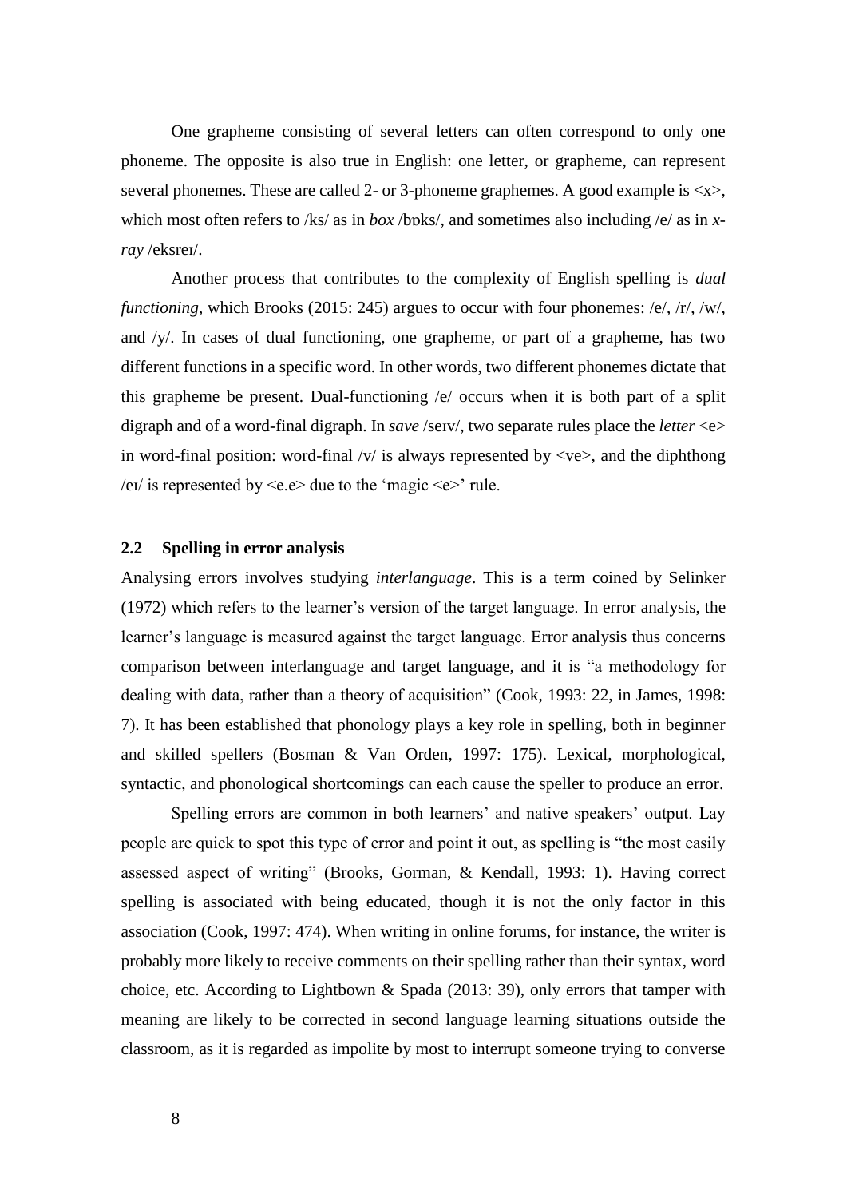One grapheme consisting of several letters can often correspond to only one phoneme. The opposite is also true in English: one letter, or grapheme, can represent several phonemes. These are called 2- or 3-phoneme graphemes. A good example is <x>, which most often refers to /ks/ as in *box* /bɒks/, and sometimes also including /e/ as in *x-ray* /eksreɪ/.

Another process that contributes to the complexity of English spelling is *dual functioning*, which Brooks (2015: 245) argues to occur with four phonemes: /e/, /r/, /w/, and /y/. In cases of dual functioning, one grapheme, or part of a grapheme, has two different functions in a specific word. In other words, two different phonemes dictate that this grapheme be present. Dual-functioning /e/ occurs when it is both part of a split digraph and of a word-final digraph. In *save* /seɪv/, two separate rules place the *letter* <e> in word-final position: word-final /v/ is always represented by <ve>, and the diphthong /eɪ/ is represented by <e.e> due to the 'magic <e>' rule.

## 2.2 Spelling in error analysis

Analysing errors involves studying *interlanguage*. This is a term coined by Selinker (1972) which refers to the learner's version of the target language. In error analysis, the learner's language is measured against the target language. Error analysis thus concerns comparison between interlanguage and target language, and it is "a methodology for dealing with data, rather than a theory of acquisition" (Cook, 1993: 22, in James, 1998: 7). It has been established that phonology plays a key role in spelling, both in beginner and skilled spellers (Bosman & Van Orden, 1997: 175). Lexical, morphological, syntactic, and phonological shortcomings can each cause the speller to produce an error.

Spelling errors are common in both learners' and native speakers' output. Lay people are quick to spot this type of error and point it out, as spelling is "the most easily assessed aspect of writing" (Brooks, Gorman, & Kendall, 1993: 1). Having correct spelling is associated with being educated, though it is not the only factor in this association (Cook, 1997: 474). When writing in online forums, for instance, the writer is probably more likely to receive comments on their spelling rather than their syntax, word choice, etc. According to Lightbown & Spada (2013: 39), only errors that tamper with meaning are likely to be corrected in second language learning situations outside the classroom, as it is regarded as impolite by most to interrupt someone trying to converse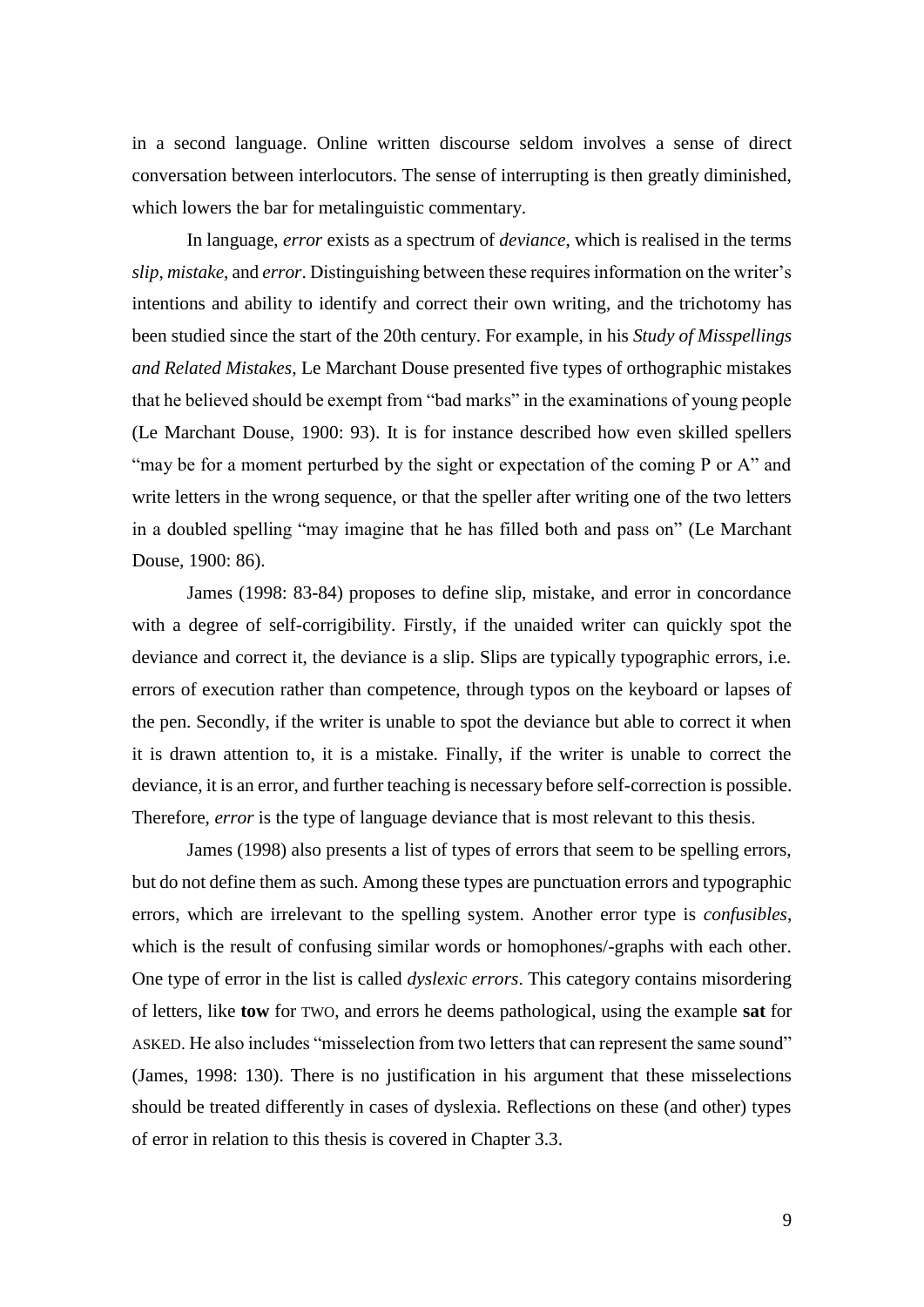in a second language. Online written discourse seldom involves a sense of direct conversation between interlocutors. The sense of interrupting is then greatly diminished, which lowers the bar for metalinguistic commentary.

In language, *error* exists as a spectrum of *deviance*, which is realised in the terms *slip*, *mistake*, and *error*. Distinguishing between these requires information on the writer's intentions and ability to identify and correct their own writing, and the trichotomy has been studied since the start of the 20th century. For example, in his *Study of Misspellings and Related Mistakes*, Le Marchant Douse presented five types of orthographic mistakes that he believed should be exempt from "bad marks" in the examinations of young people (Le Marchant Douse, 1900: 93). It is for instance described how even skilled spellers "may be for a moment perturbed by the sight or expectation of the coming P or A" and write letters in the wrong sequence, or that the speller after writing one of the two letters in a doubled spelling "may imagine that he has filled both and pass on" (Le Marchant Douse, 1900: 86).

James (1998: 83-84) proposes to define slip, mistake, and error in concordance with a degree of self-corrigibility. Firstly, if the unaided writer can quickly spot the deviance and correct it, the deviance is a slip. Slips are typically typographic errors, i.e. errors of execution rather than competence, through typos on the keyboard or lapses of the pen. Secondly, if the writer is unable to spot the deviance but able to correct it when it is drawn attention to, it is a mistake. Finally, if the writer is unable to correct the deviance, it is an error, and further teaching is necessary before self-correction is possible. Therefore, *error* is the type of language deviance that is most relevant to this thesis.

James (1998) also presents a list of types of errors that seem to be spelling errors, but do not define them as such. Among these types are punctuation errors and typographic errors, which are irrelevant to the spelling system. Another error type is *confusibles*, which is the result of confusing similar words or homophones/-graphs with each other. One type of error in the list is called *dyslexic errors*. This category contains misordering of letters, like **tow** for TWO, and errors he deems pathological, using the example **sat** for ASKED. He also includes "misselection from two letters that can represent the same sound" (James, 1998: 130). There is no justification in his argument that these misselections should be treated differently in cases of dyslexia. Reflections on these (and other) types of error in relation to this thesis is covered in Chapter 3.3.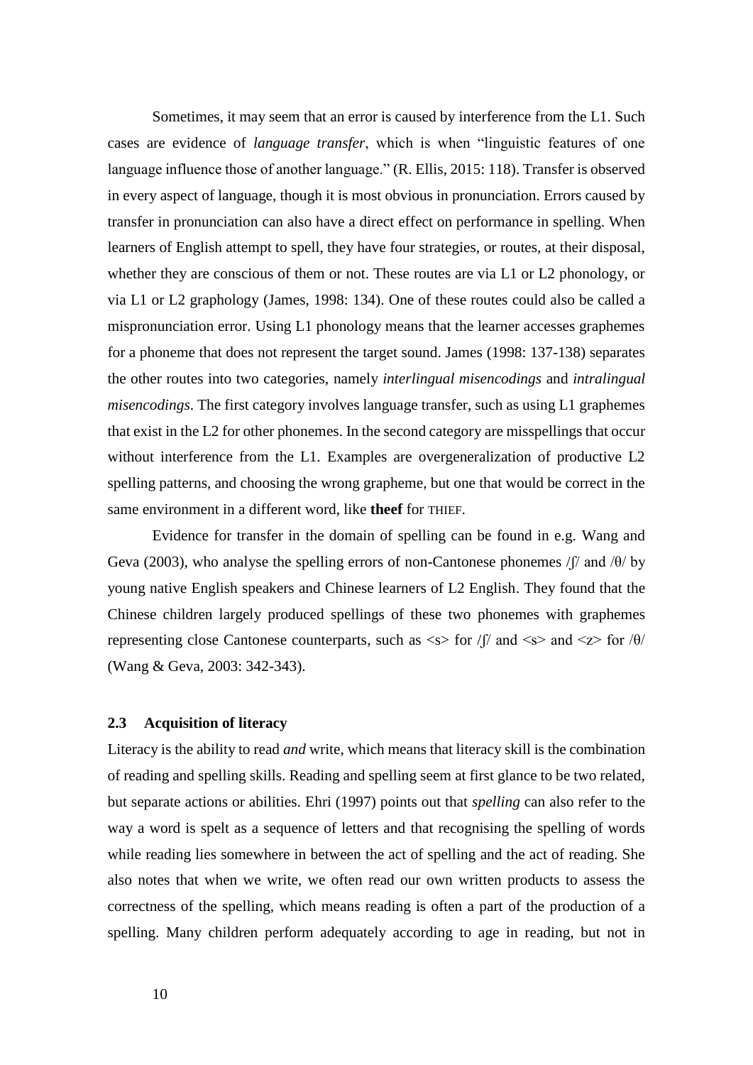Sometimes, it may seem that an error is caused by interference from the L1. Such cases are evidence of *language transfer*, which is when "linguistic features of one language influence those of another language." (R. Ellis, 2015: 118). Transfer is observed in every aspect of language, though it is most obvious in pronunciation. Errors caused by transfer in pronunciation can also have a direct effect on performance in spelling. When learners of English attempt to spell, they have four strategies, or routes, at their disposal, whether they are conscious of them or not. These routes are via L1 or L2 phonology, or via L1 or L2 graphology (James, 1998: 134). One of these routes could also be called a mispronunciation error. Using L1 phonology means that the learner accesses graphemes for a phoneme that does not represent the target sound. James (1998: 137-138) separates the other routes into two categories, namely *interlingual misencodings* and *intralingual misencodings*. The first category involves language transfer, such as using L1 graphemes that exist in the L2 for other phonemes. In the second category are misspellings that occur without interference from the L1. Examples are overgeneralization of productive L2 spelling patterns, and choosing the wrong grapheme, but one that would be correct in the same environment in a different word, like **theef** for THIEF.

Evidence for transfer in the domain of spelling can be found in e.g. Wang and Geva (2003), who analyse the spelling errors of non-Cantonese phonemes /ʃ/ and /θ/ by young native English speakers and Chinese learners of L2 English. They found that the Chinese children largely produced spellings of these two phonemes with graphemes representing close Cantonese counterparts, such as <s> for /ʃ/ and <s> and <z> for /θ/ (Wang & Geva, 2003: 342-343).

### 2.3 Acquisition of literacy

Literacy is the ability to read *and* write, which means that literacy skill is the combination of reading and spelling skills. Reading and spelling seem at first glance to be two related, but separate actions or abilities. Ehri (1997) points out that *spelling* can also refer to the way a word is spelt as a sequence of letters and that recognising the spelling of words while reading lies somewhere in between the act of spelling and the act of reading. She also notes that when we write, we often read our own written products to assess the correctness of the spelling, which means reading is often a part of the production of a spelling. Many children perform adequately according to age in reading, but not in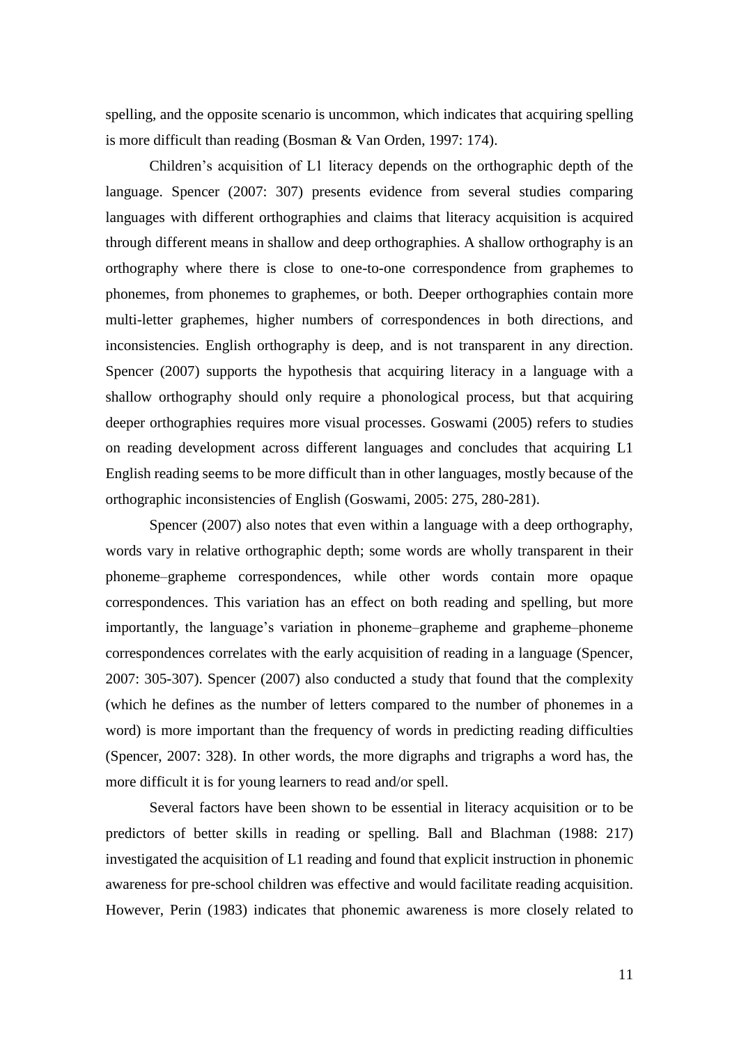spelling, and the opposite scenario is uncommon, which indicates that acquiring spelling is more difficult than reading (Bosman & Van Orden, 1997: 174).

Children's acquisition of L1 literacy depends on the orthographic depth of the language. Spencer (2007: 307) presents evidence from several studies comparing languages with different orthographies and claims that literacy acquisition is acquired through different means in shallow and deep orthographies. A shallow orthography is an orthography where there is close to one-to-one correspondence from graphemes to phonemes, from phonemes to graphemes, or both. Deeper orthographies contain more multi-letter graphemes, higher numbers of correspondences in both directions, and inconsistencies. English orthography is deep, and is not transparent in any direction. Spencer (2007) supports the hypothesis that acquiring literacy in a language with a shallow orthography should only require a phonological process, but that acquiring deeper orthographies requires more visual processes. Goswami (2005) refers to studies on reading development across different languages and concludes that acquiring L1 English reading seems to be more difficult than in other languages, mostly because of the orthographic inconsistencies of English (Goswami, 2005: 275, 280-281).

Spencer (2007) also notes that even within a language with a deep orthography, words vary in relative orthographic depth; some words are wholly transparent in their phoneme–grapheme correspondences, while other words contain more opaque correspondences. This variation has an effect on both reading and spelling, but more importantly, the language's variation in phoneme–grapheme and grapheme–phoneme correspondences correlates with the early acquisition of reading in a language (Spencer, 2007: 305-307). Spencer (2007) also conducted a study that found that the complexity (which he defines as the number of letters compared to the number of phonemes in a word) is more important than the frequency of words in predicting reading difficulties (Spencer, 2007: 328). In other words, the more digraphs and trigraphs a word has, the more difficult it is for young learners to read and/or spell.

Several factors have been shown to be essential in literacy acquisition or to be predictors of better skills in reading or spelling. Ball and Blachman (1988: 217) investigated the acquisition of L1 reading and found that explicit instruction in phonemic awareness for pre-school children was effective and would facilitate reading acquisition. However, Perin (1983) indicates that phonemic awareness is more closely related to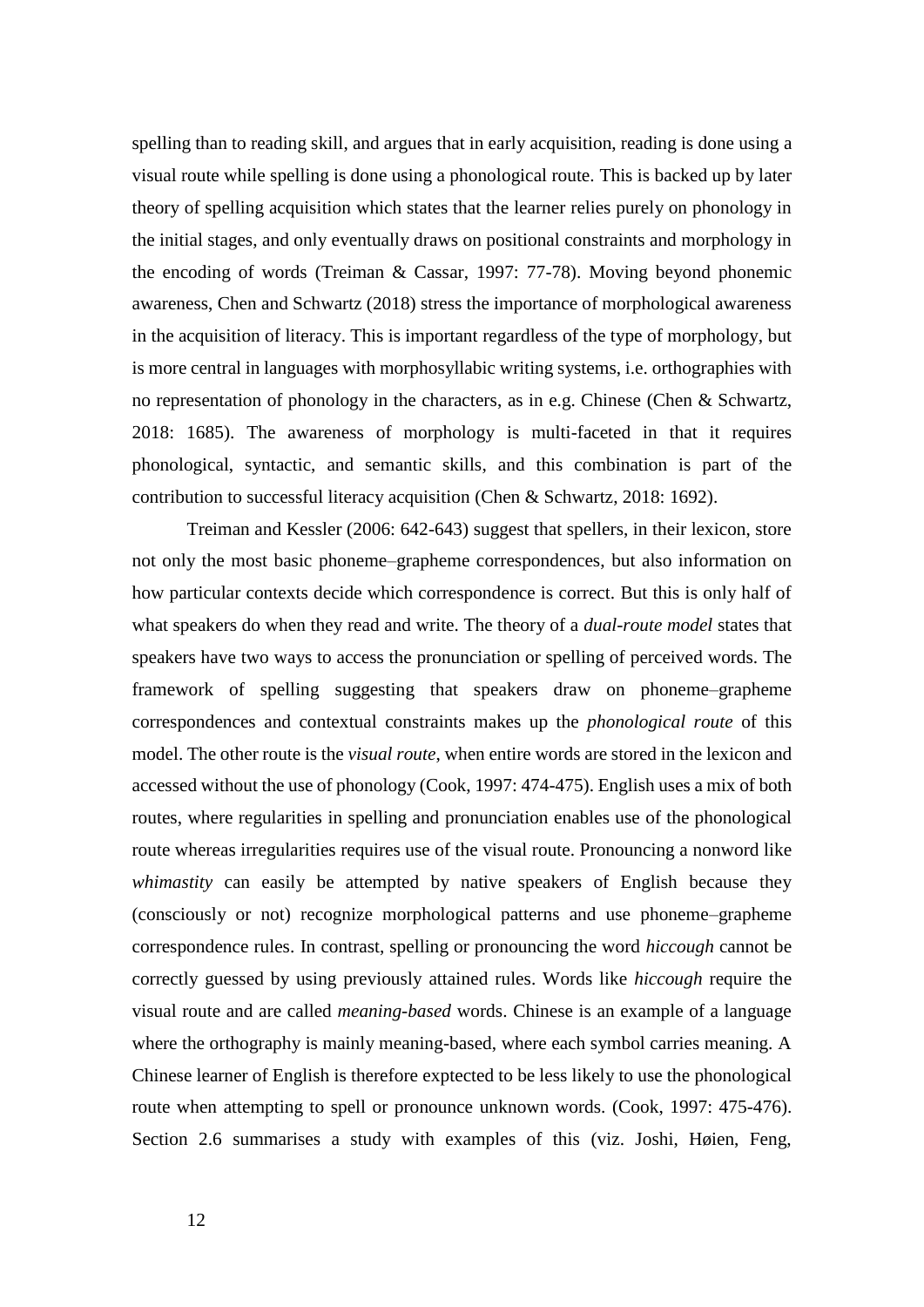spelling than to reading skill, and argues that in early acquisition, reading is done using a visual route while spelling is done using a phonological route. This is backed up by later theory of spelling acquisition which states that the learner relies purely on phonology in the initial stages, and only eventually draws on positional constraints and morphology in the encoding of words (Treiman & Cassar, 1997: 77-78). Moving beyond phonemic awareness, Chen and Schwartz (2018) stress the importance of morphological awareness in the acquisition of literacy. This is important regardless of the type of morphology, but is more central in languages with morphosyllabic writing systems, i.e. orthographies with no representation of phonology in the characters, as in e.g. Chinese (Chen & Schwartz, 2018: 1685). The awareness of morphology is multi-faceted in that it requires phonological, syntactic, and semantic skills, and this combination is part of the contribution to successful literacy acquisition (Chen & Schwartz, 2018: 1692).

Treiman and Kessler (2006: 642-643) suggest that spellers, in their lexicon, store not only the most basic phoneme–grapheme correspondences, but also information on how particular contexts decide which correspondence is correct. But this is only half of what speakers do when they read and write. The theory of a *dual-route model* states that speakers have two ways to access the pronunciation or spelling of perceived words. The framework of spelling suggesting that speakers draw on phoneme–grapheme correspondences and contextual constraints makes up the *phonological route* of this model. The other route is the *visual route*, when entire words are stored in the lexicon and accessed without the use of phonology (Cook, 1997: 474-475). English uses a mix of both routes, where regularities in spelling and pronunciation enables use of the phonological route whereas irregularities requires use of the visual route. Pronouncing a nonword like *whimastity* can easily be attempted by native speakers of English because they (consciously or not) recognize morphological patterns and use phoneme–grapheme correspondence rules. In contrast, spelling or pronouncing the word *hiccough* cannot be correctly guessed by using previously attained rules. Words like *hiccough* require the visual route and are called *meaning-based* words. Chinese is an example of a language where the orthography is mainly meaning-based, where each symbol carries meaning. A Chinese learner of English is therefore exptected to be less likely to use the phonological route when attempting to spell or pronounce unknown words. (Cook, 1997: 475-476). Section 2.6 summarises a study with examples of this (viz. Joshi, Høien, Feng,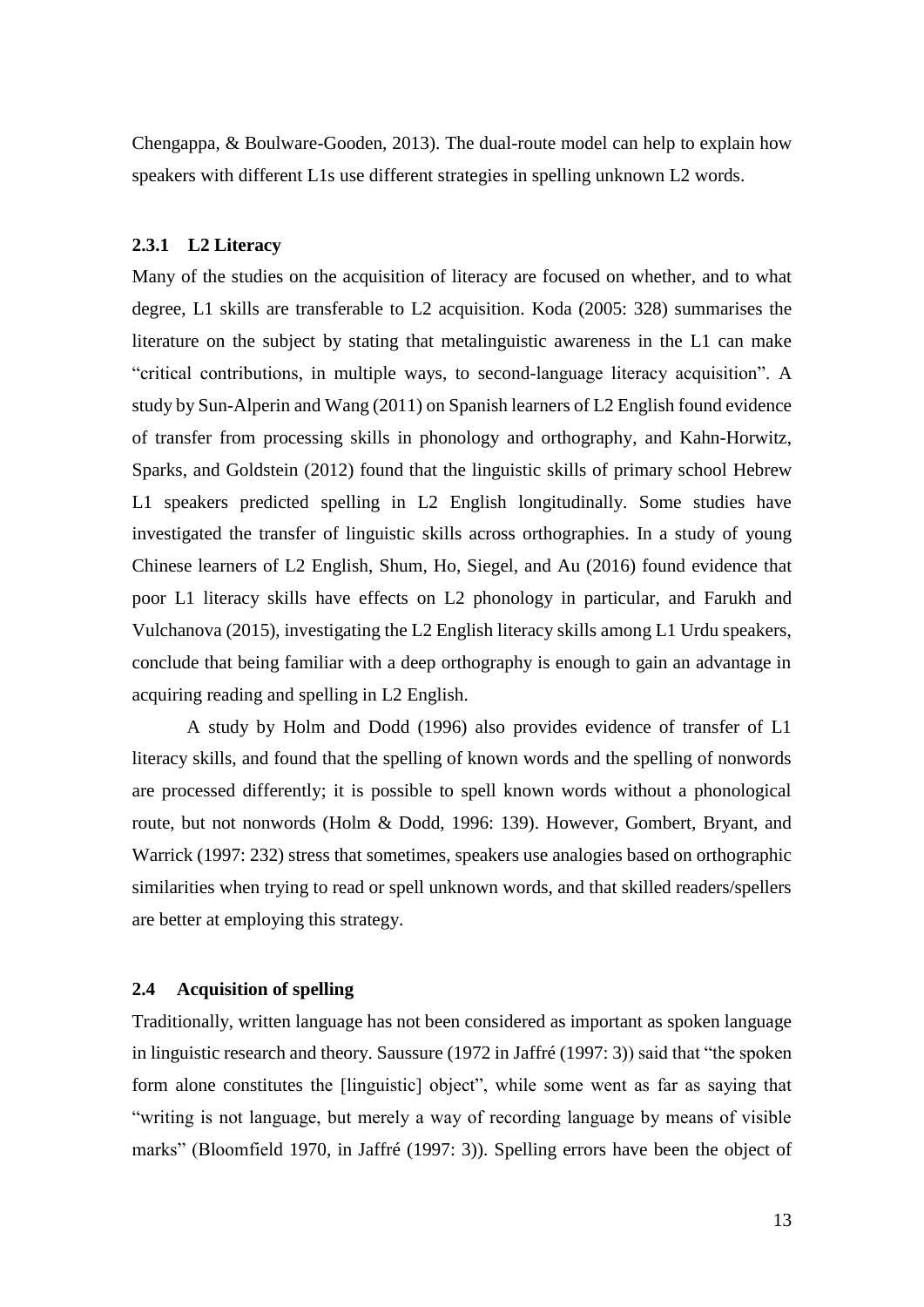Chengappa, & Boulware-Gooden, 2013). The dual-route model can help to explain how speakers with different L1s use different strategies in spelling unknown L2 words.

### 2.3.1 L2 Literacy

Many of the studies on the acquisition of literacy are focused on whether, and to what degree, L1 skills are transferable to L2 acquisition. Koda (2005: 328) summarises the literature on the subject by stating that metalinguistic awareness in the L1 can make "critical contributions, in multiple ways, to second-language literacy acquisition". A study by Sun-Alperin and Wang (2011) on Spanish learners of L2 English found evidence of transfer from processing skills in phonology and orthography, and Kahn-Horwitz, Sparks, and Goldstein (2012) found that the linguistic skills of primary school Hebrew L1 speakers predicted spelling in L2 English longitudinally. Some studies have investigated the transfer of linguistic skills across orthographies. In a study of young Chinese learners of L2 English, Shum, Ho, Siegel, and Au (2016) found evidence that poor L1 literacy skills have effects on L2 phonology in particular, and Farukh and Vulchanova (2015), investigating the L2 English literacy skills among L1 Urdu speakers, conclude that being familiar with a deep orthography is enough to gain an advantage in acquiring reading and spelling in L2 English.

A study by Holm and Dodd (1996) also provides evidence of transfer of L1 literacy skills, and found that the spelling of known words and the spelling of nonwords are processed differently; it is possible to spell known words without a phonological route, but not nonwords (Holm & Dodd, 1996: 139). However, Gombert, Bryant, and Warrick (1997: 232) stress that sometimes, speakers use analogies based on orthographic similarities when trying to read or spell unknown words, and that skilled readers/spellers are better at employing this strategy.

## 2.4 Acquisition of spelling

Traditionally, written language has not been considered as important as spoken language in linguistic research and theory. Saussure (1972 in Jaffré (1997: 3)) said that "the spoken form alone constitutes the [linguistic] object", while some went as far as saying that "writing is not language, but merely a way of recording language by means of visible marks" (Bloomfield 1970, in Jaffré (1997: 3)). Spelling errors have been the object of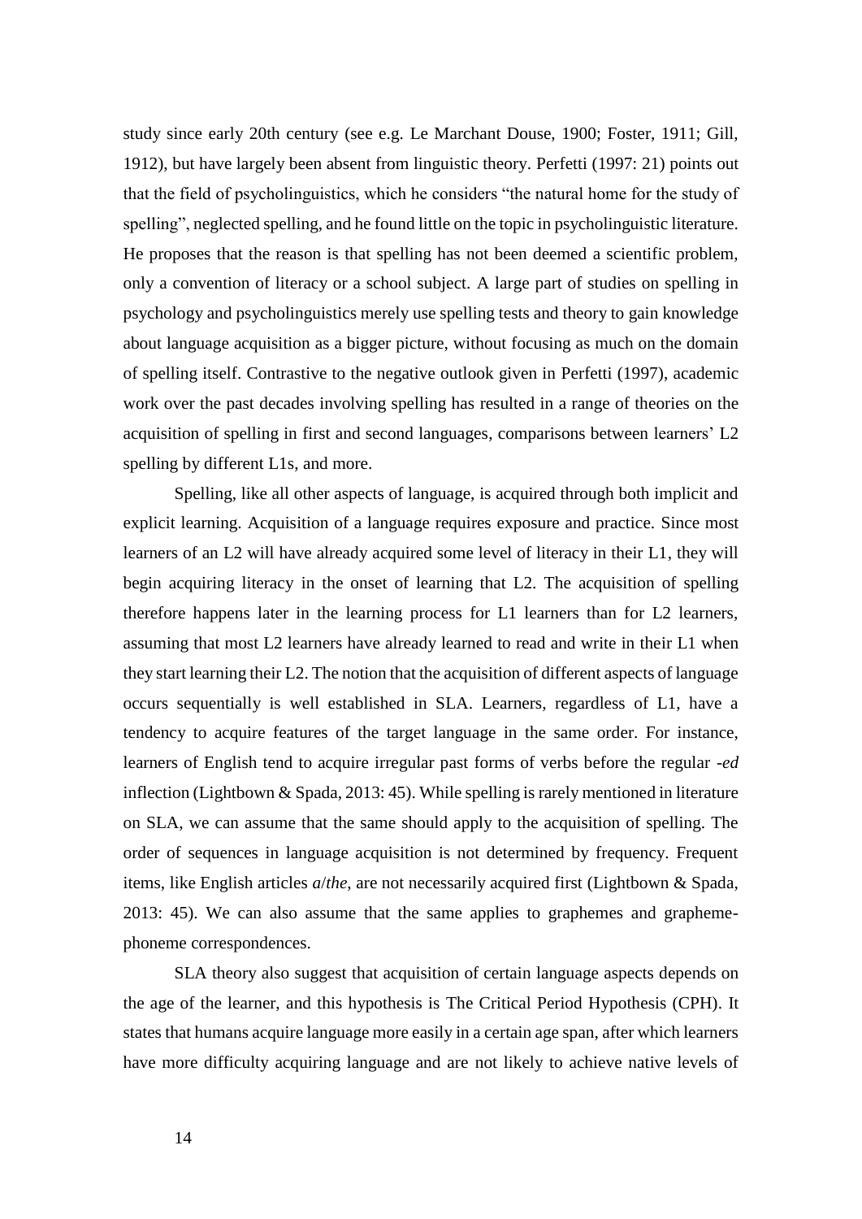study since early 20th century (see e.g. Le Marchant Douse, 1900; Foster, 1911; Gill, 1912), but have largely been absent from linguistic theory. Perfetti (1997: 21) points out that the field of psycholinguistics, which he considers "the natural home for the study of spelling", neglected spelling, and he found little on the topic in psycholinguistic literature. He proposes that the reason is that spelling has not been deemed a scientific problem, only a convention of literacy or a school subject. A large part of studies on spelling in psychology and psycholinguistics merely use spelling tests and theory to gain knowledge about language acquisition as a bigger picture, without focusing as much on the domain of spelling itself. Contrastive to the negative outlook given in Perfetti (1997), academic work over the past decades involving spelling has resulted in a range of theories on the acquisition of spelling in first and second languages, comparisons between learners' L2 spelling by different L1s, and more.

Spelling, like all other aspects of language, is acquired through both implicit and explicit learning. Acquisition of a language requires exposure and practice. Since most learners of an L2 will have already acquired some level of literacy in their L1, they will begin acquiring literacy in the onset of learning that L2. The acquisition of spelling therefore happens later in the learning process for L1 learners than for L2 learners, assuming that most L2 learners have already learned to read and write in their L1 when they start learning their L2. The notion that the acquisition of different aspects of language occurs sequentially is well established in SLA. Learners, regardless of L1, have a tendency to acquire features of the target language in the same order. For instance, learners of English tend to acquire irregular past forms of verbs before the regular *-ed* inflection (Lightbown & Spada, 2013: 45). While spelling is rarely mentioned in literature on SLA, we can assume that the same should apply to the acquisition of spelling. The order of sequences in language acquisition is not determined by frequency. Frequent items, like English articles *a*/*the*, are not necessarily acquired first (Lightbown & Spada, 2013: 45). We can also assume that the same applies to graphemes and grapheme-phoneme correspondences.

SLA theory also suggest that acquisition of certain language aspects depends on the age of the learner, and this hypothesis is The Critical Period Hypothesis (CPH). It states that humans acquire language more easily in a certain age span, after which learners have more difficulty acquiring language and are not likely to achieve native levels of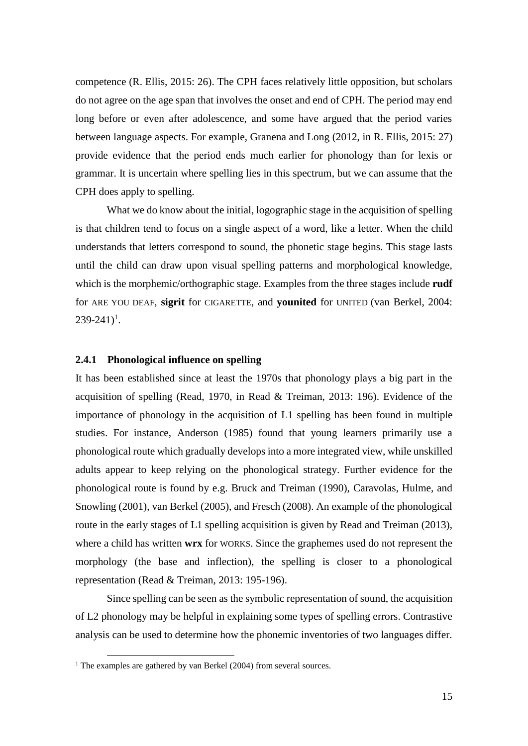competence (R. Ellis, 2015: 26). The CPH faces relatively little opposition, but scholars do not agree on the age span that involves the onset and end of CPH. The period may end long before or even after adolescence, and some have argued that the period varies between language aspects. For example, Granena and Long (2012, in R. Ellis, 2015: 27) provide evidence that the period ends much earlier for phonology than for lexis or grammar. It is uncertain where spelling lies in this spectrum, but we can assume that the CPH does apply to spelling.

What we do know about the initial, logographic stage in the acquisition of spelling is that children tend to focus on a single aspect of a word, like a letter. When the child understands that letters correspond to sound, the phonetic stage begins. This stage lasts until the child can draw upon visual spelling patterns and morphological knowledge, which is the morphemic/orthographic stage. Examples from the three stages include **rudf** for ARE YOU DEAF, **sigrit** for CIGARETTE, and **younited** for UNITED (van Berkel, 2004: 239-241)[1].

### 2.4.1 Phonological influence on spelling

It has been established since at least the 1970s that phonology plays a big part in the acquisition of spelling (Read, 1970, in Read & Treiman, 2013: 196). Evidence of the importance of phonology in the acquisition of L1 spelling has been found in multiple studies. For instance, Anderson (1985) found that young learners primarily use a phonological route which gradually develops into a more integrated view, while unskilled adults appear to keep relying on the phonological strategy. Further evidence for the phonological route is found by e.g. Bruck and Treiman (1990), Caravolas, Hulme, and Snowling (2001), van Berkel (2005), and Fresch (2008). An example of the phonological route in the early stages of L1 spelling acquisition is given by Read and Treiman (2013), where a child has written **wrx** for WORKS. Since the graphemes used do not represent the morphology (the base and inflection), the spelling is closer to a phonological representation (Read & Treiman, 2013: 195-196).

Since spelling can be seen as the symbolic representation of sound, the acquisition of L2 phonology may be helpful in explaining some types of spelling errors. Contrastive analysis can be used to determine how the phonemic inventories of two languages differ.

[1] The examples are gathered by van Berkel (2004) from several sources.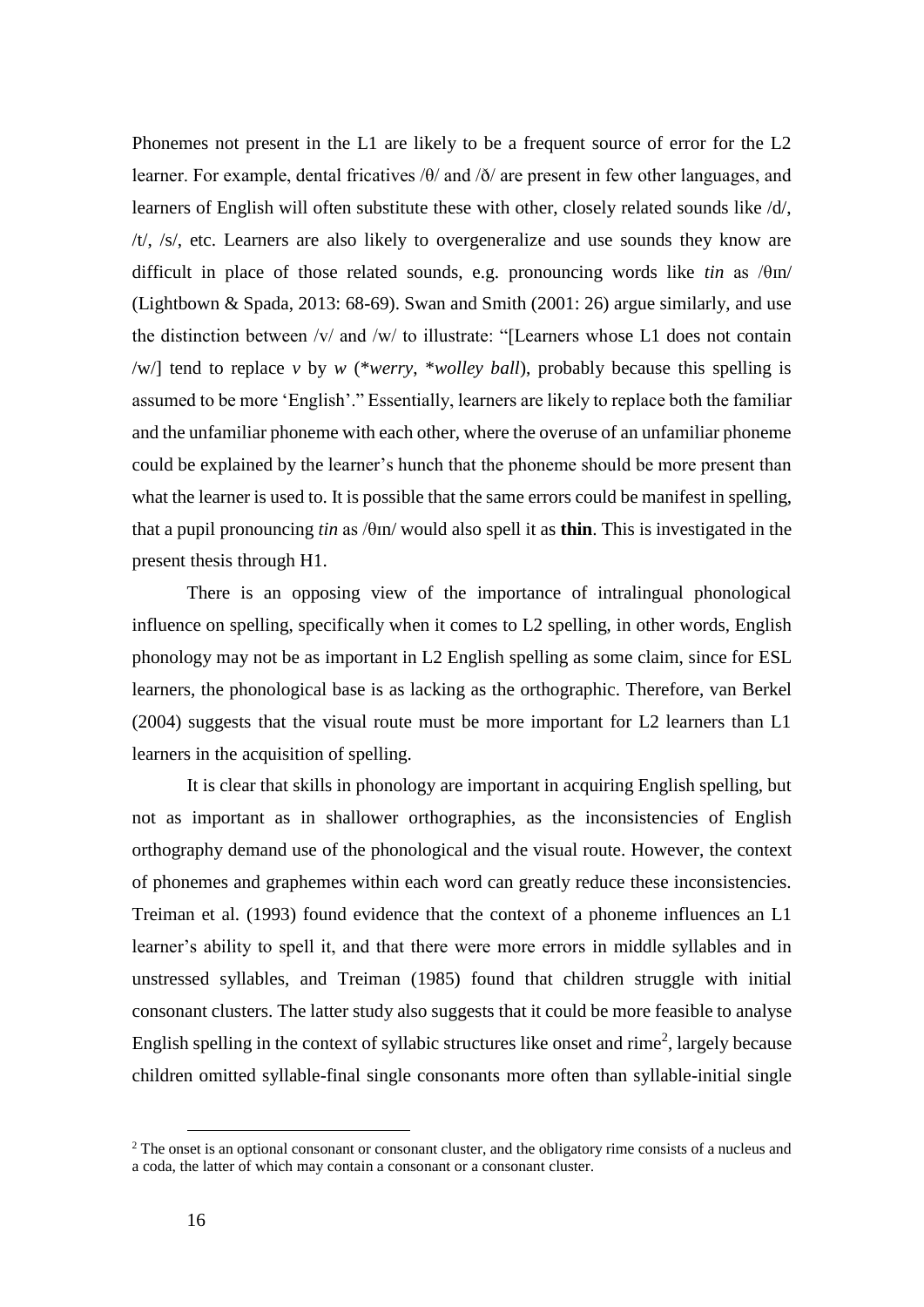Phonemes not present in the L1 are likely to be a frequent source of error for the L2 learner. For example, dental fricatives /θ/ and /ð/ are present in few other languages, and learners of English will often substitute these with other, closely related sounds like /d/, /t/, /s/, etc. Learners are also likely to overgeneralize and use sounds they know are difficult in place of those related sounds, e.g. pronouncing words like *tin* as /θɪn/ (Lightbown & Spada, 2013: 68-69). Swan and Smith (2001: 26) argue similarly, and use the distinction between /v/ and /w/ to illustrate: "[Learners whose L1 does not contain /w/] tend to replace *v* by *w* (\**werry*, \**wolley ball*), probably because this spelling is assumed to be more 'English'." Essentially, learners are likely to replace both the familiar and the unfamiliar phoneme with each other, where the overuse of an unfamiliar phoneme could be explained by the learner's hunch that the phoneme should be more present than what the learner is used to. It is possible that the same errors could be manifest in spelling, that a pupil pronouncing *tin* as /θɪn/ would also spell it as **thin**. This is investigated in the present thesis through H1.

There is an opposing view of the importance of intralingual phonological influence on spelling, specifically when it comes to L2 spelling, in other words, English phonology may not be as important in L2 English spelling as some claim, since for ESL learners, the phonological base is as lacking as the orthographic. Therefore, van Berkel (2004) suggests that the visual route must be more important for L2 learners than L1 learners in the acquisition of spelling.

It is clear that skills in phonology are important in acquiring English spelling, but not as important as in shallower orthographies, as the inconsistencies of English orthography demand use of the phonological and the visual route. However, the context of phonemes and graphemes within each word can greatly reduce these inconsistencies. Treiman et al. (1993) found evidence that the context of a phoneme influences an L1 learner's ability to spell it, and that there were more errors in middle syllables and in unstressed syllables, and Treiman (1985) found that children struggle with initial consonant clusters. The latter study also suggests that it could be more feasible to analyse English spelling in the context of syllabic structures like onset and rime[2], largely because children omitted syllable-final single consonants more often than syllable-initial single

[2] The onset is an optional consonant or consonant cluster, and the obligatory rime consists of a nucleus and a coda, the latter of which may contain a consonant or a consonant cluster.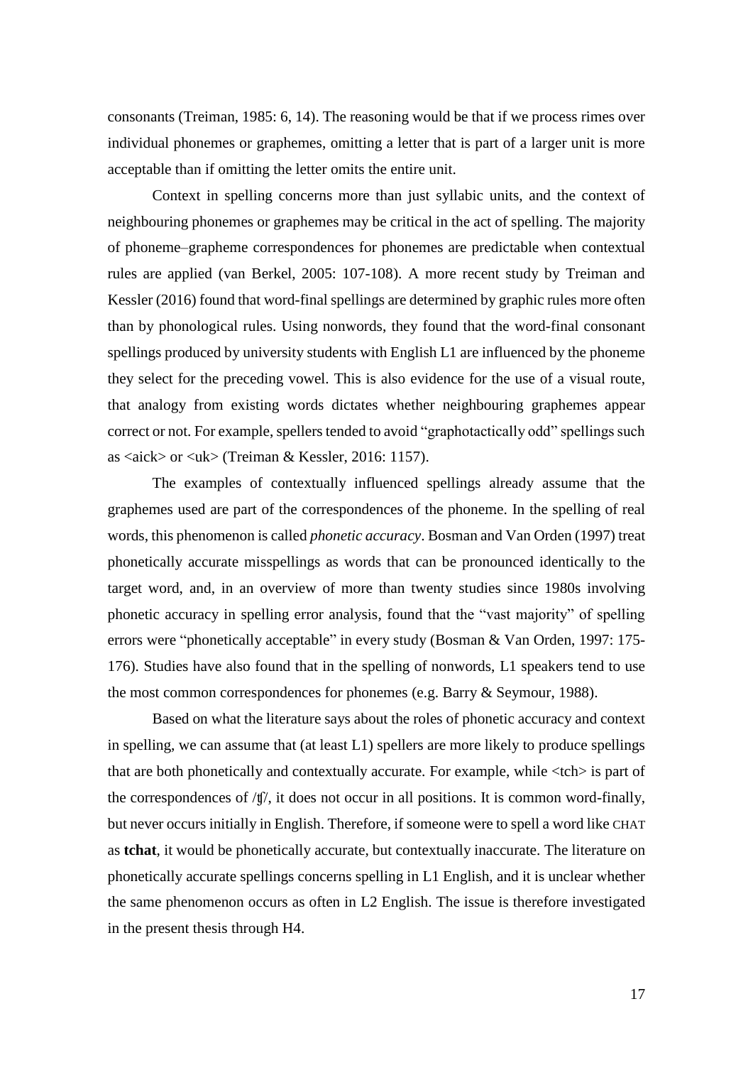consonants (Treiman, 1985: 6, 14). The reasoning would be that if we process rimes over individual phonemes or graphemes, omitting a letter that is part of a larger unit is more acceptable than if omitting the letter omits the entire unit.

Context in spelling concerns more than just syllabic units, and the context of neighbouring phonemes or graphemes may be critical in the act of spelling. The majority of phoneme–grapheme correspondences for phonemes are predictable when contextual rules are applied (van Berkel, 2005: 107-108). A more recent study by Treiman and Kessler (2016) found that word-final spellings are determined by graphic rules more often than by phonological rules. Using nonwords, they found that the word-final consonant spellings produced by university students with English L1 are influenced by the phoneme they select for the preceding vowel. This is also evidence for the use of a visual route, that analogy from existing words dictates whether neighbouring graphemes appear correct or not. For example, spellers tended to avoid "graphotactically odd" spellings such as <aick> or <uk> (Treiman & Kessler, 2016: 1157).

The examples of contextually influenced spellings already assume that the graphemes used are part of the correspondences of the phoneme. In the spelling of real words, this phenomenon is called *phonetic accuracy*. Bosman and Van Orden (1997) treat phonetically accurate misspellings as words that can be pronounced identically to the target word, and, in an overview of more than twenty studies since 1980s involving phonetic accuracy in spelling error analysis, found that the "vast majority" of spelling errors were "phonetically acceptable" in every study (Bosman & Van Orden, 1997: 175-176). Studies have also found that in the spelling of nonwords, L1 speakers tend to use the most common correspondences for phonemes (e.g. Barry & Seymour, 1988).

Based on what the literature says about the roles of phonetic accuracy and context in spelling, we can assume that (at least L1) spellers are more likely to produce spellings that are both phonetically and contextually accurate. For example, while <tch> is part of the correspondences of /ʧ/, it does not occur in all positions. It is common word-finally, but never occurs initially in English. Therefore, if someone were to spell a word like CHAT as **tchat**, it would be phonetically accurate, but contextually inaccurate. The literature on phonetically accurate spellings concerns spelling in L1 English, and it is unclear whether the same phenomenon occurs as often in L2 English. The issue is therefore investigated in the present thesis through H4.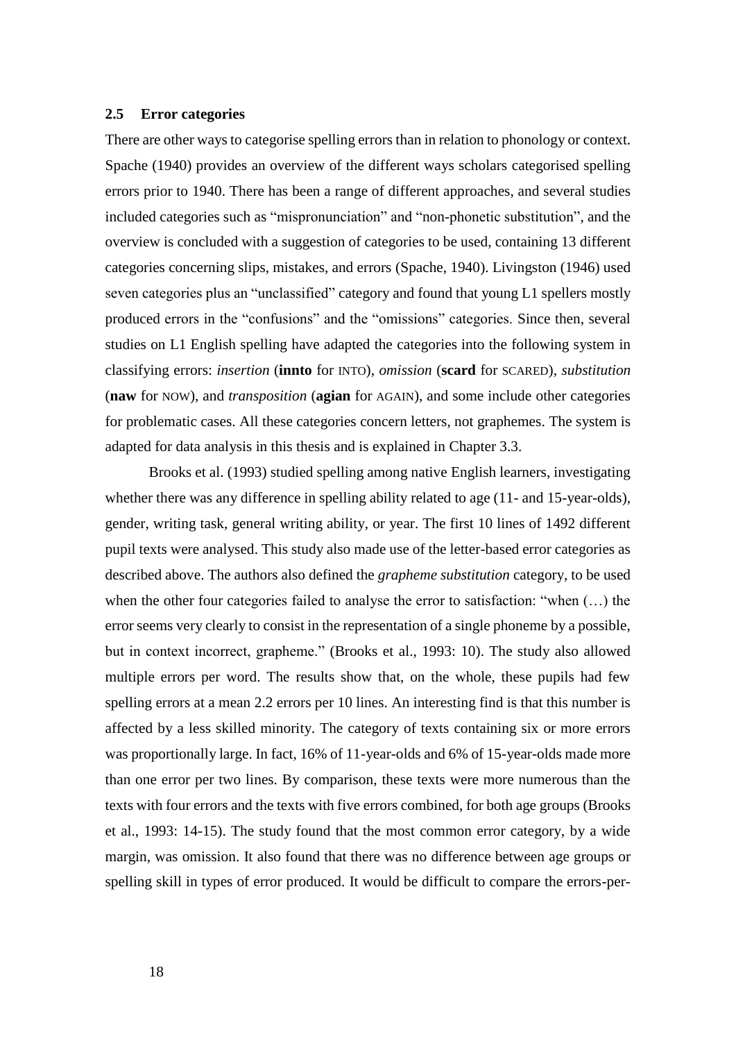### 2.5 Error categories

There are other ways to categorise spelling errors than in relation to phonology or context. Spache (1940) provides an overview of the different ways scholars categorised spelling errors prior to 1940. There has been a range of different approaches, and several studies included categories such as "mispronunciation" and "non-phonetic substitution", and the overview is concluded with a suggestion of categories to be used, containing 13 different categories concerning slips, mistakes, and errors (Spache, 1940). Livingston (1946) used seven categories plus an "unclassified" category and found that young L1 spellers mostly produced errors in the "confusions" and the "omissions" categories. Since then, several studies on L1 English spelling have adapted the categories into the following system in classifying errors: *insertion* (**innto** for INTO), *omission* (**scard** for SCARED), *substitution* (**naw** for NOW), and *transposition* (**agian** for AGAIN), and some include other categories for problematic cases. All these categories concern letters, not graphemes. The system is adapted for data analysis in this thesis and is explained in Chapter 3.3.

Brooks et al. (1993) studied spelling among native English learners, investigating whether there was any difference in spelling ability related to age (11- and 15-year-olds), gender, writing task, general writing ability, or year. The first 10 lines of 1492 different pupil texts were analysed. This study also made use of the letter-based error categories as described above. The authors also defined the *grapheme substitution* category, to be used when the other four categories failed to analyse the error to satisfaction: "when (…) the error seems very clearly to consist in the representation of a single phoneme by a possible, but in context incorrect, grapheme." (Brooks et al., 1993: 10). The study also allowed multiple errors per word. The results show that, on the whole, these pupils had few spelling errors at a mean 2.2 errors per 10 lines. An interesting find is that this number is affected by a less skilled minority. The category of texts containing six or more errors was proportionally large. In fact, 16% of 11-year-olds and 6% of 15-year-olds made more than one error per two lines. By comparison, these texts were more numerous than the texts with four errors and the texts with five errors combined, for both age groups (Brooks et al., 1993: 14-15). The study found that the most common error category, by a wide margin, was omission. It also found that there was no difference between age groups or spelling skill in types of error produced. It would be difficult to compare the errors-per-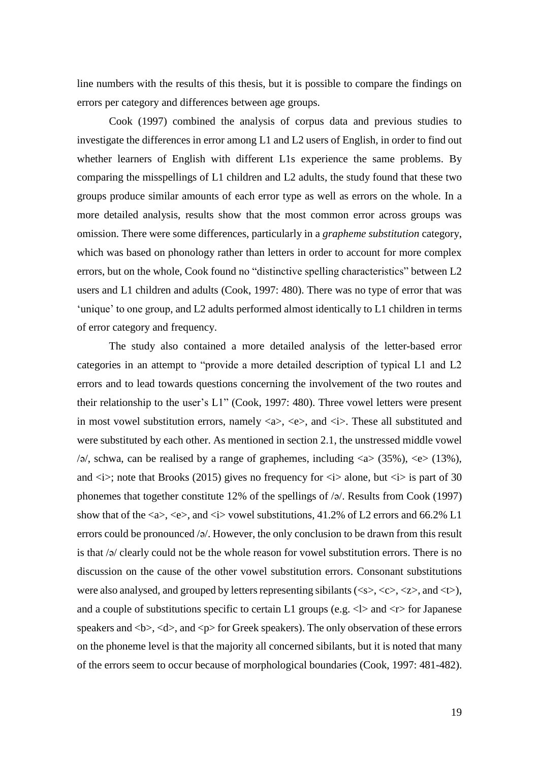line numbers with the results of this thesis, but it is possible to compare the findings on errors per category and differences between age groups.

Cook (1997) combined the analysis of corpus data and previous studies to investigate the differences in error among L1 and L2 users of English, in order to find out whether learners of English with different L1s experience the same problems. By comparing the misspellings of L1 children and L2 adults, the study found that these two groups produce similar amounts of each error type as well as errors on the whole. In a more detailed analysis, results show that the most common error across groups was omission. There were some differences, particularly in a *grapheme substitution* category, which was based on phonology rather than letters in order to account for more complex errors, but on the whole, Cook found no "distinctive spelling characteristics" between L2 users and L1 children and adults (Cook, 1997: 480). There was no type of error that was 'unique' to one group, and L2 adults performed almost identically to L1 children in terms of error category and frequency.

The study also contained a more detailed analysis of the letter-based error categories in an attempt to "provide a more detailed description of typical L1 and L2 errors and to lead towards questions concerning the involvement of the two routes and their relationship to the user's L1" (Cook, 1997: 480). Three vowel letters were present in most vowel substitution errors, namely <a>, <e>, and <i>. These all substituted and were substituted by each other. As mentioned in section 2.1, the unstressed middle vowel /ə/, schwa, can be realised by a range of graphemes, including <a> (35%), <e> (13%), and <i>; note that Brooks (2015) gives no frequency for <i> alone, but <i> is part of 30 phonemes that together constitute 12% of the spellings of /ə/. Results from Cook (1997) show that of the <a>, <e>, and <i> vowel substitutions, 41.2% of L2 errors and 66.2% L1 errors could be pronounced /ə/. However, the only conclusion to be drawn from this result is that /ə/ clearly could not be the whole reason for vowel substitution errors. There is no discussion on the cause of the other vowel substitution errors. Consonant substitutions were also analysed, and grouped by letters representing sibilants (<s>, <c>, <z>, and <t>), and a couple of substitutions specific to certain L1 groups (e.g. <l> and <r> for Japanese speakers and <b>, <d>, and <p> for Greek speakers). The only observation of these errors on the phoneme level is that the majority all concerned sibilants, but it is noted that many of the errors seem to occur because of morphological boundaries (Cook, 1997: 481-482).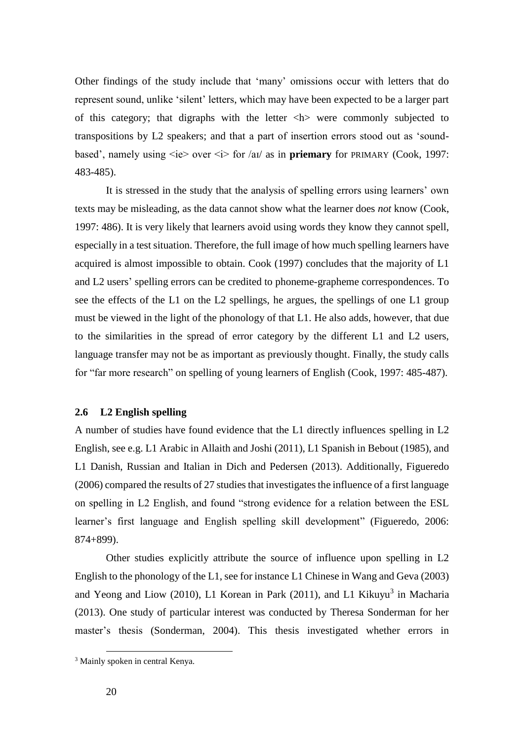Other findings of the study include that 'many' omissions occur with letters that do represent sound, unlike 'silent' letters, which may have been expected to be a larger part of this category; that digraphs with the letter <h> were commonly subjected to transpositions by L2 speakers; and that a part of insertion errors stood out as 'sound-based', namely using <ie> over <i> for /aɪ/ as in **priemary** for PRIMARY (Cook, 1997: 483-485).

It is stressed in the study that the analysis of spelling errors using learners' own texts may be misleading, as the data cannot show what the learner does *not* know (Cook, 1997: 486). It is very likely that learners avoid using words they know they cannot spell, especially in a test situation. Therefore, the full image of how much spelling learners have acquired is almost impossible to obtain. Cook (1997) concludes that the majority of L1 and L2 users' spelling errors can be credited to phoneme-grapheme correspondences. To see the effects of the L1 on the L2 spellings, he argues, the spellings of one L1 group must be viewed in the light of the phonology of that L1. He also adds, however, that due to the similarities in the spread of error category by the different L1 and L2 users, language transfer may not be as important as previously thought. Finally, the study calls for "far more research" on spelling of young learners of English (Cook, 1997: 485-487).

### 2.6 L2 English spelling

A number of studies have found evidence that the L1 directly influences spelling in L2 English, see e.g. L1 Arabic in Allaith and Joshi (2011), L1 Spanish in Bebout (1985), and L1 Danish, Russian and Italian in Dich and Pedersen (2013). Additionally, Figueredo (2006) compared the results of 27 studies that investigates the influence of a first language on spelling in L2 English, and found "strong evidence for a relation between the ESL learner's first language and English spelling skill development" (Figueredo, 2006: 874+899).

Other studies explicitly attribute the source of influence upon spelling in L2 English to the phonology of the L1, see for instance L1 Chinese in Wang and Geva (2003) and Yeong and Liow (2010), L1 Korean in Park (2011), and L1 Kikuyu[3] in Macharia (2013). One study of particular interest was conducted by Theresa Sonderman for her master's thesis (Sonderman, 2004). This thesis investigated whether errors in

[3] Mainly spoken in central Kenya.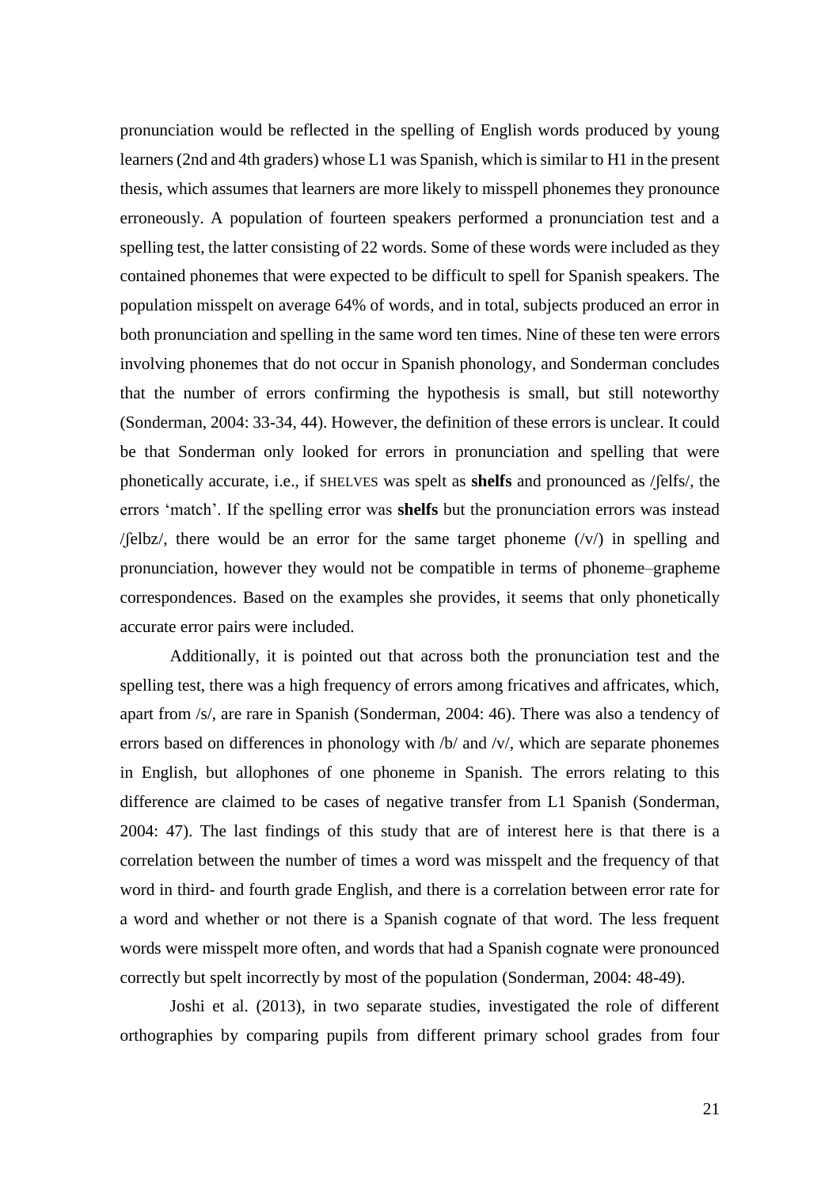pronunciation would be reflected in the spelling of English words produced by young learners (2nd and 4th graders) whose L1 was Spanish, which is similar to H1 in the present thesis, which assumes that learners are more likely to misspell phonemes they pronounce erroneously. A population of fourteen speakers performed a pronunciation test and a spelling test, the latter consisting of 22 words. Some of these words were included as they contained phonemes that were expected to be difficult to spell for Spanish speakers. The population misspelt on average 64% of words, and in total, subjects produced an error in both pronunciation and spelling in the same word ten times. Nine of these ten were errors involving phonemes that do not occur in Spanish phonology, and Sonderman concludes that the number of errors confirming the hypothesis is small, but still noteworthy (Sonderman, 2004: 33-34, 44). However, the definition of these errors is unclear. It could be that Sonderman only looked for errors in pronunciation and spelling that were phonetically accurate, i.e., if SHELVES was spelt as **shelfs** and pronounced as /ʃelfs/, the errors 'match'. If the spelling error was **shelfs** but the pronunciation errors was instead /ʃelbz/, there would be an error for the same target phoneme (/v/) in spelling and pronunciation, however they would not be compatible in terms of phoneme–grapheme correspondences. Based on the examples she provides, it seems that only phonetically accurate error pairs were included.

Additionally, it is pointed out that across both the pronunciation test and the spelling test, there was a high frequency of errors among fricatives and affricates, which, apart from /s/, are rare in Spanish (Sonderman, 2004: 46). There was also a tendency of errors based on differences in phonology with /b/ and /v/, which are separate phonemes in English, but allophones of one phoneme in Spanish. The errors relating to this difference are claimed to be cases of negative transfer from L1 Spanish (Sonderman, 2004: 47). The last findings of this study that are of interest here is that there is a correlation between the number of times a word was misspelt and the frequency of that word in third- and fourth grade English, and there is a correlation between error rate for a word and whether or not there is a Spanish cognate of that word. The less frequent words were misspelt more often, and words that had a Spanish cognate were pronounced correctly but spelt incorrectly by most of the population (Sonderman, 2004: 48-49).

Joshi et al. (2013), in two separate studies, investigated the role of different orthographies by comparing pupils from different primary school grades from four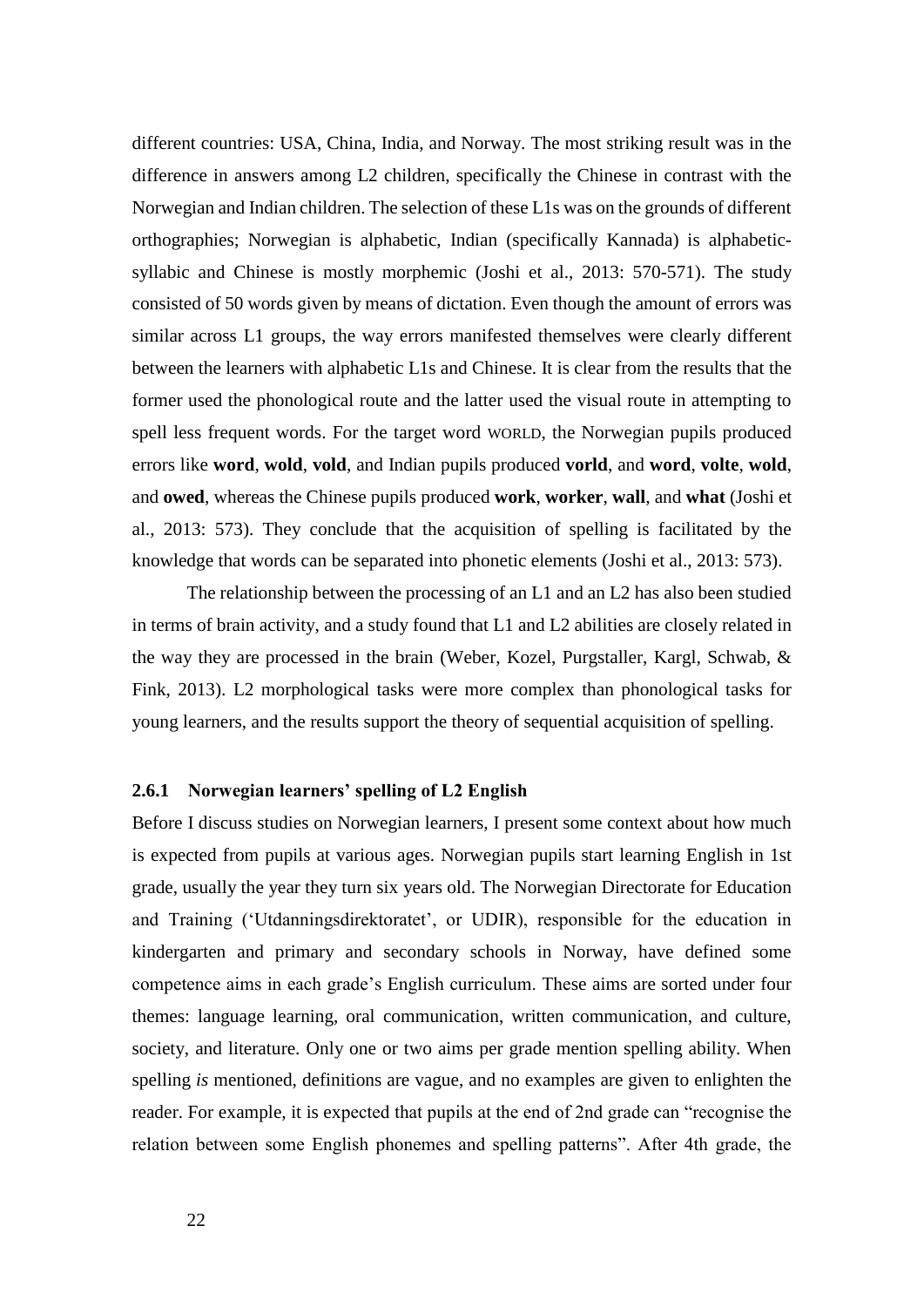different countries: USA, China, India, and Norway. The most striking result was in the difference in answers among L2 children, specifically the Chinese in contrast with the Norwegian and Indian children. The selection of these L1s was on the grounds of different orthographies; Norwegian is alphabetic, Indian (specifically Kannada) is alphabetic-syllabic and Chinese is mostly morphemic (Joshi et al., 2013: 570-571). The study consisted of 50 words given by means of dictation. Even though the amount of errors was similar across L1 groups, the way errors manifested themselves were clearly different between the learners with alphabetic L1s and Chinese. It is clear from the results that the former used the phonological route and the latter used the visual route in attempting to spell less frequent words. For the target word WORLD, the Norwegian pupils produced errors like **word**, **wold**, **vold**, and Indian pupils produced **vorld**, and **word**, **volte**, **wold**, and **owed**, whereas the Chinese pupils produced **work**, **worker**, **wall**, and **what** (Joshi et al., 2013: 573). They conclude that the acquisition of spelling is facilitated by the knowledge that words can be separated into phonetic elements (Joshi et al., 2013: 573).

The relationship between the processing of an L1 and an L2 has also been studied in terms of brain activity, and a study found that L1 and L2 abilities are closely related in the way they are processed in the brain (Weber, Kozel, Purgstaller, Kargl, Schwab, & Fink, 2013). L2 morphological tasks were more complex than phonological tasks for young learners, and the results support the theory of sequential acquisition of spelling.

### 2.6.1 Norwegian learners' spelling of L2 English

Before I discuss studies on Norwegian learners, I present some context about how much is expected from pupils at various ages. Norwegian pupils start learning English in 1st grade, usually the year they turn six years old. The Norwegian Directorate for Education and Training ('Utdanningsdirektoratet', or UDIR), responsible for the education in kindergarten and primary and secondary schools in Norway, have defined some competence aims in each grade's English curriculum. These aims are sorted under four themes: language learning, oral communication, written communication, and culture, society, and literature. Only one or two aims per grade mention spelling ability. When spelling *is* mentioned, definitions are vague, and no examples are given to enlighten the reader. For example, it is expected that pupils at the end of 2nd grade can "recognise the relation between some English phonemes and spelling patterns". After 4th grade, the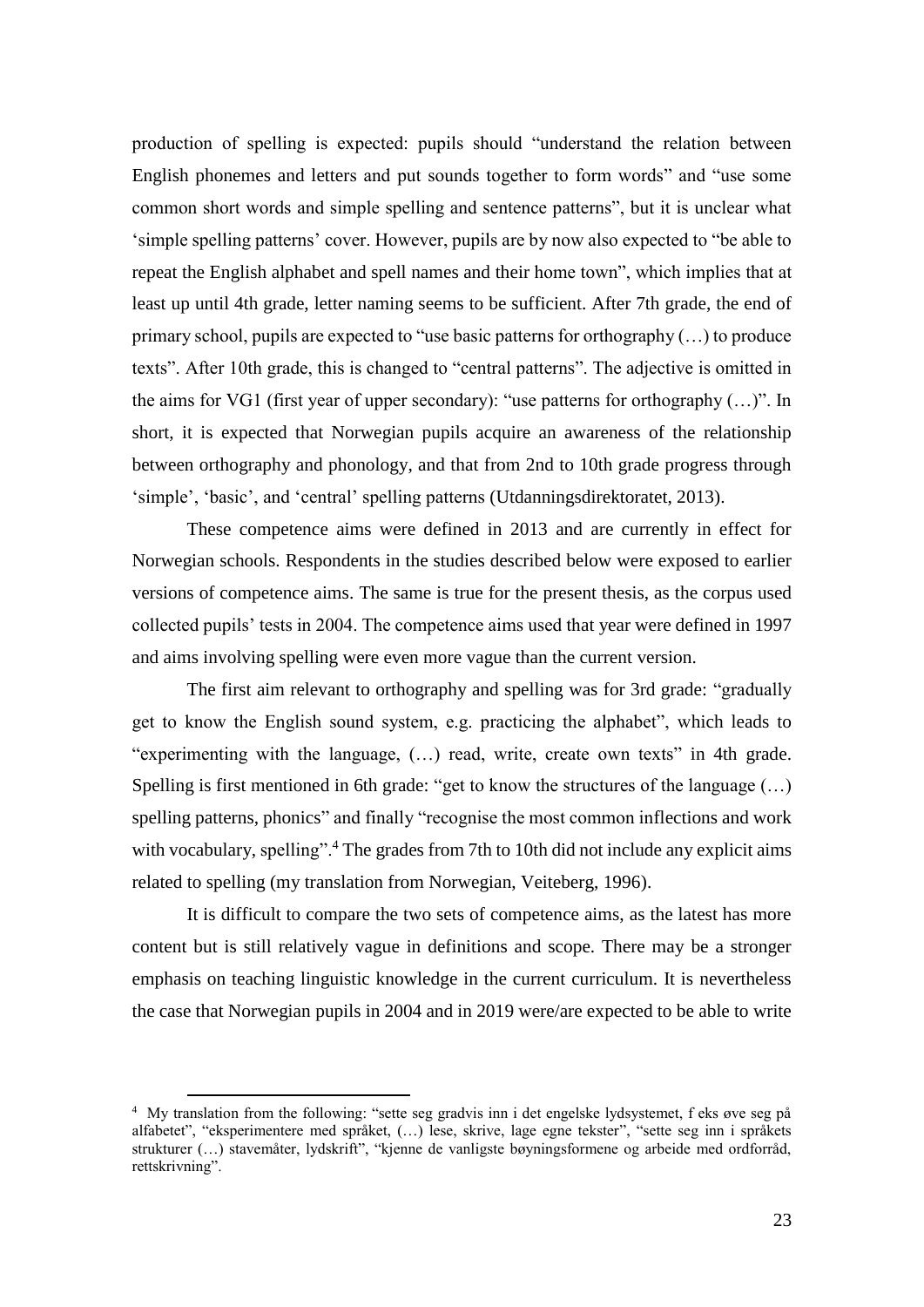production of spelling is expected: pupils should "understand the relation between English phonemes and letters and put sounds together to form words" and "use some common short words and simple spelling and sentence patterns", but it is unclear what 'simple spelling patterns' cover. However, pupils are by now also expected to "be able to repeat the English alphabet and spell names and their home town", which implies that at least up until 4th grade, letter naming seems to be sufficient. After 7th grade, the end of primary school, pupils are expected to "use basic patterns for orthography (…) to produce texts". After 10th grade, this is changed to "central patterns". The adjective is omitted in the aims for VG1 (first year of upper secondary): "use patterns for orthography (…)". In short, it is expected that Norwegian pupils acquire an awareness of the relationship between orthography and phonology, and that from 2nd to 10th grade progress through 'simple', 'basic', and 'central' spelling patterns (Utdanningsdirektoratet, 2013).

These competence aims were defined in 2013 and are currently in effect for Norwegian schools. Respondents in the studies described below were exposed to earlier versions of competence aims. The same is true for the present thesis, as the corpus used collected pupils' tests in 2004. The competence aims used that year were defined in 1997 and aims involving spelling were even more vague than the current version.

The first aim relevant to orthography and spelling was for 3rd grade: "gradually get to know the English sound system, e.g. practicing the alphabet", which leads to "experimenting with the language, (…) read, write, create own texts" in 4th grade. Spelling is first mentioned in 6th grade: "get to know the structures of the language (…) spelling patterns, phonics" and finally "recognise the most common inflections and work with vocabulary, spelling".[4] The grades from 7th to 10th did not include any explicit aims related to spelling (my translation from Norwegian, Veiteberg, 1996).

It is difficult to compare the two sets of competence aims, as the latest has more content but is still relatively vague in definitions and scope. There may be a stronger emphasis on teaching linguistic knowledge in the current curriculum. It is nevertheless the case that Norwegian pupils in 2004 and in 2019 were/are expected to be able to write

---

[4] My translation from the following: "sette seg gradvis inn i det engelske lydsystemet, f eks øve seg på alfabetet", "eksperimentere med språket, (…) lese, skrive, lage egne tekster", "sette seg inn i språkets strukturer (…) stavemåter, lydskrift", "kjenne de vanligste bøyningsformene og arbeide med ordforråd, rettskrivning".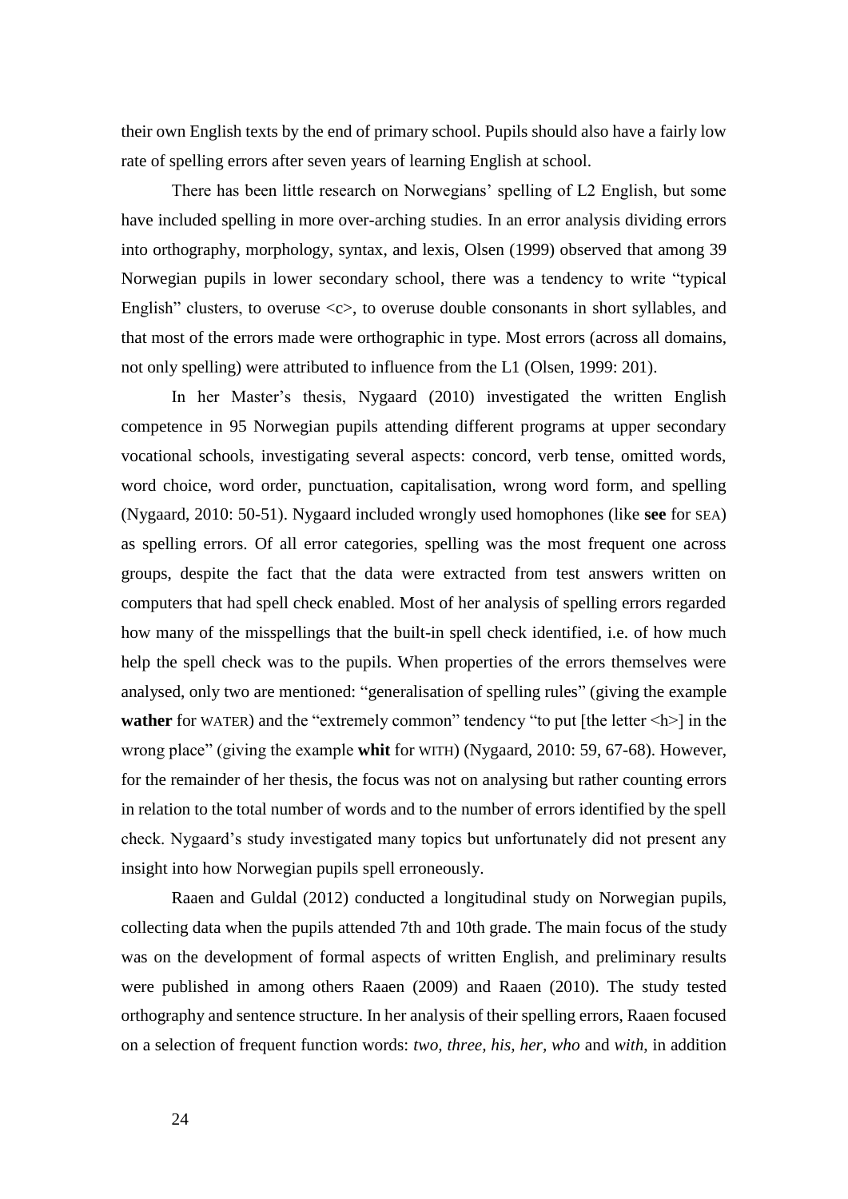their own English texts by the end of primary school. Pupils should also have a fairly low rate of spelling errors after seven years of learning English at school.

There has been little research on Norwegians' spelling of L2 English, but some have included spelling in more over-arching studies. In an error analysis dividing errors into orthography, morphology, syntax, and lexis, Olsen (1999) observed that among 39 Norwegian pupils in lower secondary school, there was a tendency to write "typical English" clusters, to overuse <c>, to overuse double consonants in short syllables, and that most of the errors made were orthographic in type. Most errors (across all domains, not only spelling) were attributed to influence from the L1 (Olsen, 1999: 201).

In her Master's thesis, Nygaard (2010) investigated the written English competence in 95 Norwegian pupils attending different programs at upper secondary vocational schools, investigating several aspects: concord, verb tense, omitted words, word choice, word order, punctuation, capitalisation, wrong word form, and spelling (Nygaard, 2010: 50-51). Nygaard included wrongly used homophones (like **see** for SEA) as spelling errors. Of all error categories, spelling was the most frequent one across groups, despite the fact that the data were extracted from test answers written on computers that had spell check enabled. Most of her analysis of spelling errors regarded how many of the misspellings that the built-in spell check identified, i.e. of how much help the spell check was to the pupils. When properties of the errors themselves were analysed, only two are mentioned: "generalisation of spelling rules" (giving the example **wather** for WATER) and the "extremely common" tendency "to put [the letter <h>] in the wrong place" (giving the example **whit** for WITH) (Nygaard, 2010: 59, 67-68). However, for the remainder of her thesis, the focus was not on analysing but rather counting errors in relation to the total number of words and to the number of errors identified by the spell check. Nygaard's study investigated many topics but unfortunately did not present any insight into how Norwegian pupils spell erroneously.

Raaen and Guldal (2012) conducted a longitudinal study on Norwegian pupils, collecting data when the pupils attended 7th and 10th grade. The main focus of the study was on the development of formal aspects of written English, and preliminary results were published in among others Raaen (2009) and Raaen (2010). The study tested orthography and sentence structure. In her analysis of their spelling errors, Raaen focused on a selection of frequent function words: *two, three, his, her, who* and *with*, in addition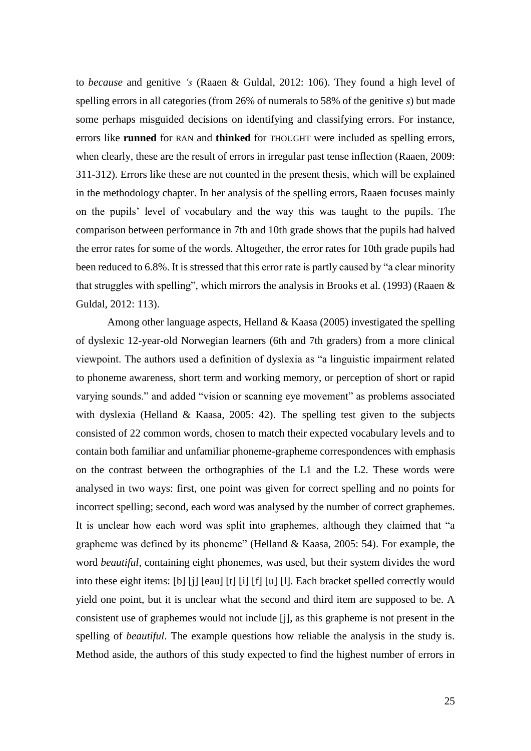to *because* and genitive *'s* (Raaen & Guldal, 2012: 106). They found a high level of spelling errors in all categories (from 26% of numerals to 58% of the genitive *s*) but made some perhaps misguided decisions on identifying and classifying errors. For instance, errors like **runned** for RAN and **thinked** for THOUGHT were included as spelling errors, when clearly, these are the result of errors in irregular past tense inflection (Raaen, 2009: 311-312). Errors like these are not counted in the present thesis, which will be explained in the methodology chapter. In her analysis of the spelling errors, Raaen focuses mainly on the pupils' level of vocabulary and the way this was taught to the pupils. The comparison between performance in 7th and 10th grade shows that the pupils had halved the error rates for some of the words. Altogether, the error rates for 10th grade pupils had been reduced to 6.8%. It is stressed that this error rate is partly caused by "a clear minority that struggles with spelling", which mirrors the analysis in Brooks et al. (1993) (Raaen & Guldal, 2012: 113).

Among other language aspects, Helland & Kaasa (2005) investigated the spelling of dyslexic 12-year-old Norwegian learners (6th and 7th graders) from a more clinical viewpoint. The authors used a definition of dyslexia as "a linguistic impairment related to phoneme awareness, short term and working memory, or perception of short or rapid varying sounds." and added "vision or scanning eye movement" as problems associated with dyslexia (Helland & Kaasa, 2005: 42). The spelling test given to the subjects consisted of 22 common words, chosen to match their expected vocabulary levels and to contain both familiar and unfamiliar phoneme-grapheme correspondences with emphasis on the contrast between the orthographies of the L1 and the L2. These words were analysed in two ways: first, one point was given for correct spelling and no points for incorrect spelling; second, each word was analysed by the number of correct graphemes. It is unclear how each word was split into graphemes, although they claimed that "a grapheme was defined by its phoneme" (Helland & Kaasa, 2005: 54). For example, the word *beautiful*, containing eight phonemes, was used, but their system divides the word into these eight items: [b] [j] [eau] [t] [i] [f] [u] [l]. Each bracket spelled correctly would yield one point, but it is unclear what the second and third item are supposed to be. A consistent use of graphemes would not include [j], as this grapheme is not present in the spelling of *beautiful*. The example questions how reliable the analysis in the study is. Method aside, the authors of this study expected to find the highest number of errors in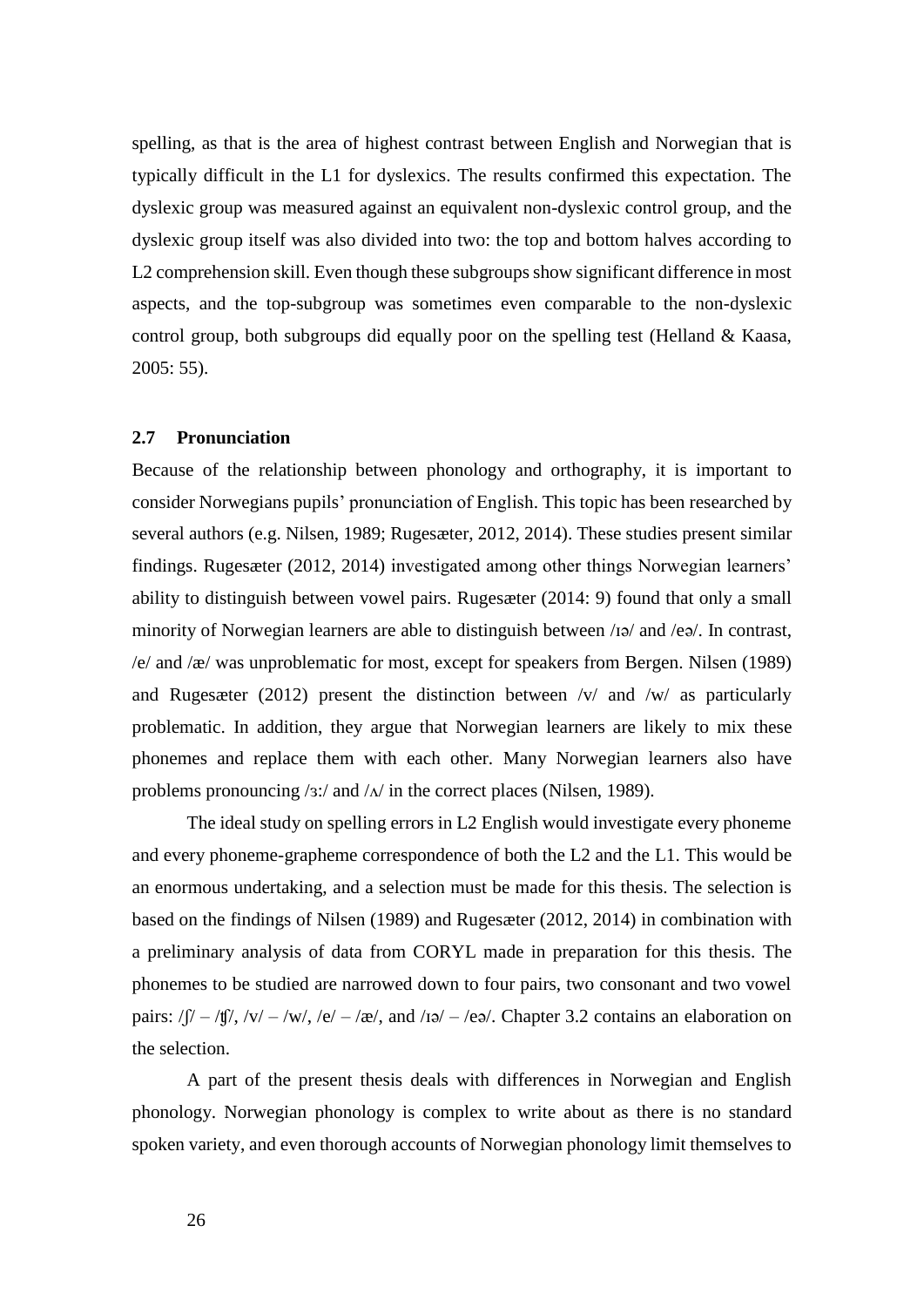spelling, as that is the area of highest contrast between English and Norwegian that is typically difficult in the L1 for dyslexics. The results confirmed this expectation. The dyslexic group was measured against an equivalent non-dyslexic control group, and the dyslexic group itself was also divided into two: the top and bottom halves according to L2 comprehension skill. Even though these subgroups show significant difference in most aspects, and the top-subgroup was sometimes even comparable to the non-dyslexic control group, both subgroups did equally poor on the spelling test (Helland & Kaasa, 2005: 55).

### 2.7 Pronunciation

Because of the relationship between phonology and orthography, it is important to consider Norwegians pupils' pronunciation of English. This topic has been researched by several authors (e.g. Nilsen, 1989; Rugesæter, 2012, 2014). These studies present similar findings. Rugesæter (2012, 2014) investigated among other things Norwegian learners' ability to distinguish between vowel pairs. Rugesæter (2014: 9) found that only a small minority of Norwegian learners are able to distinguish between /ɪə/ and /eə/. In contrast, /e/ and /æ/ was unproblematic for most, except for speakers from Bergen. Nilsen (1989) and Rugesæter (2012) present the distinction between /v/ and /w/ as particularly problematic. In addition, they argue that Norwegian learners are likely to mix these phonemes and replace them with each other. Many Norwegian learners also have problems pronouncing /ɜː/ and /ʌ/ in the correct places (Nilsen, 1989).

The ideal study on spelling errors in L2 English would investigate every phoneme and every phoneme-grapheme correspondence of both the L2 and the L1. This would be an enormous undertaking, and a selection must be made for this thesis. The selection is based on the findings of Nilsen (1989) and Rugesæter (2012, 2014) in combination with a preliminary analysis of data from CORYL made in preparation for this thesis. The phonemes to be studied are narrowed down to four pairs, two consonant and two vowel pairs: /ʃ/ – /ʧ/, /v/ – /w/, /e/ – /æ/, and /ɪə/ – /eə/. Chapter 3.2 contains an elaboration on the selection.

A part of the present thesis deals with differences in Norwegian and English phonology. Norwegian phonology is complex to write about as there is no standard spoken variety, and even thorough accounts of Norwegian phonology limit themselves to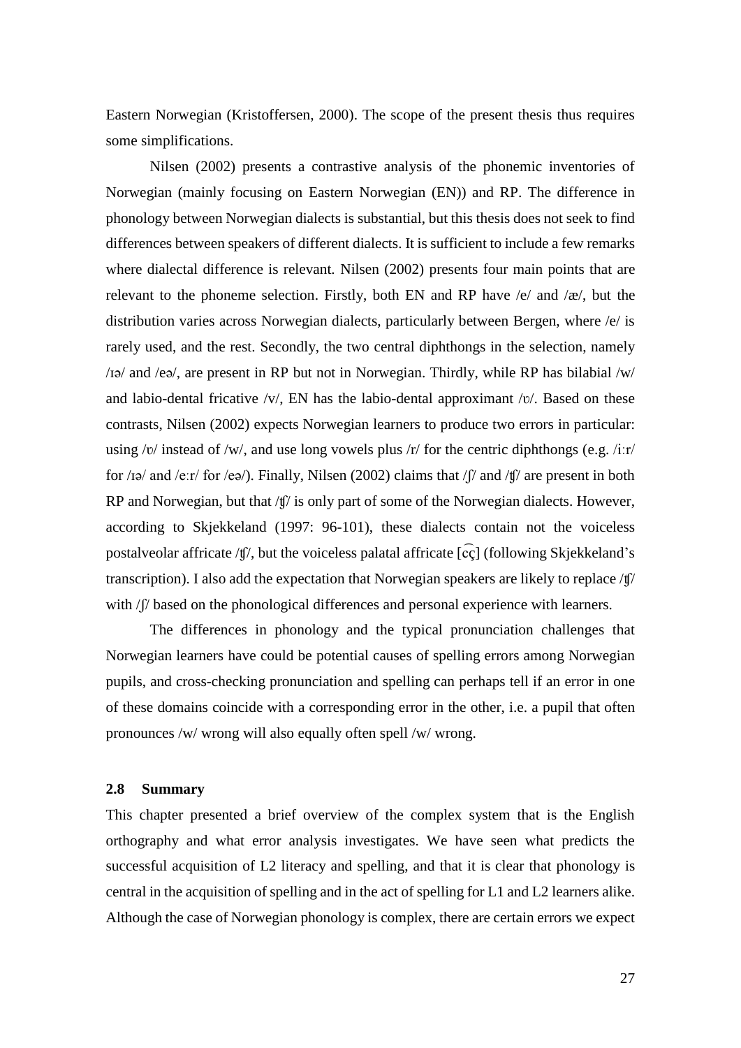Eastern Norwegian (Kristoffersen, 2000). The scope of the present thesis thus requires some simplifications.

Nilsen (2002) presents a contrastive analysis of the phonemic inventories of Norwegian (mainly focusing on Eastern Norwegian (EN)) and RP. The difference in phonology between Norwegian dialects is substantial, but this thesis does not seek to find differences between speakers of different dialects. It is sufficient to include a few remarks where dialectal difference is relevant. Nilsen (2002) presents four main points that are relevant to the phoneme selection. Firstly, both EN and RP have /e/ and /æ/, but the distribution varies across Norwegian dialects, particularly between Bergen, where /e/ is rarely used, and the rest. Secondly, the two central diphthongs in the selection, namely /ɪə/ and /eə/, are present in RP but not in Norwegian. Thirdly, while RP has bilabial /w/ and labio-dental fricative /v/, EN has the labio-dental approximant /ʋ/. Based on these contrasts, Nilsen (2002) expects Norwegian learners to produce two errors in particular: using /ʋ/ instead of /w/, and use long vowels plus /r/ for the centric diphthongs (e.g. /iːr/ for /ɪə/ and /eːr/ for /eə/). Finally, Nilsen (2002) claims that /ʃ/ and /ʧ/ are present in both RP and Norwegian, but that /ʧ/ is only part of some of the Norwegian dialects. However, according to Skjekkeland (1997: 96-101), these dialects contain not the voiceless postalveolar affricate /ʧ/, but the voiceless palatal affricate [c͡ç] (following Skjekkeland's transcription). I also add the expectation that Norwegian speakers are likely to replace /ʧ/ with /ʃ/ based on the phonological differences and personal experience with learners.

The differences in phonology and the typical pronunciation challenges that Norwegian learners have could be potential causes of spelling errors among Norwegian pupils, and cross-checking pronunciation and spelling can perhaps tell if an error in one of these domains coincide with a corresponding error in the other, i.e. a pupil that often pronounces /w/ wrong will also equally often spell /w/ wrong.

### 2.8 Summary

This chapter presented a brief overview of the complex system that is the English orthography and what error analysis investigates. We have seen what predicts the successful acquisition of L2 literacy and spelling, and that it is clear that phonology is central in the acquisition of spelling and in the act of spelling for L1 and L2 learners alike. Although the case of Norwegian phonology is complex, there are certain errors we expect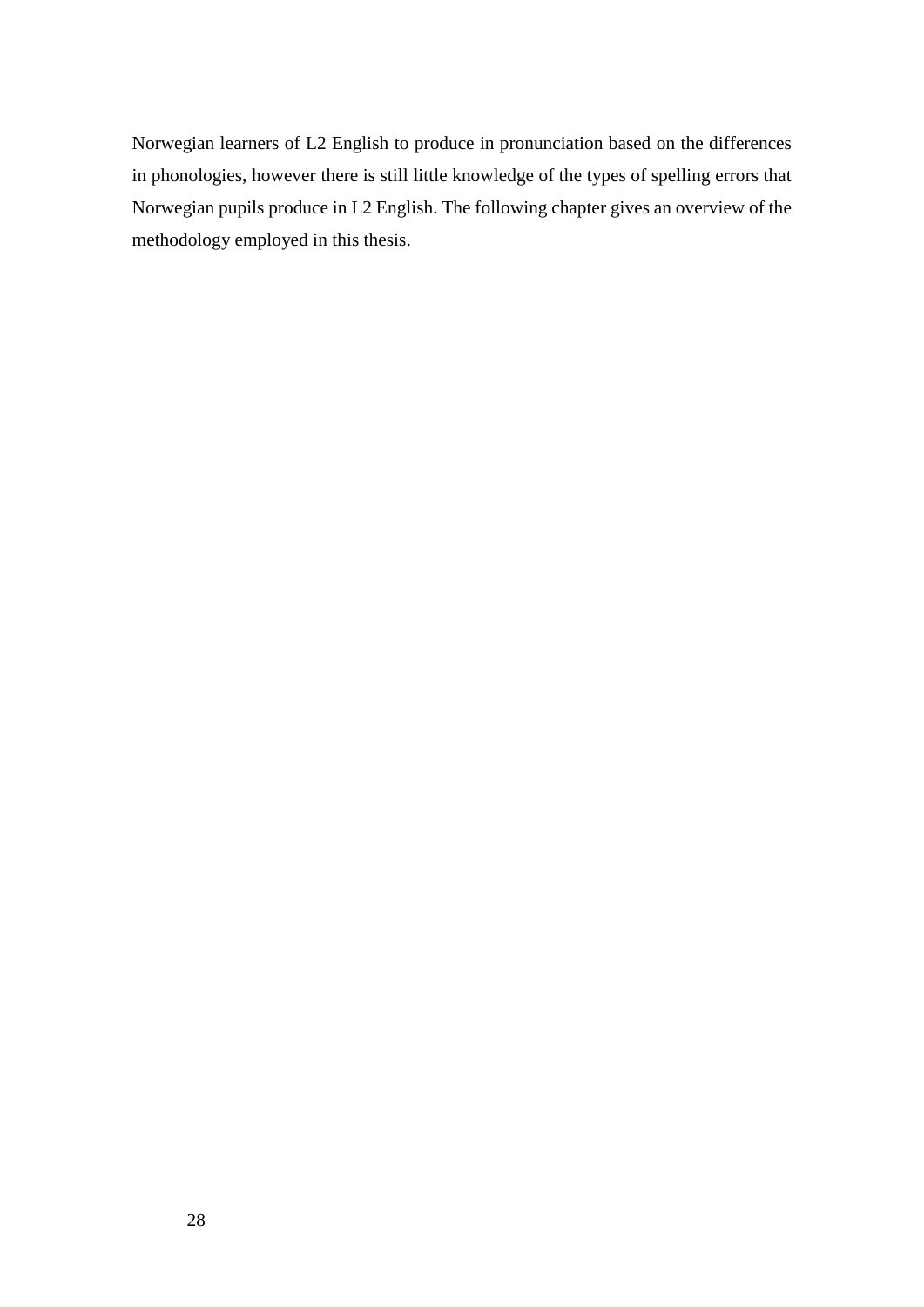Norwegian learners of L2 English to produce in pronunciation based on the differences in phonologies, however there is still little knowledge of the types of spelling errors that Norwegian pupils produce in L2 English. The following chapter gives an overview of the methodology employed in this thesis.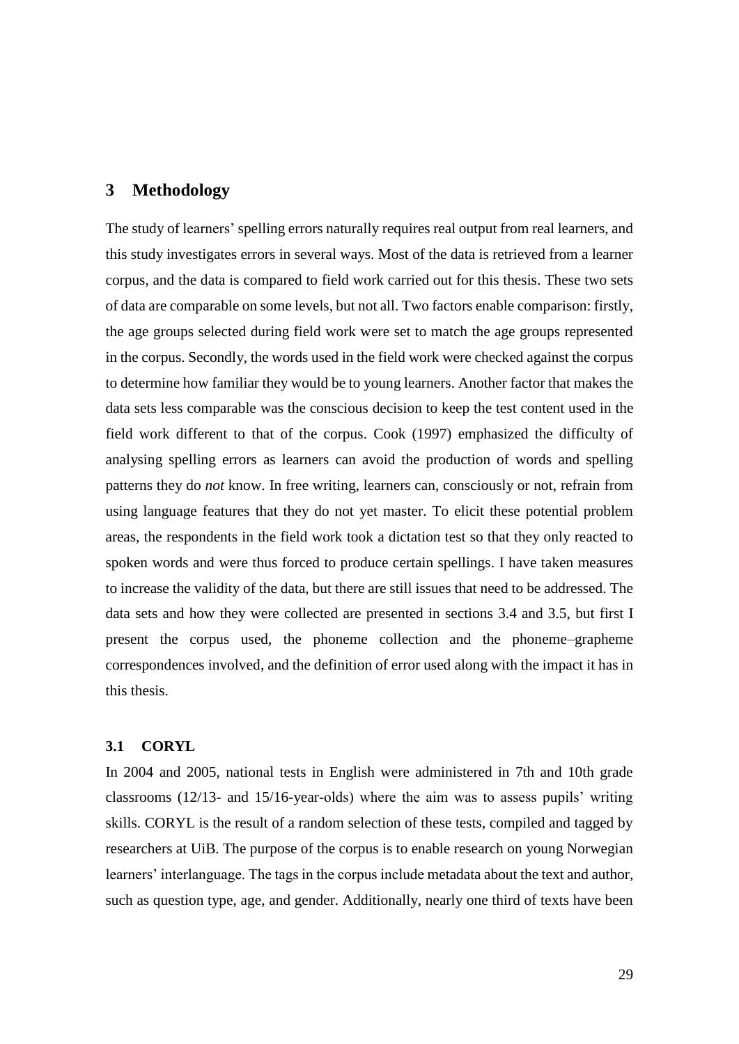# 3 Methodology

The study of learners' spelling errors naturally requires real output from real learners, and this study investigates errors in several ways. Most of the data is retrieved from a learner corpus, and the data is compared to field work carried out for this thesis. These two sets of data are comparable on some levels, but not all. Two factors enable comparison: firstly, the age groups selected during field work were set to match the age groups represented in the corpus. Secondly, the words used in the field work were checked against the corpus to determine how familiar they would be to young learners. Another factor that makes the data sets less comparable was the conscious decision to keep the test content used in the field work different to that of the corpus. Cook (1997) emphasized the difficulty of analysing spelling errors as learners can avoid the production of words and spelling patterns they do *not* know. In free writing, learners can, consciously or not, refrain from using language features that they do not yet master. To elicit these potential problem areas, the respondents in the field work took a dictation test so that they only reacted to spoken words and were thus forced to produce certain spellings. I have taken measures to increase the validity of the data, but there are still issues that need to be addressed. The data sets and how they were collected are presented in sections 3.4 and 3.5, but first I present the corpus used, the phoneme collection and the phoneme–grapheme correspondences involved, and the definition of error used along with the impact it has in this thesis.

## 3.1 CORYL

In 2004 and 2005, national tests in English were administered in 7th and 10th grade classrooms (12/13- and 15/16-year-olds) where the aim was to assess pupils' writing skills. CORYL is the result of a random selection of these tests, compiled and tagged by researchers at UiB. The purpose of the corpus is to enable research on young Norwegian learners' interlanguage. The tags in the corpus include metadata about the text and author, such as question type, age, and gender. Additionally, nearly one third of texts have been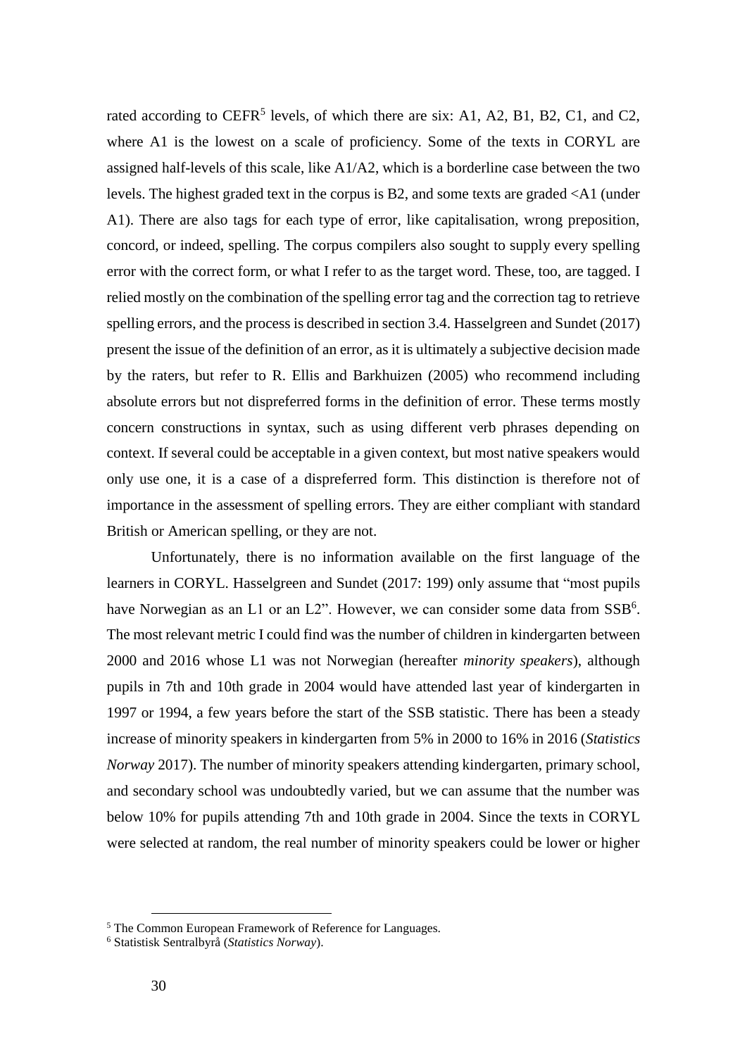rated according to CEFR[5] levels, of which there are six: A1, A2, B1, B2, C1, and C2, where A1 is the lowest on a scale of proficiency. Some of the texts in CORYL are assigned half-levels of this scale, like A1/A2, which is a borderline case between the two levels. The highest graded text in the corpus is B2, and some texts are graded <A1 (under A1). There are also tags for each type of error, like capitalisation, wrong preposition, concord, or indeed, spelling. The corpus compilers also sought to supply every spelling error with the correct form, or what I refer to as the target word. These, too, are tagged. I relied mostly on the combination of the spelling error tag and the correction tag to retrieve spelling errors, and the process is described in section 3.4. Hasselgreen and Sundet (2017) present the issue of the definition of an error, as it is ultimately a subjective decision made by the raters, but refer to R. Ellis and Barkhuizen (2005) who recommend including absolute errors but not dispreferred forms in the definition of error. These terms mostly concern constructions in syntax, such as using different verb phrases depending on context. If several could be acceptable in a given context, but most native speakers would only use one, it is a case of a dispreferred form. This distinction is therefore not of importance in the assessment of spelling errors. They are either compliant with standard British or American spelling, or they are not.

Unfortunately, there is no information available on the first language of the learners in CORYL. Hasselgreen and Sundet (2017: 199) only assume that "most pupils have Norwegian as an L1 or an L2". However, we can consider some data from SSB[6]. The most relevant metric I could find was the number of children in kindergarten between 2000 and 2016 whose L1 was not Norwegian (hereafter *minority speakers*), although pupils in 7th and 10th grade in 2004 would have attended last year of kindergarten in 1997 or 1994, a few years before the start of the SSB statistic. There has been a steady increase of minority speakers in kindergarten from 5% in 2000 to 16% in 2016 (*Statistics Norway* 2017). The number of minority speakers attending kindergarten, primary school, and secondary school was undoubtedly varied, but we can assume that the number was below 10% for pupils attending 7th and 10th grade in 2004. Since the texts in CORYL were selected at random, the real number of minority speakers could be lower or higher

[5] The Common European Framework of Reference for Languages.

[6] Statistisk Sentralbyrå (*Statistics Norway*).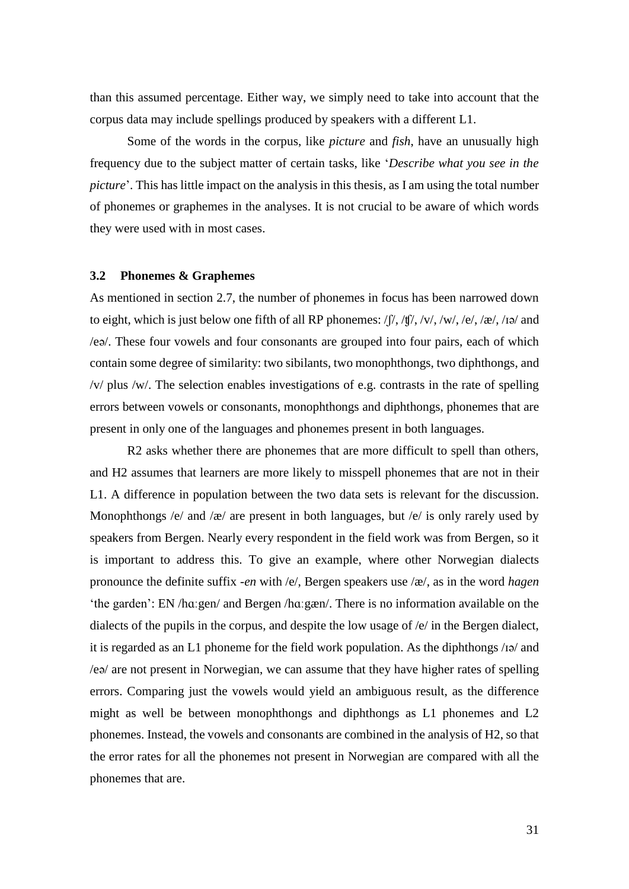than this assumed percentage. Either way, we simply need to take into account that the corpus data may include spellings produced by speakers with a different L1.

Some of the words in the corpus, like *picture* and *fish*, have an unusually high frequency due to the subject matter of certain tasks, like '*Describe what you see in the picture*'. This has little impact on the analysis in this thesis, as I am using the total number of phonemes or graphemes in the analyses. It is not crucial to be aware of which words they were used with in most cases.

### 3.2 Phonemes & Graphemes

As mentioned in section 2.7, the number of phonemes in focus has been narrowed down to eight, which is just below one fifth of all RP phonemes: /ʃ/, /ʧ/, /v/, /w/, /e/, /æ/, /ɪə/ and /eə/. These four vowels and four consonants are grouped into four pairs, each of which contain some degree of similarity: two sibilants, two monophthongs, two diphthongs, and /v/ plus /w/. The selection enables investigations of e.g. contrasts in the rate of spelling errors between vowels or consonants, monophthongs and diphthongs, phonemes that are present in only one of the languages and phonemes present in both languages.

R2 asks whether there are phonemes that are more difficult to spell than others, and H2 assumes that learners are more likely to misspell phonemes that are not in their L1. A difference in population between the two data sets is relevant for the discussion. Monophthongs /e/ and /æ/ are present in both languages, but /e/ is only rarely used by speakers from Bergen. Nearly every respondent in the field work was from Bergen, so it is important to address this. To give an example, where other Norwegian dialects pronounce the definite suffix *-en* with /e/, Bergen speakers use /æ/, as in the word *hagen* 'the garden': EN /hɑːgen/ and Bergen /hɑːgæn/. There is no information available on the dialects of the pupils in the corpus, and despite the low usage of /e/ in the Bergen dialect, it is regarded as an L1 phoneme for the field work population. As the diphthongs /ɪə/ and /eə/ are not present in Norwegian, we can assume that they have higher rates of spelling errors. Comparing just the vowels would yield an ambiguous result, as the difference might as well be between monophthongs and diphthongs as L1 phonemes and L2 phonemes. Instead, the vowels and consonants are combined in the analysis of H2, so that the error rates for all the phonemes not present in Norwegian are compared with all the phonemes that are.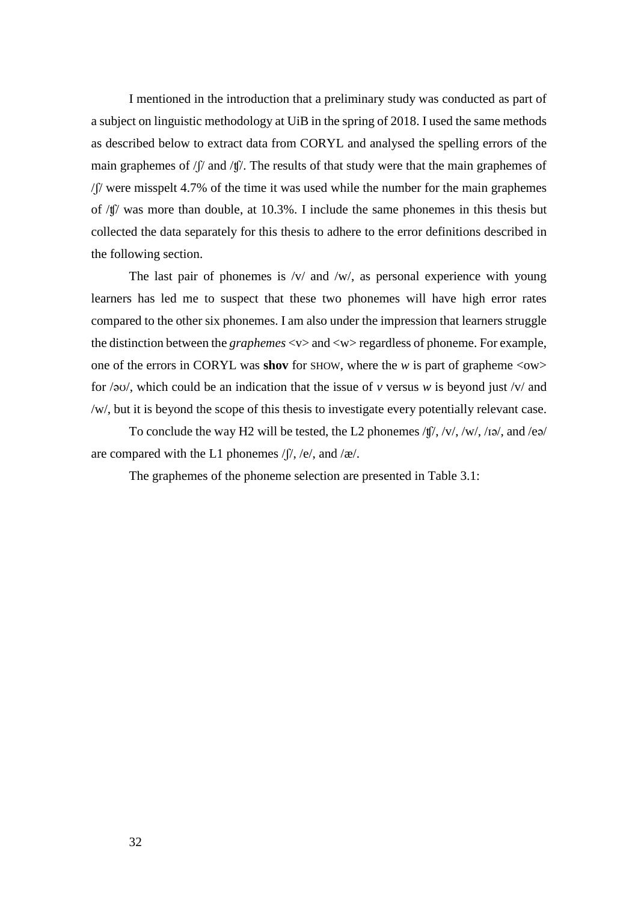I mentioned in the introduction that a preliminary study was conducted as part of a subject on linguistic methodology at UiB in the spring of 2018. I used the same methods as described below to extract data from CORYL and analysed the spelling errors of the main graphemes of /ʃ/ and /ʧ/. The results of that study were that the main graphemes of /ʃ/ were misspelt 4.7% of the time it was used while the number for the main graphemes of /ʧ/ was more than double, at 10.3%. I include the same phonemes in this thesis but collected the data separately for this thesis to adhere to the error definitions described in the following section.

The last pair of phonemes is /v/ and /w/, as personal experience with young learners has led me to suspect that these two phonemes will have high error rates compared to the other six phonemes. I am also under the impression that learners struggle the distinction between the *graphemes* <v> and <w> regardless of phoneme. For example, one of the errors in CORYL was **shov** for SHOW, where the *w* is part of grapheme <ow> for /əʊ/, which could be an indication that the issue of *v* versus *w* is beyond just /v/ and /w/, but it is beyond the scope of this thesis to investigate every potentially relevant case.

To conclude the way H2 will be tested, the L2 phonemes /ʧ/, /v/, /w/, /ɪə/, and /eə/ are compared with the L1 phonemes /ʃ/, /e/, and /æ/.

The graphemes of the phoneme selection are presented in Table 3.1: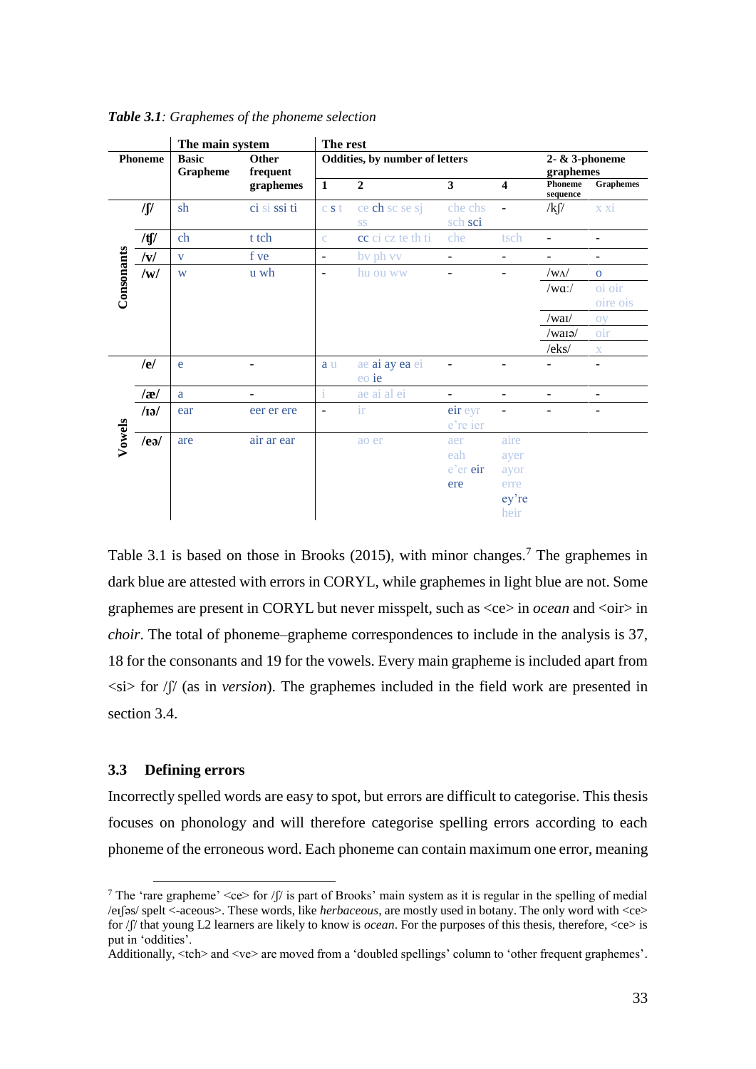*Table 3.1*: *Graphemes of the phoneme selection*

| | Phoneme | The main system | | The rest | | | | | |
|---|---|---|---|---|---|---|---|---|---|
| | | Basic Grapheme | Other frequent graphemes | Oddities, by number of letters | | | | 2- & 3-phoneme graphemes | |
| | | | | 1 | 2 | 3 | 4 | Phoneme sequence | Graphemes |
| Consonants | /ʃ/ | sh | ci si ssi ti | c s t | ce ch sc se sj ss | che chs sch sci | - | /kʃ/ | x xi |
| | /ʧ/ | ch | t tch | c | cc ci cz te th ti | che | tsch | - | - |
| | /v/ | v | f ve | - | bv ph vv | - | - | - | - |
| | /w/ | w | u wh | - | hu ou ww | - | - | /wʌ/ | o |
| | | | | | | | | /wɑː/ | oi oir oire ois |
| | | | | | | | | /waɪ/ | oy |
| | | | | | | | | /waɪə/ | oir |
| | | | | | | | | /eks/ | x |
| Vowels | /e/ | e | - | a u | ae ai ay ea ei eo ie | - | - | - | - |
| | /æ/ | a | - | i | ae ai al ei | - | - | - | - |
| | /ɪə/ | ear | eer er ere | - | ir | eir eyr e're ier | - | - | - |
| | /eə/ | are | air ar ear | | ao er | aer eah e'er eir ere | aire ayer ayor erre ey're heir | | |

Table 3.1 is based on those in Brooks (2015), with minor changes.[7] The graphemes in dark blue are attested with errors in CORYL, while graphemes in light blue are not. Some graphemes are present in CORYL but never misspelt, such as <ce> in *ocean* and <oir> in *choir*. The total of phoneme–grapheme correspondences to include in the analysis is 37, 18 for the consonants and 19 for the vowels. Every main grapheme is included apart from <si> for /ʃ/ (as in *version*). The graphemes included in the field work are presented in section 3.4.

### 3.3 Defining errors

Incorrectly spelled words are easy to spot, but errors are difficult to categorise. This thesis focuses on phonology and will therefore categorise spelling errors according to each phoneme of the erroneous word. Each phoneme can contain maximum one error, meaning

[7] The 'rare grapheme' <ce> for /ʃ/ is part of Brooks' main system as it is regular in the spelling of medial /eɪʃəs/ spelt <-aceous>. These words, like *herbaceous*, are mostly used in botany. The only word with <ce> for /ʃ/ that young L2 learners are likely to know is *ocean*. For the purposes of this thesis, therefore, <ce> is put in 'oddities'.
Additionally, <tch> and <ve> are moved from a 'doubled spellings' column to 'other frequent graphemes'.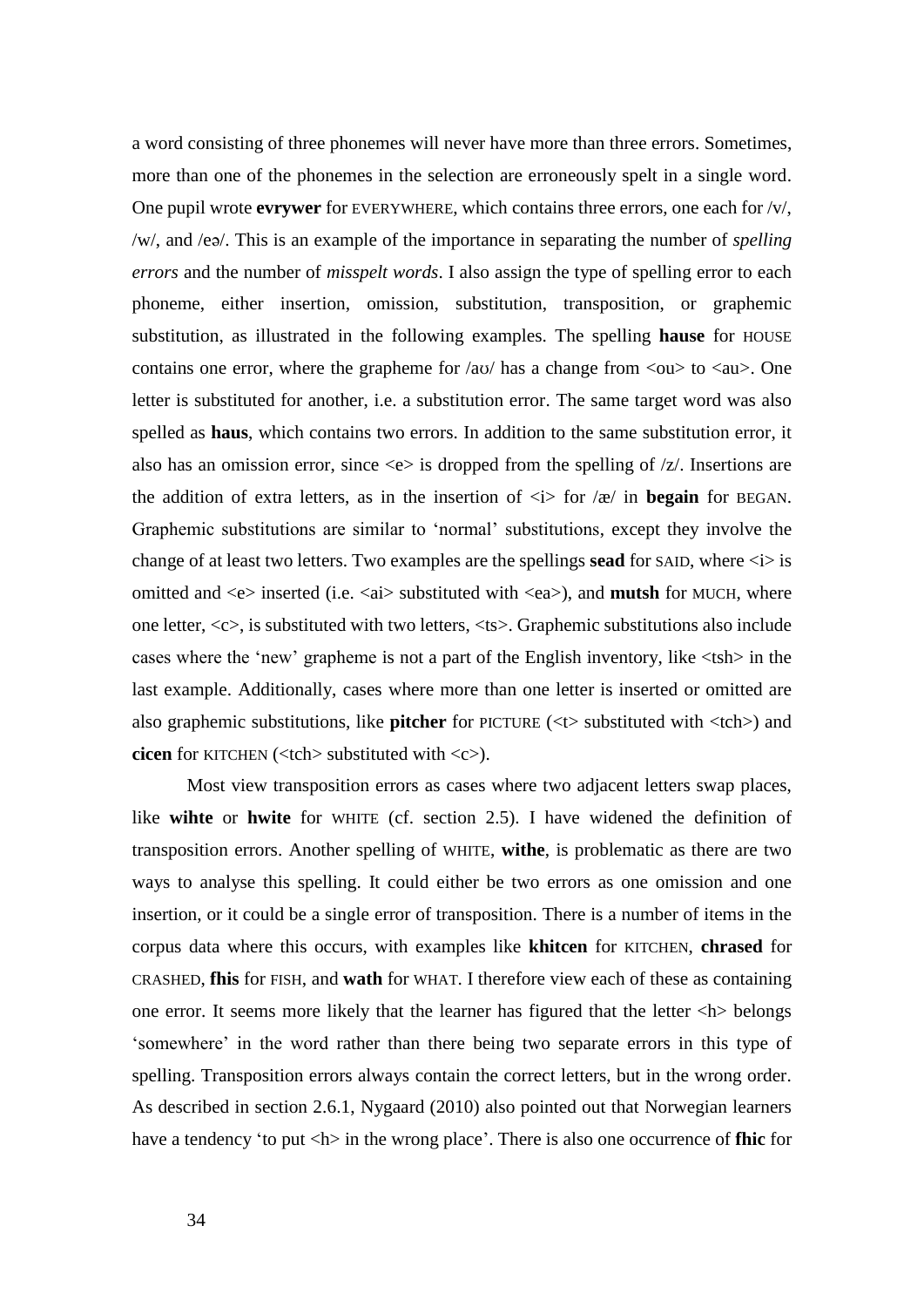a word consisting of three phonemes will never have more than three errors. Sometimes, more than one of the phonemes in the selection are erroneously spelt in a single word. One pupil wrote **evrywer** for EVERYWHERE, which contains three errors, one each for /v/, /w/, and /eə/. This is an example of the importance in separating the number of *spelling errors* and the number of *misspelt words*. I also assign the type of spelling error to each phoneme, either insertion, omission, substitution, transposition, or graphemic substitution, as illustrated in the following examples. The spelling **hause** for HOUSE contains one error, where the grapheme for /aʊ/ has a change from <ou> to <au>. One letter is substituted for another, i.e. a substitution error. The same target word was also spelled as **haus**, which contains two errors. In addition to the same substitution error, it also has an omission error, since <e> is dropped from the spelling of /z/. Insertions are the addition of extra letters, as in the insertion of <i> for /æ/ in **begain** for BEGAN. Graphemic substitutions are similar to 'normal' substitutions, except they involve the change of at least two letters. Two examples are the spellings **sead** for SAID, where <i> is omitted and <e> inserted (i.e. <ai> substituted with <ea>), and **mutsh** for MUCH, where one letter, <c>, is substituted with two letters, <ts>. Graphemic substitutions also include cases where the 'new' grapheme is not a part of the English inventory, like <tsh> in the last example. Additionally, cases where more than one letter is inserted or omitted are also graphemic substitutions, like **pitcher** for PICTURE (<t> substituted with <tch>) and **cicen** for KITCHEN (<tch> substituted with <c>).

Most view transposition errors as cases where two adjacent letters swap places, like **wihte** or **hwite** for WHITE (cf. section 2.5). I have widened the definition of transposition errors. Another spelling of WHITE, **withe**, is problematic as there are two ways to analyse this spelling. It could either be two errors as one omission and one insertion, or it could be a single error of transposition. There is a number of items in the corpus data where this occurs, with examples like **khitcen** for KITCHEN, **chrased** for CRASHED, **fhis** for FISH, and **wath** for WHAT. I therefore view each of these as containing one error. It seems more likely that the learner has figured that the letter <h> belongs 'somewhere' in the word rather than there being two separate errors in this type of spelling. Transposition errors always contain the correct letters, but in the wrong order. As described in section 2.6.1, Nygaard (2010) also pointed out that Norwegian learners have a tendency 'to put <h> in the wrong place'. There is also one occurrence of **fhic** for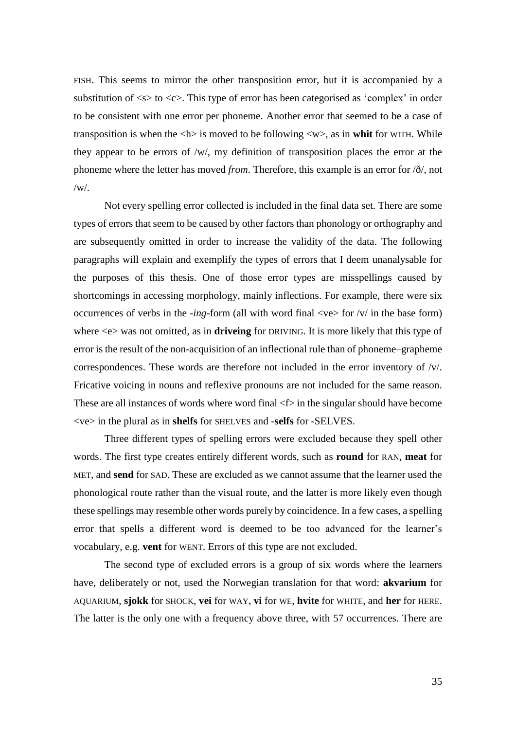FISH. This seems to mirror the other transposition error, but it is accompanied by a substitution of <s> to <c>. This type of error has been categorised as 'complex' in order to be consistent with one error per phoneme. Another error that seemed to be a case of transposition is when the <h> is moved to be following <w>, as in **whit** for WITH. While they appear to be errors of /w/, my definition of transposition places the error at the phoneme where the letter has moved *from*. Therefore, this example is an error for /ð/, not /w/.

Not every spelling error collected is included in the final data set. There are some types of errors that seem to be caused by other factors than phonology or orthography and are subsequently omitted in order to increase the validity of the data. The following paragraphs will explain and exemplify the types of errors that I deem unanalysable for the purposes of this thesis. One of those error types are misspellings caused by shortcomings in accessing morphology, mainly inflections. For example, there were six occurrences of verbs in the *-ing*-form (all with word final <ve> for /v/ in the base form) where <e> was not omitted, as in **driveing** for DRIVING. It is more likely that this type of error is the result of the non-acquisition of an inflectional rule than of phoneme–grapheme correspondences. These words are therefore not included in the error inventory of /v/. Fricative voicing in nouns and reflexive pronouns are not included for the same reason. These are all instances of words where word final <f> in the singular should have become <ve> in the plural as in **shelfs** for SHELVES and **-selfs** for -SELVES.

Three different types of spelling errors were excluded because they spell other words. The first type creates entirely different words, such as **round** for RAN, **meat** for MET, and **send** for SAD. These are excluded as we cannot assume that the learner used the phonological route rather than the visual route, and the latter is more likely even though these spellings may resemble other words purely by coincidence. In a few cases, a spelling error that spells a different word is deemed to be too advanced for the learner's vocabulary, e.g. **vent** for WENT. Errors of this type are not excluded.

The second type of excluded errors is a group of six words where the learners have, deliberately or not, used the Norwegian translation for that word: **akvarium** for AQUARIUM, **sjokk** for SHOCK, **vei** for WAY, **vi** for WE, **hvite** for WHITE, and **her** for HERE. The latter is the only one with a frequency above three, with 57 occurrences. There are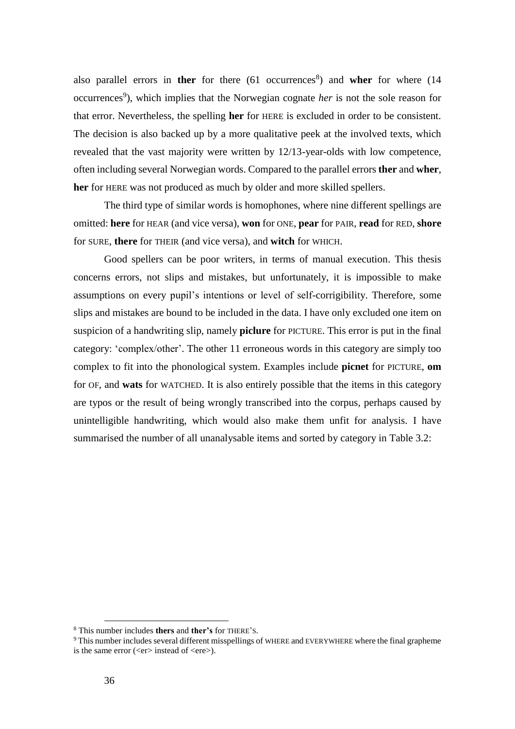also parallel errors in **ther** for there (61 occurrences[8]) and **wher** for where (14 occurrences[9]), which implies that the Norwegian cognate *her* is not the sole reason for that error. Nevertheless, the spelling **her** for HERE is excluded in order to be consistent. The decision is also backed up by a more qualitative peek at the involved texts, which revealed that the vast majority were written by 12/13-year-olds with low competence, often including several Norwegian words. Compared to the parallel errors **ther** and **wher**, **her** for HERE was not produced as much by older and more skilled spellers.

The third type of similar words is homophones, where nine different spellings are omitted: **here** for HEAR (and vice versa), **won** for ONE, **pear** for PAIR, **read** for RED, **shore** for SURE, **there** for THEIR (and vice versa), and **witch** for WHICH.

Good spellers can be poor writers, in terms of manual execution. This thesis concerns errors, not slips and mistakes, but unfortunately, it is impossible to make assumptions on every pupil's intentions or level of self-corrigibility. Therefore, some slips and mistakes are bound to be included in the data. I have only excluded one item on suspicion of a handwriting slip, namely **piclure** for PICTURE. This error is put in the final category: 'complex/other'. The other 11 erroneous words in this category are simply too complex to fit into the phonological system. Examples include **picnet** for PICTURE, **om** for OF, and **wats** for WATCHED. It is also entirely possible that the items in this category are typos or the result of being wrongly transcribed into the corpus, perhaps caused by unintelligible handwriting, which would also make them unfit for analysis. I have summarised the number of all unanalysable items and sorted by category in Table 3.2:

[8] This number includes **thers** and **ther's** for THERE'S.

[9] This number includes several different misspellings of WHERE and EVERYWHERE where the final grapheme is the same error (<er> instead of <ere>).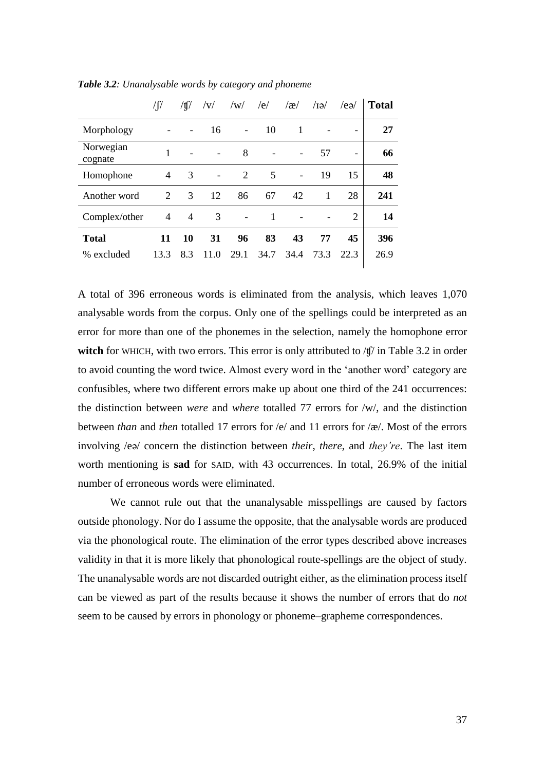***Table 3.2**: Unanalysable words by category and phoneme*

| | /ʃ/ | /ʧ/ | /v/ | /w/ | /e/ | /æ/ | /ɪə/ | /eə/ | **Total** |
|---|---|---|---|---|---|---|---|---|---|
| Morphology | - | - | 16 | - | 10 | 1 | - | - | **27** |
| Norwegian cognate | 1 | - | - | 8 | - | - | 57 | - | **66** |
| Homophone | 4 | 3 | - | 2 | 5 | - | 19 | 15 | **48** |
| Another word | 2 | 3 | 12 | 86 | 67 | 42 | 1 | 28 | **241** |
| Complex/other | 4 | 4 | 3 | - | 1 | - | - | 2 | **14** |
| **Total** | **11** | **10** | **31** | **96** | **83** | **43** | **77** | **45** | **396** |
| % excluded | 13.3 | 8.3 | 11.0 | 29.1 | 34.7 | 34.4 | 73.3 | 22.3 | 26.9 |

A total of 396 erroneous words is eliminated from the analysis, which leaves 1,070 analysable words from the corpus. Only one of the spellings could be interpreted as an error for more than one of the phonemes in the selection, namely the homophone error **witch** for WHICH, with two errors. This error is only attributed to /ʧ/ in Table 3.2 in order to avoid counting the word twice. Almost every word in the 'another word' category are confusibles, where two different errors make up about one third of the 241 occurrences: the distinction between *were* and *where* totalled 77 errors for /w/, and the distinction between *than* and *then* totalled 17 errors for /e/ and 11 errors for /æ/. Most of the errors involving /eə/ concern the distinction between *their*, *there*, and *they're*. The last item worth mentioning is **sad** for SAID, with 43 occurrences. In total, 26.9% of the initial number of erroneous words were eliminated.

We cannot rule out that the unanalysable misspellings are caused by factors outside phonology. Nor do I assume the opposite, that the analysable words are produced via the phonological route. The elimination of the error types described above increases validity in that it is more likely that phonological route-spellings are the object of study. The unanalysable words are not discarded outright either, as the elimination process itself can be viewed as part of the results because it shows the number of errors that do *not* seem to be caused by errors in phonology or phoneme–grapheme correspondences.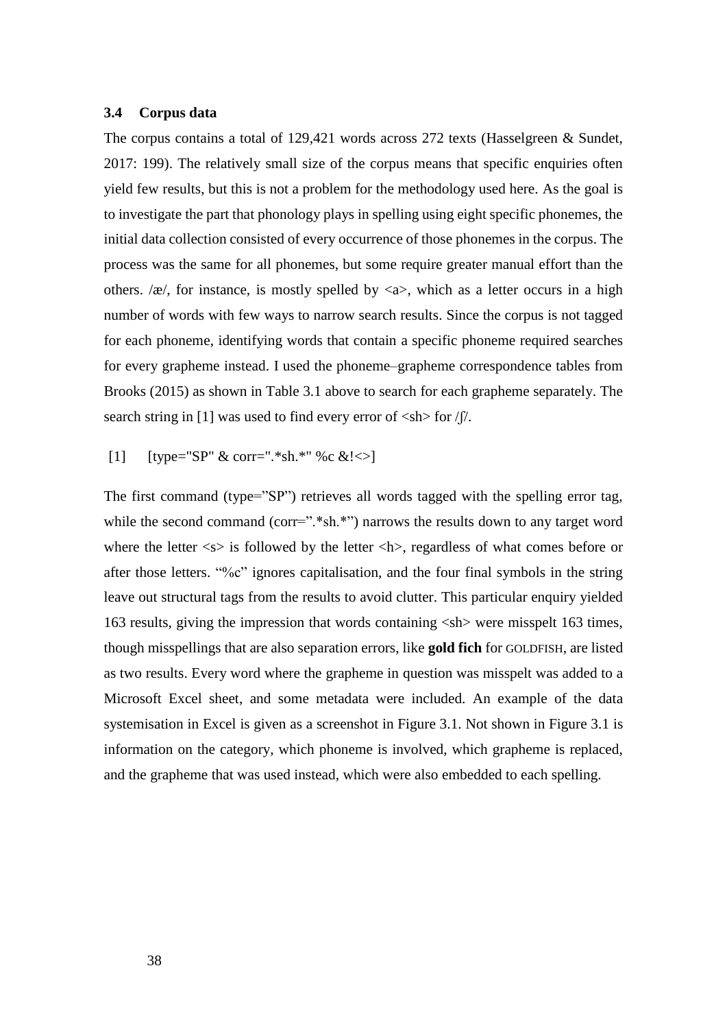### 3.4 Corpus data

The corpus contains a total of 129,421 words across 272 texts (Hasselgreen & Sundet, 2017: 199). The relatively small size of the corpus means that specific enquiries often yield few results, but this is not a problem for the methodology used here. As the goal is to investigate the part that phonology plays in spelling using eight specific phonemes, the initial data collection consisted of every occurrence of those phonemes in the corpus. The process was the same for all phonemes, but some require greater manual effort than the others. /æ/, for instance, is mostly spelled by <a>, which as a letter occurs in a high number of words with few ways to narrow search results. Since the corpus is not tagged for each phoneme, identifying words that contain a specific phoneme required searches for every grapheme instead. I used the phoneme–grapheme correspondence tables from Brooks (2015) as shown in Table 3.1 above to search for each grapheme separately. The search string in [1] was used to find every error of <sh> for /ʃ/.

[1] [type="SP" & corr=".*sh.*" %c &!<>]

The first command (type="SP") retrieves all words tagged with the spelling error tag, while the second command (corr=".*sh.*") narrows the results down to any target word where the letter <s> is followed by the letter <h>, regardless of what comes before or after those letters. "%c" ignores capitalisation, and the four final symbols in the string leave out structural tags from the results to avoid clutter. This particular enquiry yielded 163 results, giving the impression that words containing <sh> were misspelt 163 times, though misspellings that are also separation errors, like **gold fich** for GOLDFISH, are listed as two results. Every word where the grapheme in question was misspelt was added to a Microsoft Excel sheet, and some metadata were included. An example of the data systemisation in Excel is given as a screenshot in Figure 3.1. Not shown in Figure 3.1 is information on the category, which phoneme is involved, which grapheme is replaced, and the grapheme that was used instead, which were also embedded to each spelling.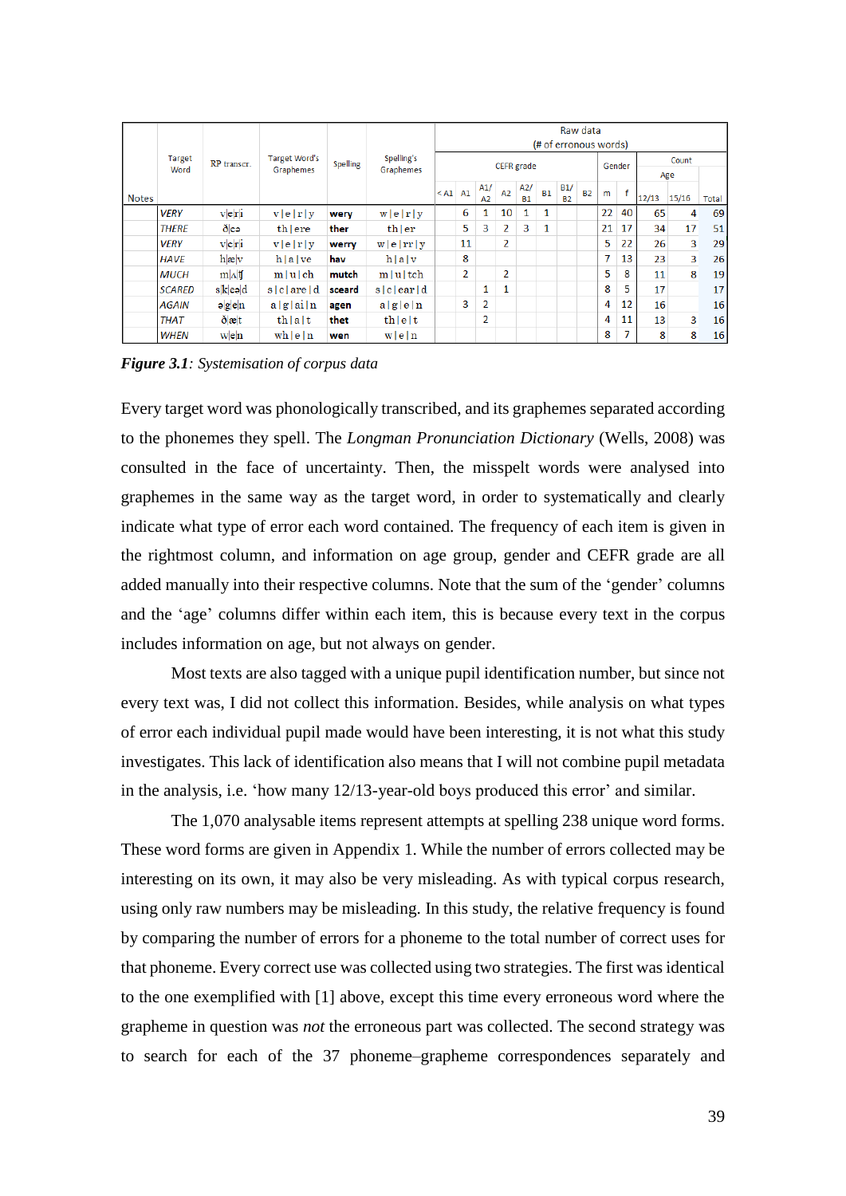| Notes | Target Word | RP transcr. | Target Word's Graphemes | Spelling | Spelling's Graphemes | Raw data (# of erronous words) | | | | | | | | | | | | |
|---|---|---|---|---|---|---|---|---|---|---|---|---|---|---|---|---|---|---|
| | | | | | | CEFR grade | | | | | | | | Gender | | Count | | |
| | | | | | | | | | | | | | | | | Age | | |
| | | | | | | < A1 | A1 | A1/ A2 | A2 | A2/ B1 | B1 | B1/ B2 | B2 | m | f | 12/13 | 15/16 | Total |
| | *VERY* | v\|e\|r\|i | v \| e \| r \| y | **wery** | w \| e \| r \| y | | 6 | 1 | 10 | 1 | 1 | | | 22 | 40 | 65 | 4 | 69 |
| | *THERE* | ð\|eə | th \| ere | **ther** | th \| er | | 5 | 3 | 2 | 3 | 1 | | | 21 | 17 | 34 | 17 | 51 |
| | *VERY* | v\|e\|r\|i | v \| e \| r \| y | **werry** | w \| e \| rr \| y | | 11 | | 2 | | | | | 5 | 22 | 26 | 3 | 29 |
| | *HAVE* | h\|æ\|v | h \| a \| ve | **hav** | h \| a \| v | | 8 | | | | | | | 7 | 13 | 23 | 3 | 26 |
| | *MUCH* | m\|ʌ\|tʃ | m \| u \| ch | **mutch** | m \| u \| tch | | 2 | | 2 | | | | | 5 | 8 | 11 | 8 | 19 |
| | *SCARED* | s\|k\|eə\|d | s \| c \| are \| d | **sceard** | s \| c \| ear \| d | | | 1 | 1 | | | | | 8 | 5 | 17 | | 17 |
| | *AGAIN* | ə\|g\|e\|n | a \| g \| ai \| n | **agen** | a \| g \| e \| n | | 3 | 2 | | | | | | 4 | 12 | 16 | | 16 |
| | *THAT* | ð\|æ\|t | th \| a \| t | **thet** | th \| e \| t | | | 2 | | | | | | 4 | 11 | 13 | 3 | 16 |
| | *WHEN* | w\|e\|n | wh \| e \| n | **wen** | w \| e \| n | | | | | | | | | 8 | 7 | 8 | 8 | 16 |

***Figure 3.1****: Systemisation of corpus data*

Every target word was phonologically transcribed, and its graphemes separated according to the phonemes they spell. The *Longman Pronunciation Dictionary* (Wells, 2008) was consulted in the face of uncertainty. Then, the misspelt words were analysed into graphemes in the same way as the target word, in order to systematically and clearly indicate what type of error each word contained. The frequency of each item is given in the rightmost column, and information on age group, gender and CEFR grade are all added manually into their respective columns. Note that the sum of the 'gender' columns and the 'age' columns differ within each item, this is because every text in the corpus includes information on age, but not always on gender.

Most texts are also tagged with a unique pupil identification number, but since not every text was, I did not collect this information. Besides, while analysis on what types of error each individual pupil made would have been interesting, it is not what this study investigates. This lack of identification also means that I will not combine pupil metadata in the analysis, i.e. 'how many 12/13-year-old boys produced this error' and similar.

The 1,070 analysable items represent attempts at spelling 238 unique word forms. These word forms are given in Appendix 1. While the number of errors collected may be interesting on its own, it may also be very misleading. As with typical corpus research, using only raw numbers may be misleading. In this study, the relative frequency is found by comparing the number of errors for a phoneme to the total number of correct uses for that phoneme. Every correct use was collected using two strategies. The first was identical to the one exemplified with [1] above, except this time every erroneous word where the grapheme in question was *not* the erroneous part was collected. The second strategy was to search for each of the 37 phoneme–grapheme correspondences separately and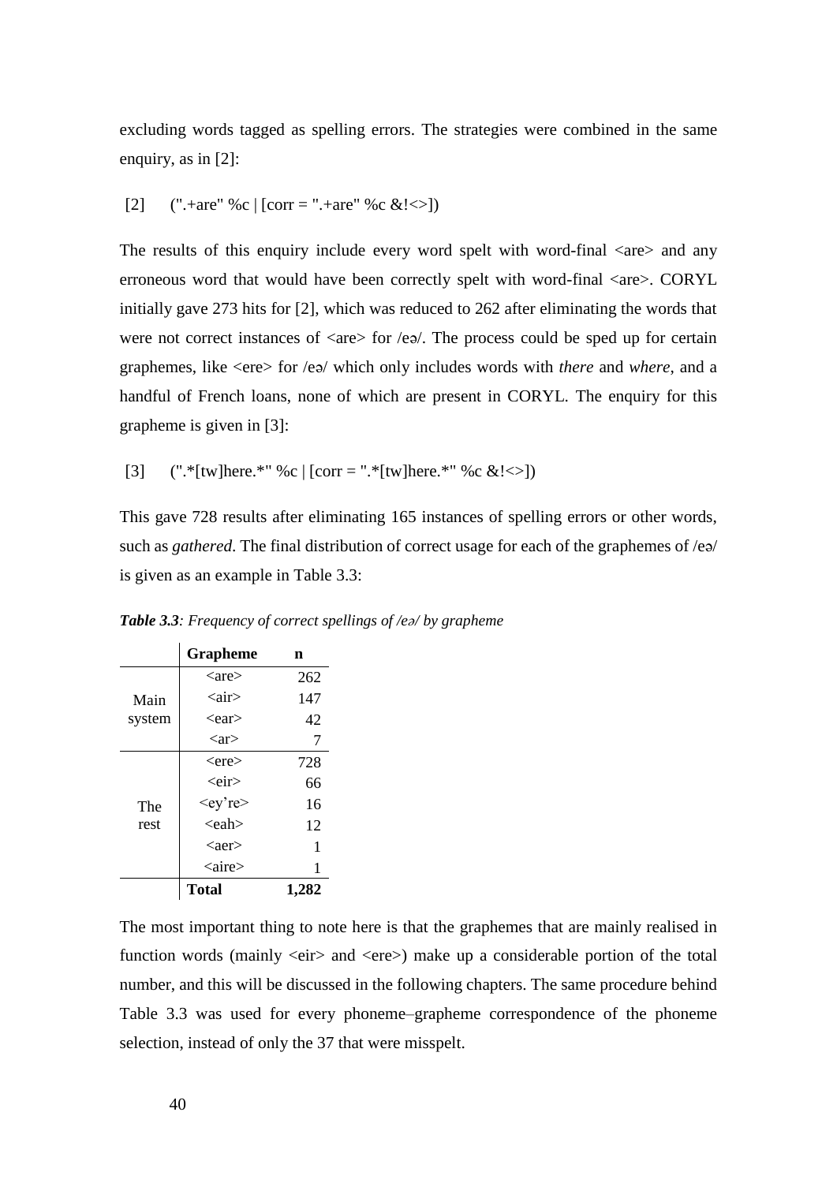excluding words tagged as spelling errors. The strategies were combined in the same enquiry, as in [2]:

[2] (".+are" %c | [corr = ".+are" %c &!<>])

The results of this enquiry include every word spelt with word-final <are> and any erroneous word that would have been correctly spelt with word-final <are>. CORYL initially gave 273 hits for [2], which was reduced to 262 after eliminating the words that were not correct instances of <are> for /eə/. The process could be sped up for certain graphemes, like <ere> for /eə/ which only includes words with *there* and *where*, and a handful of French loans, none of which are present in CORYL. The enquiry for this grapheme is given in [3]:

[3] (".*[tw]here.*" %c | [corr = ".*[tw]here.*" %c &!<>])

This gave 728 results after eliminating 165 instances of spelling errors or other words, such as *gathered*. The final distribution of correct usage for each of the graphemes of /eə/ is given as an example in Table 3.3:

***Table 3.3**: Frequency of correct spellings of /eə/ by grapheme*

| | Grapheme | n |
|---|---|---|
| Main system | <are> | 262 |
| | <air> | 147 |
| | <ear> | 42 |
| | <ar> | 7 |
| The rest | <ere> | 728 |
| | <eir> | 66 |
| | <ey're> | 16 |
| | <eah> | 12 |
| | <aer> | 1 |
| | <aire> | 1 |
| | **Total** | **1,282** |

The most important thing to note here is that the graphemes that are mainly realised in function words (mainly <eir> and <ere>) make up a considerable portion of the total number, and this will be discussed in the following chapters. The same procedure behind Table 3.3 was used for every phoneme–grapheme correspondence of the phoneme selection, instead of only the 37 that were misspelt.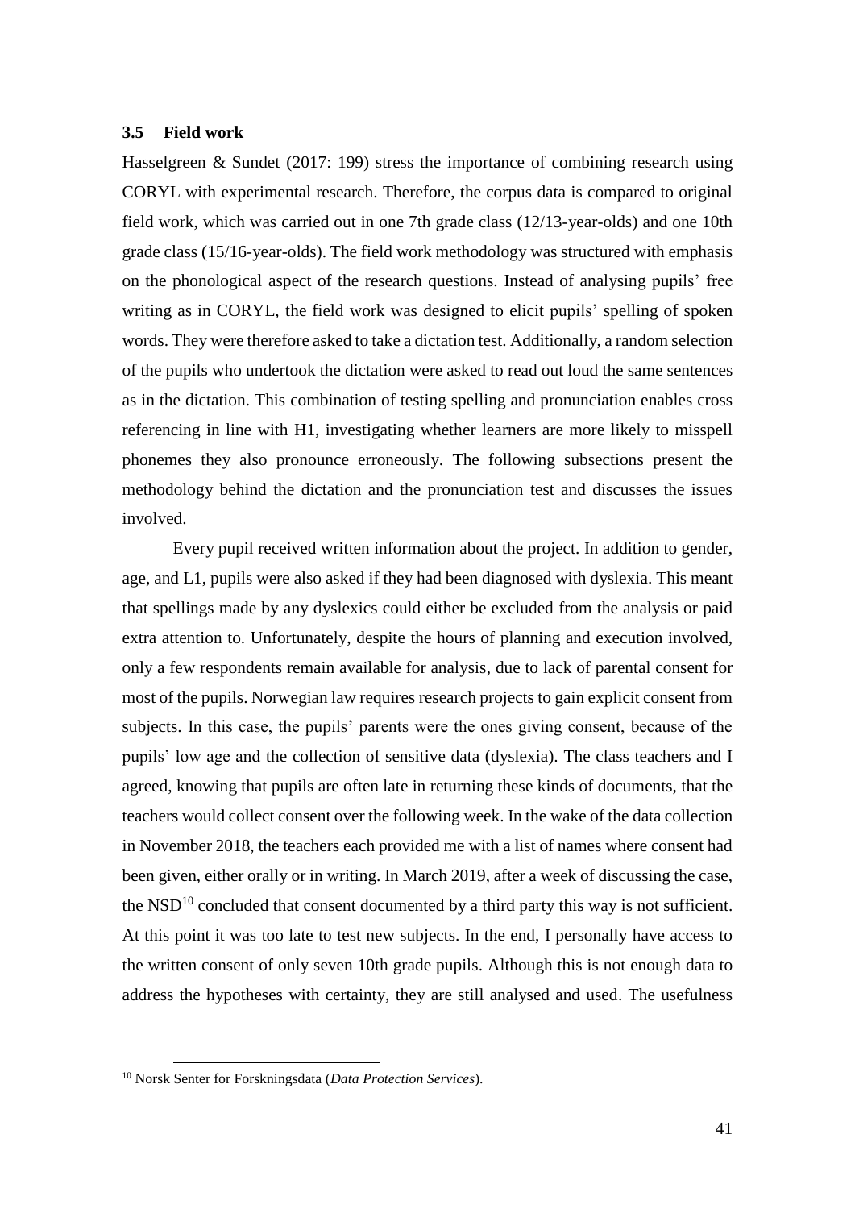### 3.5 Field work

Hasselgreen & Sundet (2017: 199) stress the importance of combining research using CORYL with experimental research. Therefore, the corpus data is compared to original field work, which was carried out in one 7th grade class (12/13-year-olds) and one 10th grade class (15/16-year-olds). The field work methodology was structured with emphasis on the phonological aspect of the research questions. Instead of analysing pupils' free writing as in CORYL, the field work was designed to elicit pupils' spelling of spoken words. They were therefore asked to take a dictation test. Additionally, a random selection of the pupils who undertook the dictation were asked to read out loud the same sentences as in the dictation. This combination of testing spelling and pronunciation enables cross referencing in line with H1, investigating whether learners are more likely to misspell phonemes they also pronounce erroneously. The following subsections present the methodology behind the dictation and the pronunciation test and discusses the issues involved.

Every pupil received written information about the project. In addition to gender, age, and L1, pupils were also asked if they had been diagnosed with dyslexia. This meant that spellings made by any dyslexics could either be excluded from the analysis or paid extra attention to. Unfortunately, despite the hours of planning and execution involved, only a few respondents remain available for analysis, due to lack of parental consent for most of the pupils. Norwegian law requires research projects to gain explicit consent from subjects. In this case, the pupils' parents were the ones giving consent, because of the pupils' low age and the collection of sensitive data (dyslexia). The class teachers and I agreed, knowing that pupils are often late in returning these kinds of documents, that the teachers would collect consent over the following week. In the wake of the data collection in November 2018, the teachers each provided me with a list of names where consent had been given, either orally or in writing. In March 2019, after a week of discussing the case, the NSD[10] concluded that consent documented by a third party this way is not sufficient. At this point it was too late to test new subjects. In the end, I personally have access to the written consent of only seven 10th grade pupils. Although this is not enough data to address the hypotheses with certainty, they are still analysed and used. The usefulness

---

[10] Norsk Senter for Forskningsdata (*Data Protection Services*).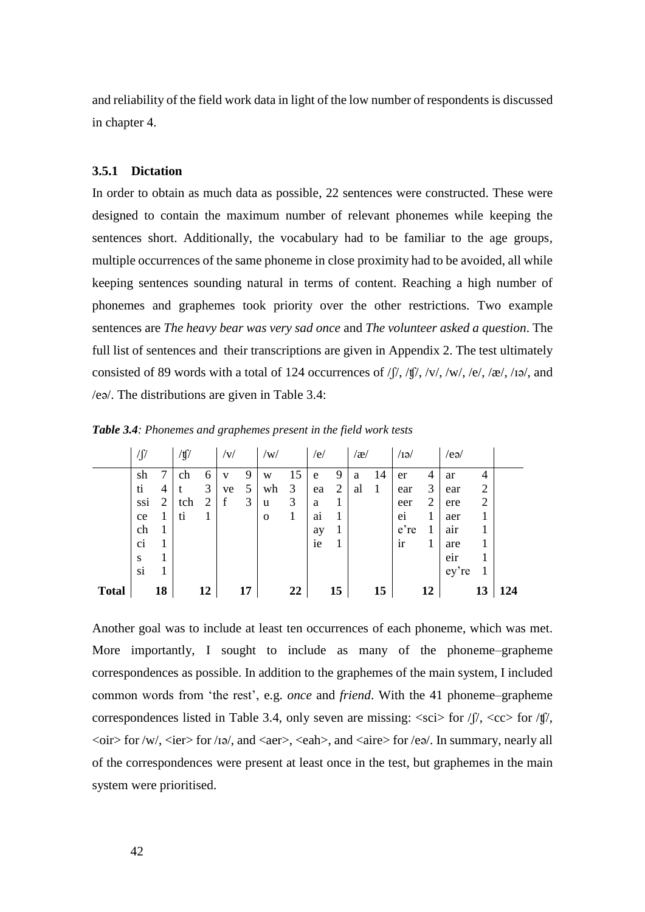and reliability of the field work data in light of the low number of respondents is discussed in chapter 4.

### 3.5.1 Dictation

In order to obtain as much data as possible, 22 sentences were constructed. These were designed to contain the maximum number of relevant phonemes while keeping the sentences short. Additionally, the vocabulary had to be familiar to the age groups, multiple occurrences of the same phoneme in close proximity had to be avoided, all while keeping sentences sounding natural in terms of content. Reaching a high number of phonemes and graphemes took priority over the other restrictions. Two example sentences are *The heavy bear was very sad once* and *The volunteer asked a question*. The full list of sentences and their transcriptions are given in Appendix 2. The test ultimately consisted of 89 words with a total of 124 occurrences of /ʃ/, /ʧ/, /v/, /w/, /e/, /æ/, /ɪə/, and /eə/. The distributions are given in Table 3.4:

***Table 3.4**: Phonemes and graphemes present in the field work tests*

| | /ʃ/ | | /ʧ/ | | /v/ | | /w/ | | /e/ | | /æ/ | | /ɪə/ | | /eə/ | | |
|---|---|---|---|---|---|---|---|---|---|---|---|---|---|---|---|---|---|
| | sh | 7 | ch | 6 | v | 9 | w | 15 | e | 9 | a | 14 | er | 4 | ar | 4 | |
| | ti | 4 | t | 3 | ve | 5 | wh | 3 | ea | 2 | al | 1 | ear | 3 | ear | 2 | |
| | ssi | 2 | tch | 2 | f | 3 | u | 3 | a | 1 | | | eer | 2 | ere | 2 | |
| | ce | 1 | ti | 1 | | | o | 1 | ai | 1 | | | ei | 1 | aer | 1 | |
| | ch | 1 | | | | | | | ay | 1 | | | e're | 1 | air | 1 | |
| | ci | 1 | | | | | | | ie | 1 | | | ir | 1 | are | 1 | |
| | s | 1 | | | | | | | | | | | | | eir | 1 | |
| | si | 1 | | | | | | | | | | | | | ey're | 1 | |
| **Total** | | **18** | | **12** | | **17** | | **22** | | **15** | | **15** | | **12** | | **13** | **124** |

Another goal was to include at least ten occurrences of each phoneme, which was met. More importantly, I sought to include as many of the phoneme–grapheme correspondences as possible. In addition to the graphemes of the main system, I included common words from 'the rest', e.g. *once* and *friend*. With the 41 phoneme–grapheme correspondences listed in Table 3.4, only seven are missing: <sci> for /ʃ/, <cc> for /ʧ/, <oir> for /w/, <ier> for /ɪə/, and <aer>, <eah>, and <aire> for /eə/. In summary, nearly all of the correspondences were present at least once in the test, but graphemes in the main system were prioritised.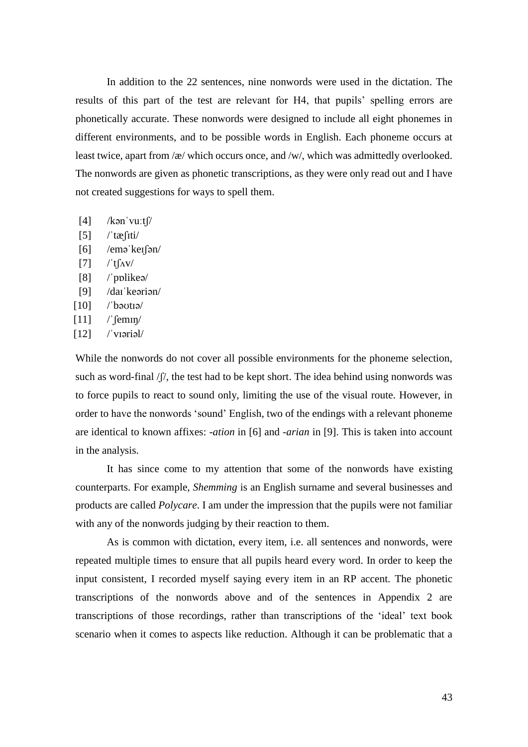In addition to the 22 sentences, nine nonwords were used in the dictation. The results of this part of the test are relevant for H4, that pupils' spelling errors are phonetically accurate. These nonwords were designed to include all eight phonemes in different environments, and to be possible words in English. Each phoneme occurs at least twice, apart from /æ/ which occurs once, and /w/, which was admittedly overlooked. The nonwords are given as phonetic transcriptions, as they were only read out and I have not created suggestions for ways to spell them.

[4] /kənˈvuːtʃ/
[5] /ˈtæʃɪti/
[6] /eməˈkeɪʃən/
[7] /ˈtʃʌv/
[8] /ˈpɒlikeə/
[9] /daɪˈkeəriən/
[10] /ˈbəʊtɪə/
[11] /ˈʃemɪŋ/
[12] /ˈvɪəriəl/

While the nonwords do not cover all possible environments for the phoneme selection, such as word-final /ʃ/, the test had to be kept short. The idea behind using nonwords was to force pupils to react to sound only, limiting the use of the visual route. However, in order to have the nonwords 'sound' English, two of the endings with a relevant phoneme are identical to known affixes: *-ation* in [6] and *-arian* in [9]. This is taken into account in the analysis.

It has since come to my attention that some of the nonwords have existing counterparts. For example, *Shemming* is an English surname and several businesses and products are called *Polycare*. I am under the impression that the pupils were not familiar with any of the nonwords judging by their reaction to them.

As is common with dictation, every item, i.e. all sentences and nonwords, were repeated multiple times to ensure that all pupils heard every word. In order to keep the input consistent, I recorded myself saying every item in an RP accent. The phonetic transcriptions of the nonwords above and of the sentences in Appendix 2 are transcriptions of those recordings, rather than transcriptions of the 'ideal' text book scenario when it comes to aspects like reduction. Although it can be problematic that a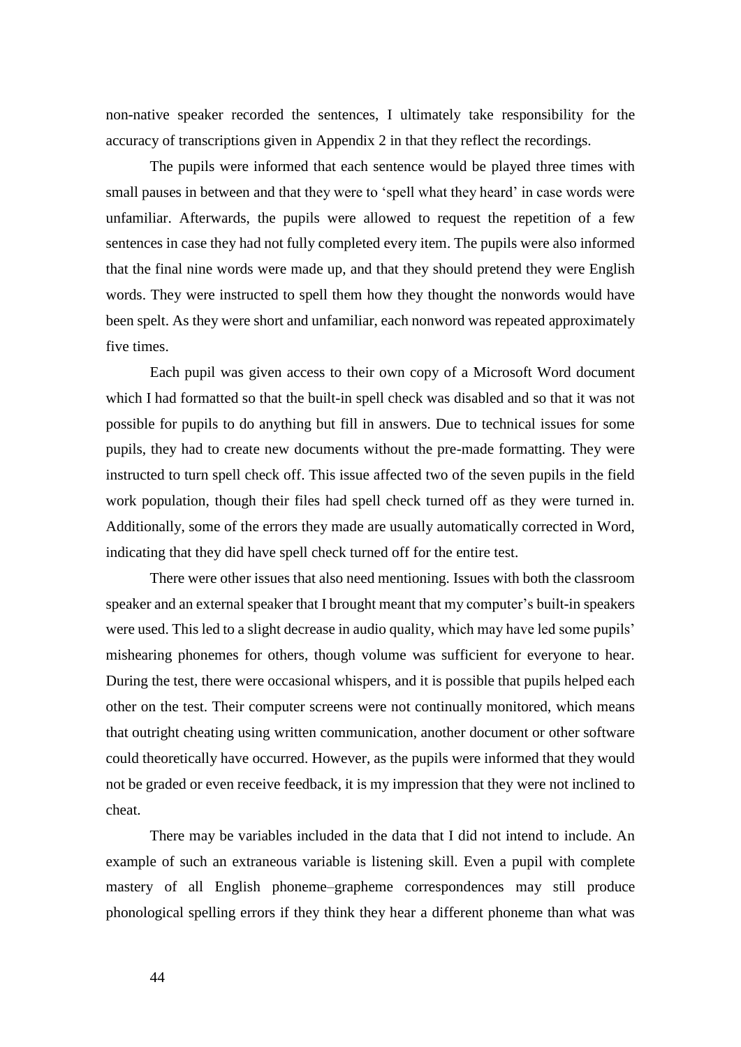non-native speaker recorded the sentences, I ultimately take responsibility for the accuracy of transcriptions given in Appendix 2 in that they reflect the recordings.

The pupils were informed that each sentence would be played three times with small pauses in between and that they were to 'spell what they heard' in case words were unfamiliar. Afterwards, the pupils were allowed to request the repetition of a few sentences in case they had not fully completed every item. The pupils were also informed that the final nine words were made up, and that they should pretend they were English words. They were instructed to spell them how they thought the nonwords would have been spelt. As they were short and unfamiliar, each nonword was repeated approximately five times.

Each pupil was given access to their own copy of a Microsoft Word document which I had formatted so that the built-in spell check was disabled and so that it was not possible for pupils to do anything but fill in answers. Due to technical issues for some pupils, they had to create new documents without the pre-made formatting. They were instructed to turn spell check off. This issue affected two of the seven pupils in the field work population, though their files had spell check turned off as they were turned in. Additionally, some of the errors they made are usually automatically corrected in Word, indicating that they did have spell check turned off for the entire test.

There were other issues that also need mentioning. Issues with both the classroom speaker and an external speaker that I brought meant that my computer's built-in speakers were used. This led to a slight decrease in audio quality, which may have led some pupils' mishearing phonemes for others, though volume was sufficient for everyone to hear. During the test, there were occasional whispers, and it is possible that pupils helped each other on the test. Their computer screens were not continually monitored, which means that outright cheating using written communication, another document or other software could theoretically have occurred. However, as the pupils were informed that they would not be graded or even receive feedback, it is my impression that they were not inclined to cheat.

There may be variables included in the data that I did not intend to include. An example of such an extraneous variable is listening skill. Even a pupil with complete mastery of all English phoneme–grapheme correspondences may still produce phonological spelling errors if they think they hear a different phoneme than what was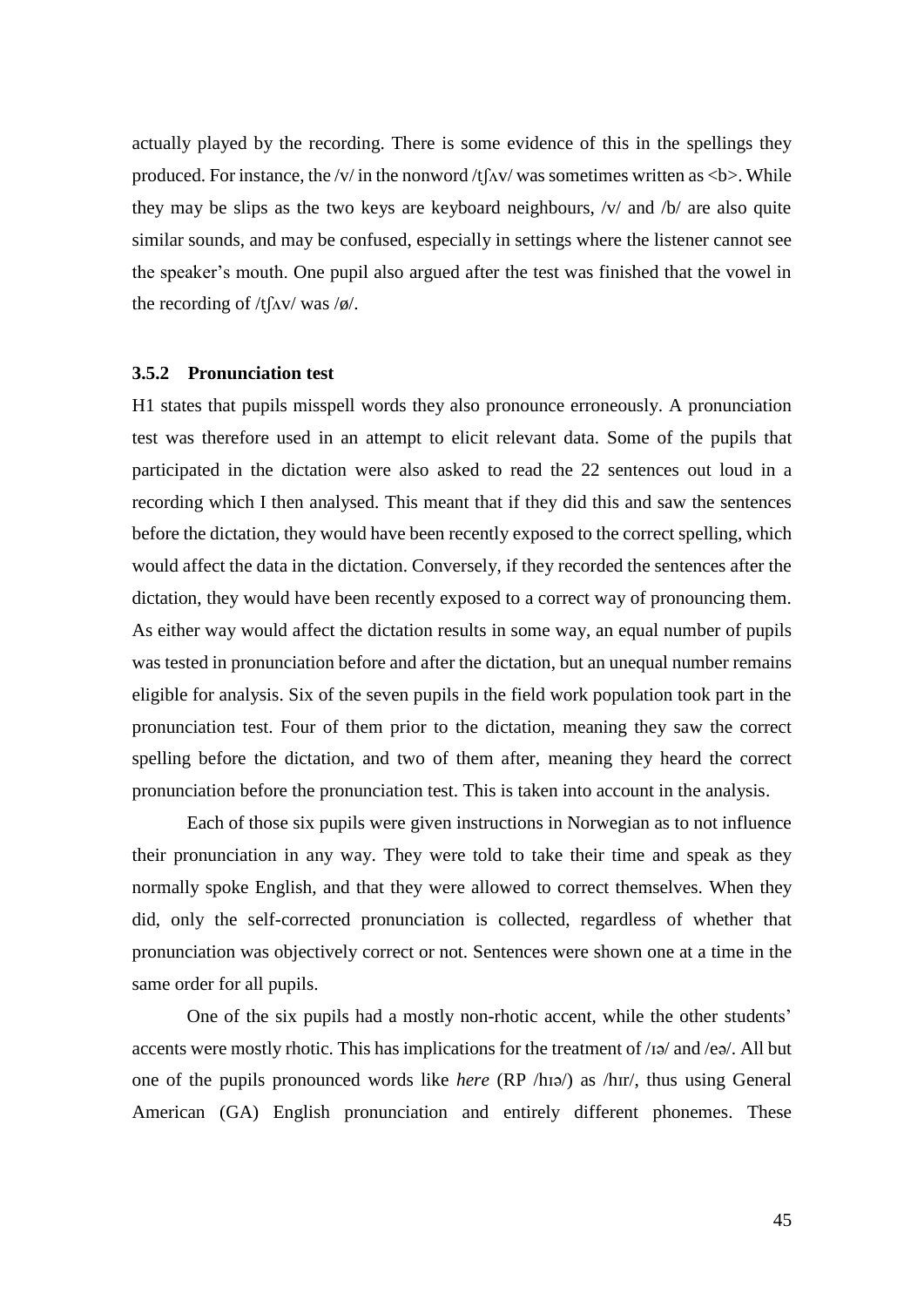actually played by the recording. There is some evidence of this in the spellings they produced. For instance, the /v/ in the nonword /tʃʌv/ was sometimes written as <b>. While they may be slips as the two keys are keyboard neighbours, /v/ and /b/ are also quite similar sounds, and may be confused, especially in settings where the listener cannot see the speaker's mouth. One pupil also argued after the test was finished that the vowel in the recording of /tʃʌv/ was /ø/.

### 3.5.2 Pronunciation test

H1 states that pupils misspell words they also pronounce erroneously. A pronunciation test was therefore used in an attempt to elicit relevant data. Some of the pupils that participated in the dictation were also asked to read the 22 sentences out loud in a recording which I then analysed. This meant that if they did this and saw the sentences before the dictation, they would have been recently exposed to the correct spelling, which would affect the data in the dictation. Conversely, if they recorded the sentences after the dictation, they would have been recently exposed to a correct way of pronouncing them. As either way would affect the dictation results in some way, an equal number of pupils was tested in pronunciation before and after the dictation, but an unequal number remains eligible for analysis. Six of the seven pupils in the field work population took part in the pronunciation test. Four of them prior to the dictation, meaning they saw the correct spelling before the dictation, and two of them after, meaning they heard the correct pronunciation before the pronunciation test. This is taken into account in the analysis.

Each of those six pupils were given instructions in Norwegian as to not influence their pronunciation in any way. They were told to take their time and speak as they normally spoke English, and that they were allowed to correct themselves. When they did, only the self-corrected pronunciation is collected, regardless of whether that pronunciation was objectively correct or not. Sentences were shown one at a time in the same order for all pupils.

One of the six pupils had a mostly non-rhotic accent, while the other students' accents were mostly rhotic. This has implications for the treatment of /ɪə/ and /eə/. All but one of the pupils pronounced words like *here* (RP /hɪə/) as /hɪr/, thus using General American (GA) English pronunciation and entirely different phonemes. These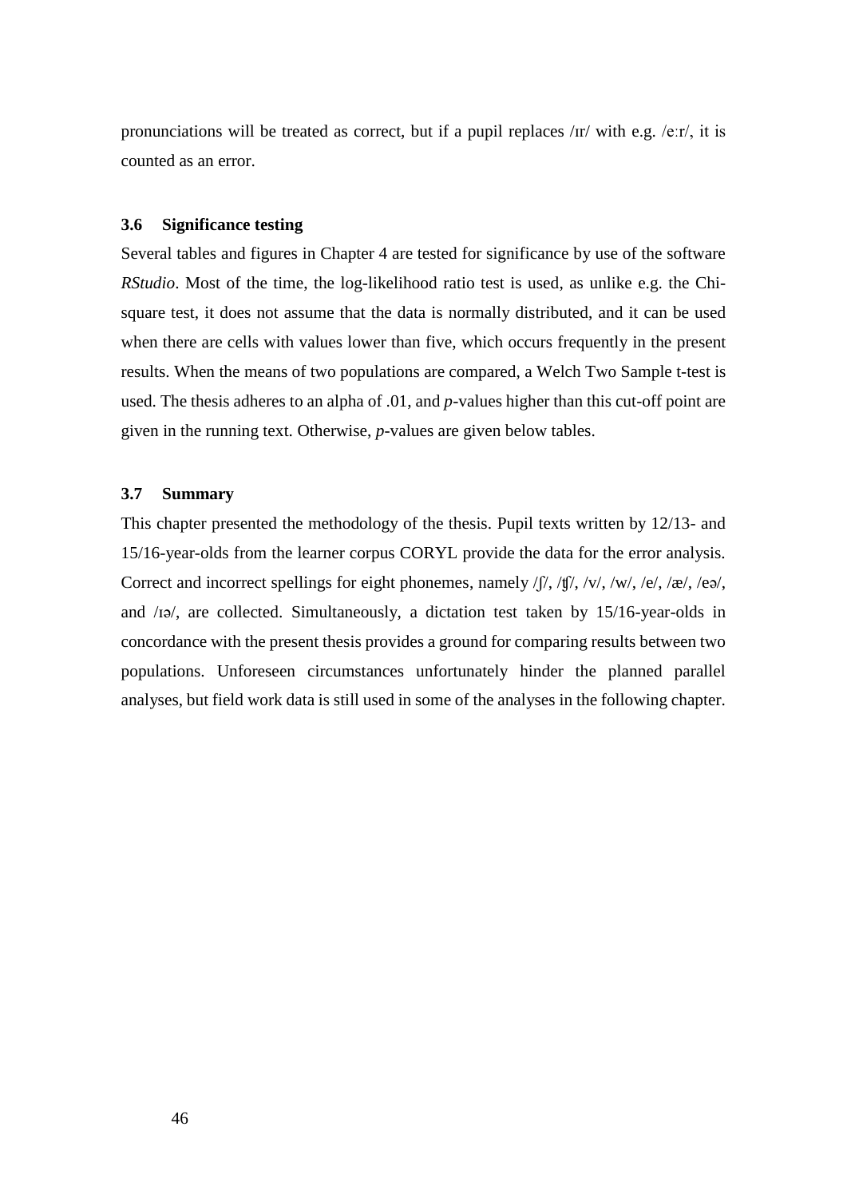pronunciations will be treated as correct, but if a pupil replaces /ɪr/ with e.g. /eːr/, it is counted as an error.

### 3.6 Significance testing

Several tables and figures in Chapter 4 are tested for significance by use of the software *RStudio*. Most of the time, the log-likelihood ratio test is used, as unlike e.g. the Chi-square test, it does not assume that the data is normally distributed, and it can be used when there are cells with values lower than five, which occurs frequently in the present results. When the means of two populations are compared, a Welch Two Sample t-test is used. The thesis adheres to an alpha of .01, and *p*-values higher than this cut-off point are given in the running text. Otherwise, *p*-values are given below tables.

### 3.7 Summary

This chapter presented the methodology of the thesis. Pupil texts written by 12/13- and 15/16-year-olds from the learner corpus CORYL provide the data for the error analysis. Correct and incorrect spellings for eight phonemes, namely /ʃ/, /ʧ/, /v/, /w/, /e/, /æ/, /eə/, and /ɪə/, are collected. Simultaneously, a dictation test taken by 15/16-year-olds in concordance with the present thesis provides a ground for comparing results between two populations. Unforeseen circumstances unfortunately hinder the planned parallel analyses, but field work data is still used in some of the analyses in the following chapter.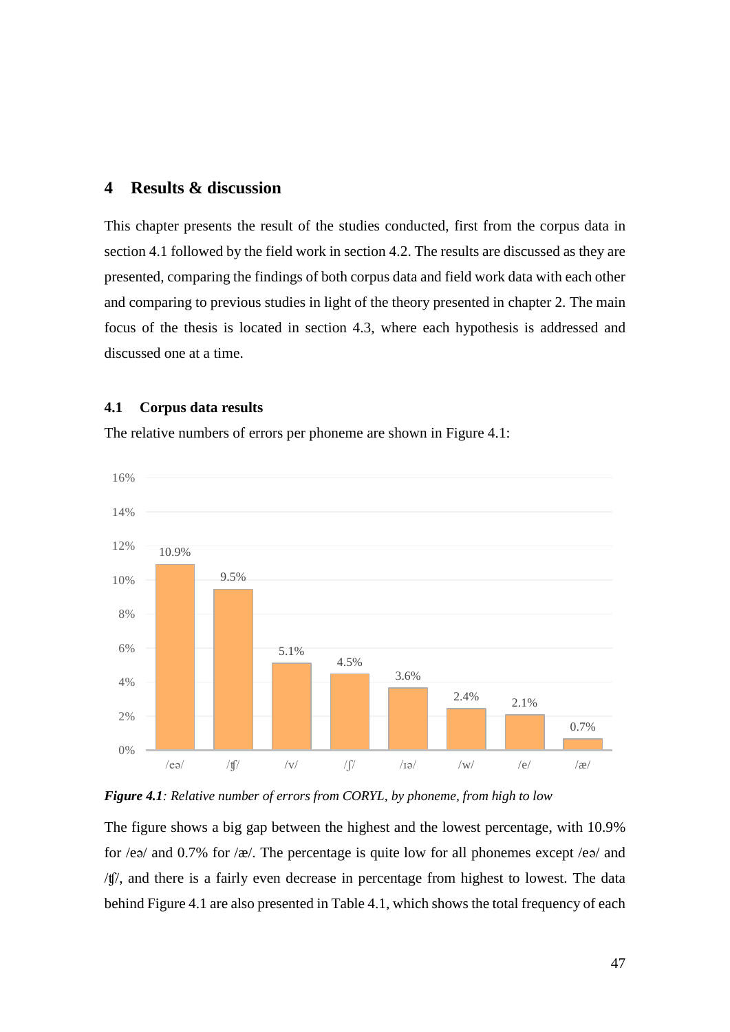# 4 Results & discussion

This chapter presents the result of the studies conducted, first from the corpus data in section 4.1 followed by the field work in section 4.2. The results are discussed as they are presented, comparing the findings of both corpus data and field work data with each other and comparing to previous studies in light of the theory presented in chapter 2. The main focus of the thesis is located in section 4.3, where each hypothesis is addressed and discussed one at a time.

## 4.1 Corpus data results

The relative numbers of errors per phoneme are shown in Figure 4.1:

| Phoneme | Relative number of errors |
|---|---|
| /eə/ | 10.9% |
| /ʧ/ | 9.5% |
| /v/ | 5.1% |
| /ʃ/ | 4.5% |
| /ɪə/ | 3.6% |
| /w/ | 2.4% |
| /e/ | 2.1% |
| /æ/ | 0.7% |

***Figure 4.1****: Relative number of errors from CORYL, by phoneme, from high to low*

The figure shows a big gap between the highest and the lowest percentage, with 10.9% for /eə/ and 0.7% for /æ/. The percentage is quite low for all phonemes except /eə/ and /ʧ/, and there is a fairly even decrease in percentage from highest to lowest. The data behind Figure 4.1 are also presented in Table 4.1, which shows the total frequency of each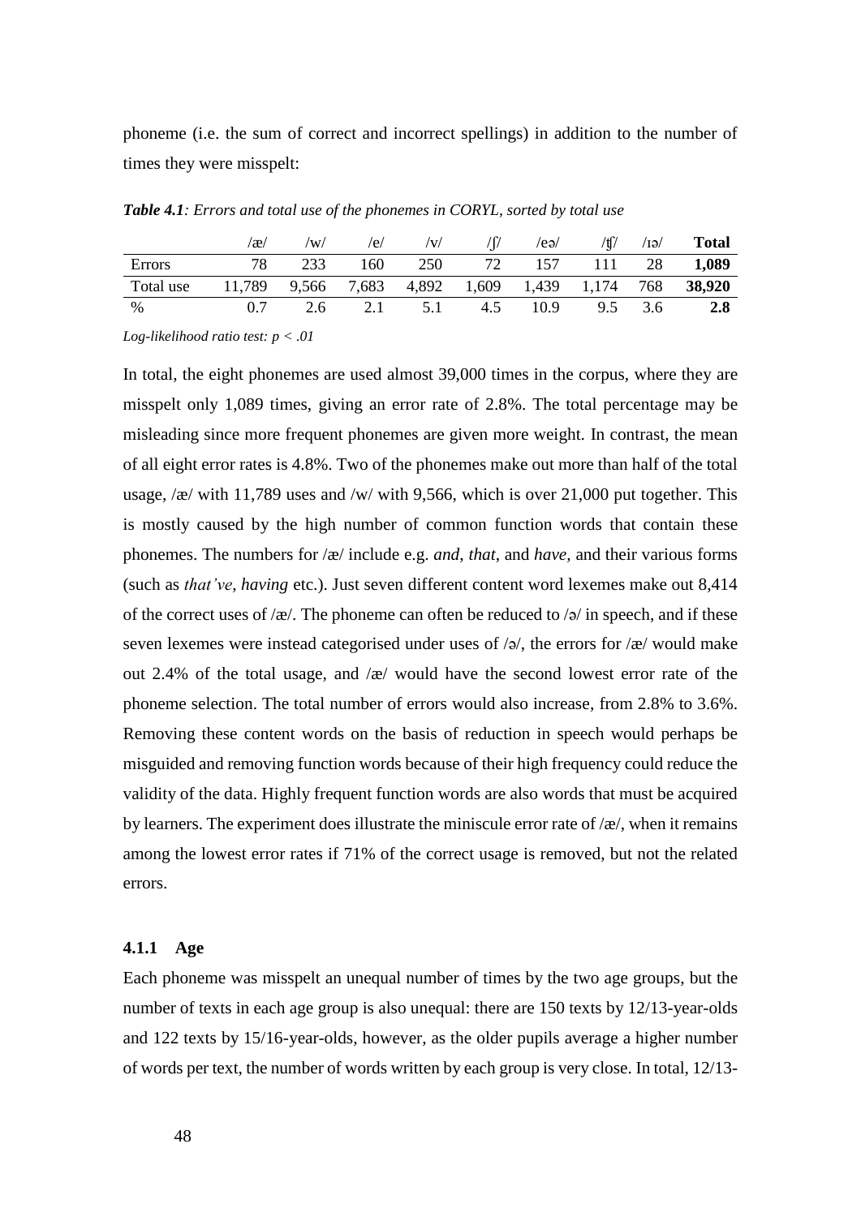phoneme (i.e. the sum of correct and incorrect spellings) in addition to the number of times they were misspelt:

***Table 4.1**: Errors and total use of the phonemes in CORYL, sorted by total use*

| | /æ/ | /w/ | /e/ | /v/ | /ʃ/ | /eə/ | /ʧ/ | /ɪə/ | **Total** |
|---|---|---|---|---|---|---|---|---|---|
| Errors | 78 | 233 | 160 | 250 | 72 | 157 | 111 | 28 | **1,089** |
| Total use | 11,789 | 9,566 | 7,683 | 4,892 | 1,609 | 1,439 | 1,174 | 768 | **38,920** |
| % | 0.7 | 2.6 | 2.1 | 5.1 | 4.5 | 10.9 | 9.5 | 3.6 | **2.8** |

*Log-likelihood ratio test: p < .01*

In total, the eight phonemes are used almost 39,000 times in the corpus, where they are misspelt only 1,089 times, giving an error rate of 2.8%. The total percentage may be misleading since more frequent phonemes are given more weight. In contrast, the mean of all eight error rates is 4.8%. Two of the phonemes make out more than half of the total usage, /æ/ with 11,789 uses and /w/ with 9,566, which is over 21,000 put together. This is mostly caused by the high number of common function words that contain these phonemes. The numbers for /æ/ include e.g. *and*, *that*, and *have,* and their various forms (such as *that've*, *having* etc.). Just seven different content word lexemes make out 8,414 of the correct uses of /æ/. The phoneme can often be reduced to /ə/ in speech, and if these seven lexemes were instead categorised under uses of /ə/, the errors for /æ/ would make out 2.4% of the total usage, and /æ/ would have the second lowest error rate of the phoneme selection. The total number of errors would also increase, from 2.8% to 3.6%. Removing these content words on the basis of reduction in speech would perhaps be misguided and removing function words because of their high frequency could reduce the validity of the data. Highly frequent function words are also words that must be acquired by learners. The experiment does illustrate the miniscule error rate of /æ/, when it remains among the lowest error rates if 71% of the correct usage is removed, but not the related errors.

### 4.1.1 Age

Each phoneme was misspelt an unequal number of times by the two age groups, but the number of texts in each age group is also unequal: there are 150 texts by 12/13-year-olds and 122 texts by 15/16-year-olds, however, as the older pupils average a higher number of words per text, the number of words written by each group is very close. In total, 12/13-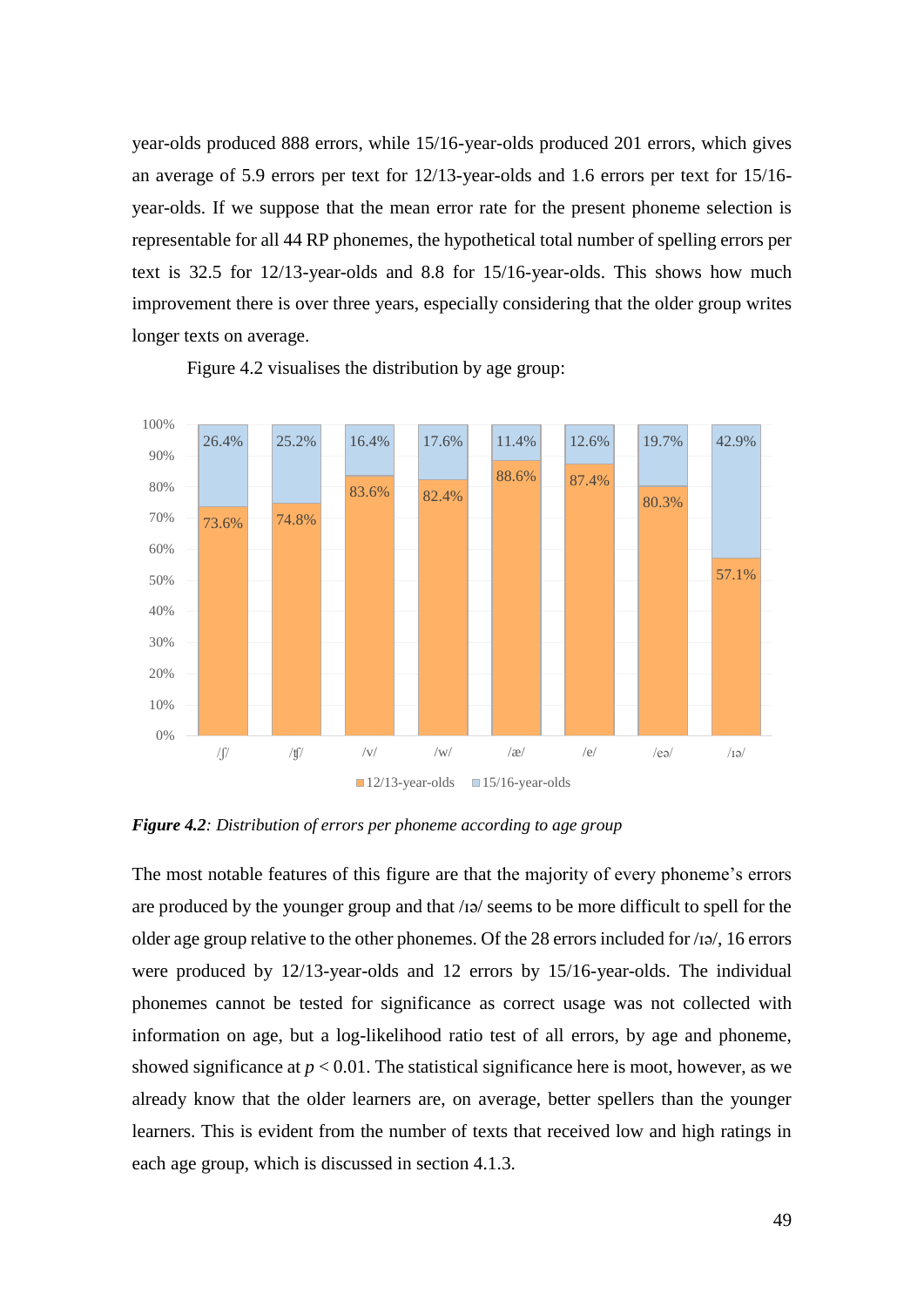year-olds produced 888 errors, while 15/16-year-olds produced 201 errors, which gives an average of 5.9 errors per text for 12/13-year-olds and 1.6 errors per text for 15/16-year-olds. If we suppose that the mean error rate for the present phoneme selection is representable for all 44 RP phonemes, the hypothetical total number of spelling errors per text is 32.5 for 12/13-year-olds and 8.8 for 15/16-year-olds. This shows how much improvement there is over three years, especially considering that the older group writes longer texts on average.

Figure 4.2 visualises the distribution by age group:

| Phoneme | 12/13-year-olds | 15/16-year-olds |
|---|---|---|
| /ʃ/ | 73.6% | 26.4% |
| /ʧ/ | 74.8% | 25.2% |
| /v/ | 83.6% | 16.4% |
| /w/ | 82.4% | 17.6% |
| /æ/ | 88.6% | 11.4% |
| /e/ | 87.4% | 12.6% |
| /eə/ | 80.3% | 19.7% |
| /ɪə/ | 57.1% | 42.9% |

***Figure 4.2****: Distribution of errors per phoneme according to age group*

The most notable features of this figure are that the majority of every phoneme's errors are produced by the younger group and that /ɪə/ seems to be more difficult to spell for the older age group relative to the other phonemes. Of the 28 errors included for /ɪə/, 16 errors were produced by 12/13-year-olds and 12 errors by 15/16-year-olds. The individual phonemes cannot be tested for significance as correct usage was not collected with information on age, but a log-likelihood ratio test of all errors, by age and phoneme, showed significance at $p < 0.01$. The statistical significance here is moot, however, as we already know that the older learners are, on average, better spellers than the younger learners. This is evident from the number of texts that received low and high ratings in each age group, which is discussed in section 4.1.3.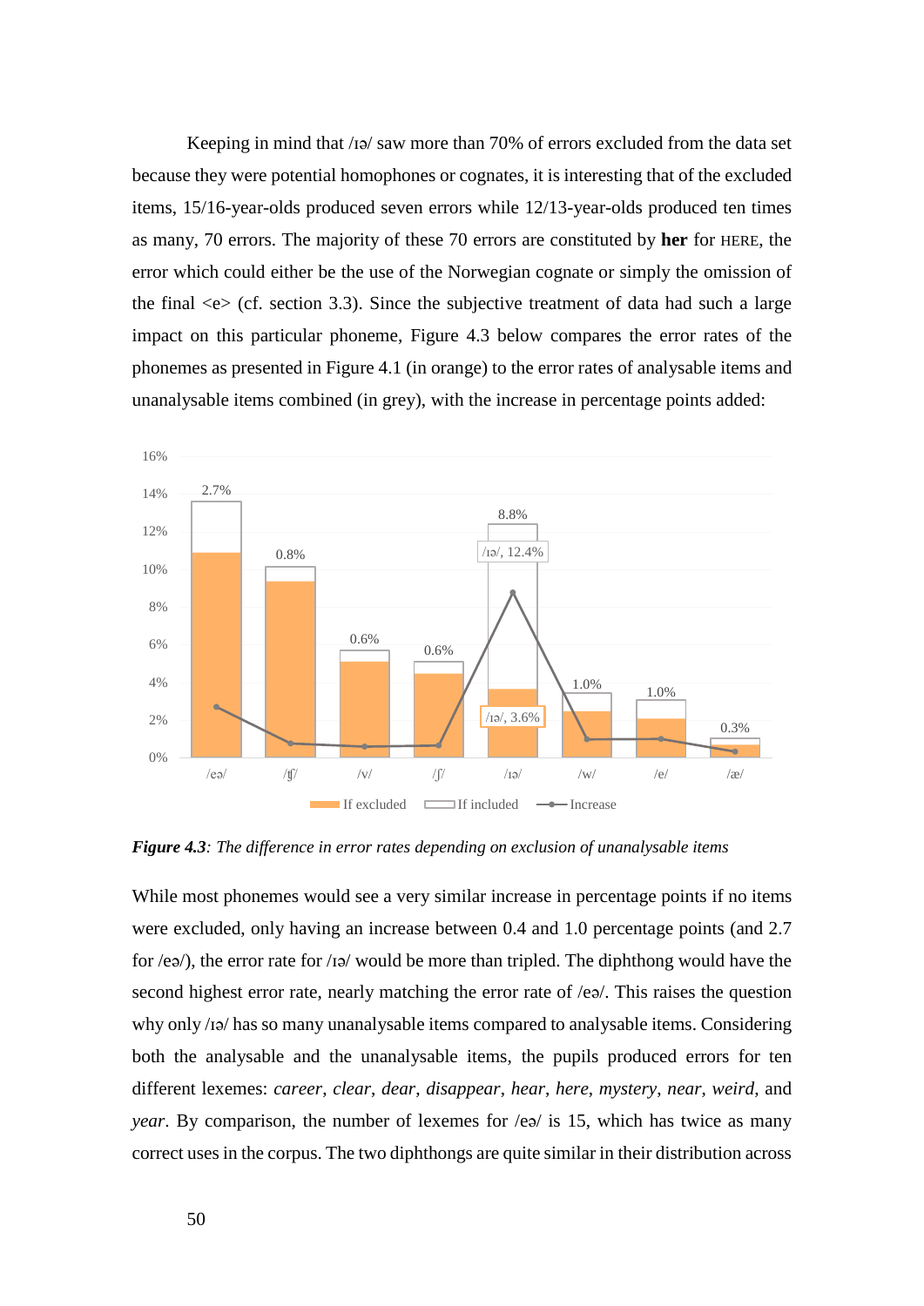Keeping in mind that /ɪə/ saw more than 70% of errors excluded from the data set because they were potential homophones or cognates, it is interesting that of the excluded items, 15/16-year-olds produced seven errors while 12/13-year-olds produced ten times as many, 70 errors. The majority of these 70 errors are constituted by **her** for HERE, the error which could either be the use of the Norwegian cognate or simply the omission of the final <e> (cf. section 3.3). Since the subjective treatment of data had such a large impact on this particular phoneme, Figure 4.3 below compares the error rates of the phonemes as presented in Figure 4.1 (in orange) to the error rates of analysable items and unanalysable items combined (in grey), with the increase in percentage points added:

***Figure 4.3****: The difference in error rates depending on exclusion of unanalysable items*

While most phonemes would see a very similar increase in percentage points if no items were excluded, only having an increase between 0.4 and 1.0 percentage points (and 2.7 for /eə/), the error rate for /ɪə/ would be more than tripled. The diphthong would have the second highest error rate, nearly matching the error rate of /eə/. This raises the question why only /ɪə/ has so many unanalysable items compared to analysable items. Considering both the analysable and the unanalysable items, the pupils produced errors for ten different lexemes: *career*, *clear*, *dear*, *disappear*, *hear*, *here*, *mystery*, *near*, *weird*, and *year*. By comparison, the number of lexemes for /eə/ is 15, which has twice as many correct uses in the corpus. The two diphthongs are quite similar in their distribution across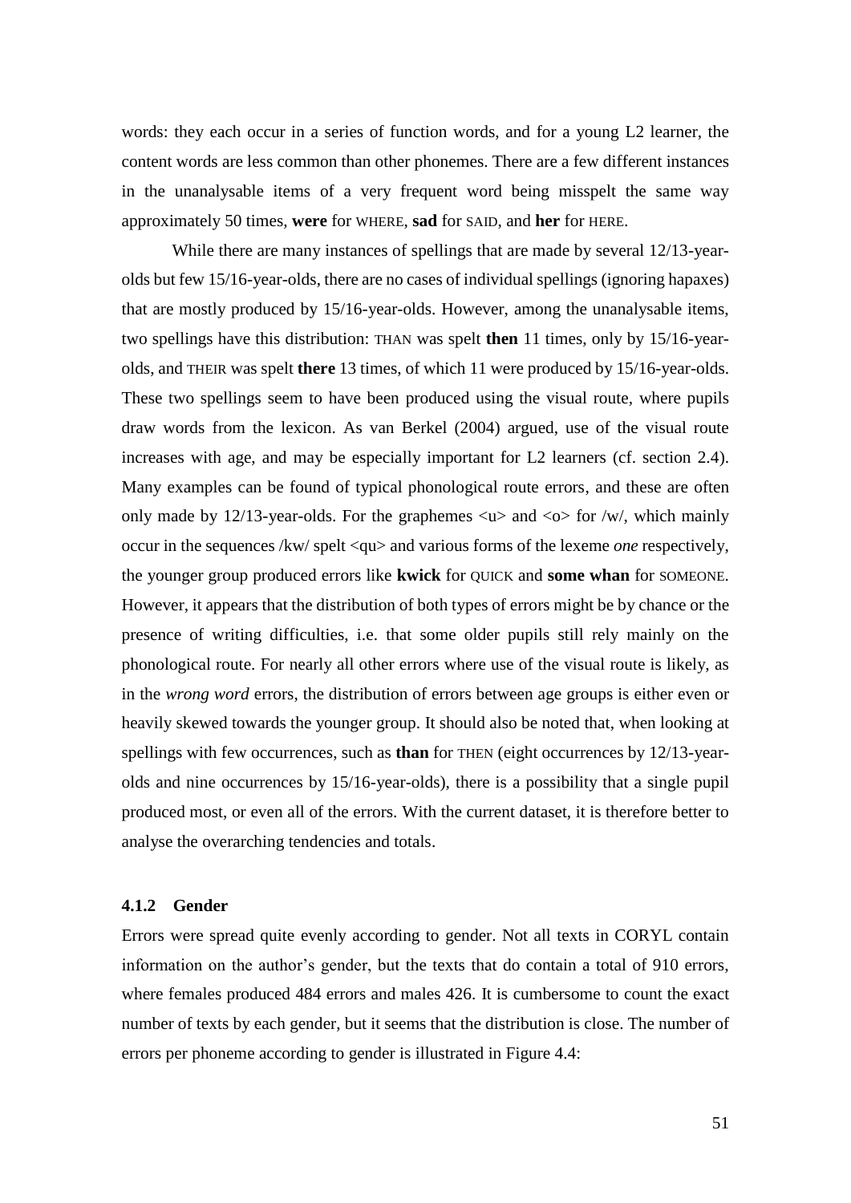words: they each occur in a series of function words, and for a young L2 learner, the content words are less common than other phonemes. There are a few different instances in the unanalysable items of a very frequent word being misspelt the same way approximately 50 times, **were** for WHERE, **sad** for SAID, and **her** for HERE.

While there are many instances of spellings that are made by several 12/13-year-olds but few 15/16-year-olds, there are no cases of individual spellings (ignoring hapaxes) that are mostly produced by 15/16-year-olds. However, among the unanalysable items, two spellings have this distribution: THAN was spelt **then** 11 times, only by 15/16-year-olds, and THEIR was spelt **there** 13 times, of which 11 were produced by 15/16-year-olds. These two spellings seem to have been produced using the visual route, where pupils draw words from the lexicon. As van Berkel (2004) argued, use of the visual route increases with age, and may be especially important for L2 learners (cf. section 2.4). Many examples can be found of typical phonological route errors, and these are often only made by 12/13-year-olds. For the graphemes <u> and <o> for /w/, which mainly occur in the sequences /kw/ spelt <qu> and various forms of the lexeme *one* respectively, the younger group produced errors like **kwick** for QUICK and **some whan** for SOMEONE. However, it appears that the distribution of both types of errors might be by chance or the presence of writing difficulties, i.e. that some older pupils still rely mainly on the phonological route. For nearly all other errors where use of the visual route is likely, as in the *wrong word* errors, the distribution of errors between age groups is either even or heavily skewed towards the younger group. It should also be noted that, when looking at spellings with few occurrences, such as **than** for THEN (eight occurrences by 12/13-year-olds and nine occurrences by 15/16-year-olds), there is a possibility that a single pupil produced most, or even all of the errors. With the current dataset, it is therefore better to analyse the overarching tendencies and totals.

### 4.1.2 Gender

Errors were spread quite evenly according to gender. Not all texts in CORYL contain information on the author's gender, but the texts that do contain a total of 910 errors, where females produced 484 errors and males 426. It is cumbersome to count the exact number of texts by each gender, but it seems that the distribution is close. The number of errors per phoneme according to gender is illustrated in Figure 4.4: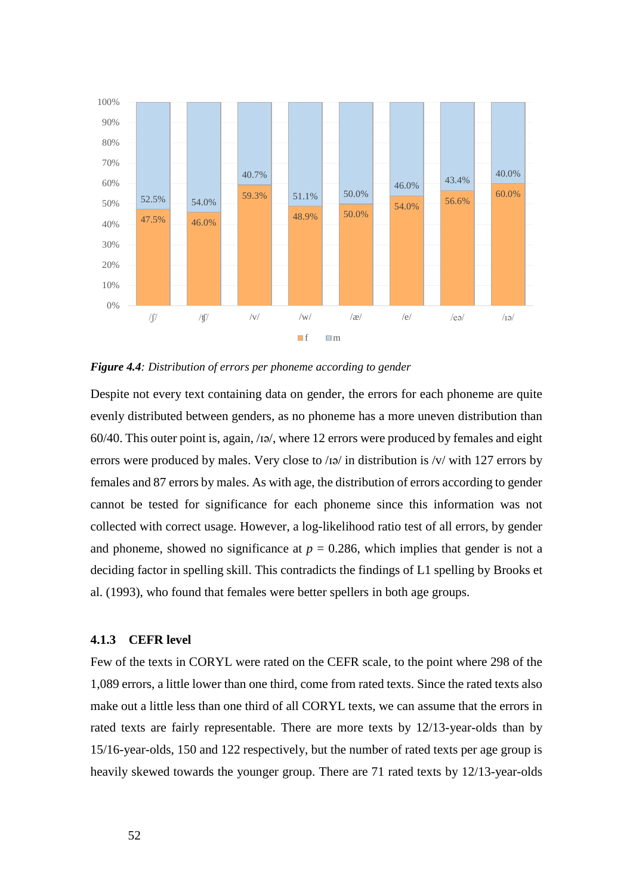*Figure 4.4: Distribution of errors per phoneme according to gender*

Despite not every text containing data on gender, the errors for each phoneme are quite evenly distributed between genders, as no phoneme has a more uneven distribution than 60/40. This outer point is, again, /ɪə/, where 12 errors were produced by females and eight errors were produced by males. Very close to /ɪə/ in distribution is /v/ with 127 errors by females and 87 errors by males. As with age, the distribution of errors according to gender cannot be tested for significance for each phoneme since this information was not collected with correct usage. However, a log-likelihood ratio test of all errors, by gender and phoneme, showed no significance at $p$ = 0.286, which implies that gender is not a deciding factor in spelling skill. This contradicts the findings of L1 spelling by Brooks et al. (1993), who found that females were better spellers in both age groups.

### 4.1.3 CEFR level

Few of the texts in CORYL were rated on the CEFR scale, to the point where 298 of the 1,089 errors, a little lower than one third, come from rated texts. Since the rated texts also make out a little less than one third of all CORYL texts, we can assume that the errors in rated texts are fairly representable. There are more texts by 12/13-year-olds than by 15/16-year-olds, 150 and 122 respectively, but the number of rated texts per age group is heavily skewed towards the younger group. There are 71 rated texts by 12/13-year-olds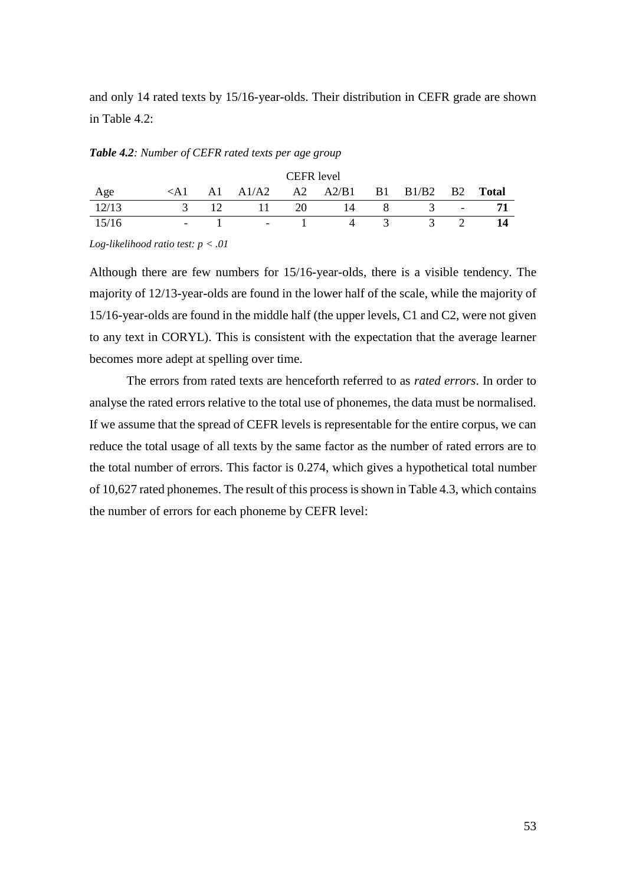and only 14 rated texts by 15/16-year-olds. Their distribution in CEFR grade are shown in Table 4.2:

***Table 4.2****: Number of CEFR rated texts per age group*

| | CEFR level | | | | | | | | |
|---|---|---|---|---|---|---|---|---|---|
| Age | <A1 | A1 | A1/A2 | A2 | A2/B1 | B1 | B1/B2 | B2 | **Total** |
| 12/13 | 3 | 12 | 11 | 20 | 14 | 8 | 3 | - | **71** |
| 15/16 | - | 1 | - | 1 | 4 | 3 | 3 | 2 | **14** |

*Log-likelihood ratio test: $p < .01$*

Although there are few numbers for 15/16-year-olds, there is a visible tendency. The majority of 12/13-year-olds are found in the lower half of the scale, while the majority of 15/16-year-olds are found in the middle half (the upper levels, C1 and C2, were not given to any text in CORYL). This is consistent with the expectation that the average learner becomes more adept at spelling over time.

The errors from rated texts are henceforth referred to as *rated errors*. In order to analyse the rated errors relative to the total use of phonemes, the data must be normalised. If we assume that the spread of CEFR levels is representable for the entire corpus, we can reduce the total usage of all texts by the same factor as the number of rated errors are to the total number of errors. This factor is 0.274, which gives a hypothetical total number of 10,627 rated phonemes. The result of this process is shown in Table 4.3, which contains the number of errors for each phoneme by CEFR level: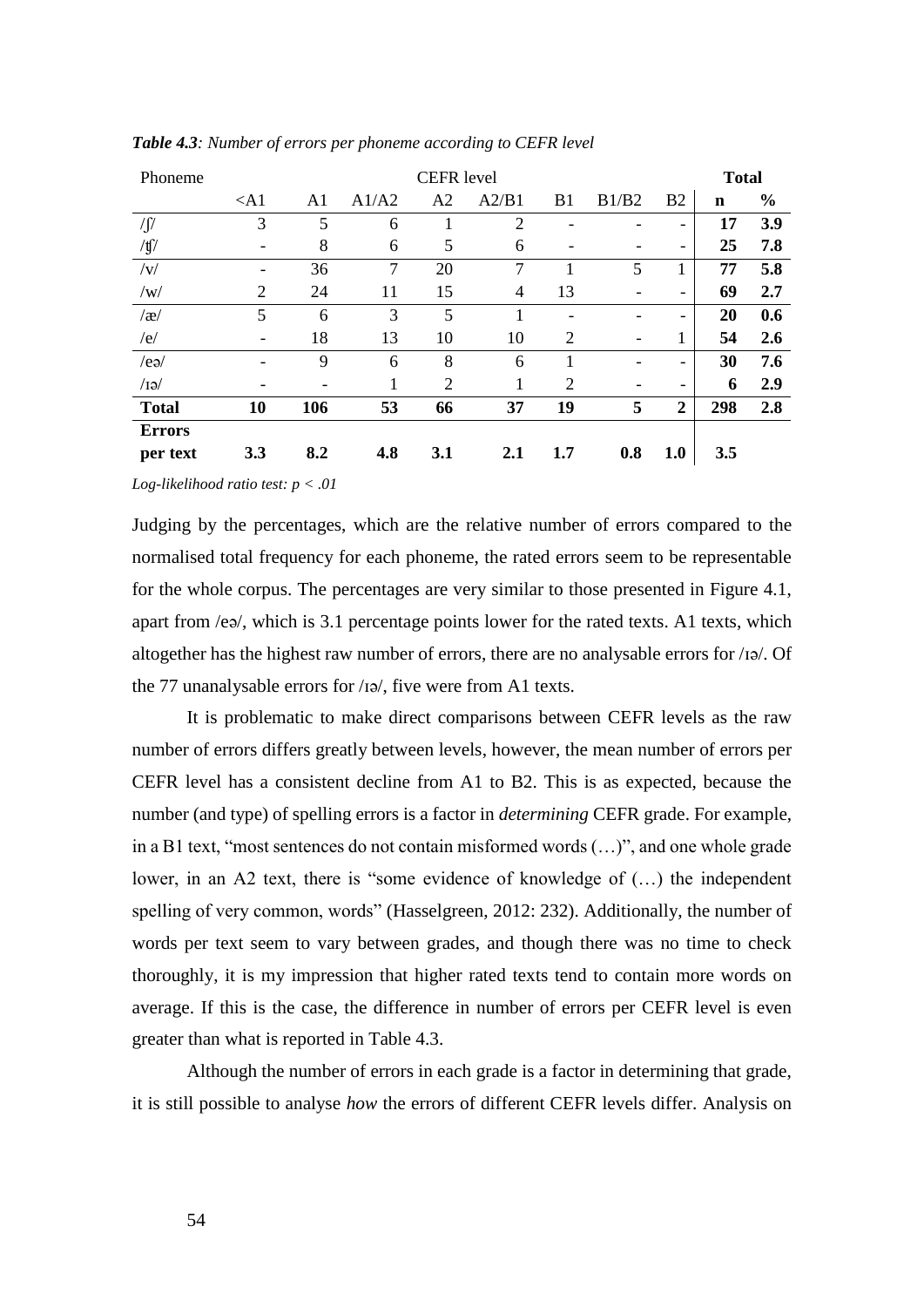***Table 4.3**: Number of errors per phoneme according to CEFR level*

| Phoneme | CEFR level | | | | | | | | Total | |
|---|---|---|---|---|---|---|---|---|---|---|
| | <A1 | A1 | A1/A2 | A2 | A2/B1 | B1 | B1/B2 | B2 | **n** | **%** |
| /ʃ/ | 3 | 5 | 6 | 1 | 2 | - | - | - | **17** | **3.9** |
| /ʧ/ | - | 8 | 6 | 5 | 6 | - | - | - | **25** | **7.8** |
| /v/ | - | 36 | 7 | 20 | 7 | 1 | 5 | 1 | **77** | **5.8** |
| /w/ | 2 | 24 | 11 | 15 | 4 | 13 | - | - | **69** | **2.7** |
| /æ/ | 5 | 6 | 3 | 5 | 1 | - | - | - | **20** | **0.6** |
| /e/ | - | 18 | 13 | 10 | 10 | 2 | - | 1 | **54** | **2.6** |
| /eə/ | - | 9 | 6 | 8 | 6 | 1 | - | - | **30** | **7.6** |
| /ɪə/ | - | - | 1 | 2 | 1 | 2 | - | - | **6** | **2.9** |
| **Total** | **10** | **106** | **53** | **66** | **37** | **19** | **5** | **2** | **298** | **2.8** |
| **Errors per text** | **3.3** | **8.2** | **4.8** | **3.1** | **2.1** | **1.7** | **0.8** | **1.0** | **3.5** | |

*Log-likelihood ratio test: $p < .01$*

Judging by the percentages, which are the relative number of errors compared to the normalised total frequency for each phoneme, the rated errors seem to be representable for the whole corpus. The percentages are very similar to those presented in Figure 4.1, apart from /eə/, which is 3.1 percentage points lower for the rated texts. A1 texts, which altogether has the highest raw number of errors, there are no analysable errors for /ɪə/. Of the 77 unanalysable errors for /ɪə/, five were from A1 texts.

It is problematic to make direct comparisons between CEFR levels as the raw number of errors differs greatly between levels, however, the mean number of errors per CEFR level has a consistent decline from A1 to B2. This is as expected, because the number (and type) of spelling errors is a factor in *determining* CEFR grade. For example, in a B1 text, "most sentences do not contain misformed words (…)", and one whole grade lower, in an A2 text, there is "some evidence of knowledge of (…) the independent spelling of very common, words" (Hasselgreen, 2012: 232). Additionally, the number of words per text seem to vary between grades, and though there was no time to check thoroughly, it is my impression that higher rated texts tend to contain more words on average. If this is the case, the difference in number of errors per CEFR level is even greater than what is reported in Table 4.3.

Although the number of errors in each grade is a factor in determining that grade, it is still possible to analyse *how* the errors of different CEFR levels differ. Analysis on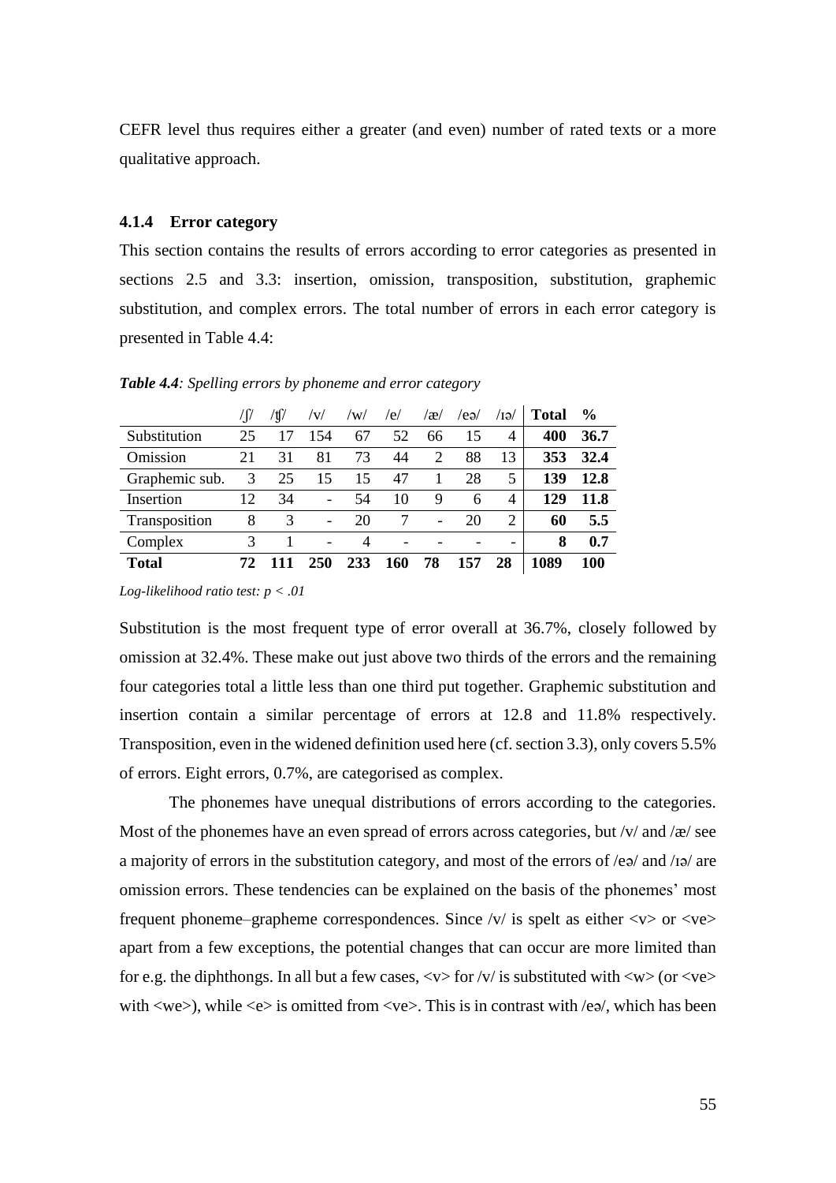CEFR level thus requires either a greater (and even) number of rated texts or a more qualitative approach.

### 4.1.4 Error category

This section contains the results of errors according to error categories as presented in sections 2.5 and 3.3: insertion, omission, transposition, substitution, graphemic substitution, and complex errors. The total number of errors in each error category is presented in Table 4.4:

***Table 4.4**: Spelling errors by phoneme and error category*

| | /ʃ/ | /ʧ/ | /v/ | /w/ | /e/ | /æ/ | /eə/ | /ɪə/ | **Total** | **%** |
|---|---|---|---|---|---|---|---|---|---|---|
| Substitution | 25 | 17 | 154 | 67 | 52 | 66 | 15 | 4 | **400** | **36.7** |
| Omission | 21 | 31 | 81 | 73 | 44 | 2 | 88 | 13 | **353** | **32.4** |
| Graphemic sub. | 3 | 25 | 15 | 15 | 47 | 1 | 28 | 5 | **139** | **12.8** |
| Insertion | 12 | 34 | - | 54 | 10 | 9 | 6 | 4 | **129** | **11.8** |
| Transposition | 8 | 3 | - | 20 | 7 | - | 20 | 2 | **60** | **5.5** |
| Complex | 3 | 1 | - | 4 | - | - | - | - | **8** | **0.7** |
| **Total** | **72** | **111** | **250** | **233** | **160** | **78** | **157** | **28** | **1089** | **100** |

*Log-likelihood ratio test: $p < .01$*

Substitution is the most frequent type of error overall at 36.7%, closely followed by omission at 32.4%. These make out just above two thirds of the errors and the remaining four categories total a little less than one third put together. Graphemic substitution and insertion contain a similar percentage of errors at 12.8 and 11.8% respectively. Transposition, even in the widened definition used here (cf. section 3.3), only covers 5.5% of errors. Eight errors, 0.7%, are categorised as complex.

The phonemes have unequal distributions of errors according to the categories. Most of the phonemes have an even spread of errors across categories, but /v/ and /æ/ see a majority of errors in the substitution category, and most of the errors of /eə/ and /ɪə/ are omission errors. These tendencies can be explained on the basis of the phonemes' most frequent phoneme–grapheme correspondences. Since /v/ is spelt as either <v> or <ve> apart from a few exceptions, the potential changes that can occur are more limited than for e.g. the diphthongs. In all but a few cases, <v> for /v/ is substituted with <w> (or <ve> with <we>), while <e> is omitted from <ve>. This is in contrast with /eə/, which has been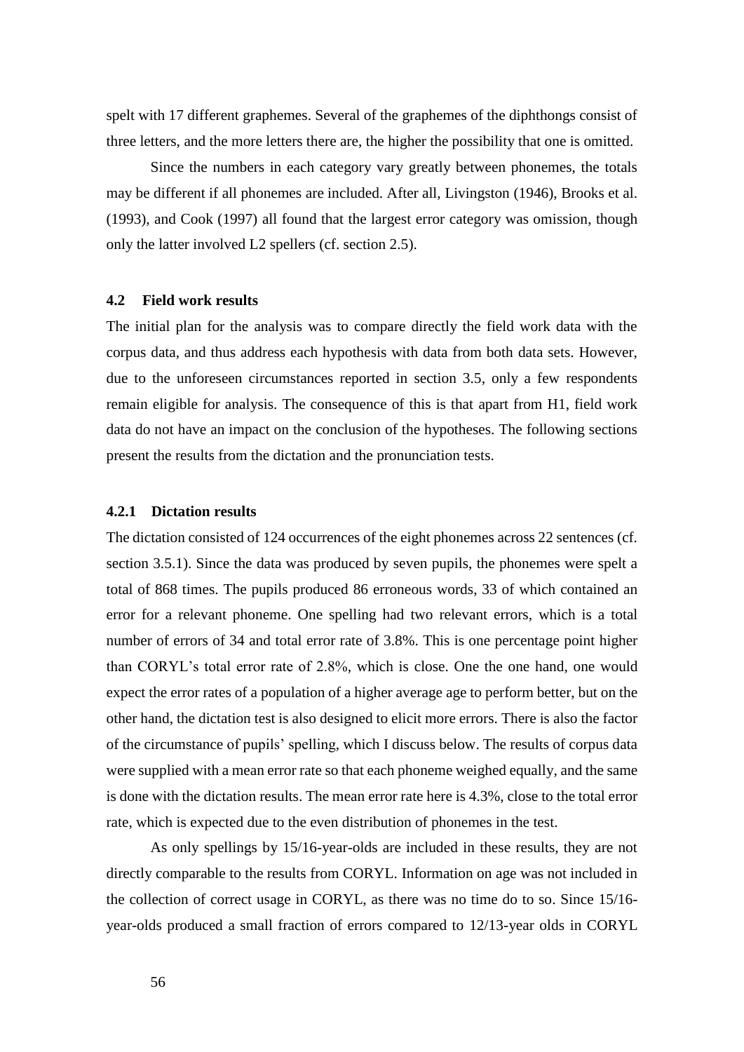spelt with 17 different graphemes. Several of the graphemes of the diphthongs consist of three letters, and the more letters there are, the higher the possibility that one is omitted.

Since the numbers in each category vary greatly between phonemes, the totals may be different if all phonemes are included. After all, Livingston (1946), Brooks et al. (1993), and Cook (1997) all found that the largest error category was omission, though only the latter involved L2 spellers (cf. section 2.5).

### 4.2 Field work results

The initial plan for the analysis was to compare directly the field work data with the corpus data, and thus address each hypothesis with data from both data sets. However, due to the unforeseen circumstances reported in section 3.5, only a few respondents remain eligible for analysis. The consequence of this is that apart from H1, field work data do not have an impact on the conclusion of the hypotheses. The following sections present the results from the dictation and the pronunciation tests.

#### 4.2.1 Dictation results

The dictation consisted of 124 occurrences of the eight phonemes across 22 sentences (cf. section 3.5.1). Since the data was produced by seven pupils, the phonemes were spelt a total of 868 times. The pupils produced 86 erroneous words, 33 of which contained an error for a relevant phoneme. One spelling had two relevant errors, which is a total number of errors of 34 and total error rate of 3.8%. This is one percentage point higher than CORYL's total error rate of 2.8%, which is close. One the one hand, one would expect the error rates of a population of a higher average age to perform better, but on the other hand, the dictation test is also designed to elicit more errors. There is also the factor of the circumstance of pupils' spelling, which I discuss below. The results of corpus data were supplied with a mean error rate so that each phoneme weighed equally, and the same is done with the dictation results. The mean error rate here is 4.3%, close to the total error rate, which is expected due to the even distribution of phonemes in the test.

As only spellings by 15/16-year-olds are included in these results, they are not directly comparable to the results from CORYL. Information on age was not included in the collection of correct usage in CORYL, as there was no time do to so. Since 15/16-year-olds produced a small fraction of errors compared to 12/13-year olds in CORYL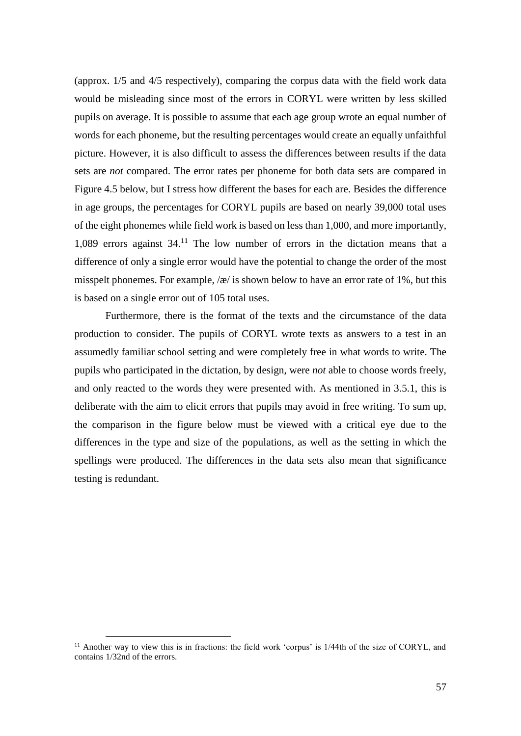(approx. 1/5 and 4/5 respectively), comparing the corpus data with the field work data would be misleading since most of the errors in CORYL were written by less skilled pupils on average. It is possible to assume that each age group wrote an equal number of words for each phoneme, but the resulting percentages would create an equally unfaithful picture. However, it is also difficult to assess the differences between results if the data sets are *not* compared. The error rates per phoneme for both data sets are compared in Figure 4.5 below, but I stress how different the bases for each are. Besides the difference in age groups, the percentages for CORYL pupils are based on nearly 39,000 total uses of the eight phonemes while field work is based on less than 1,000, and more importantly, 1,089 errors against 34.[11] The low number of errors in the dictation means that a difference of only a single error would have the potential to change the order of the most misspelt phonemes. For example, /æ/ is shown below to have an error rate of 1%, but this is based on a single error out of 105 total uses.

Furthermore, there is the format of the texts and the circumstance of the data production to consider. The pupils of CORYL wrote texts as answers to a test in an assumedly familiar school setting and were completely free in what words to write. The pupils who participated in the dictation, by design, were *not* able to choose words freely, and only reacted to the words they were presented with. As mentioned in 3.5.1, this is deliberate with the aim to elicit errors that pupils may avoid in free writing. To sum up, the comparison in the figure below must be viewed with a critical eye due to the differences in the type and size of the populations, as well as the setting in which the spellings were produced. The differences in the data sets also mean that significance testing is redundant.

[11] Another way to view this is in fractions: the field work 'corpus' is 1/44th of the size of CORYL, and contains 1/32nd of the errors.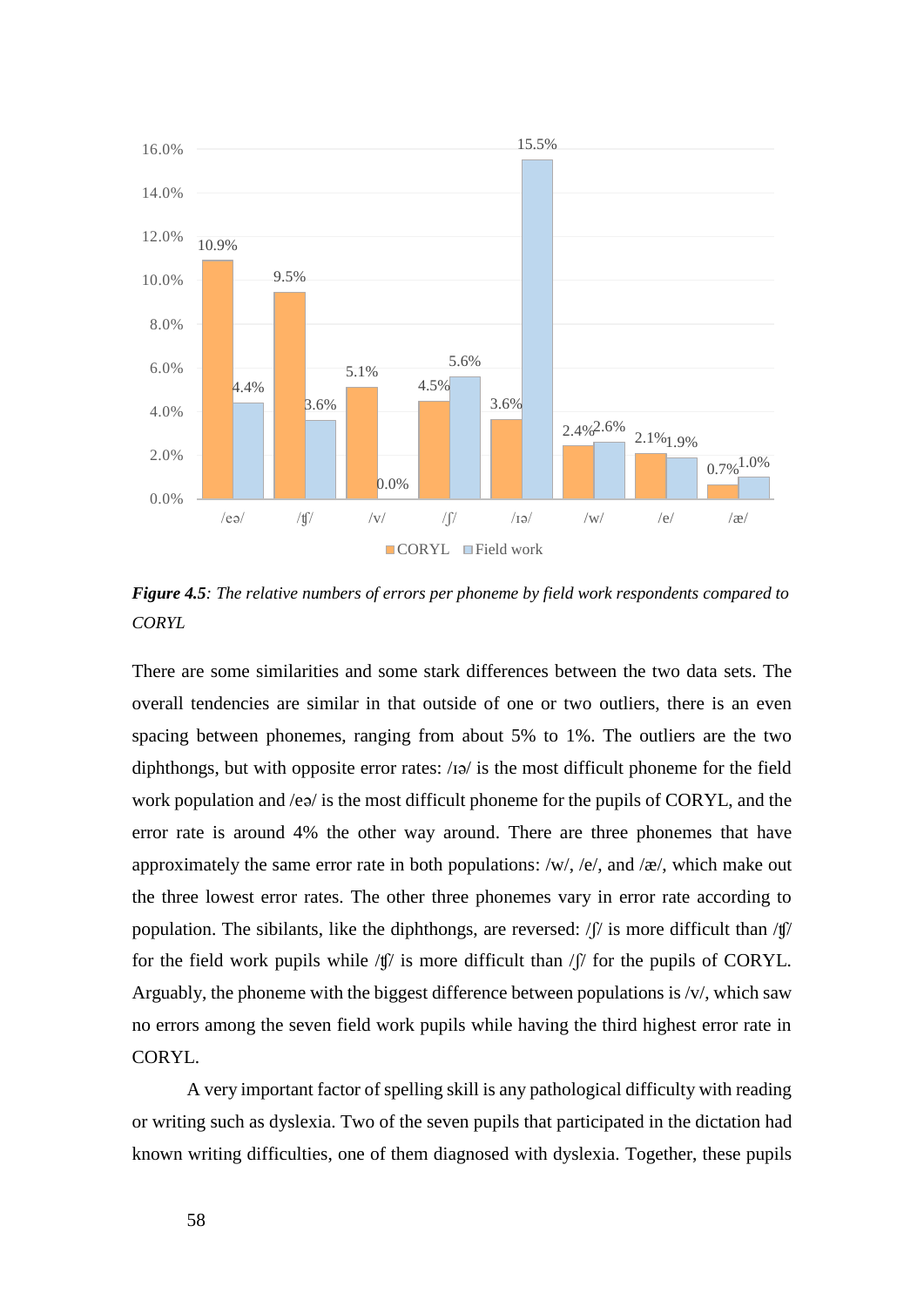| Phoneme | CORYL | Field work |
|---|---|---|
| /eə/ | 10.9% | 4.4% |
| /ʧ/ | 9.5% | 3.6% |
| /v/ | 5.1% | 0.0% |
| /ʃ/ | 4.5% | 5.6% |
| /ɪə/ | 3.6% | 15.5% |
| /w/ | 2.4% | 2.6% |
| /e/ | 2.1% | 1.9% |
| /æ/ | 0.7% | 1.0% |

***Figure 4.5**: The relative numbers of errors per phoneme by field work respondents compared to CORYL*

There are some similarities and some stark differences between the two data sets. The overall tendencies are similar in that outside of one or two outliers, there is an even spacing between phonemes, ranging from about 5% to 1%. The outliers are the two diphthongs, but with opposite error rates: /ɪə/ is the most difficult phoneme for the field work population and /eə/ is the most difficult phoneme for the pupils of CORYL, and the error rate is around 4% the other way around. There are three phonemes that have approximately the same error rate in both populations: /w/, /e/, and /æ/, which make out the three lowest error rates. The other three phonemes vary in error rate according to population. The sibilants, like the diphthongs, are reversed: /ʃ/ is more difficult than /ʧ/ for the field work pupils while /ʧ/ is more difficult than /ʃ/ for the pupils of CORYL. Arguably, the phoneme with the biggest difference between populations is /v/, which saw no errors among the seven field work pupils while having the third highest error rate in CORYL.

A very important factor of spelling skill is any pathological difficulty with reading or writing such as dyslexia. Two of the seven pupils that participated in the dictation had known writing difficulties, one of them diagnosed with dyslexia. Together, these pupils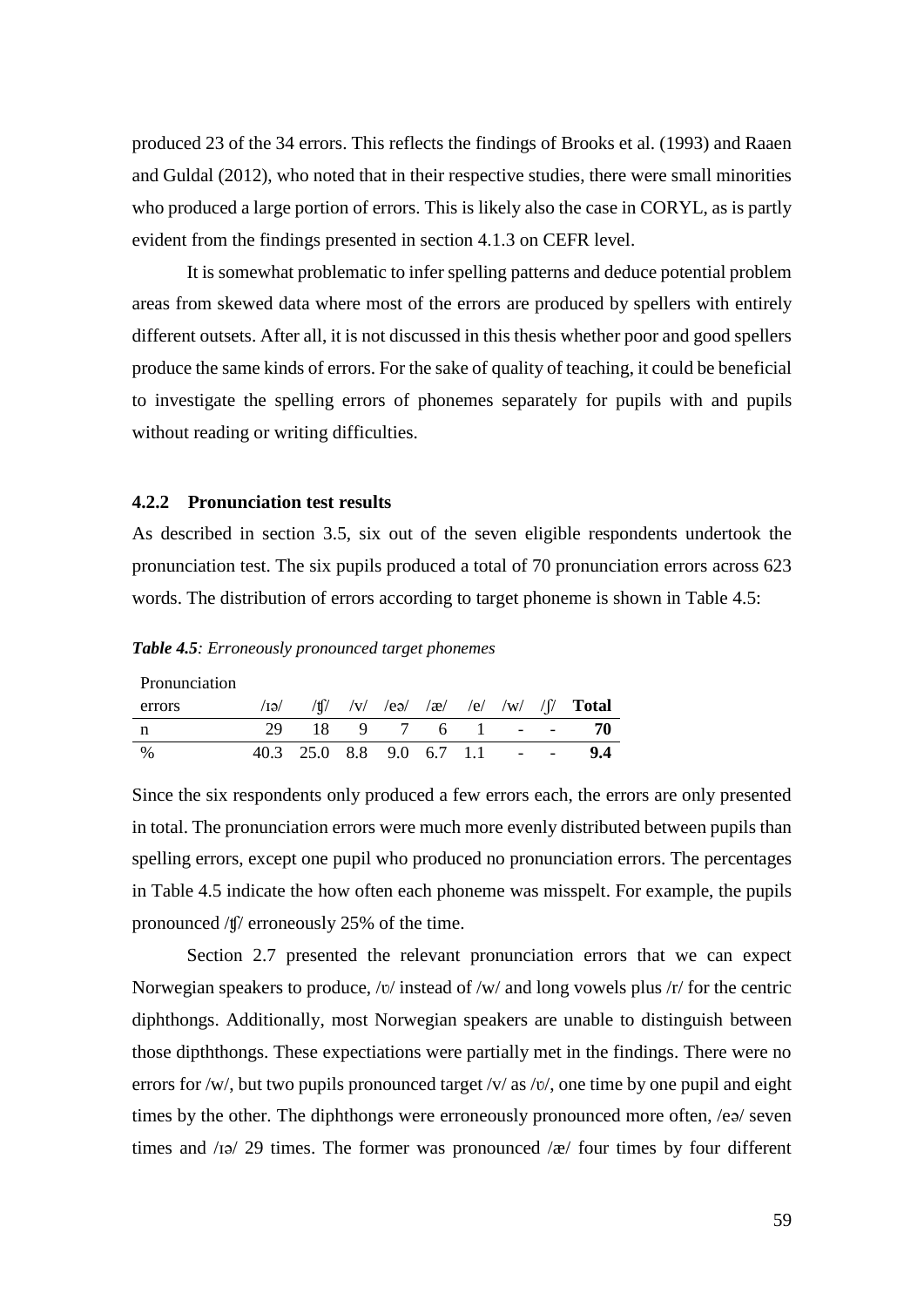produced 23 of the 34 errors. This reflects the findings of Brooks et al. (1993) and Raaen and Guldal (2012), who noted that in their respective studies, there were small minorities who produced a large portion of errors. This is likely also the case in CORYL, as is partly evident from the findings presented in section 4.1.3 on CEFR level.

It is somewhat problematic to infer spelling patterns and deduce potential problem areas from skewed data where most of the errors are produced by spellers with entirely different outsets. After all, it is not discussed in this thesis whether poor and good spellers produce the same kinds of errors. For the sake of quality of teaching, it could be beneficial to investigate the spelling errors of phonemes separately for pupils with and pupils without reading or writing difficulties.

### 4.2.2 Pronunciation test results

As described in section 3.5, six out of the seven eligible respondents undertook the pronunciation test. The six pupils produced a total of 70 pronunciation errors across 623 words. The distribution of errors according to target phoneme is shown in Table 4.5:

***Table 4.5**: Erroneously pronounced target phonemes*

| Pronunciation errors | /ɪə/ | /ʧ/ | /v/ | /eə/ | /æ/ | /e/ | /w/ | /ʃ/ | **Total** |
|---|---|---|---|---|---|---|---|---|---|
| n | 29 | 18 | 9 | 7 | 6 | 1 | - | - | **70** |
| % | 40.3 | 25.0 | 8.8 | 9.0 | 6.7 | 1.1 | - | - | **9.4** |

Since the six respondents only produced a few errors each, the errors are only presented in total. The pronunciation errors were much more evenly distributed between pupils than spelling errors, except one pupil who produced no pronunciation errors. The percentages in Table 4.5 indicate the how often each phoneme was misspelt. For example, the pupils pronounced /ʧ/ erroneously 25% of the time.

Section 2.7 presented the relevant pronunciation errors that we can expect Norwegian speakers to produce, /ʋ/ instead of /w/ and long vowels plus /r/ for the centric diphthongs. Additionally, most Norwegian speakers are unable to distinguish between those dipththongs. These expectiations were partially met in the findings. There were no errors for /w/, but two pupils pronounced target /v/ as /ʋ/, one time by one pupil and eight times by the other. The diphthongs were erroneously pronounced more often, /eə/ seven times and /ɪə/ 29 times. The former was pronounced /æ/ four times by four different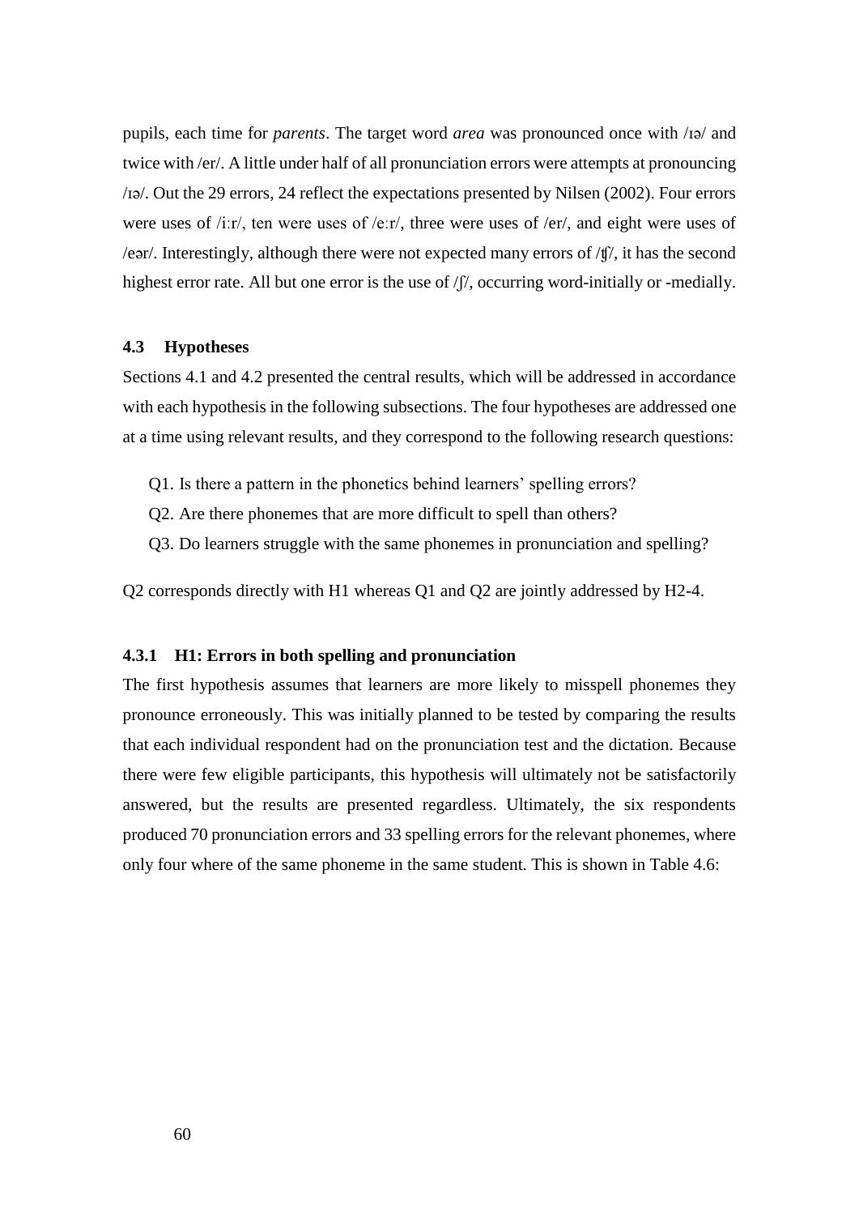pupils, each time for *parents*. The target word *area* was pronounced once with /ɪə/ and twice with /er/. A little under half of all pronunciation errors were attempts at pronouncing /ɪə/. Out the 29 errors, 24 reflect the expectations presented by Nilsen (2002). Four errors were uses of /iːr/, ten were uses of /eːr/, three were uses of /er/, and eight were uses of /eər/. Interestingly, although there were not expected many errors of /ʧ/, it has the second highest error rate. All but one error is the use of /ʃ/, occurring word-initially or -medially.

### 4.3 Hypotheses

Sections 4.1 and 4.2 presented the central results, which will be addressed in accordance with each hypothesis in the following subsections. The four hypotheses are addressed one at a time using relevant results, and they correspond to the following research questions:

Q1. Is there a pattern in the phonetics behind learners' spelling errors?

Q2. Are there phonemes that are more difficult to spell than others?

Q3. Do learners struggle with the same phonemes in pronunciation and spelling?

Q2 corresponds directly with H1 whereas Q1 and Q2 are jointly addressed by H2-4.

#### 4.3.1 H1: Errors in both spelling and pronunciation

The first hypothesis assumes that learners are more likely to misspell phonemes they pronounce erroneously. This was initially planned to be tested by comparing the results that each individual respondent had on the pronunciation test and the dictation. Because there were few eligible participants, this hypothesis will ultimately not be satisfactorily answered, but the results are presented regardless. Ultimately, the six respondents produced 70 pronunciation errors and 33 spelling errors for the relevant phonemes, where only four where of the same phoneme in the same student. This is shown in Table 4.6: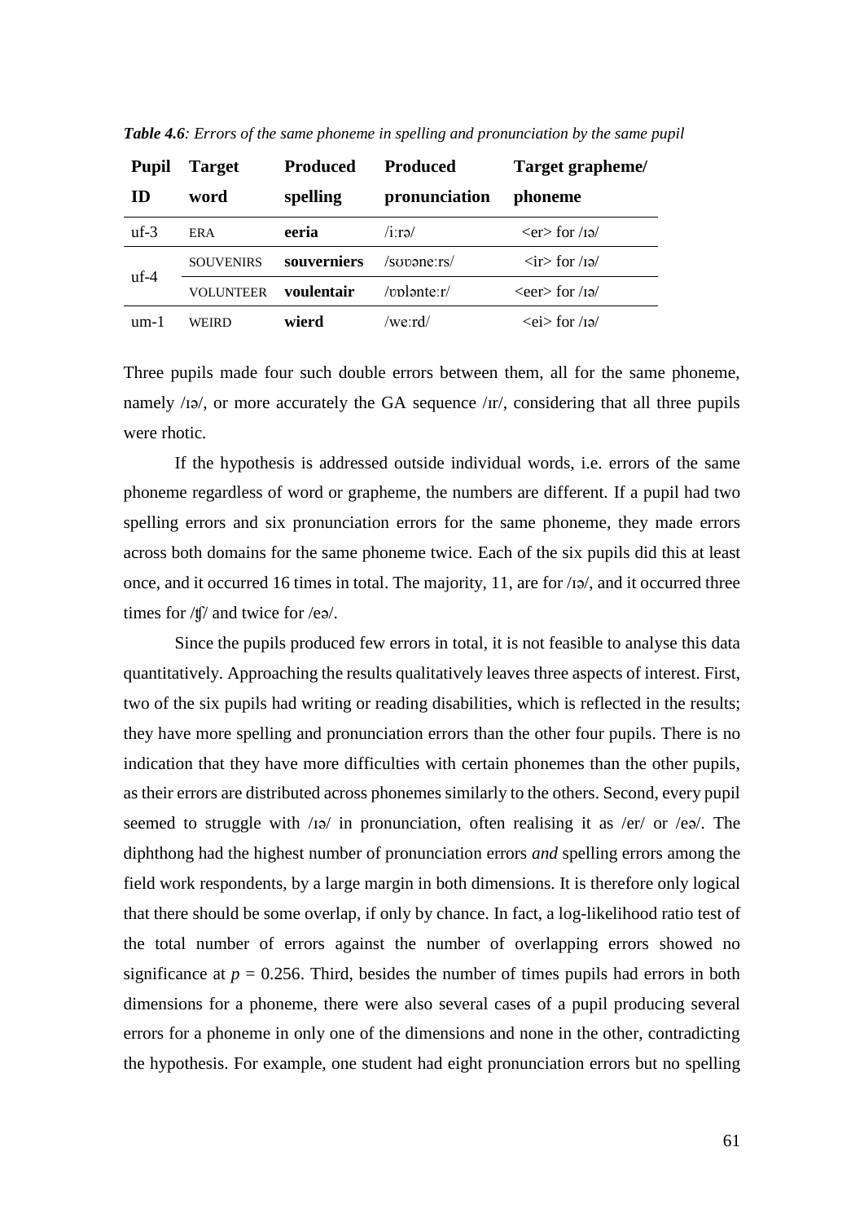***Table 4.6**: Errors of the same phoneme in spelling and pronunciation by the same pupil*

| Pupil ID | Target word | Produced spelling | Produced pronunciation | Target grapheme/ phoneme |
|---|---|---|---|---|
| uf-3 | ERA | **eeria** | /iːrə/ | <er> for /ɪə/ |
| uf-4 | SOUVENIRS | **souverniers** | /soʊəneːrs/ | <ir> for /ɪə/ |
| | VOLUNTEER | **voulentair** | /ʊɒlənteːr/ | <eer> for /ɪə/ |
| um-1 | WEIRD | **wierd** | /weːrd/ | <ei> for /ɪə/ |

Three pupils made four such double errors between them, all for the same phoneme, namely /ɪə/, or more accurately the GA sequence /ɪr/, considering that all three pupils were rhotic.

If the hypothesis is addressed outside individual words, i.e. errors of the same phoneme regardless of word or grapheme, the numbers are different. If a pupil had two spelling errors and six pronunciation errors for the same phoneme, they made errors across both domains for the same phoneme twice. Each of the six pupils did this at least once, and it occurred 16 times in total. The majority, 11, are for /ɪə/, and it occurred three times for /ʧ/ and twice for /eə/.

Since the pupils produced few errors in total, it is not feasible to analyse this data quantitatively. Approaching the results qualitatively leaves three aspects of interest. First, two of the six pupils had writing or reading disabilities, which is reflected in the results; they have more spelling and pronunciation errors than the other four pupils. There is no indication that they have more difficulties with certain phonemes than the other pupils, as their errors are distributed across phonemes similarly to the others. Second, every pupil seemed to struggle with /ɪə/ in pronunciation, often realising it as /er/ or /eə/. The diphthong had the highest number of pronunciation errors *and* spelling errors among the field work respondents, by a large margin in both dimensions. It is therefore only logical that there should be some overlap, if only by chance. In fact, a log-likelihood ratio test of the total number of errors against the number of overlapping errors showed no significance at $p = 0.256$. Third, besides the number of times pupils had errors in both dimensions for a phoneme, there were also several cases of a pupil producing several errors for a phoneme in only one of the dimensions and none in the other, contradicting the hypothesis. For example, one student had eight pronunciation errors but no spelling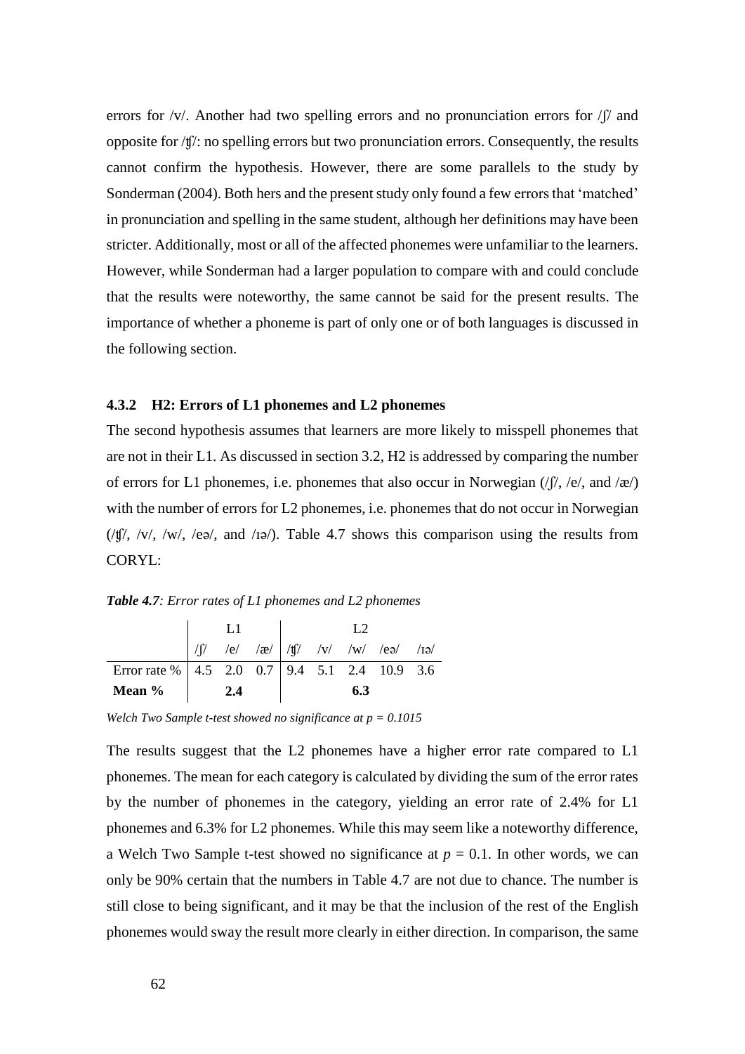errors for /v/. Another had two spelling errors and no pronunciation errors for /ʃ/ and opposite for /ʧ/: no spelling errors but two pronunciation errors. Consequently, the results cannot confirm the hypothesis. However, there are some parallels to the study by Sonderman (2004). Both hers and the present study only found a few errors that 'matched' in pronunciation and spelling in the same student, although her definitions may have been stricter. Additionally, most or all of the affected phonemes were unfamiliar to the learners. However, while Sonderman had a larger population to compare with and could conclude that the results were noteworthy, the same cannot be said for the present results. The importance of whether a phoneme is part of only one or of both languages is discussed in the following section.

### 4.3.2 H2: Errors of L1 phonemes and L2 phonemes

The second hypothesis assumes that learners are more likely to misspell phonemes that are not in their L1. As discussed in section 3.2, H2 is addressed by comparing the number of errors for L1 phonemes, i.e. phonemes that also occur in Norwegian (/ʃ/, /e/, and /æ/) with the number of errors for L2 phonemes, i.e. phonemes that do not occur in Norwegian (/ʧ/, /v/, /w/, /eə/, and /ɪə/). Table 4.7 shows this comparison using the results from CORYL:

***Table 4.7**: Error rates of L1 phonemes and L2 phonemes*

| | L1 | | | L2 | | | | |
|---|---|---|---|---|---|---|---|---|
| | /ʃ/ | /e/ | /æ/ | /ʧ/ | /v/ | /w/ | /eə/ | /ɪə/ |
| Error rate % | 4.5 | 2.0 | 0.7 | 9.4 | 5.1 | 2.4 | 10.9 | 3.6 |
| **Mean %** | | **2.4** | | | | **6.3** | | |

*Welch Two Sample t-test showed no significance at $p = 0.1015$*

The results suggest that the L2 phonemes have a higher error rate compared to L1 phonemes. The mean for each category is calculated by dividing the sum of the error rates by the number of phonemes in the category, yielding an error rate of 2.4% for L1 phonemes and 6.3% for L2 phonemes. While this may seem like a noteworthy difference, a Welch Two Sample t-test showed no significance at $p = 0.1$. In other words, we can only be 90% certain that the numbers in Table 4.7 are not due to chance. The number is still close to being significant, and it may be that the inclusion of the rest of the English phonemes would sway the result more clearly in either direction. In comparison, the same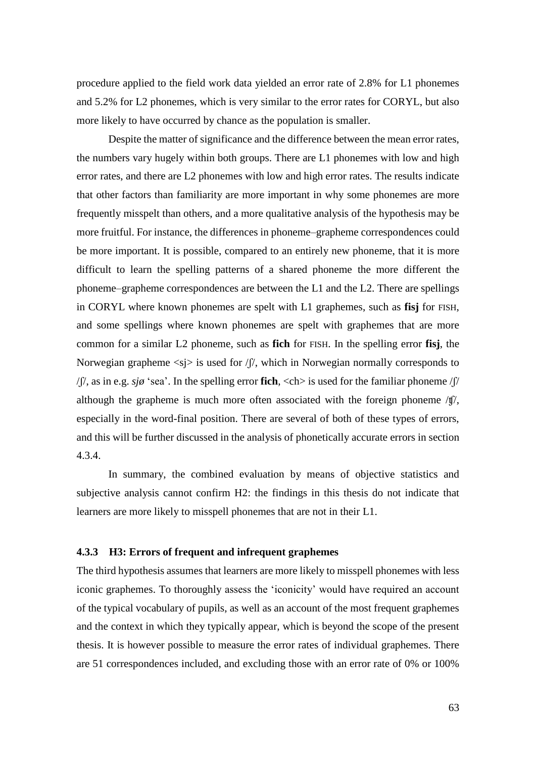procedure applied to the field work data yielded an error rate of 2.8% for L1 phonemes and 5.2% for L2 phonemes, which is very similar to the error rates for CORYL, but also more likely to have occurred by chance as the population is smaller.

Despite the matter of significance and the difference between the mean error rates, the numbers vary hugely within both groups. There are L1 phonemes with low and high error rates, and there are L2 phonemes with low and high error rates. The results indicate that other factors than familiarity are more important in why some phonemes are more frequently misspelt than others, and a more qualitative analysis of the hypothesis may be more fruitful. For instance, the differences in phoneme–grapheme correspondences could be more important. It is possible, compared to an entirely new phoneme, that it is more difficult to learn the spelling patterns of a shared phoneme the more different the phoneme–grapheme correspondences are between the L1 and the L2. There are spellings in CORYL where known phonemes are spelt with L1 graphemes, such as **fisj** for FISH, and some spellings where known phonemes are spelt with graphemes that are more common for a similar L2 phoneme, such as **fich** for FISH. In the spelling error **fisj**, the Norwegian grapheme <sj> is used for /ʃ/, which in Norwegian normally corresponds to /ʃ/, as in e.g. *sjø* 'sea'. In the spelling error **fich**, <ch> is used for the familiar phoneme /ʃ/ although the grapheme is much more often associated with the foreign phoneme /ʧ/, especially in the word-final position. There are several of both of these types of errors, and this will be further discussed in the analysis of phonetically accurate errors in section 4.3.4.

In summary, the combined evaluation by means of objective statistics and subjective analysis cannot confirm H2: the findings in this thesis do not indicate that learners are more likely to misspell phonemes that are not in their L1.

### 4.3.3 H3: Errors of frequent and infrequent graphemes

The third hypothesis assumes that learners are more likely to misspell phonemes with less iconic graphemes. To thoroughly assess the 'iconicity' would have required an account of the typical vocabulary of pupils, as well as an account of the most frequent graphemes and the context in which they typically appear, which is beyond the scope of the present thesis. It is however possible to measure the error rates of individual graphemes. There are 51 correspondences included, and excluding those with an error rate of 0% or 100%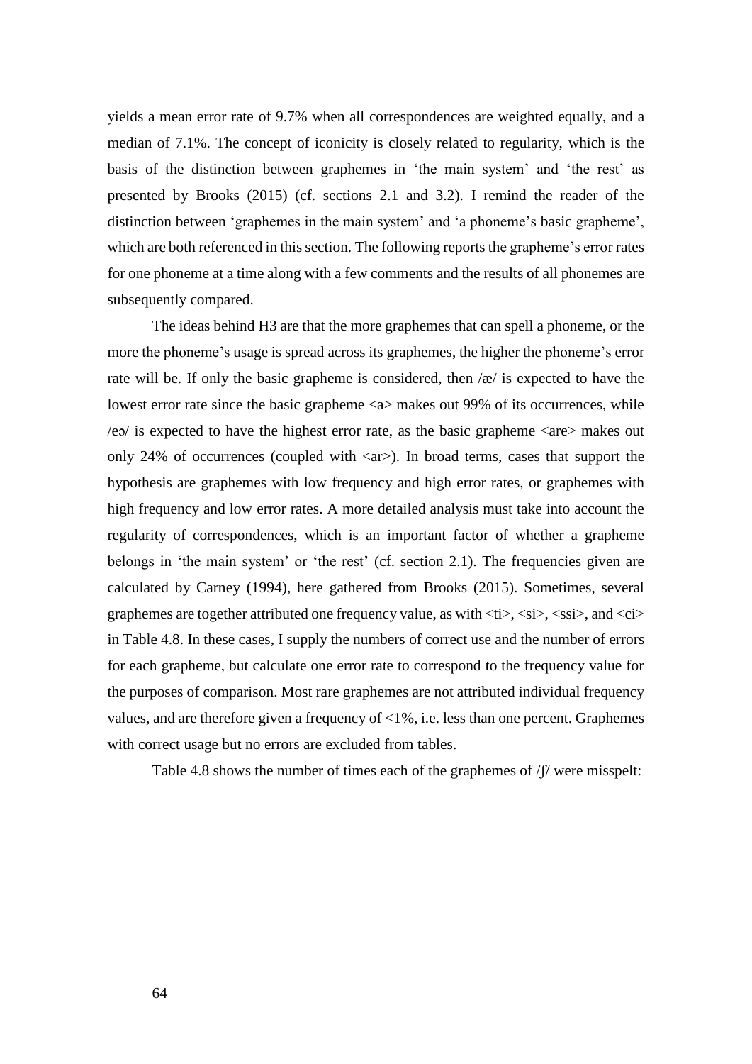yields a mean error rate of 9.7% when all correspondences are weighted equally, and a median of 7.1%. The concept of iconicity is closely related to regularity, which is the basis of the distinction between graphemes in 'the main system' and 'the rest' as presented by Brooks (2015) (cf. sections 2.1 and 3.2). I remind the reader of the distinction between 'graphemes in the main system' and 'a phoneme's basic grapheme', which are both referenced in this section. The following reports the grapheme's error rates for one phoneme at a time along with a few comments and the results of all phonemes are subsequently compared.

The ideas behind H3 are that the more graphemes that can spell a phoneme, or the more the phoneme's usage is spread across its graphemes, the higher the phoneme's error rate will be. If only the basic grapheme is considered, then /æ/ is expected to have the lowest error rate since the basic grapheme <a> makes out 99% of its occurrences, while /eə/ is expected to have the highest error rate, as the basic grapheme <are> makes out only 24% of occurrences (coupled with <ar>). In broad terms, cases that support the hypothesis are graphemes with low frequency and high error rates, or graphemes with high frequency and low error rates. A more detailed analysis must take into account the regularity of correspondences, which is an important factor of whether a grapheme belongs in 'the main system' or 'the rest' (cf. section 2.1). The frequencies given are calculated by Carney (1994), here gathered from Brooks (2015). Sometimes, several graphemes are together attributed one frequency value, as with <ti>, <si>, <ssi>, and <ci> in Table 4.8. In these cases, I supply the numbers of correct use and the number of errors for each grapheme, but calculate one error rate to correspond to the frequency value for the purposes of comparison. Most rare graphemes are not attributed individual frequency values, and are therefore given a frequency of <1%, i.e. less than one percent. Graphemes with correct usage but no errors are excluded from tables.

Table 4.8 shows the number of times each of the graphemes of /ʃ/ were misspelt: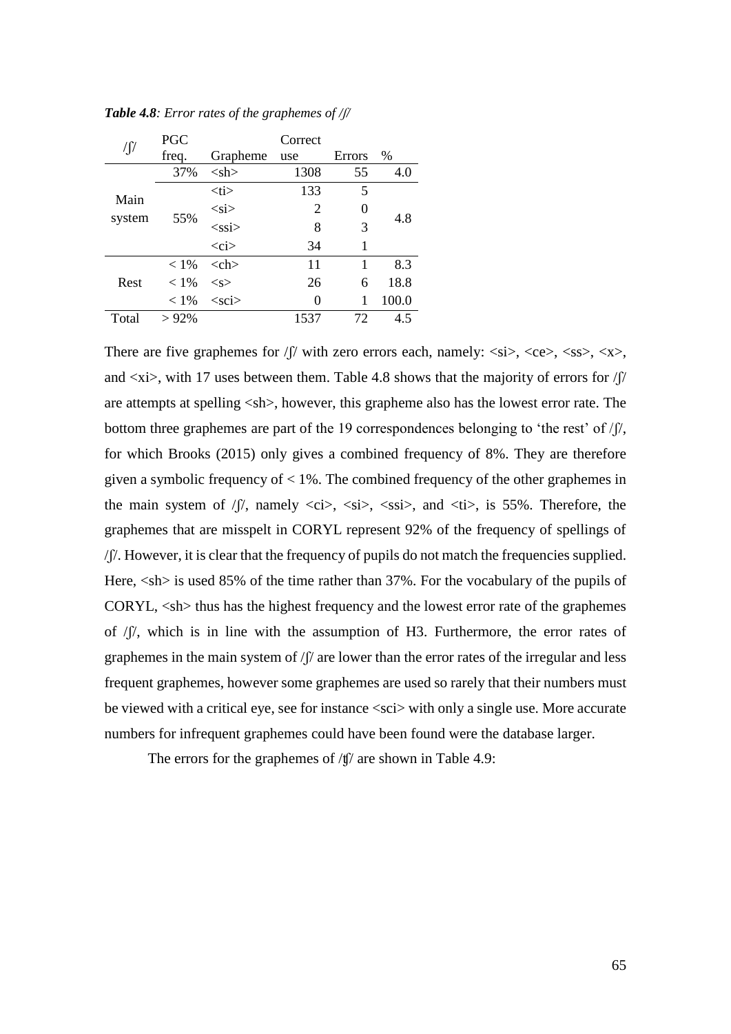***Table 4.8**: Error rates of the graphemes of /ʃ/*

| /ʃ/ | PGC freq. | Grapheme | Correct use | Errors | % |
|---|---|---|---|---|---|
| | 37% | <sh> | 1308 | 55 | 4.0 |
| Main system | 55% | <ti> | 133 | 5 | 4.8 |
| | | <si> | 2 | 0 | |
| | | <ssi> | 8 | 3 | |
| | | <ci> | 34 | 1 | |
| Rest | < 1% | <ch> | 11 | 1 | 8.3 |
| | < 1% | <s> | 26 | 6 | 18.8 |
| | < 1% | <sci> | 0 | 1 | 100.0 |
| Total | > 92% | | 1537 | 72 | 4.5 |

There are five graphemes for /ʃ/ with zero errors each, namely: <si>, <ce>, <ss>, <x>, and <xi>, with 17 uses between them. Table 4.8 shows that the majority of errors for /ʃ/ are attempts at spelling <sh>, however, this grapheme also has the lowest error rate. The bottom three graphemes are part of the 19 correspondences belonging to 'the rest' of /ʃ/, for which Brooks (2015) only gives a combined frequency of 8%. They are therefore given a symbolic frequency of < 1%. The combined frequency of the other graphemes in the main system of /ʃ/, namely <ci>, <si>, <ssi>, and <ti>, is 55%. Therefore, the graphemes that are misspelt in CORYL represent 92% of the frequency of spellings of /ʃ/. However, it is clear that the frequency of pupils do not match the frequencies supplied. Here, <sh> is used 85% of the time rather than 37%. For the vocabulary of the pupils of CORYL, <sh> thus has the highest frequency and the lowest error rate of the graphemes of /ʃ/, which is in line with the assumption of H3. Furthermore, the error rates of graphemes in the main system of /ʃ/ are lower than the error rates of the irregular and less frequent graphemes, however some graphemes are used so rarely that their numbers must be viewed with a critical eye, see for instance <sci> with only a single use. More accurate numbers for infrequent graphemes could have been found were the database larger.

The errors for the graphemes of /ʧ/ are shown in Table 4.9: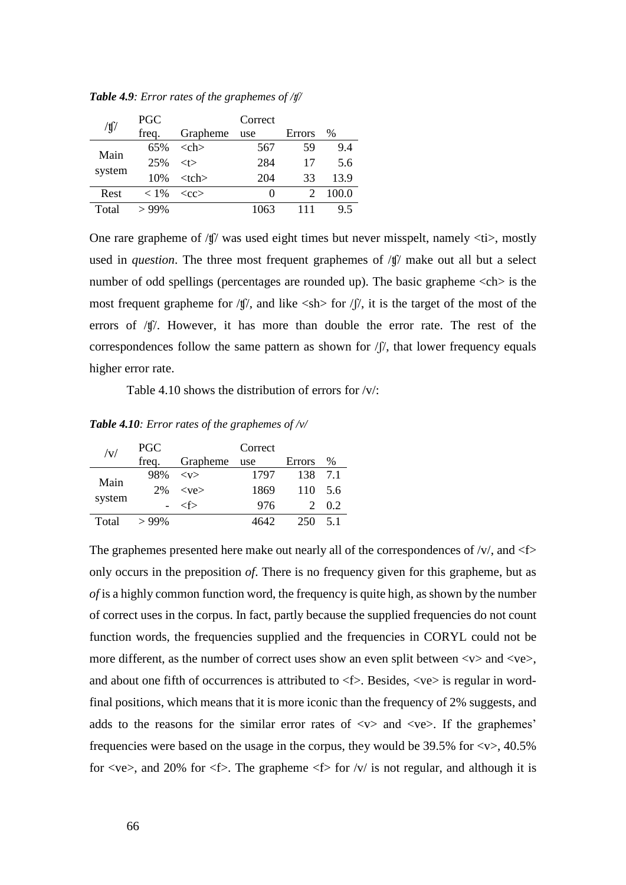***Table 4.9****: Error rates of the graphemes of /ʧ/*

| /ʧ/ | PGC freq. | Grapheme | Correct use | Errors | % |
|---|---|---|---|---|---|
| Main system | 65% | <ch> | 567 | 59 | 9.4 |
| | 25% | <t> | 284 | 17 | 5.6 |
| | 10% | <tch> | 204 | 33 | 13.9 |
| Rest | < 1% | <cc> | 0 | 2 | 100.0 |
| Total | > 99% | | 1063 | 111 | 9.5 |

One rare grapheme of /ʧ/ was used eight times but never misspelt, namely <ti>, mostly used in *question*. The three most frequent graphemes of /ʧ/ make out all but a select number of odd spellings (percentages are rounded up). The basic grapheme <ch> is the most frequent grapheme for /ʧ/, and like <sh> for /ʃ/, it is the target of the most of the errors of /ʧ/. However, it has more than double the error rate. The rest of the correspondences follow the same pattern as shown for /ʃ/, that lower frequency equals higher error rate.

Table 4.10 shows the distribution of errors for /v/:

***Table 4.10****: Error rates of the graphemes of /v/*

| /v/ | PGC freq. | Grapheme | Correct use | Errors | % |
|---|---|---|---|---|---|
| Main system | 98% | <v> | 1797 | 138 | 7.1 |
| | 2% | <ve> | 1869 | 110 | 5.6 |
| | - | <f> | 976 | 2 | 0.2 |
| Total | > 99% | | 4642 | 250 | 5.1 |

The graphemes presented here make out nearly all of the correspondences of /v/, and <f> only occurs in the preposition *of*. There is no frequency given for this grapheme, but as *of* is a highly common function word, the frequency is quite high, as shown by the number of correct uses in the corpus. In fact, partly because the supplied frequencies do not count function words, the frequencies supplied and the frequencies in CORYL could not be more different, as the number of correct uses show an even split between <v> and <ve>, and about one fifth of occurrences is attributed to <f>. Besides, <ve> is regular in word-final positions, which means that it is more iconic than the frequency of 2% suggests, and adds to the reasons for the similar error rates of <v> and <ve>. If the graphemes' frequencies were based on the usage in the corpus, they would be 39.5% for <v>, 40.5% for <ve>, and 20% for <f>. The grapheme <f> for /v/ is not regular, and although it is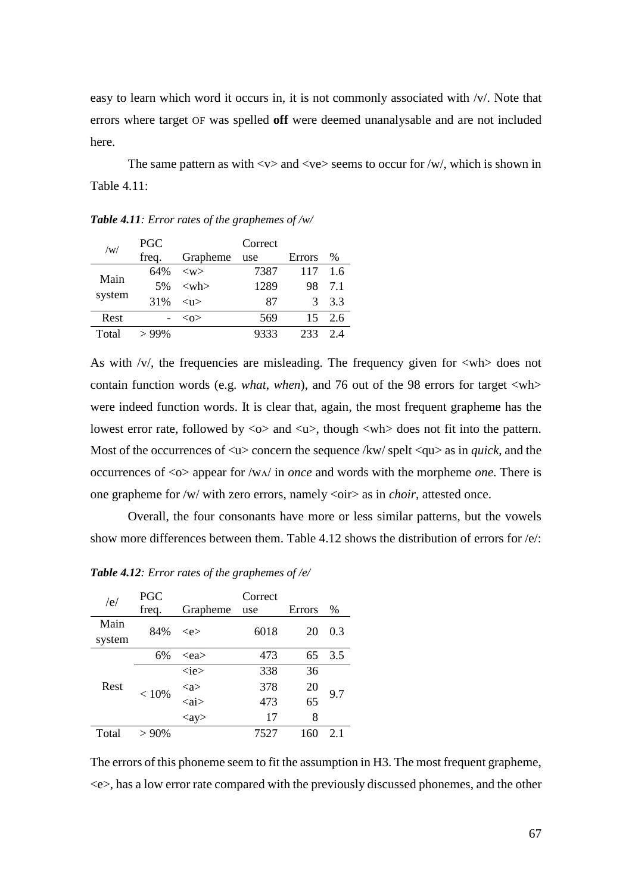easy to learn which word it occurs in, it is not commonly associated with /v/. Note that errors where target OF was spelled **off** were deemed unanalysable and are not included here.

The same pattern as with <v> and <ve> seems to occur for /w/, which is shown in Table 4.11:

***Table 4.11****: Error rates of the graphemes of /w/*

| /w/ | PGC freq. | Grapheme | Correct use | Errors | % |
|---|---|---|---|---|---|
| Main system | 64% | <w> | 7387 | 117 | 1.6 |
| | 5% | <wh> | 1289 | 98 | 7.1 |
| | 31% | <u> | 87 | 3 | 3.3 |
| Rest | - | <o> | 569 | 15 | 2.6 |
| Total | > 99% | | 9333 | 233 | 2.4 |

As with /v/, the frequencies are misleading. The frequency given for <wh> does not contain function words (e.g. *what*, *when*), and 76 out of the 98 errors for target <wh> were indeed function words. It is clear that, again, the most frequent grapheme has the lowest error rate, followed by <o> and <u>, though <wh> does not fit into the pattern. Most of the occurrences of <u> concern the sequence /kw/ spelt <qu> as in *quick*, and the occurrences of <o> appear for /wʌ/ in *once* and words with the morpheme *one*. There is one grapheme for /w/ with zero errors, namely <oir> as in *choir*, attested once.

Overall, the four consonants have more or less similar patterns, but the vowels show more differences between them. Table 4.12 shows the distribution of errors for /e/:

***Table 4.12****: Error rates of the graphemes of /e/*

| /e/ | PGC freq. | Grapheme | Correct use | Errors | % |
|---|---|---|---|---|---|
| Main system | 84% | <e> | 6018 | 20 | 0.3 |
| Rest | 6% | <ea> | 473 | 65 | 3.5 |
| | < 10% | <ie> | 338 | 36 | 9.7 |
| | | <a> | 378 | 20 | |
| | | <ai> | 473 | 65 | |
| | | <ay> | 17 | 8 | |
| Total | > 90% | | 7527 | 160 | 2.1 |

The errors of this phoneme seem to fit the assumption in H3. The most frequent grapheme, <e>, has a low error rate compared with the previously discussed phonemes, and the other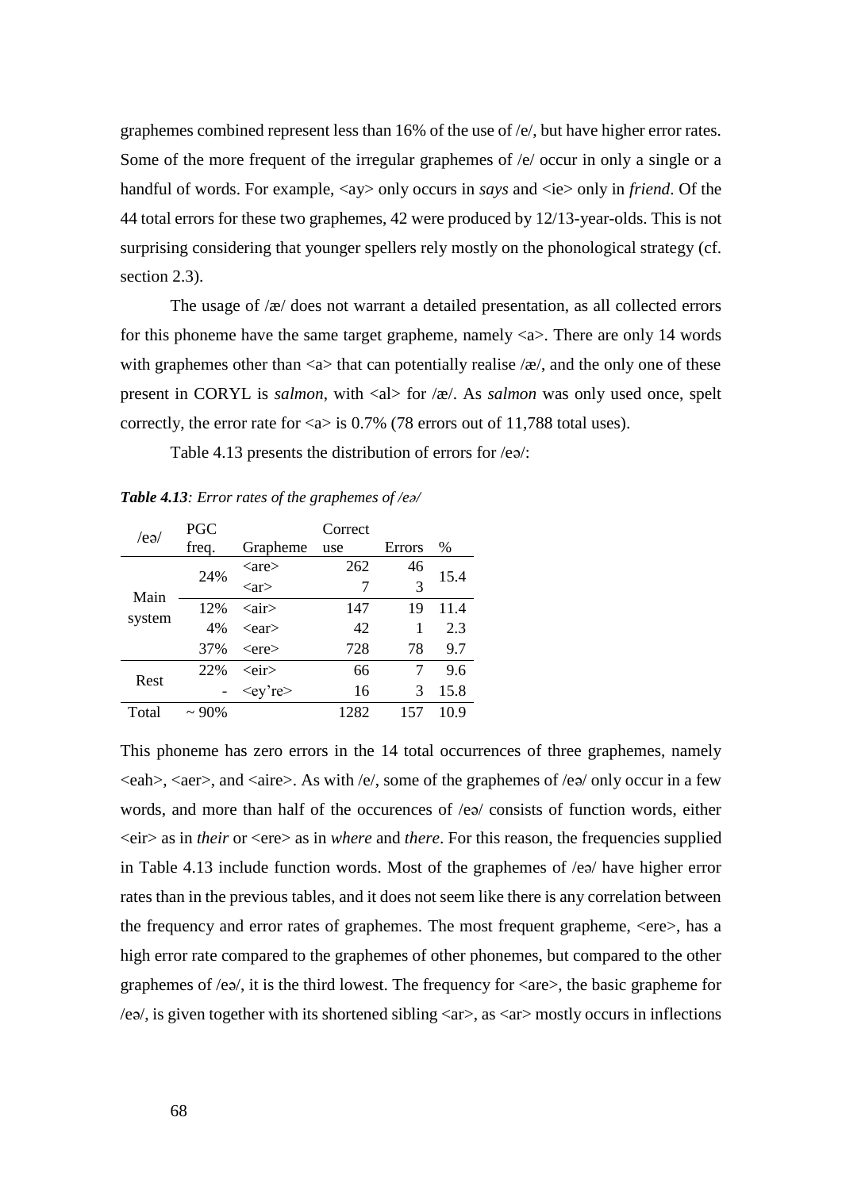graphemes combined represent less than 16% of the use of /e/, but have higher error rates. Some of the more frequent of the irregular graphemes of /e/ occur in only a single or a handful of words. For example, <ay> only occurs in *says* and <ie> only in *friend*. Of the 44 total errors for these two graphemes, 42 were produced by 12/13-year-olds. This is not surprising considering that younger spellers rely mostly on the phonological strategy (cf. section 2.3).

The usage of /æ/ does not warrant a detailed presentation, as all collected errors for this phoneme have the same target grapheme, namely <a>. There are only 14 words with graphemes other than <a> that can potentially realise /æ/, and the only one of these present in CORYL is *salmon*, with <al> for /æ/. As *salmon* was only used once, spelt correctly, the error rate for <a> is 0.7% (78 errors out of 11,788 total uses).

Table 4.13 presents the distribution of errors for /eə/:

***Table 4.13****: Error rates of the graphemes of /eə/*

| /eə/ | PGC freq. | Grapheme | Correct use | Errors | % |
|---|---|---|---|---|---|
| Main system | 24% | <are> | 262 | 46 | 15.4 |
| | | <ar> | 7 | 3 | |
| | 12% | <air> | 147 | 19 | 11.4 |
| | 4% | <ear> | 42 | 1 | 2.3 |
| | 37% | <ere> | 728 | 78 | 9.7 |
| Rest | 22% | <eir> | 66 | 7 | 9.6 |
| | - | <ey're> | 16 | 3 | 15.8 |
| Total | ~ 90% | | 1282 | 157 | 10.9 |

This phoneme has zero errors in the 14 total occurrences of three graphemes, namely <eah>, <aer>, and <aire>. As with /e/, some of the graphemes of /eə/ only occur in a few words, and more than half of the occurences of /eə/ consists of function words, either <eir> as in *their* or <ere> as in *where* and *there*. For this reason, the frequencies supplied in Table 4.13 include function words. Most of the graphemes of /eə/ have higher error rates than in the previous tables, and it does not seem like there is any correlation between the frequency and error rates of graphemes. The most frequent grapheme, <ere>, has a high error rate compared to the graphemes of other phonemes, but compared to the other graphemes of /eə/, it is the third lowest. The frequency for <are>, the basic grapheme for /eə/, is given together with its shortened sibling <ar>, as <ar> mostly occurs in inflections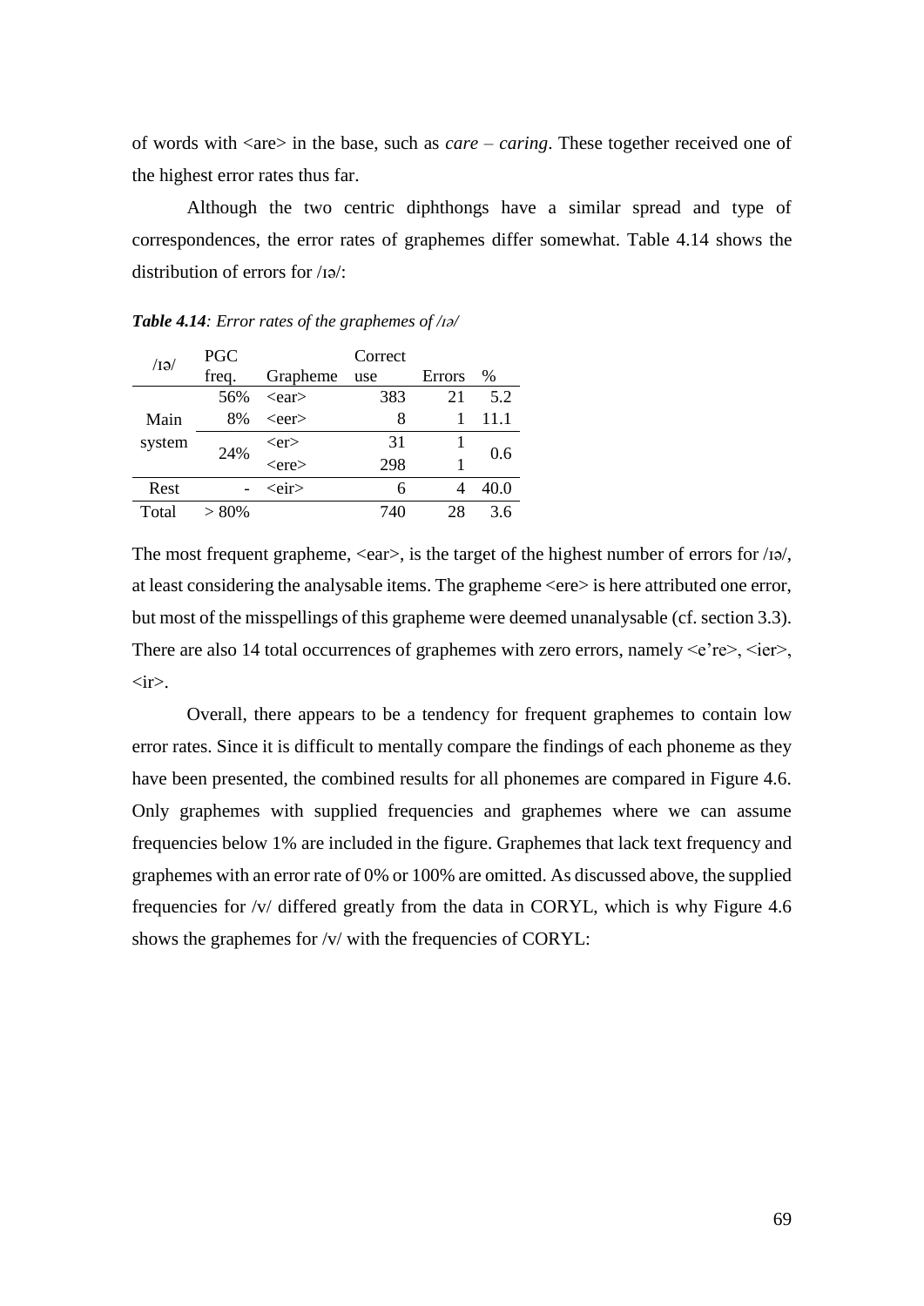of words with <are> in the base, such as *care – caring*. These together received one of the highest error rates thus far.

Although the two centric diphthongs have a similar spread and type of correspondences, the error rates of graphemes differ somewhat. Table 4.14 shows the distribution of errors for /ɪə/:

***Table 4.14****: Error rates of the graphemes of /ɪə/*

| /ɪə/ | PGC freq. | Grapheme | Correct use | Errors | % |
|---|---|---|---|---|---|
| Main system | 56% | <ear> | 383 | 21 | 5.2 |
| | 8% | <eer> | 8 | 1 | 11.1 |
| | 24% | <er> | 31 | 1 | 0.6 |
| | | <ere> | 298 | 1 | |
| Rest | - | <eir> | 6 | 4 | 40.0 |
| Total | > 80% | | 740 | 28 | 3.6 |

The most frequent grapheme, <ear>, is the target of the highest number of errors for /ɪə/, at least considering the analysable items. The grapheme <ere> is here attributed one error, but most of the misspellings of this grapheme were deemed unanalysable (cf. section 3.3). There are also 14 total occurrences of graphemes with zero errors, namely <e're>, <ier>, <ir>.

Overall, there appears to be a tendency for frequent graphemes to contain low error rates. Since it is difficult to mentally compare the findings of each phoneme as they have been presented, the combined results for all phonemes are compared in Figure 4.6. Only graphemes with supplied frequencies and graphemes where we can assume frequencies below 1% are included in the figure. Graphemes that lack text frequency and graphemes with an error rate of 0% or 100% are omitted. As discussed above, the supplied frequencies for /v/ differed greatly from the data in CORYL, which is why Figure 4.6 shows the graphemes for /v/ with the frequencies of CORYL: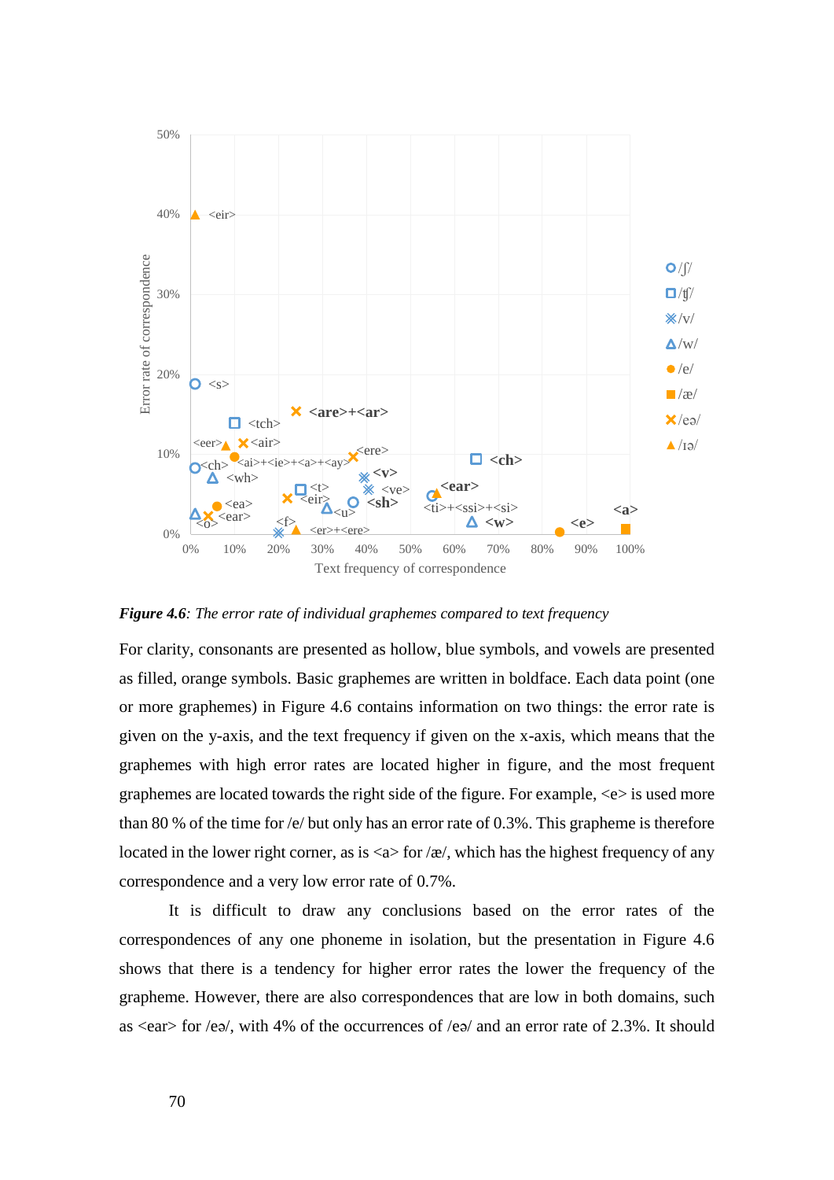***Figure 4.6**: The error rate of individual graphemes compared to text frequency*

For clarity, consonants are presented as hollow, blue symbols, and vowels are presented as filled, orange symbols. Basic graphemes are written in boldface. Each data point (one or more graphemes) in Figure 4.6 contains information on two things: the error rate is given on the y-axis, and the text frequency if given on the x-axis, which means that the graphemes with high error rates are located higher in figure, and the most frequent graphemes are located towards the right side of the figure. For example, <e> is used more than 80 % of the time for /e/ but only has an error rate of 0.3%. This grapheme is therefore located in the lower right corner, as is <a> for /æ/, which has the highest frequency of any correspondence and a very low error rate of 0.7%.

It is difficult to draw any conclusions based on the error rates of the correspondences of any one phoneme in isolation, but the presentation in Figure 4.6 shows that there is a tendency for higher error rates the lower the frequency of the grapheme. However, there are also correspondences that are low in both domains, such as <ear> for /eə/, with 4% of the occurrences of /eə/ and an error rate of 2.3%. It should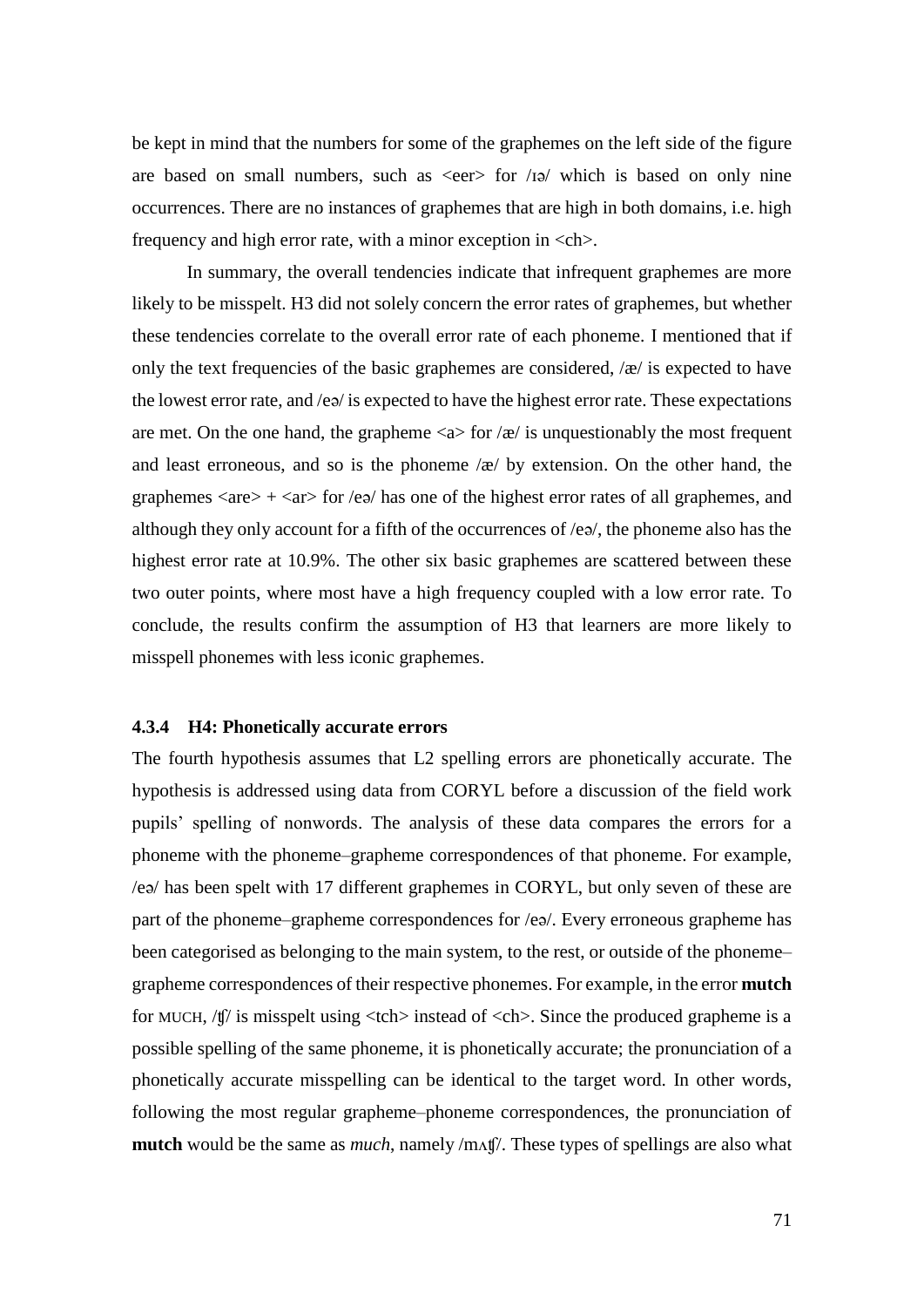be kept in mind that the numbers for some of the graphemes on the left side of the figure are based on small numbers, such as <eer> for /ɪə/ which is based on only nine occurrences. There are no instances of graphemes that are high in both domains, i.e. high frequency and high error rate, with a minor exception in <ch>.

In summary, the overall tendencies indicate that infrequent graphemes are more likely to be misspelt. H3 did not solely concern the error rates of graphemes, but whether these tendencies correlate to the overall error rate of each phoneme. I mentioned that if only the text frequencies of the basic graphemes are considered, /æ/ is expected to have the lowest error rate, and /eə/ is expected to have the highest error rate. These expectations are met. On the one hand, the grapheme <a> for /æ/ is unquestionably the most frequent and least erroneous, and so is the phoneme /æ/ by extension. On the other hand, the graphemes <are> + <ar> for /eə/ has one of the highest error rates of all graphemes, and although they only account for a fifth of the occurrences of /eə/, the phoneme also has the highest error rate at 10.9%. The other six basic graphemes are scattered between these two outer points, where most have a high frequency coupled with a low error rate. To conclude, the results confirm the assumption of H3 that learners are more likely to misspell phonemes with less iconic graphemes.

### 4.3.4 H4: Phonetically accurate errors

The fourth hypothesis assumes that L2 spelling errors are phonetically accurate. The hypothesis is addressed using data from CORYL before a discussion of the field work pupils' spelling of nonwords. The analysis of these data compares the errors for a phoneme with the phoneme–grapheme correspondences of that phoneme. For example, /eə/ has been spelt with 17 different graphemes in CORYL, but only seven of these are part of the phoneme–grapheme correspondences for /eə/. Every erroneous grapheme has been categorised as belonging to the main system, to the rest, or outside of the phoneme–grapheme correspondences of their respective phonemes. For example, in the error **mutch** for MUCH, /ʧ/ is misspelt using <tch> instead of <ch>. Since the produced grapheme is a possible spelling of the same phoneme, it is phonetically accurate; the pronunciation of a phonetically accurate misspelling can be identical to the target word. In other words, following the most regular grapheme–phoneme correspondences, the pronunciation of **mutch** would be the same as *much*, namely /mʌʧ/. These types of spellings are also what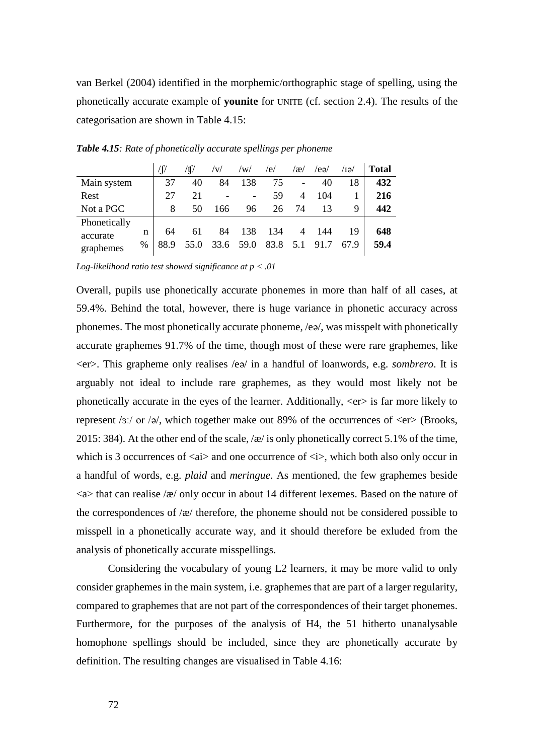van Berkel (2004) identified in the morphemic/orthographic stage of spelling, using the phonetically accurate example of **younite** for UNITE (cf. section 2.4). The results of the categorisation are shown in Table 4.15:

***Table 4.15****: Rate of phonetically accurate spellings per phoneme*

| | | /ʃ/ | /ʧ/ | /v/ | /w/ | /e/ | /æ/ | /eə/ | /ɪə/ | **Total** |
|---|---|---|---|---|---|---|---|---|---|---|
| Main system | | 37 | 40 | 84 | 138 | 75 | - | 40 | 18 | **432** |
| Rest | | 27 | 21 | - | - | 59 | 4 | 104 | 1 | **216** |
| Not a PGC | | 8 | 50 | 166 | 96 | 26 | 74 | 13 | 9 | **442** |
| Phonetically accurate graphemes | n | 64 | 61 | 84 | 138 | 134 | 4 | 144 | 19 | **648** |
| | % | 88.9 | 55.0 | 33.6 | 59.0 | 83.8 | 5.1 | 91.7 | 67.9 | **59.4** |

*Log-likelihood ratio test showed significance at $p < .01$*

Overall, pupils use phonetically accurate phonemes in more than half of all cases, at 59.4%. Behind the total, however, there is huge variance in phonetic accuracy across phonemes. The most phonetically accurate phoneme, /eə/, was misspelt with phonetically accurate graphemes 91.7% of the time, though most of these were rare graphemes, like <er>. This grapheme only realises /eə/ in a handful of loanwords, e.g. *sombrero*. It is arguably not ideal to include rare graphemes, as they would most likely not be phonetically accurate in the eyes of the learner. Additionally, <er> is far more likely to represent /ɜː/ or /ə/, which together make out 89% of the occurrences of <er> (Brooks, 2015: 384). At the other end of the scale, /æ/ is only phonetically correct 5.1% of the time, which is 3 occurrences of <ai> and one occurrence of <i>, which both also only occur in a handful of words, e.g. *plaid* and *meringue*. As mentioned, the few graphemes beside <a> that can realise /æ/ only occur in about 14 different lexemes. Based on the nature of the correspondences of /æ/ therefore, the phoneme should not be considered possible to misspell in a phonetically accurate way, and it should therefore be exluded from the analysis of phonetically accurate misspellings.

Considering the vocabulary of young L2 learners, it may be more valid to only consider graphemes in the main system, i.e. graphemes that are part of a larger regularity, compared to graphemes that are not part of the correspondences of their target phonemes. Furthermore, for the purposes of the analysis of H4, the 51 hitherto unanalysable homophone spellings should be included, since they are phonetically accurate by definition. The resulting changes are visualised in Table 4.16: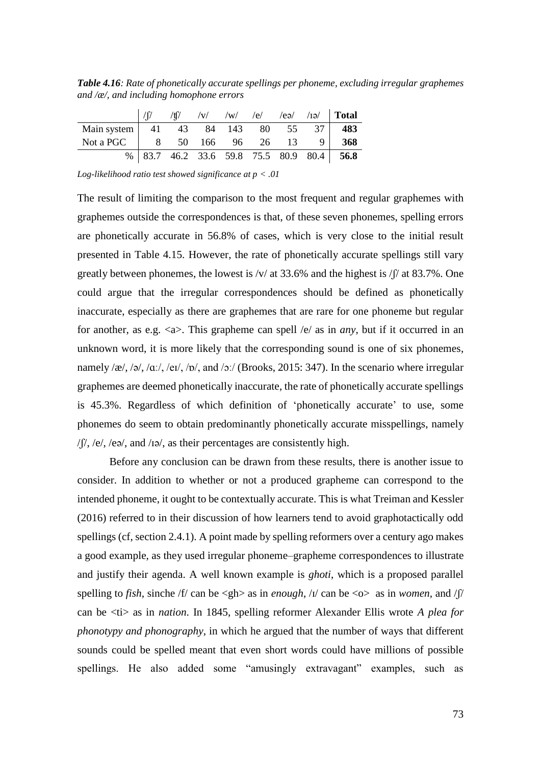***Table 4.16**: Rate of phonetically accurate spellings per phoneme, excluding irregular graphemes and /æ/, and including homophone errors*

| | /ʃ/ | /ʧ/ | /v/ | /w/ | /e/ | /eə/ | /ɪə/ | **Total** |
|---|---|---|---|---|---|---|---|---|
| Main system | 41 | 43 | 84 | 143 | 80 | 55 | 37 | **483** |
| Not a PGC | 8 | 50 | 166 | 96 | 26 | 13 | 9 | **368** |
| % | 83.7 | 46.2 | 33.6 | 59.8 | 75.5 | 80.9 | 80.4 | **56.8** |

*Log-likelihood ratio test showed significance at $p < .01$*

The result of limiting the comparison to the most frequent and regular graphemes with graphemes outside the correspondences is that, of these seven phonemes, spelling errors are phonetically accurate in 56.8% of cases, which is very close to the initial result presented in Table 4.15. However, the rate of phonetically accurate spellings still vary greatly between phonemes, the lowest is /v/ at 33.6% and the highest is /ʃ/ at 83.7%. One could argue that the irregular correspondences should be defined as phonetically inaccurate, especially as there are graphemes that are rare for one phoneme but regular for another, as e.g. <a>. This grapheme can spell /e/ as in *any*, but if it occurred in an unknown word, it is more likely that the corresponding sound is one of six phonemes, namely /æ/, /ə/, /ɑː/, /eɪ/, /ɒ/, and /ɔː/ (Brooks, 2015: 347). In the scenario where irregular graphemes are deemed phonetically inaccurate, the rate of phonetically accurate spellings is 45.3%. Regardless of which definition of 'phonetically accurate' to use, some phonemes do seem to obtain predominantly phonetically accurate misspellings, namely /ʃ/, /e/, /eə/, and /ɪə/, as their percentages are consistently high.

Before any conclusion can be drawn from these results, there is another issue to consider. In addition to whether or not a produced grapheme can correspond to the intended phoneme, it ought to be contextually accurate. This is what Treiman and Kessler (2016) referred to in their discussion of how learners tend to avoid graphotactically odd spellings (cf, section 2.4.1). A point made by spelling reformers over a century ago makes a good example, as they used irregular phoneme–grapheme correspondences to illustrate and justify their agenda. A well known example is *ghoti*, which is a proposed parallel spelling to *fish*, sinche /f/ can be <gh> as in *enough*, /ɪ/ can be <o> as in *women*, and /ʃ/ can be <ti> as in *nation*. In 1845, spelling reformer Alexander Ellis wrote *A plea for phonotypy and phonography*, in which he argued that the number of ways that different sounds could be spelled meant that even short words could have millions of possible spellings. He also added some "amusingly extravagant" examples, such as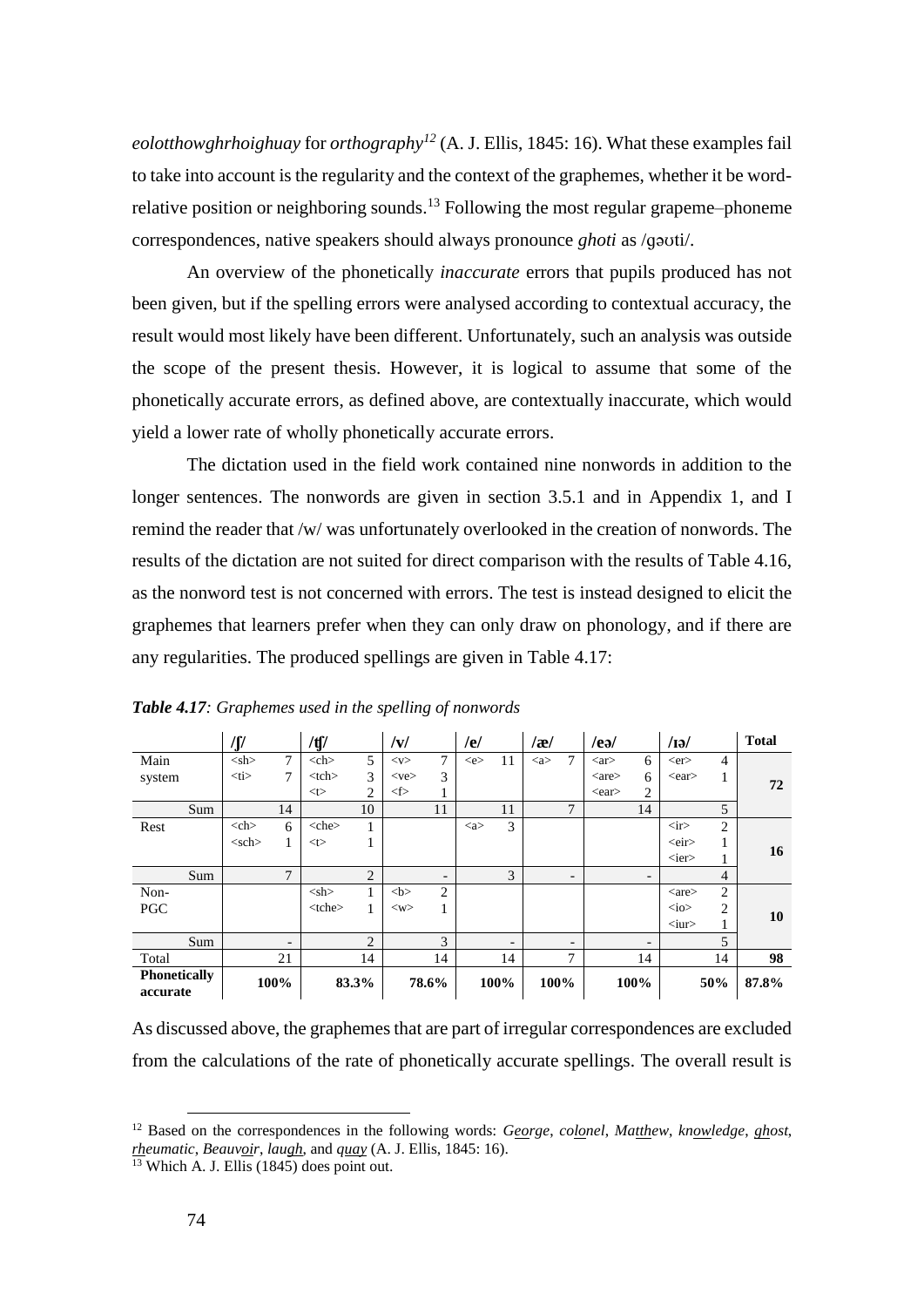*eolotthowghrhoighuay* for *orthography*[12] (A. J. Ellis, 1845: 16). What these examples fail to take into account is the regularity and the context of the graphemes, whether it be word-relative position or neighboring sounds.[13] Following the most regular grapeme–phoneme correspondences, native speakers should always pronounce *ghoti* as /gəʊti/.

An overview of the phonetically *inaccurate* errors that pupils produced has not been given, but if the spelling errors were analysed according to contextual accuracy, the result would most likely have been different. Unfortunately, such an analysis was outside the scope of the present thesis. However, it is logical to assume that some of the phonetically accurate errors, as defined above, are contextually inaccurate, which would yield a lower rate of wholly phonetically accurate errors.

The dictation used in the field work contained nine nonwords in addition to the longer sentences. The nonwords are given in section 3.5.1 and in Appendix 1, and I remind the reader that /w/ was unfortunately overlooked in the creation of nonwords. The results of the dictation are not suited for direct comparison with the results of Table 4.16, as the nonword test is not concerned with errors. The test is instead designed to elicit the graphemes that learners prefer when they can only draw on phonology, and if there are any regularities. The produced spellings are given in Table 4.17:

***Table 4.17**: Graphemes used in the spelling of nonwords*

| | **/ʃ/** | | **/ʧ/** | | **/v/** | | **/e/** | | **/æ/** | | **/eə/** | | **/ɪə/** | | **Total** |
|---|---|---|---|---|---|---|---|---|---|---|---|---|---|---|---|
| Main system | <sh> | 7 | <ch> | 5 | <v> | 7 | <e> | 11 | <a> | 7 | <ar> | 6 | <er> | 4 | **72** |
| | <ti> | 7 | <tch> | 3 | <ve> | 3 | | | | | <are> | 6 | <ear> | 1 | |
| | | | <t> | 2 | <f> | 1 | | | | | <ear> | 2 | | | |
| Sum | | 14 | | 10 | | 11 | | 11 | | 7 | | 14 | | 5 | |
| Rest | <ch> | 6 | <che> | 1 | | | <a> | 3 | | | | | <ir> | 2 | **16** |
| | <sch> | 1 | <t> | 1 | | | | | | | | | <eir> | 1 | |
| | | | | | | | | | | | | | <ier> | 1 | |
| Sum | | 7 | | 2 | | - | | 3 | | - | | - | | 4 | |
| Non-PGC | | | <sh> | 1 | <b> | 2 | | | | | | | <are> | 2 | **10** |
| | | | <tche> | 1 | <w> | 1 | | | | | | | <io> | 2 | |
| | | | | | | | | | | | | | <iur> | 1 | |
| Sum | | - | | 2 | | 3 | | - | | - | | - | | 5 | |
| Total | | 21 | | 14 | | 14 | | 14 | | 7 | | 14 | | 14 | **98** |
| **Phonetically accurate** | | **100%** | | **83.3%** | | **78.6%** | | **100%** | | **100%** | | **100%** | | **50%** | **87.8%** |

As discussed above, the graphemes that are part of irregular correspondences are excluded from the calculations of the rate of phonetically accurate spellings. The overall result is

[12] Based on the correspondences in the following words: *George*, *colonel*, *Matthew*, *knowledge*, *ghost*, *rheumatic*, *Beauvoir*, *laugh*, and *quay* (A. J. Ellis, 1845: 16).

[13] Which A. J. Ellis (1845) does point out.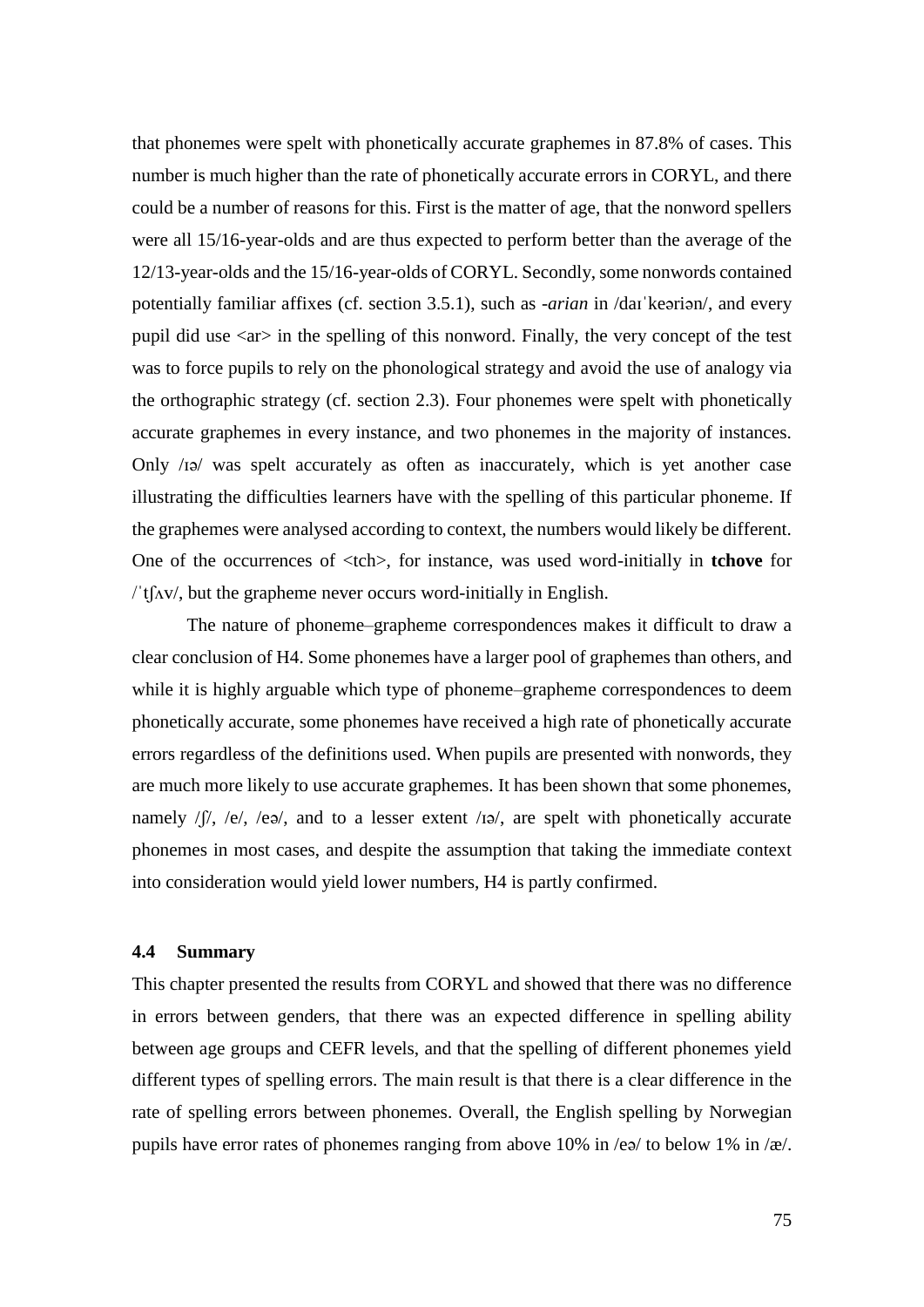that phonemes were spelt with phonetically accurate graphemes in 87.8% of cases. This number is much higher than the rate of phonetically accurate errors in CORYL, and there could be a number of reasons for this. First is the matter of age, that the nonword spellers were all 15/16-year-olds and are thus expected to perform better than the average of the 12/13-year-olds and the 15/16-year-olds of CORYL. Secondly, some nonwords contained potentially familiar affixes (cf. section 3.5.1), such as *-arian* in /daɪˈkeəriən/, and every pupil did use <ar> in the spelling of this nonword. Finally, the very concept of the test was to force pupils to rely on the phonological strategy and avoid the use of analogy via the orthographic strategy (cf. section 2.3). Four phonemes were spelt with phonetically accurate graphemes in every instance, and two phonemes in the majority of instances. Only /ɪə/ was spelt accurately as often as inaccurately, which is yet another case illustrating the difficulties learners have with the spelling of this particular phoneme. If the graphemes were analysed according to context, the numbers would likely be different. One of the occurrences of <tch>, for instance, was used word-initially in **tchove** for /ˈtʃʌv/, but the grapheme never occurs word-initially in English.

The nature of phoneme–grapheme correspondences makes it difficult to draw a clear conclusion of H4. Some phonemes have a larger pool of graphemes than others, and while it is highly arguable which type of phoneme–grapheme correspondences to deem phonetically accurate, some phonemes have received a high rate of phonetically accurate errors regardless of the definitions used. When pupils are presented with nonwords, they are much more likely to use accurate graphemes. It has been shown that some phonemes, namely /ʃ/, /e/, /eə/, and to a lesser extent /ɪə/, are spelt with phonetically accurate phonemes in most cases, and despite the assumption that taking the immediate context into consideration would yield lower numbers, H4 is partly confirmed.

### 4.4 Summary

This chapter presented the results from CORYL and showed that there was no difference in errors between genders, that there was an expected difference in spelling ability between age groups and CEFR levels, and that the spelling of different phonemes yield different types of spelling errors. The main result is that there is a clear difference in the rate of spelling errors between phonemes. Overall, the English spelling by Norwegian pupils have error rates of phonemes ranging from above 10% in /eə/ to below 1% in /æ/.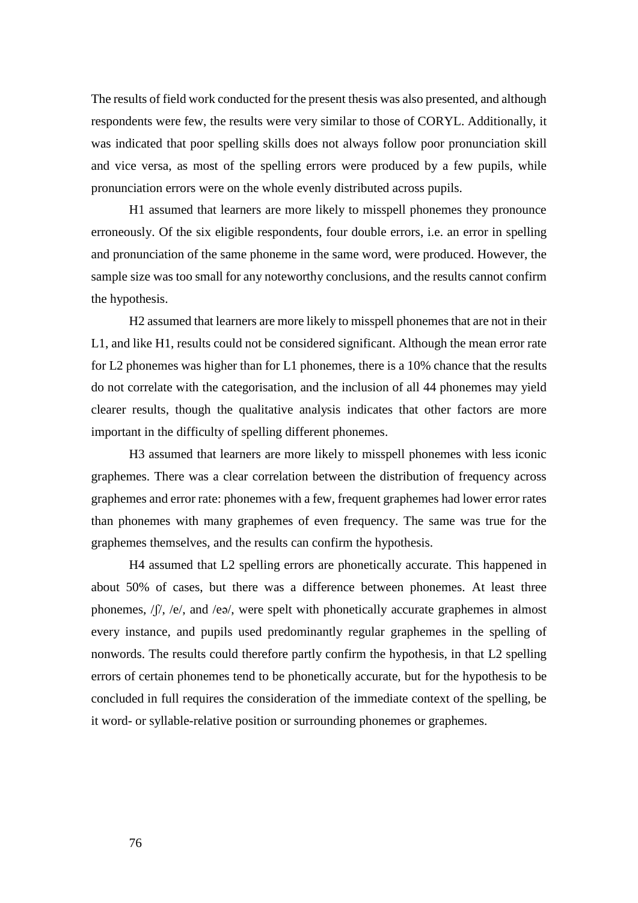The results of field work conducted for the present thesis was also presented, and although respondents were few, the results were very similar to those of CORYL. Additionally, it was indicated that poor spelling skills does not always follow poor pronunciation skill and vice versa, as most of the spelling errors were produced by a few pupils, while pronunciation errors were on the whole evenly distributed across pupils.

H1 assumed that learners are more likely to misspell phonemes they pronounce erroneously. Of the six eligible respondents, four double errors, i.e. an error in spelling and pronunciation of the same phoneme in the same word, were produced. However, the sample size was too small for any noteworthy conclusions, and the results cannot confirm the hypothesis.

H2 assumed that learners are more likely to misspell phonemes that are not in their L1, and like H1, results could not be considered significant. Although the mean error rate for L2 phonemes was higher than for L1 phonemes, there is a 10% chance that the results do not correlate with the categorisation, and the inclusion of all 44 phonemes may yield clearer results, though the qualitative analysis indicates that other factors are more important in the difficulty of spelling different phonemes.

H3 assumed that learners are more likely to misspell phonemes with less iconic graphemes. There was a clear correlation between the distribution of frequency across graphemes and error rate: phonemes with a few, frequent graphemes had lower error rates than phonemes with many graphemes of even frequency. The same was true for the graphemes themselves, and the results can confirm the hypothesis.

H4 assumed that L2 spelling errors are phonetically accurate. This happened in about 50% of cases, but there was a difference between phonemes. At least three phonemes, /ʃ/, /e/, and /eə/, were spelt with phonetically accurate graphemes in almost every instance, and pupils used predominantly regular graphemes in the spelling of nonwords. The results could therefore partly confirm the hypothesis, in that L2 spelling errors of certain phonemes tend to be phonetically accurate, but for the hypothesis to be concluded in full requires the consideration of the immediate context of the spelling, be it word- or syllable-relative position or surrounding phonemes or graphemes.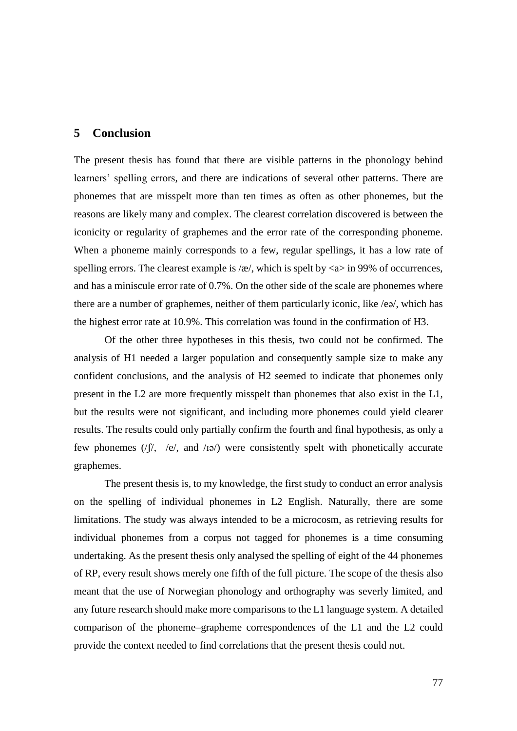# 5 Conclusion

The present thesis has found that there are visible patterns in the phonology behind learners' spelling errors, and there are indications of several other patterns. There are phonemes that are misspelt more than ten times as often as other phonemes, but the reasons are likely many and complex. The clearest correlation discovered is between the iconicity or regularity of graphemes and the error rate of the corresponding phoneme. When a phoneme mainly corresponds to a few, regular spellings, it has a low rate of spelling errors. The clearest example is /æ/, which is spelt by <a> in 99% of occurrences, and has a miniscule error rate of 0.7%. On the other side of the scale are phonemes where there are a number of graphemes, neither of them particularly iconic, like /eə/, which has the highest error rate at 10.9%. This correlation was found in the confirmation of H3.

Of the other three hypotheses in this thesis, two could not be confirmed. The analysis of H1 needed a larger population and consequently sample size to make any confident conclusions, and the analysis of H2 seemed to indicate that phonemes only present in the L2 are more frequently misspelt than phonemes that also exist in the L1, but the results were not significant, and including more phonemes could yield clearer results. The results could only partially confirm the fourth and final hypothesis, as only a few phonemes (/ʃ/, /e/, and /ɪə/) were consistently spelt with phonetically accurate graphemes.

The present thesis is, to my knowledge, the first study to conduct an error analysis on the spelling of individual phonemes in L2 English. Naturally, there are some limitations. The study was always intended to be a microcosm, as retrieving results for individual phonemes from a corpus not tagged for phonemes is a time consuming undertaking. As the present thesis only analysed the spelling of eight of the 44 phonemes of RP, every result shows merely one fifth of the full picture. The scope of the thesis also meant that the use of Norwegian phonology and orthography was severly limited, and any future research should make more comparisons to the L1 language system. A detailed comparison of the phoneme–grapheme correspondences of the L1 and the L2 could provide the context needed to find correlations that the present thesis could not.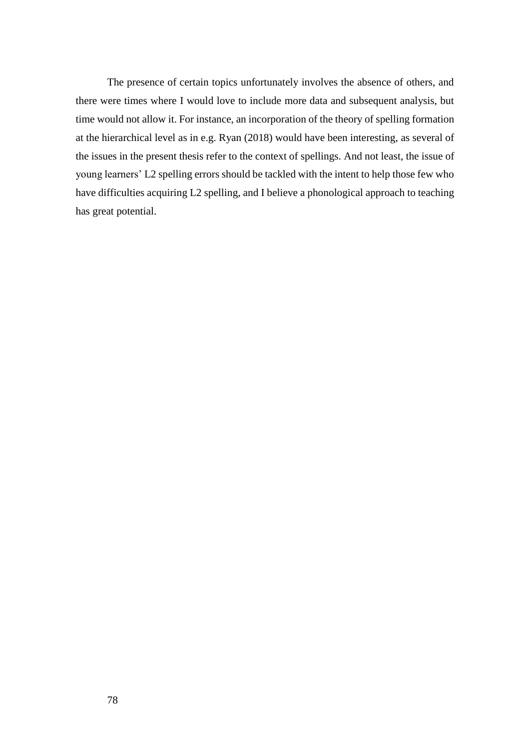The presence of certain topics unfortunately involves the absence of others, and there were times where I would love to include more data and subsequent analysis, but time would not allow it. For instance, an incorporation of the theory of spelling formation at the hierarchical level as in e.g. Ryan (2018) would have been interesting, as several of the issues in the present thesis refer to the context of spellings. And not least, the issue of young learners' L2 spelling errors should be tackled with the intent to help those few who have difficulties acquiring L2 spelling, and I believe a phonological approach to teaching has great potential.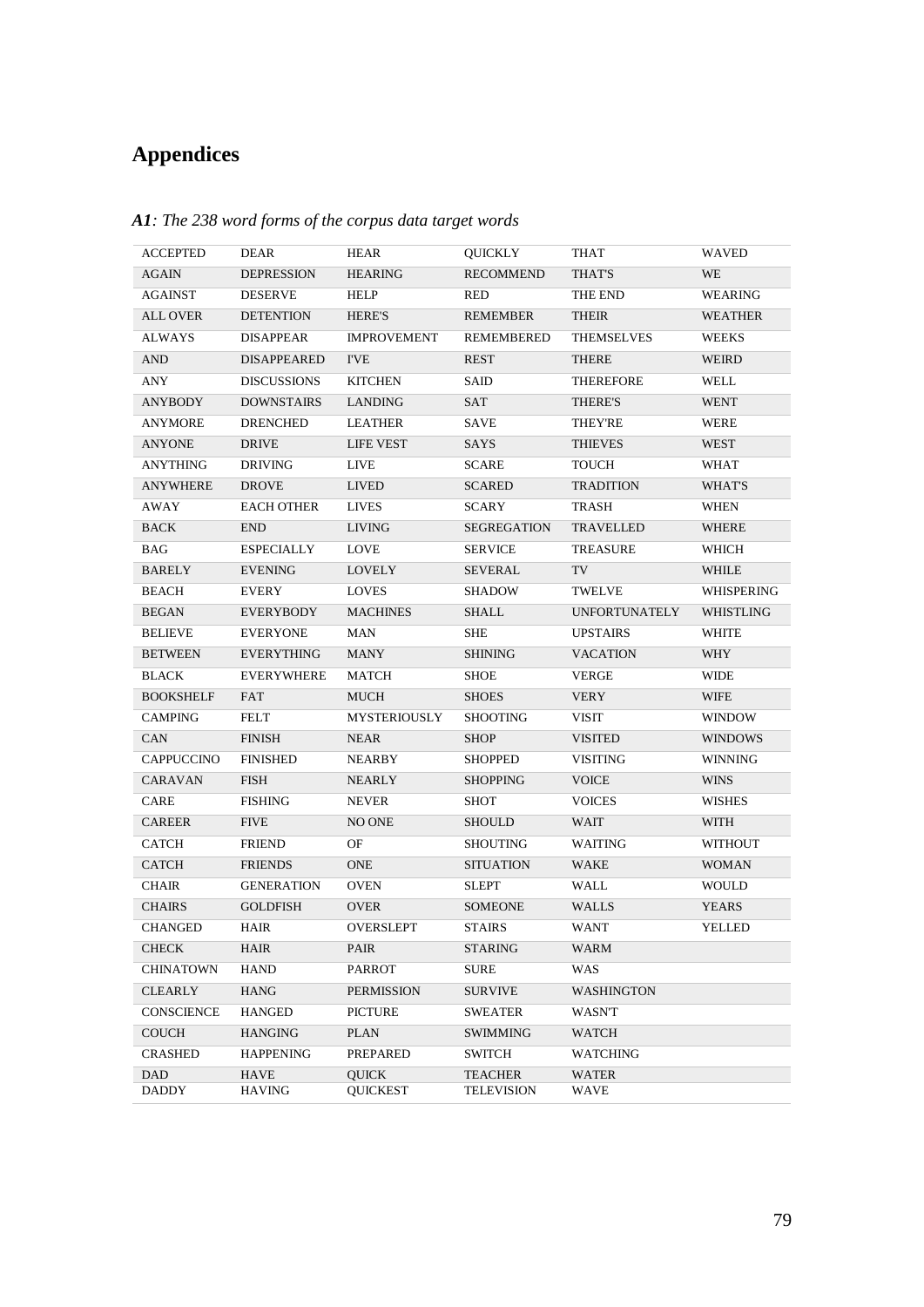# Appendices

***A1**: The 238 word forms of the corpus data target words*

| | | | | | |
|---|---|---|---|---|---|
| ACCEPTED | DEAR | HEAR | QUICKLY | THAT | WAVED |
| AGAIN | DEPRESSION | HEARING | RECOMMEND | THAT'S | WE |
| AGAINST | DESERVE | HELP | RED | THE END | WEARING |
| ALL OVER | DETENTION | HERE'S | REMEMBER | THEIR | WEATHER |
| ALWAYS | DISAPPEAR | IMPROVEMENT | REMEMBERED | THEMSELVES | WEEKS |
| AND | DISAPPEARED | I'VE | REST | THERE | WEIRD |
| ANY | DISCUSSIONS | KITCHEN | SAID | THEREFORE | WELL |
| ANYBODY | DOWNSTAIRS | LANDING | SAT | THERE'S | WENT |
| ANYMORE | DRENCHED | LEATHER | SAVE | THEY'RE | WERE |
| ANYONE | DRIVE | LIFE VEST | SAYS | THIEVES | WEST |
| ANYTHING | DRIVING | LIVE | SCARE | TOUCH | WHAT |
| ANYWHERE | DROVE | LIVED | SCARED | TRADITION | WHAT'S |
| AWAY | EACH OTHER | LIVES | SCARY | TRASH | WHEN |
| BACK | END | LIVING | SEGREGATION | TRAVELLED | WHERE |
| BAG | ESPECIALLY | LOVE | SERVICE | TREASURE | WHICH |
| BARELY | EVENING | LOVELY | SEVERAL | TV | WHILE |
| BEACH | EVERY | LOVES | SHADOW | TWELVE | WHISPERING |
| BEGAN | EVERYBODY | MACHINES | SHALL | UNFORTUNATELY | WHISTLING |
| BELIEVE | EVERYONE | MAN | SHE | UPSTAIRS | WHITE |
| BETWEEN | EVERYTHING | MANY | SHINING | VACATION | WHY |
| BLACK | EVERYWHERE | MATCH | SHOE | VERGE | WIDE |
| BOOKSHELF | FAT | MUCH | SHOES | VERY | WIFE |
| CAMPING | FELT | MYSTERIOUSLY | SHOOTING | VISIT | WINDOW |
| CAN | FINISH | NEAR | SHOP | VISITED | WINDOWS |
| CAPPUCCINO | FINISHED | NEARBY | SHOPPED | VISITING | WINNING |
| CARAVAN | FISH | NEARLY | SHOPPING | VOICE | WINS |
| CARE | FISHING | NEVER | SHOT | VOICES | WISHES |
| CAREER | FIVE | NO ONE | SHOULD | WAIT | WITH |
| CATCH | FRIEND | OF | SHOUTING | WAITING | WITHOUT |
| CATCH | FRIENDS | ONE | SITUATION | WAKE | WOMAN |
| CHAIR | GENERATION | OVEN | SLEPT | WALL | WOULD |
| CHAIRS | GOLDFISH | OVER | SOMEONE | WALLS | YEARS |
| CHANGED | HAIR | OVERSLEPT | STAIRS | WANT | YELLED |
| CHECK | HAIR | PAIR | STARING | WARM | |
| CHINATOWN | HAND | PARROT | SURE | WAS | |
| CLEARLY | HANG | PERMISSION | SURVIVE | WASHINGTON | |
| CONSCIENCE | HANGED | PICTURE | SWEATER | WASN'T | |
| COUCH | HANGING | PLAN | SWIMMING | WATCH | |
| CRASHED | HAPPENING | PREPARED | SWITCH | WATCHING | |
| DAD | HAVE | QUICK | TEACHER | WATER | |
| DADDY | HAVING | QUICKEST | TELEVISION | WAVE | |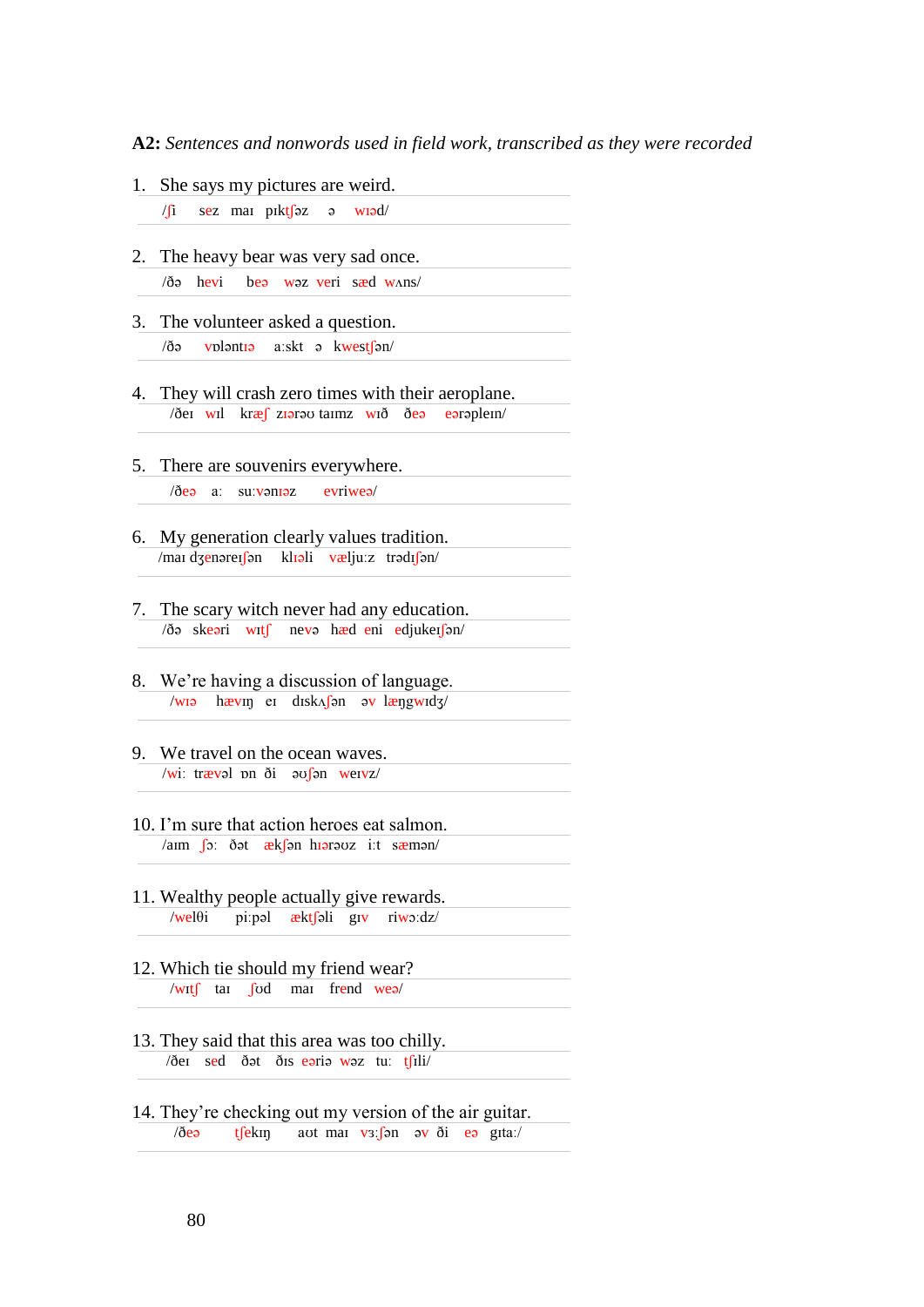**A2:** *Sentences and nonwords used in field work, transcribed as they were recorded*

1. She says my pictures are weird.
   /ʃi sez maɪ pɪktʃəz ə wɪəd/

2. The heavy bear was very sad once.
   /ðə hevi beə wəz veri sæd wʌns/

3. The volunteer asked a question.
   /ðə vɒləntɪə a:skt ə kwestʃən/

4. They will crash zero times with their aeroplane.
   /ðeɪ wɪl kræʃ zɪərəʊ taɪmz wɪð ðeə eərəpleɪn/

5. There are souvenirs everywhere.
   /ðeə a: su:vənɪəz evriweə/

6. My generation clearly values tradition.
   /maɪ dʒenəreɪʃən klɪəli vælju:z trədɪʃən/

7. The scary witch never had any education.
   /ðə skeəri wɪtʃ nevə hæd eni edjukeɪʃən/

8. We're having a discussion of language.
   /wɪə hævɪŋ eɪ dɪskʌʃən əv læŋgwɪdʒ/

9. We travel on the ocean waves.
   /wi: trævəl ɒn ði əʊʃən weɪvz/

10. I'm sure that action heroes eat salmon.
    /aɪm ʃɔ: ðət ækʃən hɪərəʊz i:t sæmən/

11. Wealthy people actually give rewards.
    /welθi pi:pəl æktʃəli gɪv riwɔ:dz/

12. Which tie should my friend wear?
    /wɪtʃ taɪ ʃʊd maɪ frend weə/

13. They said that this area was too chilly.
    /ðeɪ sed ðət ðɪs eəriə wəz tu: tʃili/

14. They're checking out my version of the air guitar.
    /ðeə tʃekɪŋ aʊt maɪ vɜ:ʃən əv ði eə gɪta:/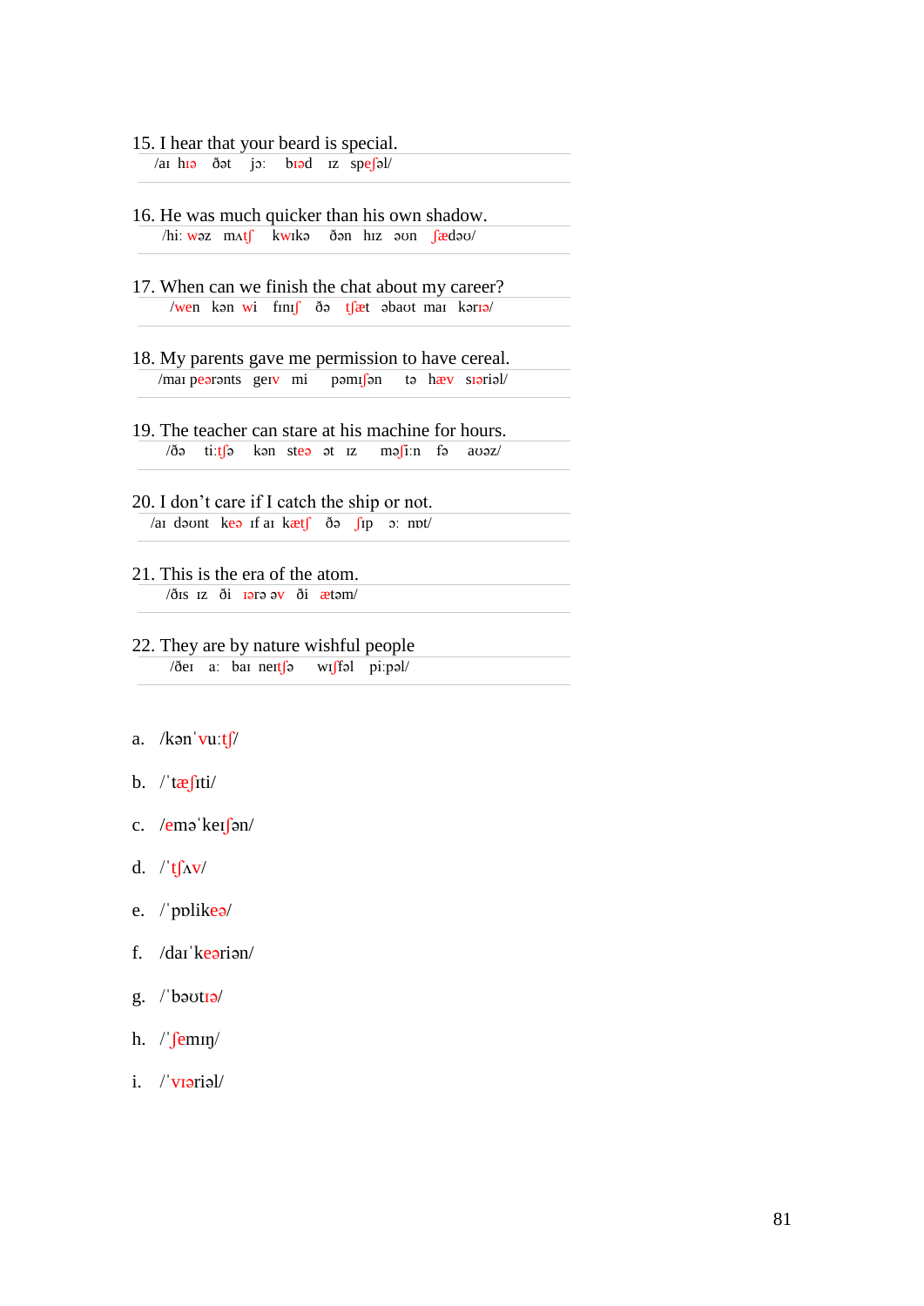15. I hear that your beard is special.

/aɪ hɪə ðət jɔ: bɪəd ɪz speʃəl/

16. He was much quicker than his own shadow.

/hi: wəz mʌtʃ kwɪkə ðən hɪz əʊn ʃædəʊ/

17. When can we finish the chat about my career?

/wen kən wi fɪnɪʃ ðə tʃæt əbaʊt maɪ kərɪə/

18. My parents gave me permission to have cereal.

/maɪ peərənts geɪv mi pəmɪʃən tə hæv sɪəriəl/

19. The teacher can stare at his machine for hours.

/ðə ti:tʃə kən steə ət ɪz məʃi:n fə aʊəz/

20. I don't care if I catch the ship or not.

/aɪ dəʊnt keə ɪf aɪ kætʃ ðə ʃɪp ɔ: nɒt/

21. This is the era of the atom.

/ðɪs ɪz ði ɪərə əv ði ætəm/

22. They are by nature wishful people

/ðeɪ a: baɪ neɪtʃə wɪʃfəl pi:pəl/

a. /kənˈvu:tʃ/

b. /ˈtæʃɪti/

c. /eməˈkeɪʃən/

d. /ˈtʃʌv/

e. /ˈpɒlikeə/

f. /daɪˈkeəriən/

g. /ˈbəʊtɪə/

h. /ˈʃemɪŋ/

i. /ˈvɪəriəl/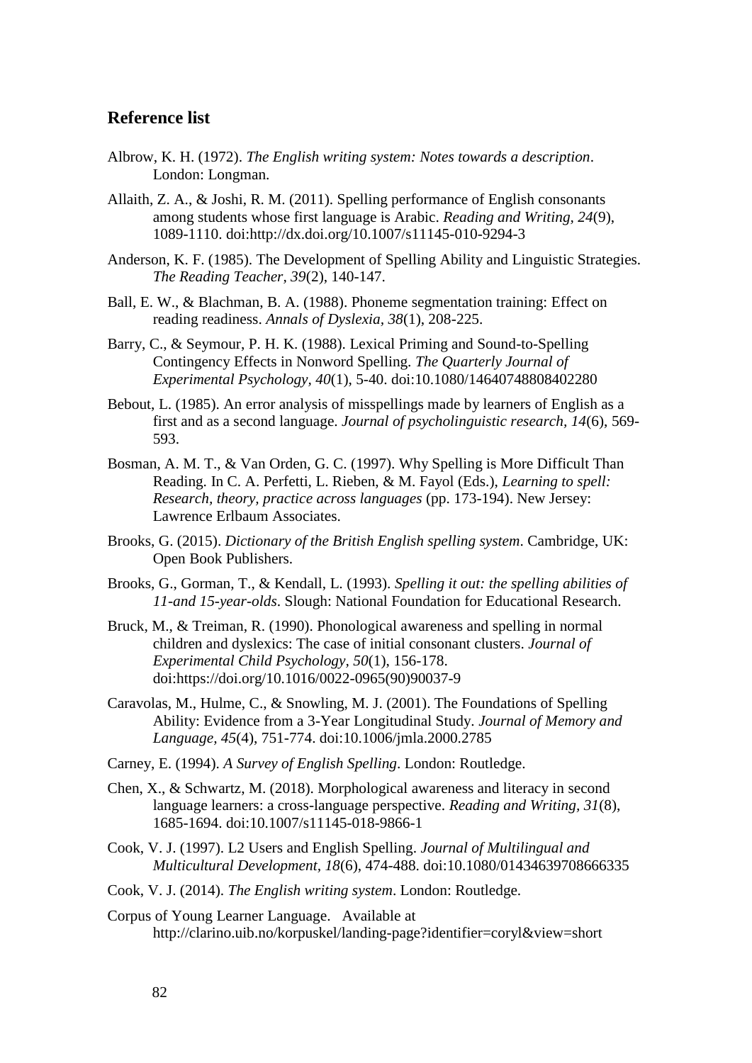## Reference list

Albrow, K. H. (1972). *The English writing system: Notes towards a description*. London: Longman.

Allaith, Z. A., & Joshi, R. M. (2011). Spelling performance of English consonants among students whose first language is Arabic. *Reading and Writing, 24*(9), 1089-1110. doi:http://dx.doi.org/10.1007/s11145-010-9294-3

Anderson, K. F. (1985). The Development of Spelling Ability and Linguistic Strategies. *The Reading Teacher, 39*(2), 140-147.

Ball, E. W., & Blachman, B. A. (1988). Phoneme segmentation training: Effect on reading readiness. *Annals of Dyslexia, 38*(1), 208-225.

Barry, C., & Seymour, P. H. K. (1988). Lexical Priming and Sound-to-Spelling Contingency Effects in Nonword Spelling. *The Quarterly Journal of Experimental Psychology, 40*(1), 5-40. doi:10.1080/14640748808402280

Bebout, L. (1985). An error analysis of misspellings made by learners of English as a first and as a second language. *Journal of psycholinguistic research, 14*(6), 569-593.

Bosman, A. M. T., & Van Orden, G. C. (1997). Why Spelling is More Difficult Than Reading. In C. A. Perfetti, L. Rieben, & M. Fayol (Eds.), *Learning to spell: Research, theory, practice across languages* (pp. 173-194). New Jersey: Lawrence Erlbaum Associates.

Brooks, G. (2015). *Dictionary of the British English spelling system*. Cambridge, UK: Open Book Publishers.

Brooks, G., Gorman, T., & Kendall, L. (1993). *Spelling it out: the spelling abilities of 11-and 15-year-olds*. Slough: National Foundation for Educational Research.

Bruck, M., & Treiman, R. (1990). Phonological awareness and spelling in normal children and dyslexics: The case of initial consonant clusters. *Journal of Experimental Child Psychology, 50*(1), 156-178. doi:https://doi.org/10.1016/0022-0965(90)90037-9

Caravolas, M., Hulme, C., & Snowling, M. J. (2001). The Foundations of Spelling Ability: Evidence from a 3-Year Longitudinal Study. *Journal of Memory and Language, 45*(4), 751-774. doi:10.1006/jmla.2000.2785

Carney, E. (1994). *A Survey of English Spelling*. London: Routledge.

Chen, X., & Schwartz, M. (2018). Morphological awareness and literacy in second language learners: a cross-language perspective. *Reading and Writing, 31*(8), 1685-1694. doi:10.1007/s11145-018-9866-1

Cook, V. J. (1997). L2 Users and English Spelling. *Journal of Multilingual and Multicultural Development, 18*(6), 474-488. doi:10.1080/01434639708666335

Cook, V. J. (2014). *The English writing system*. London: Routledge.

Corpus of Young Learner Language. Available at http://clarino.uib.no/korpuskel/landing-page?identifier=coryl&view=short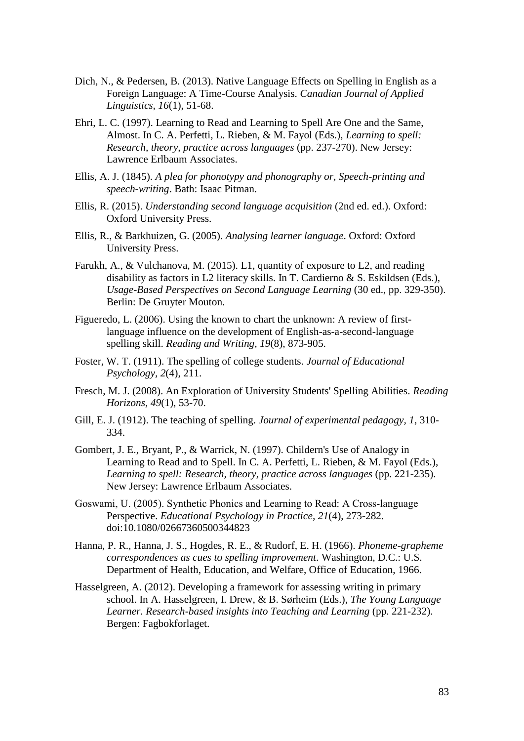Dich, N., & Pedersen, B. (2013). Native Language Effects on Spelling in English as a Foreign Language: A Time-Course Analysis. *Canadian Journal of Applied Linguistics, 16*(1), 51-68.

Ehri, L. C. (1997). Learning to Read and Learning to Spell Are One and the Same, Almost. In C. A. Perfetti, L. Rieben, & M. Fayol (Eds.), *Learning to spell: Research, theory, practice across languages* (pp. 237-270). New Jersey: Lawrence Erlbaum Associates.

Ellis, A. J. (1845). *A plea for phonotypy and phonography or, Speech-printing and speech-writing*. Bath: Isaac Pitman.

Ellis, R. (2015). *Understanding second language acquisition* (2nd ed. ed.). Oxford: Oxford University Press.

Ellis, R., & Barkhuizen, G. (2005). *Analysing learner language*. Oxford: Oxford University Press.

Farukh, A., & Vulchanova, M. (2015). L1, quantity of exposure to L2, and reading disability as factors in L2 literacy skills. In T. Cardierno & S. Eskildsen (Eds.), *Usage-Based Perspectives on Second Language Learning* (30 ed., pp. 329-350). Berlin: De Gruyter Mouton.

Figueredo, L. (2006). Using the known to chart the unknown: A review of first-language influence on the development of English-as-a-second-language spelling skill. *Reading and Writing, 19*(8), 873-905.

Foster, W. T. (1911). The spelling of college students. *Journal of Educational Psychology, 2*(4), 211.

Fresch, M. J. (2008). An Exploration of University Students' Spelling Abilities. *Reading Horizons, 49*(1), 53-70.

Gill, E. J. (1912). The teaching of spelling. *Journal of experimental pedagogy, 1*, 310-334.

Gombert, J. E., Bryant, P., & Warrick, N. (1997). Childern's Use of Analogy in Learning to Read and to Spell. In C. A. Perfetti, L. Rieben, & M. Fayol (Eds.), *Learning to spell: Research, theory, practice across languages* (pp. 221-235). New Jersey: Lawrence Erlbaum Associates.

Goswami, U. (2005). Synthetic Phonics and Learning to Read: A Cross-language Perspective. *Educational Psychology in Practice, 21*(4), 273-282. doi:10.1080/02667360500344823

Hanna, P. R., Hanna, J. S., Hogdes, R. E., & Rudorf, E. H. (1966). *Phoneme-grapheme correspondences as cues to spelling improvement*. Washington, D.C.: U.S. Department of Health, Education, and Welfare, Office of Education, 1966.

Hasselgreen, A. (2012). Developing a framework for assessing writing in primary school. In A. Hasselgreen, I. Drew, & B. Sørheim (Eds.), *The Young Language Learner. Research-based insights into Teaching and Learning* (pp. 221-232). Bergen: Fagbokforlaget.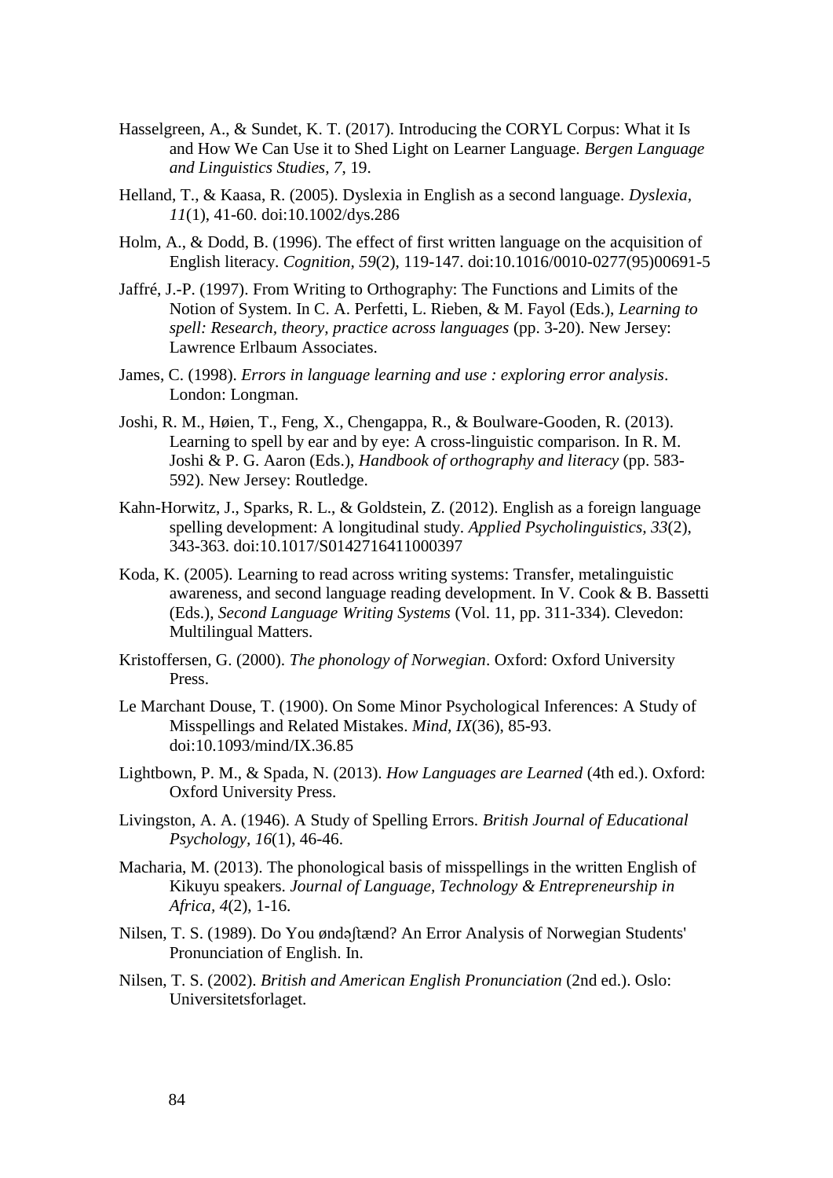Hasselgreen, A., & Sundet, K. T. (2017). Introducing the CORYL Corpus: What it Is and How We Can Use it to Shed Light on Learner Language. *Bergen Language and Linguistics Studies, 7*, 19.

Helland, T., & Kaasa, R. (2005). Dyslexia in English as a second language. *Dyslexia, 11*(1), 41-60. doi:10.1002/dys.286

Holm, A., & Dodd, B. (1996). The effect of first written language on the acquisition of English literacy. *Cognition, 59*(2), 119-147. doi:10.1016/0010-0277(95)00691-5

Jaffré, J.-P. (1997). From Writing to Orthography: The Functions and Limits of the Notion of System. In C. A. Perfetti, L. Rieben, & M. Fayol (Eds.), *Learning to spell: Research, theory, practice across languages* (pp. 3-20). New Jersey: Lawrence Erlbaum Associates.

James, C. (1998). *Errors in language learning and use : exploring error analysis*. London: Longman.

Joshi, R. M., Høien, T., Feng, X., Chengappa, R., & Boulware-Gooden, R. (2013). Learning to spell by ear and by eye: A cross-linguistic comparison. In R. M. Joshi & P. G. Aaron (Eds.), *Handbook of orthography and literacy* (pp. 583-592). New Jersey: Routledge.

Kahn-Horwitz, J., Sparks, R. L., & Goldstein, Z. (2012). English as a foreign language spelling development: A longitudinal study. *Applied Psycholinguistics, 33*(2), 343-363. doi:10.1017/S0142716411000397

Koda, K. (2005). Learning to read across writing systems: Transfer, metalinguistic awareness, and second language reading development. In V. Cook & B. Bassetti (Eds.), *Second Language Writing Systems* (Vol. 11, pp. 311-334). Clevedon: Multilingual Matters.

Kristoffersen, G. (2000). *The phonology of Norwegian*. Oxford: Oxford University Press.

Le Marchant Douse, T. (1900). On Some Minor Psychological Inferences: A Study of Misspellings and Related Mistakes. *Mind, IX*(36), 85-93. doi:10.1093/mind/IX.36.85

Lightbown, P. M., & Spada, N. (2013). *How Languages are Learned* (4th ed.). Oxford: Oxford University Press.

Livingston, A. A. (1946). A Study of Spelling Errors. *British Journal of Educational Psychology, 16*(1), 46-46.

Macharia, M. (2013). The phonological basis of misspellings in the written English of Kikuyu speakers. *Journal of Language, Technology & Entrepreneurship in Africa, 4*(2), 1-16.

Nilsen, T. S. (1989). Do You øndəʃtænd? An Error Analysis of Norwegian Students' Pronunciation of English. In.

Nilsen, T. S. (2002). *British and American English Pronunciation* (2nd ed.). Oslo: Universitetsforlaget.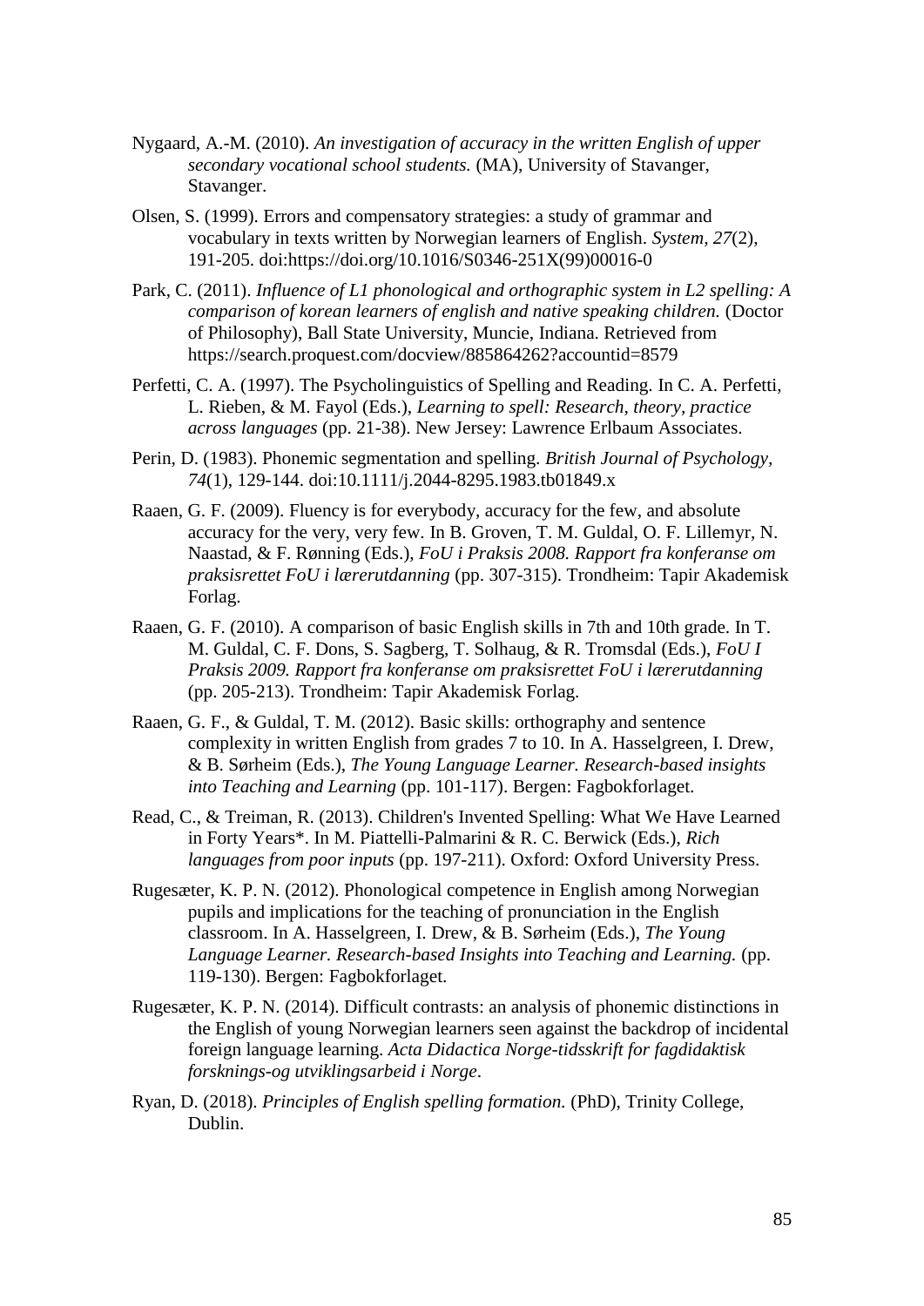Nygaard, A.-M. (2010). *An investigation of accuracy in the written English of upper secondary vocational school students.* (MA), University of Stavanger, Stavanger.

Olsen, S. (1999). Errors and compensatory strategies: a study of grammar and vocabulary in texts written by Norwegian learners of English. *System, 27*(2), 191-205. doi:https://doi.org/10.1016/S0346-251X(99)00016-0

Park, C. (2011). *Influence of L1 phonological and orthographic system in L2 spelling: A comparison of korean learners of english and native speaking children.* (Doctor of Philosophy), Ball State University, Muncie, Indiana. Retrieved from https://search.proquest.com/docview/885864262?accountid=8579

Perfetti, C. A. (1997). The Psycholinguistics of Spelling and Reading. In C. A. Perfetti, L. Rieben, & M. Fayol (Eds.), *Learning to spell: Research, theory, practice across languages* (pp. 21-38). New Jersey: Lawrence Erlbaum Associates.

Perin, D. (1983). Phonemic segmentation and spelling. *British Journal of Psychology, 74*(1), 129-144. doi:10.1111/j.2044-8295.1983.tb01849.x

Raaen, G. F. (2009). Fluency is for everybody, accuracy for the few, and absolute accuracy for the very, very few. In B. Groven, T. M. Guldal, O. F. Lillemyr, N. Naastad, & F. Rønning (Eds.), *FoU i Praksis 2008. Rapport fra konferanse om praksisrettet FoU i lærerutdanning* (pp. 307-315). Trondheim: Tapir Akademisk Forlag.

Raaen, G. F. (2010). A comparison of basic English skills in 7th and 10th grade. In T. M. Guldal, C. F. Dons, S. Sagberg, T. Solhaug, & R. Tromsdal (Eds.), *FoU I Praksis 2009. Rapport fra konferanse om praksisrettet FoU i lærerutdanning* (pp. 205-213). Trondheim: Tapir Akademisk Forlag.

Raaen, G. F., & Guldal, T. M. (2012). Basic skills: orthography and sentence complexity in written English from grades 7 to 10. In A. Hasselgreen, I. Drew, & B. Sørheim (Eds.), *The Young Language Learner. Research-based insights into Teaching and Learning* (pp. 101-117). Bergen: Fagbokforlaget.

Read, C., & Treiman, R. (2013). Children's Invented Spelling: What We Have Learned in Forty Years*. In M. Piattelli-Palmarini & R. C. Berwick (Eds.), *Rich languages from poor inputs* (pp. 197-211). Oxford: Oxford University Press.

Rugesæter, K. P. N. (2012). Phonological competence in English among Norwegian pupils and implications for the teaching of pronunciation in the English classroom. In A. Hasselgreen, I. Drew, & B. Sørheim (Eds.), *The Young Language Learner. Research-based Insights into Teaching and Learning.* (pp. 119-130). Bergen: Fagbokforlaget.

Rugesæter, K. P. N. (2014). Difficult contrasts: an analysis of phonemic distinctions in the English of young Norwegian learners seen against the backdrop of incidental foreign language learning. *Acta Didactica Norge-tidsskrift for fagdidaktisk forsknings-og utviklingsarbeid i Norge*.

Ryan, D. (2018). *Principles of English spelling formation.* (PhD), Trinity College, Dublin.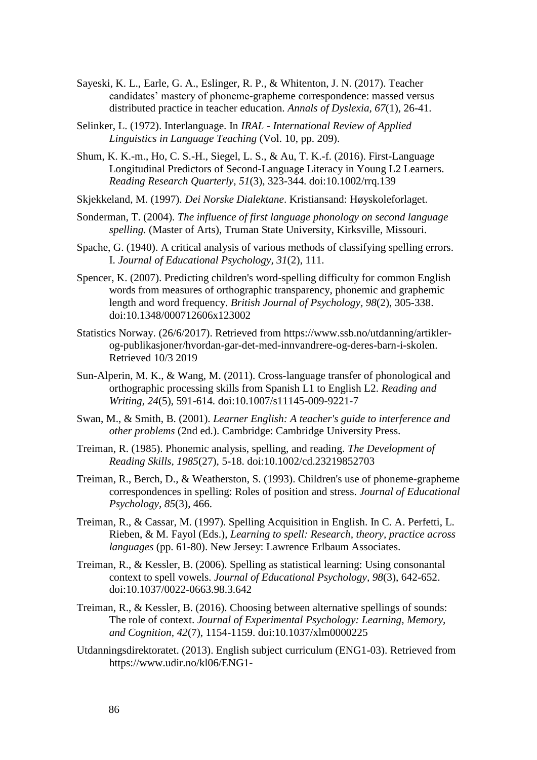Sayeski, K. L., Earle, G. A., Eslinger, R. P., & Whitenton, J. N. (2017). Teacher candidates' mastery of phoneme-grapheme correspondence: massed versus distributed practice in teacher education. *Annals of Dyslexia, 67*(1), 26-41.

Selinker, L. (1972). Interlanguage. In *IRAL - International Review of Applied Linguistics in Language Teaching* (Vol. 10, pp. 209).

Shum, K. K.-m., Ho, C. S.-H., Siegel, L. S., & Au, T. K.-f. (2016). First-Language Longitudinal Predictors of Second-Language Literacy in Young L2 Learners. *Reading Research Quarterly, 51*(3), 323-344. doi:10.1002/rrq.139

Skjekkeland, M. (1997). *Dei Norske Dialektane*. Kristiansand: Høyskoleforlaget.

Sonderman, T. (2004). *The influence of first language phonology on second language spelling.* (Master of Arts), Truman State University, Kirksville, Missouri.

Spache, G. (1940). A critical analysis of various methods of classifying spelling errors. I. *Journal of Educational Psychology, 31*(2), 111.

Spencer, K. (2007). Predicting children's word-spelling difficulty for common English words from measures of orthographic transparency, phonemic and graphemic length and word frequency. *British Journal of Psychology, 98*(2), 305-338. doi:10.1348/000712606x123002

Statistics Norway. (26/6/2017). Retrieved from https://www.ssb.no/utdanning/artikler-og-publikasjoner/hvordan-gar-det-med-innvandrere-og-deres-barn-i-skolen. Retrieved 10/3 2019

Sun-Alperin, M. K., & Wang, M. (2011). Cross-language transfer of phonological and orthographic processing skills from Spanish L1 to English L2. *Reading and Writing, 24*(5), 591-614. doi:10.1007/s11145-009-9221-7

Swan, M., & Smith, B. (2001). *Learner English: A teacher's guide to interference and other problems* (2nd ed.). Cambridge: Cambridge University Press.

Treiman, R. (1985). Phonemic analysis, spelling, and reading. *The Development of Reading Skills, 1985*(27), 5-18. doi:10.1002/cd.23219852703

Treiman, R., Berch, D., & Weatherston, S. (1993). Children's use of phoneme-grapheme correspondences in spelling: Roles of position and stress. *Journal of Educational Psychology, 85*(3), 466.

Treiman, R., & Cassar, M. (1997). Spelling Acquisition in English. In C. A. Perfetti, L. Rieben, & M. Fayol (Eds.), *Learning to spell: Research, theory, practice across languages* (pp. 61-80). New Jersey: Lawrence Erlbaum Associates.

Treiman, R., & Kessler, B. (2006). Spelling as statistical learning: Using consonantal context to spell vowels. *Journal of Educational Psychology, 98*(3), 642-652. doi:10.1037/0022-0663.98.3.642

Treiman, R., & Kessler, B. (2016). Choosing between alternative spellings of sounds: The role of context. *Journal of Experimental Psychology: Learning, Memory, and Cognition, 42*(7), 1154-1159. doi:10.1037/xlm0000225

Utdanningsdirektoratet. (2013). English subject curriculum (ENG1-03). Retrieved from https://www.udir.no/kl06/ENG1-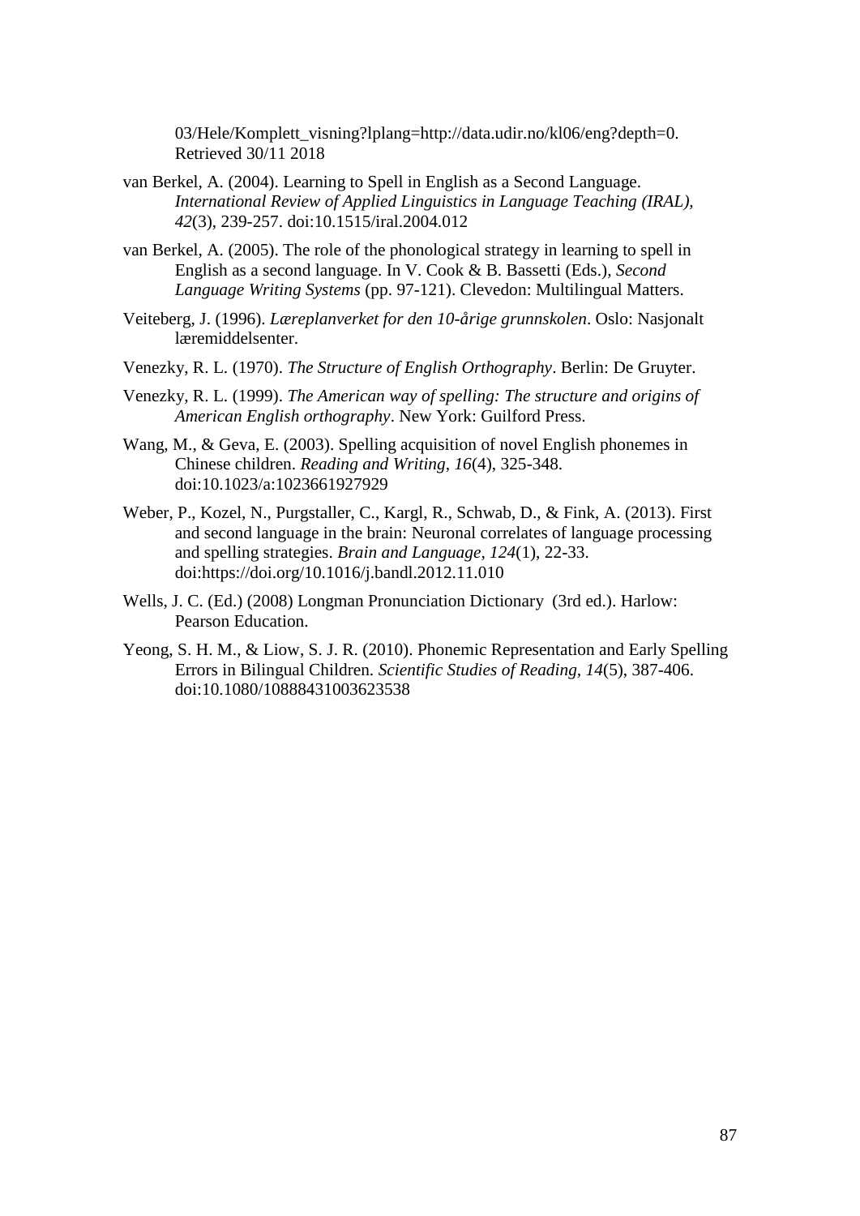03/Hele/Komplett_visning?lplang=http://data.udir.no/kl06/eng?depth=0. Retrieved 30/11 2018

van Berkel, A. (2004). Learning to Spell in English as a Second Language. *International Review of Applied Linguistics in Language Teaching (IRAL), 42*(3), 239-257. doi:10.1515/iral.2004.012

van Berkel, A. (2005). The role of the phonological strategy in learning to spell in English as a second language. In V. Cook & B. Bassetti (Eds.), *Second Language Writing Systems* (pp. 97-121). Clevedon: Multilingual Matters.

Veiteberg, J. (1996). *Læreplanverket for den 10-årige grunnskolen*. Oslo: Nasjonalt læremiddelsenter.

Venezky, R. L. (1970). *The Structure of English Orthography*. Berlin: De Gruyter.

Venezky, R. L. (1999). *The American way of spelling: The structure and origins of American English orthography*. New York: Guilford Press.

Wang, M., & Geva, E. (2003). Spelling acquisition of novel English phonemes in Chinese children. *Reading and Writing, 16*(4), 325-348. doi:10.1023/a:1023661927929

Weber, P., Kozel, N., Purgstaller, C., Kargl, R., Schwab, D., & Fink, A. (2013). First and second language in the brain: Neuronal correlates of language processing and spelling strategies. *Brain and Language, 124*(1), 22-33. doi:https://doi.org/10.1016/j.bandl.2012.11.010

Wells, J. C. (Ed.) (2008) Longman Pronunciation Dictionary (3rd ed.). Harlow: Pearson Education.

Yeong, S. H. M., & Liow, S. J. R. (2010). Phonemic Representation and Early Spelling Errors in Bilingual Children. *Scientific Studies of Reading, 14*(5), 387-406. doi:10.1080/10888431003623538